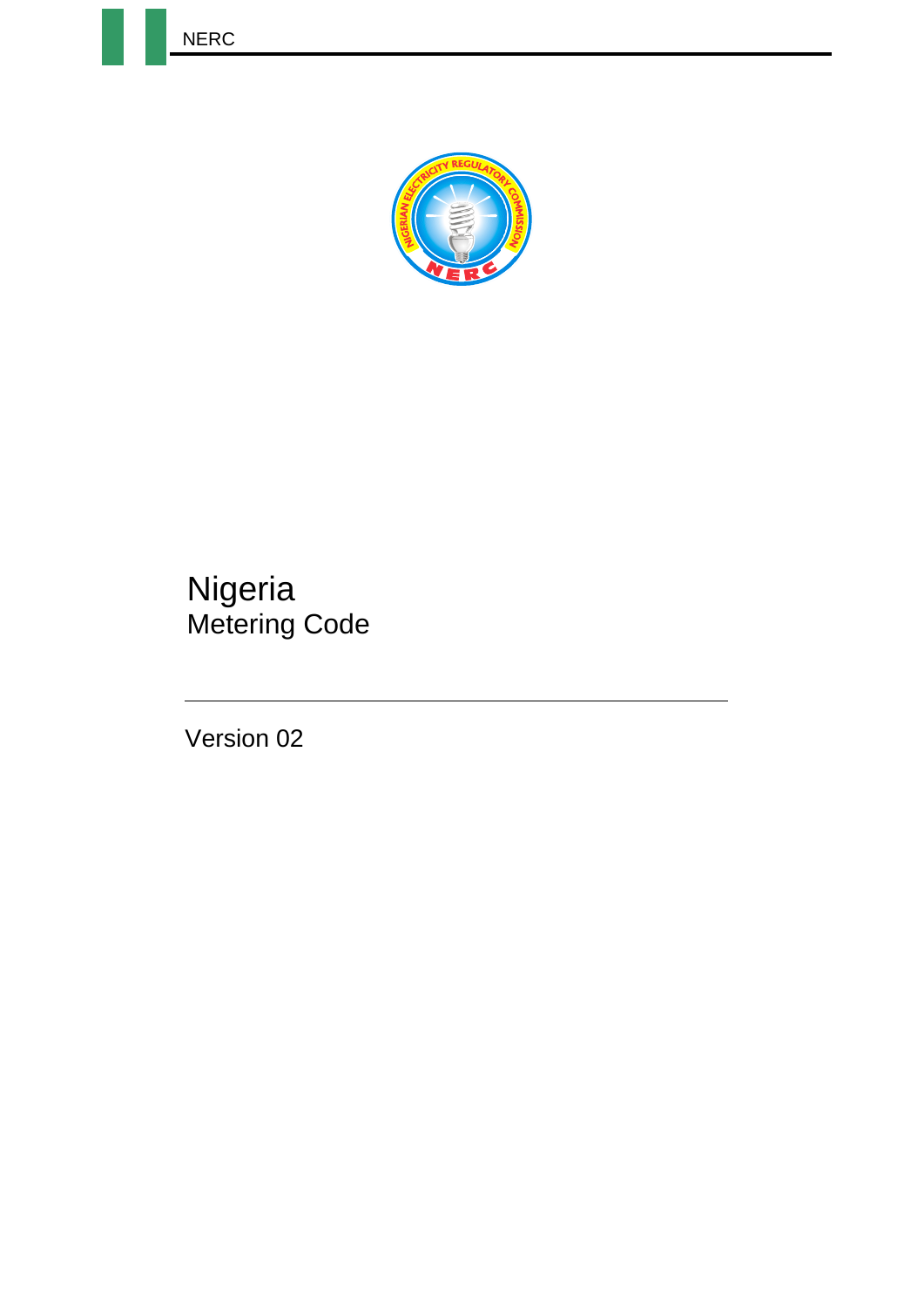# Nigeria
## Metering Code

---

Version 02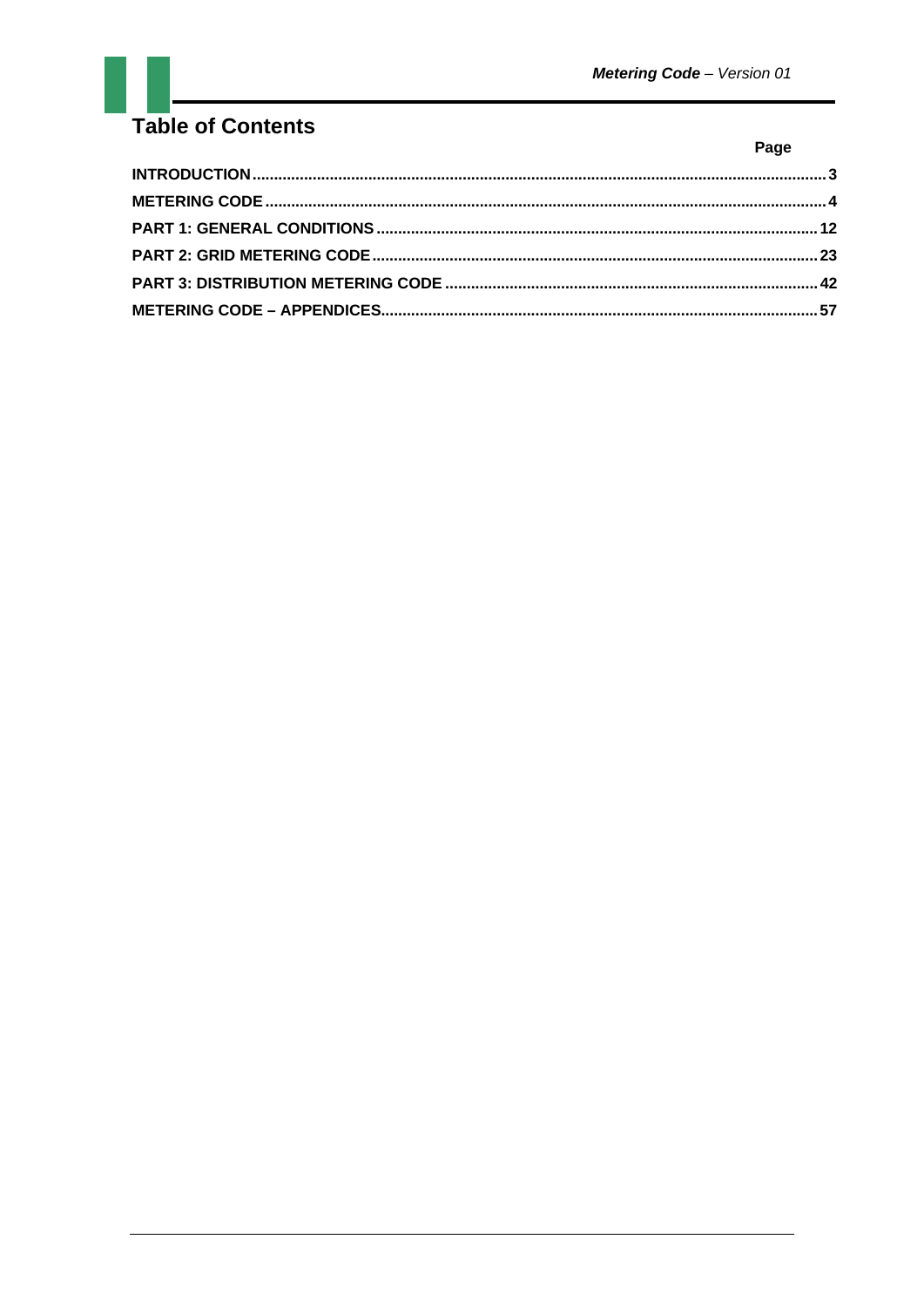# Table of Contents

| | Page |
|---|---|
| **INTRODUCTION** | **3** |
| **METERING CODE** | **4** |
| **PART 1: GENERAL CONDITIONS** | **12** |
| **PART 2: GRID METERING CODE** | **23** |
| **PART 3: DISTRIBUTION METERING CODE** | **42** |
| **METERING CODE – APPENDICES** | **57** |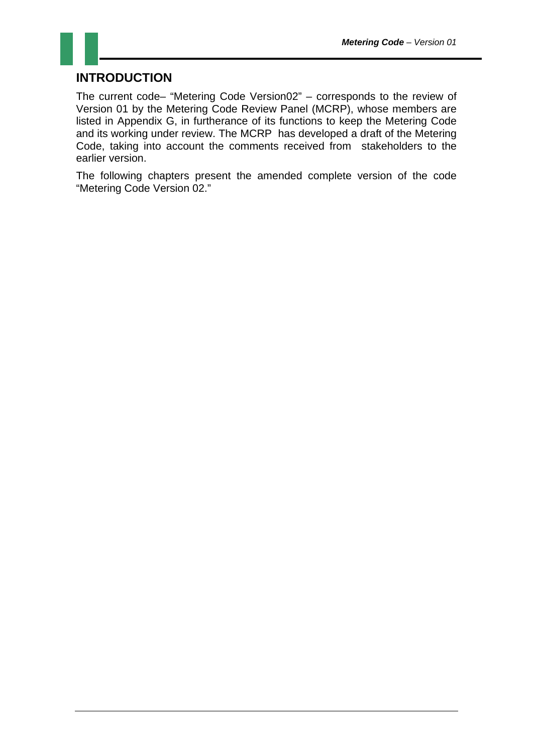# INTRODUCTION

The current code– "Metering Code Version02" – corresponds to the review of Version 01 by the Metering Code Review Panel (MCRP), whose members are listed in Appendix G, in furtherance of its functions to keep the Metering Code and its working under review. The MCRP has developed a draft of the Metering Code, taking into account the comments received from stakeholders to the earlier version.

The following chapters present the amended complete version of the code "Metering Code Version 02."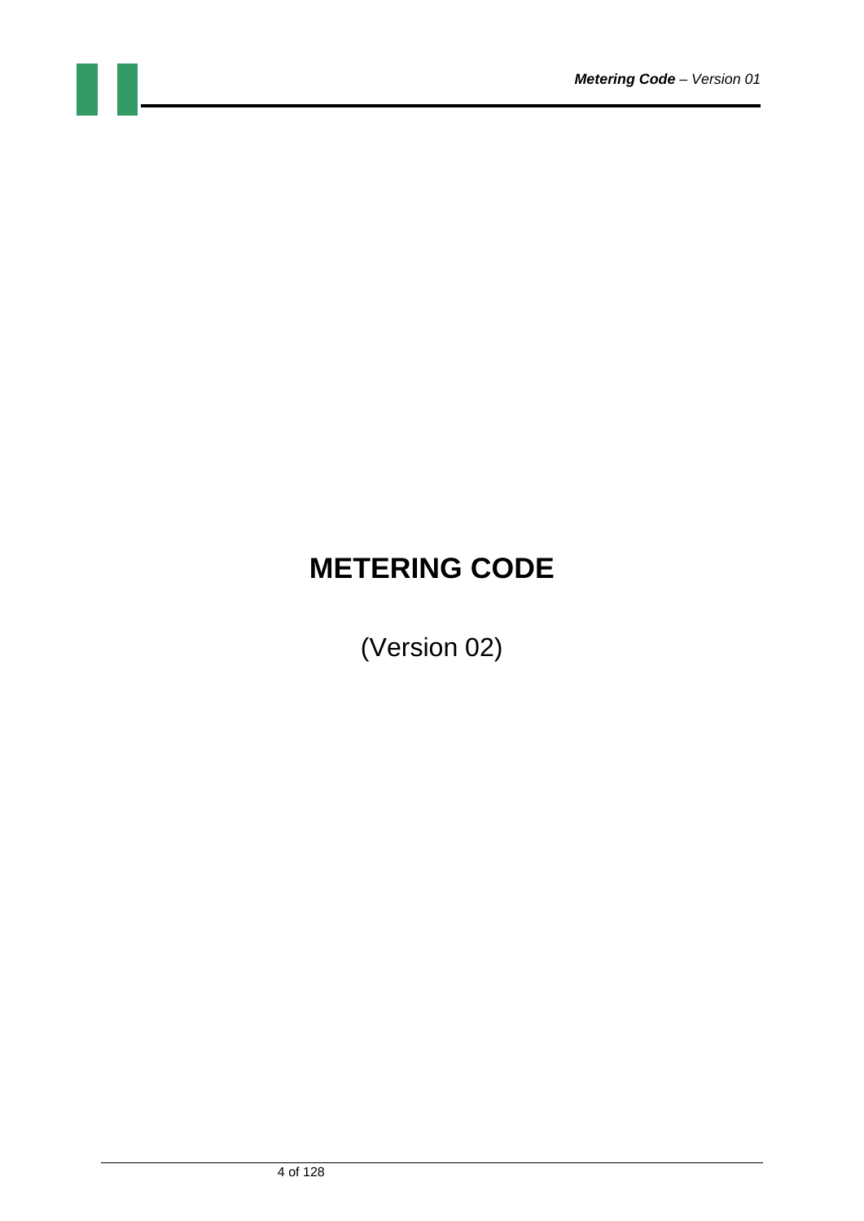# METERING CODE

(Version 02)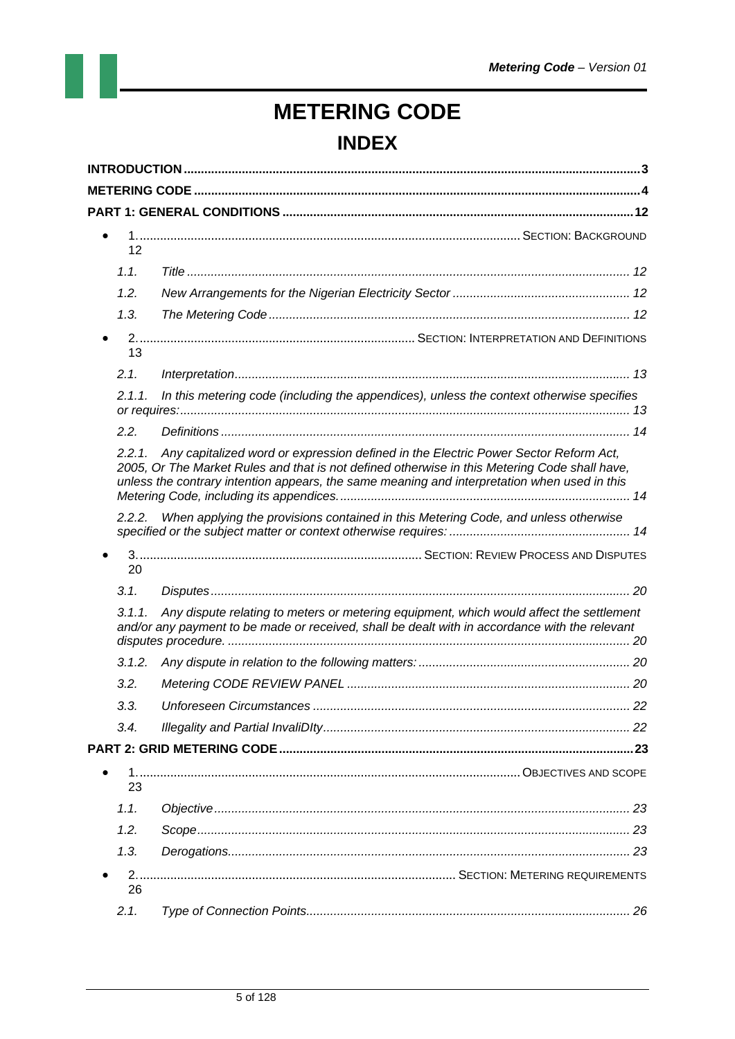# METERING CODE

## INDEX

**INTRODUCTION** ... 3

**METERING CODE** ... 4

**PART 1: GENERAL CONDITIONS** ... 12

- 1. ... SECTION: BACKGROUND 12
  - 1.1. *Title* ... 12
  - 1.2. *New Arrangements for the Nigerian Electricity Sector* ... 12
  - 1.3. *The Metering Code* ... 12
- 2. ... SECTION: INTERPRETATION AND DEFINITIONS 13
  - 2.1. *Interpretation* ... 13
  - 2.1.1. *In this metering code (including the appendices), unless the context otherwise specifies or requires:* ... 13
  - 2.2. *Definitions* ... 14
  - 2.2.1. *Any capitalized word or expression defined in the Electric Power Sector Reform Act, 2005, Or The Market Rules and that is not defined otherwise in this Metering Code shall have, unless the contrary intention appears, the same meaning and interpretation when used in this Metering Code, including its appendices.* ... 14
  - 2.2.2. *When applying the provisions contained in this Metering Code, and unless otherwise specified or the subject matter or context otherwise requires:* ... 14
- 3. ... SECTION: REVIEW PROCESS AND DISPUTES 20
  - 3.1. *Disputes* ... 20
  - 3.1.1. *Any dispute relating to meters or metering equipment, which would affect the settlement and/or any payment to be made or received, shall be dealt with in accordance with the relevant disputes procedure.* ... 20
  - 3.1.2. *Any dispute in relation to the following matters:* ... 20
  - 3.2. *Metering CODE REVIEW PANEL* ... 20
  - 3.3. *Unforeseen Circumstances* ... 22
  - 3.4. *Illegality and Partial InvaliDIty* ... 22

**PART 2: GRID METERING CODE** ... 23

- 1. ... OBJECTIVES AND SCOPE 23
  - 1.1. *Objective* ... 23
  - 1.2. *Scope* ... 23
  - 1.3. *Derogations* ... 23
- 2. ... SECTION: METERING REQUIREMENTS 26
  - 2.1. *Type of Connection Points* ... 26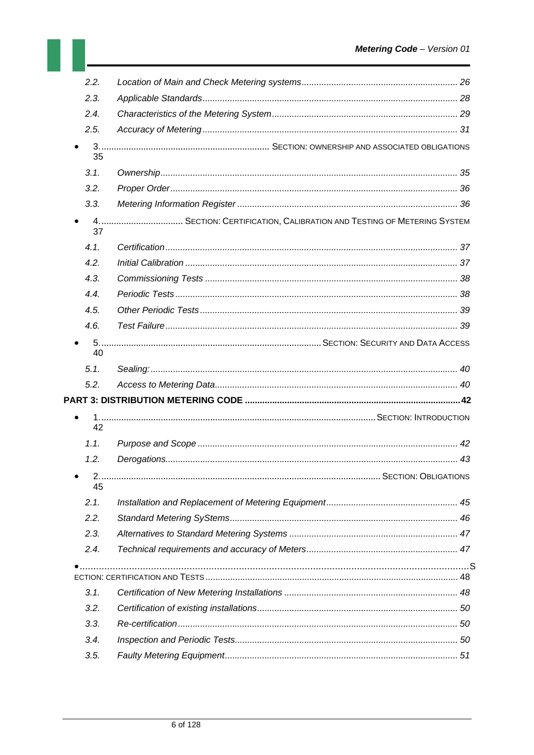- 2.2. *Location of Main and Check Metering systems* ........ 26
- 2.3. *Applicable Standards* ........ 28
- 2.4. *Characteristics of the Metering System* ........ 29
- 2.5. *Accuracy of Metering* ........ 31

- 3. ........ SECTION: OWNERSHIP AND ASSOCIATED OBLIGATIONS 35
  - 3.1. *Ownership* ........ 35
  - 3.2. *Proper Order* ........ 36
  - 3.3. *Metering Information Register* ........ 36

- 4. ........ SECTION: CERTIFICATION, CALIBRATION AND TESTING OF METERING SYSTEM 37
  - 4.1. *Certification* ........ 37
  - 4.2. *Initial Calibration* ........ 37
  - 4.3. *Commissioning Tests* ........ 38
  - 4.4. *Periodic Tests* ........ 38
  - 4.5. *Other Periodic Tests* ........ 39
  - 4.6. *Test Failure* ........ 39

- 5. ........ SECTION: SECURITY AND DATA ACCESS 40
  - 5.1. *Sealing:* ........ 40
  - 5.2. *Access to Metering Data* ........ 40

**PART 3: DISTRIBUTION METERING CODE ........ 42**

- 1. ........ SECTION: INTRODUCTION 42
  - 1.1. *Purpose and Scope* ........ 42
  - 1.2. *Derogations* ........ 43

- 2. ........ SECTION: OBLIGATIONS 45
  - 2.1. *Installation and Replacement of Metering Equipment* ........ 45
  - 2.2. *Standard Metering SyStems* ........ 46
  - 2.3. *Alternatives to Standard Metering Systems* ........ 47
  - 2.4. *Technical requirements and accuracy of Meters* ........ 47

- ........ SECTION: CERTIFICATION AND TESTS ........ 48
  - 3.1. *Certification of New Metering Installations* ........ 48
  - 3.2. *Certification of existing installations* ........ 50
  - 3.3. *Re-certification* ........ 50
  - 3.4. *Inspection and Periodic Tests* ........ 50
  - 3.5. *Faulty Metering Equipment* ........ 51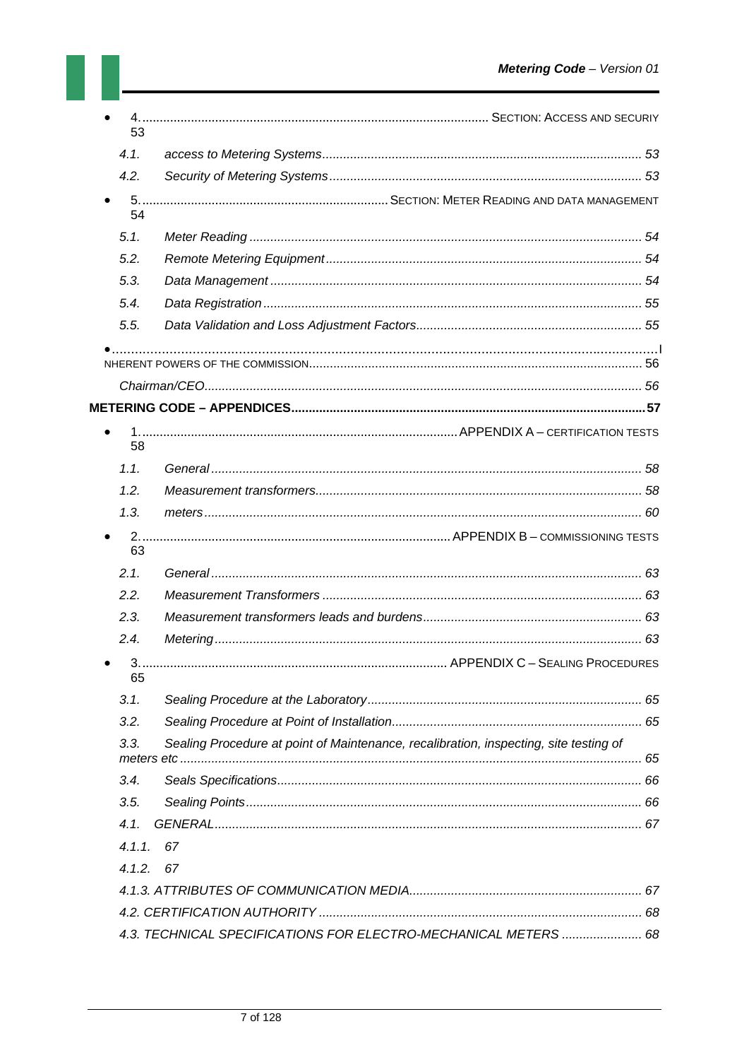- 4. SECTION: ACCESS AND SECURIY 53
  - 4.1. access to Metering Systems 53
  - 4.2. Security of Metering Systems 53
- 5. SECTION: METER READING AND DATA MANAGEMENT 54
  - 5.1. Meter Reading 54
  - 5.2. Remote Metering Equipment 54
  - 5.3. Data Management 54
  - 5.4. Data Registration 55
  - 5.5. Data Validation and Loss Adjustment Factors 55
- I NHERENT POWERS OF THE COMMISSION 56
  - Chairman/CEO 56

**METERING CODE – APPENDICES 57**

- 1. APPENDIX A – CERTIFICATION TESTS 58
  - 1.1. General 58
  - 1.2. Measurement transformers 58
  - 1.3. meters 60
- 2. APPENDIX B – COMMISSIONING TESTS 63
  - 2.1. General 63
  - 2.2. Measurement Transformers 63
  - 2.3. Measurement transformers leads and burdens 63
  - 2.4. Metering 63
- 3. APPENDIX C – SEALING PROCEDURES 65
  - 3.1. Sealing Procedure at the Laboratory 65
  - 3.2. Sealing Procedure at Point of Installation 65
  - 3.3. Sealing Procedure at point of Maintenance, recalibration, inspecting, site testing of meters etc 65
  - 3.4. Seals Specifications 66
  - 3.5. Sealing Points 66
  - 4.1. GENERAL 67
  - 4.1.1. 67
  - 4.1.2. 67
  - 4.1.3. ATTRIBUTES OF COMMUNICATION MEDIA 67
  - 4.2. CERTIFICATION AUTHORITY 68
  - 4.3. TECHNICAL SPECIFICATIONS FOR ELECTRO-MECHANICAL METERS 68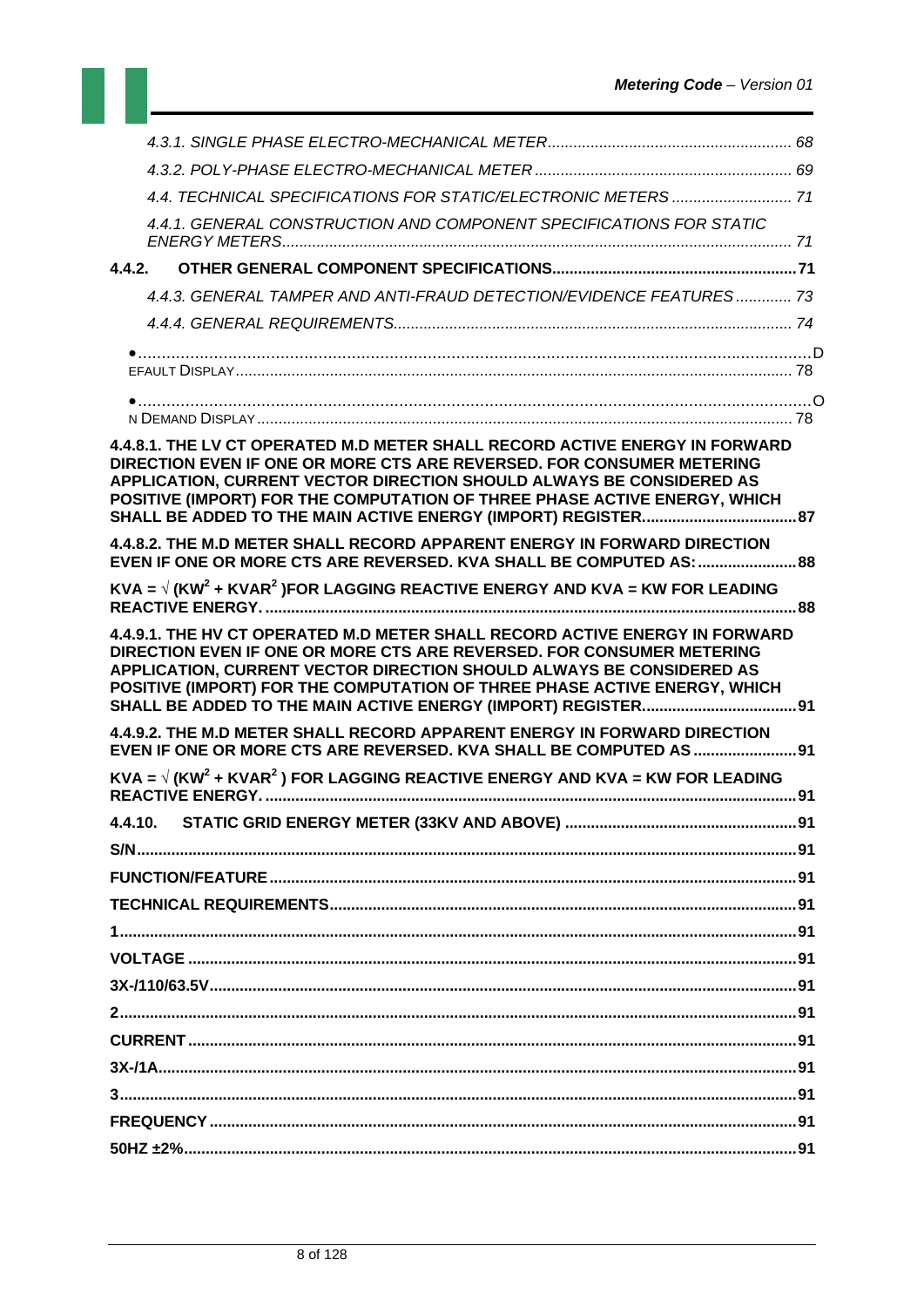*4.3.1. SINGLE PHASE ELECTRO-MECHANICAL METER* ........................................................ 68

*4.3.2. POLY-PHASE ELECTRO-MECHANICAL METER* ........................................................ 69

*4.4. TECHNICAL SPECIFICATIONS FOR STATIC/ELECTRONIC METERS* ........................... 71

*4.4.1. GENERAL CONSTRUCTION AND COMPONENT SPECIFICATIONS FOR STATIC ENERGY METERS* ........................................................................................................ 71

**4.4.2. OTHER GENERAL COMPONENT SPECIFICATIONS** ........................................................ 71

*4.4.3. GENERAL TAMPER AND ANTI-FRAUD DETECTION/EVIDENCE FEATURES* ............. 73

*4.4.4. GENERAL REQUIREMENTS* ........................................................................................ 74

• .............................................................................................................................D EFAULT DISPLAY ........................................................................................................... 78

• .............................................................................................................................O N DEMAND DISPLAY ........................................................................................................... 78

**4.4.8.1. THE LV CT OPERATED M.D METER SHALL RECORD ACTIVE ENERGY IN FORWARD DIRECTION EVEN IF ONE OR MORE CTS ARE REVERSED. FOR CONSUMER METERING APPLICATION, CURRENT VECTOR DIRECTION SHOULD ALWAYS BE CONSIDERED AS POSITIVE (IMPORT) FOR THE COMPUTATION OF THREE PHASE ACTIVE ENERGY, WHICH SHALL BE ADDED TO THE MAIN ACTIVE ENERGY (IMPORT) REGISTER** ....................................... 87

**4.4.8.2. THE M.D METER SHALL RECORD APPARENT ENERGY IN FORWARD DIRECTION EVEN IF ONE OR MORE CTS ARE REVERSED. KVA SHALL BE COMPUTED AS:** ....................... 88

**KVA = $\sqrt{(KW^2 + KVAR^2)}$FOR LAGGING REACTIVE ENERGY AND KVA = KW FOR LEADING REACTIVE ENERGY.** ........................................................................................................ 88

**4.4.9.1. THE HV CT OPERATED M.D METER SHALL RECORD ACTIVE ENERGY IN FORWARD DIRECTION EVEN IF ONE OR MORE CTS ARE REVERSED. FOR CONSUMER METERING APPLICATION, CURRENT VECTOR DIRECTION SHOULD ALWAYS BE CONSIDERED AS POSITIVE (IMPORT) FOR THE COMPUTATION OF THREE PHASE ACTIVE ENERGY, WHICH SHALL BE ADDED TO THE MAIN ACTIVE ENERGY (IMPORT) REGISTER** ....................................... 91

**4.4.9.2. THE M.D METER SHALL RECORD APPARENT ENERGY IN FORWARD DIRECTION EVEN IF ONE OR MORE CTS ARE REVERSED. KVA SHALL BE COMPUTED AS** ........................ 91

**KVA = $\sqrt{(KW^2 + KVAR^2)}$ FOR LAGGING REACTIVE ENERGY AND KVA = KW FOR LEADING REACTIVE ENERGY.** ........................................................................................................ 91

**4.4.10. STATIC GRID ENERGY METER (33KV AND ABOVE)** ...................................................... 91

**S/N** ........................................................................................................................................ 91

**FUNCTION/FEATURE** ............................................................................................................ 91

**TECHNICAL REQUIREMENTS** ................................................................................................ 91

**1** ............................................................................................................................................ 91

**VOLTAGE** ................................................................................................................................ 91

**3X-/110/63.5V** .......................................................................................................................... 91

**2** ............................................................................................................................................ 91

**CURRENT** ................................................................................................................................ 91

**3X-/1A** ...................................................................................................................................... 91

**3** ............................................................................................................................................ 91

**FREQUENCY** ............................................................................................................................ 91

**50HZ ±2%** ................................................................................................................................ 91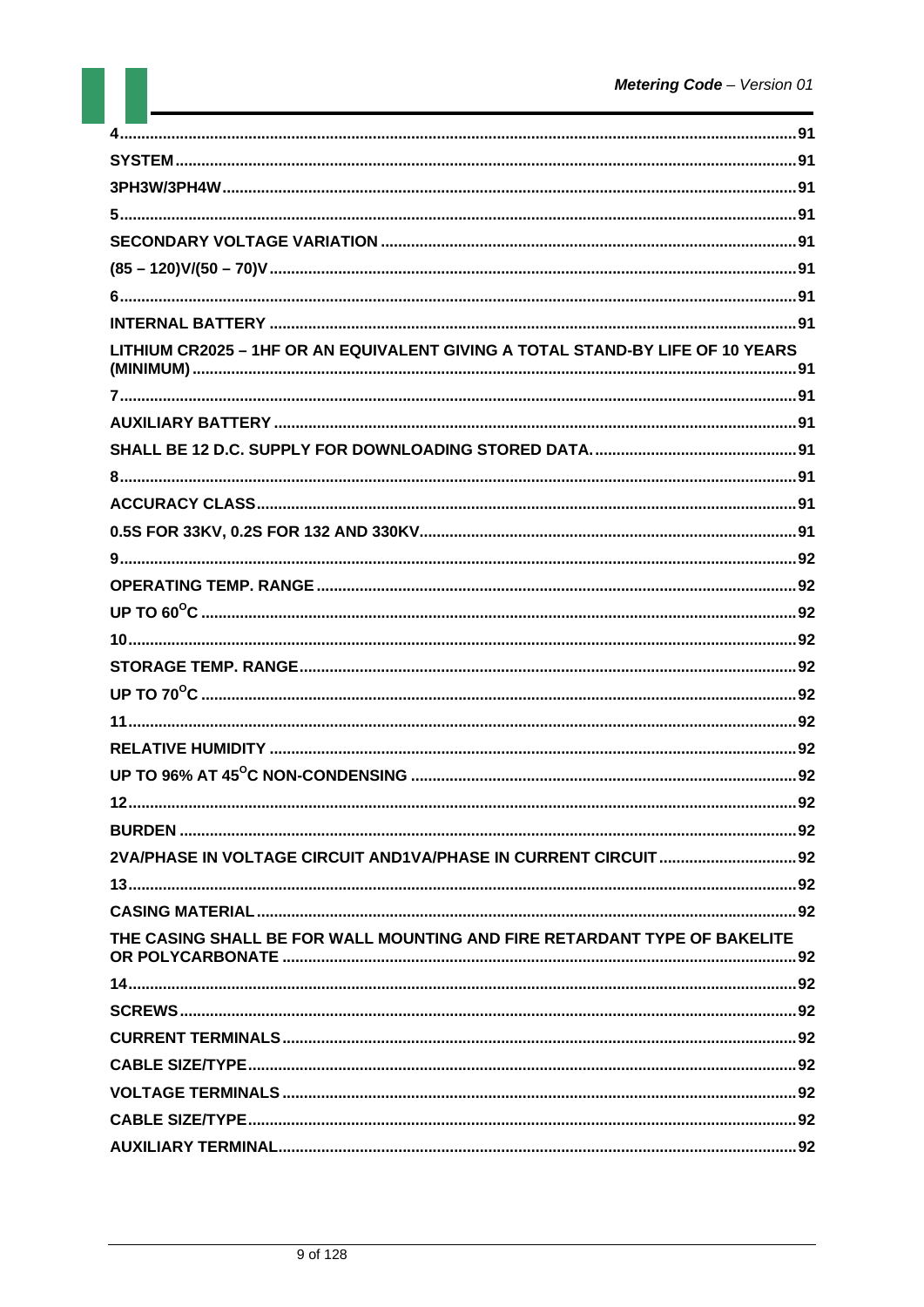4 .......... 91

SYSTEM .......... 91

3PH3W/3PH4W .......... 91

5 .......... 91

SECONDARY VOLTAGE VARIATION .......... 91

(85 – 120)V/(50 – 70)V .......... 91

6 .......... 91

INTERNAL BATTERY .......... 91

LITHIUM CR2025 – 1HF OR AN EQUIVALENT GIVING A TOTAL STAND-BY LIFE OF 10 YEARS (MINIMUM) .......... 91

7 .......... 91

AUXILIARY BATTERY .......... 91

SHALL BE 12 D.C. SUPPLY FOR DOWNLOADING STORED DATA. .......... 91

8 .......... 91

ACCURACY CLASS .......... 91

0.5S FOR 33KV, 0.2S FOR 132 AND 330KV .......... 91

9 .......... 92

OPERATING TEMP. RANGE .......... 92

UP TO 60$^{O}$C .......... 92

10 .......... 92

STORAGE TEMP. RANGE .......... 92

UP TO 70$^{O}$C .......... 92

11 .......... 92

RELATIVE HUMIDITY .......... 92

UP TO 96% AT 45$^{O}$C NON-CONDENSING .......... 92

12 .......... 92

BURDEN .......... 92

2VA/PHASE IN VOLTAGE CIRCUIT AND1VA/PHASE IN CURRENT CIRCUIT .......... 92

13 .......... 92

CASING MATERIAL .......... 92

THE CASING SHALL BE FOR WALL MOUNTING AND FIRE RETARDANT TYPE OF BAKELITE OR POLYCARBONATE .......... 92

14 .......... 92

SCREWS .......... 92

CURRENT TERMINALS .......... 92

CABLE SIZE/TYPE .......... 92

VOLTAGE TERMINALS .......... 92

CABLE SIZE/TYPE .......... 92

AUXILIARY TERMINAL .......... 92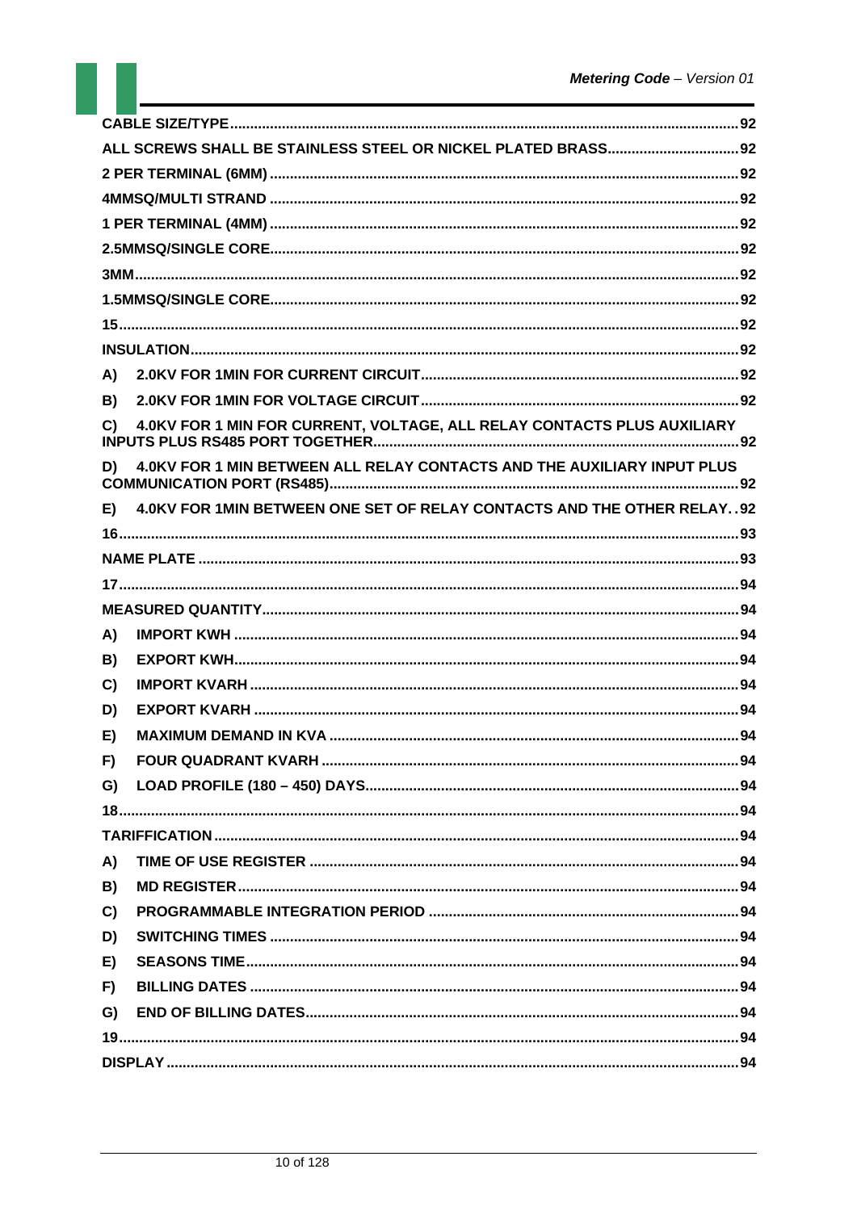CABLE SIZE/TYPE .......... 92

ALL SCREWS SHALL BE STAINLESS STEEL OR NICKEL PLATED BRASS .......... 92

2 PER TERMINAL (6MM) .......... 92

4MMSQ/MULTI STRAND .......... 92

1 PER TERMINAL (4MM) .......... 92

2.5MMSQ/SINGLE CORE .......... 92

3MM .......... 92

1.5MMSQ/SINGLE CORE .......... 92

15 .......... 92

INSULATION .......... 92

A) 2.0KV FOR 1MIN FOR CURRENT CIRCUIT .......... 92

B) 2.0KV FOR 1MIN FOR VOLTAGE CIRCUIT .......... 92

C) 4.0KV FOR 1 MIN FOR CURRENT, VOLTAGE, ALL RELAY CONTACTS PLUS AUXILIARY INPUTS PLUS RS485 PORT TOGETHER .......... 92

D) 4.0KV FOR 1 MIN BETWEEN ALL RELAY CONTACTS AND THE AUXILIARY INPUT PLUS COMMUNICATION PORT (RS485) .......... 92

E) 4.0KV FOR 1MIN BETWEEN ONE SET OF RELAY CONTACTS AND THE OTHER RELAY .......... 92

16 .......... 93

NAME PLATE .......... 93

17 .......... 94

MEASURED QUANTITY .......... 94

A) IMPORT KWH .......... 94

B) EXPORT KWH .......... 94

C) IMPORT KVARH .......... 94

D) EXPORT KVARH .......... 94

E) MAXIMUM DEMAND IN KVA .......... 94

F) FOUR QUADRANT KVARH .......... 94

G) LOAD PROFILE (180 – 450) DAYS .......... 94

18 .......... 94

TARIFFICATION .......... 94

A) TIME OF USE REGISTER .......... 94

B) MD REGISTER .......... 94

C) PROGRAMMABLE INTEGRATION PERIOD .......... 94

D) SWITCHING TIMES .......... 94

E) SEASONS TIME .......... 94

F) BILLING DATES .......... 94

G) END OF BILLING DATES .......... 94

19 .......... 94

DISPLAY .......... 94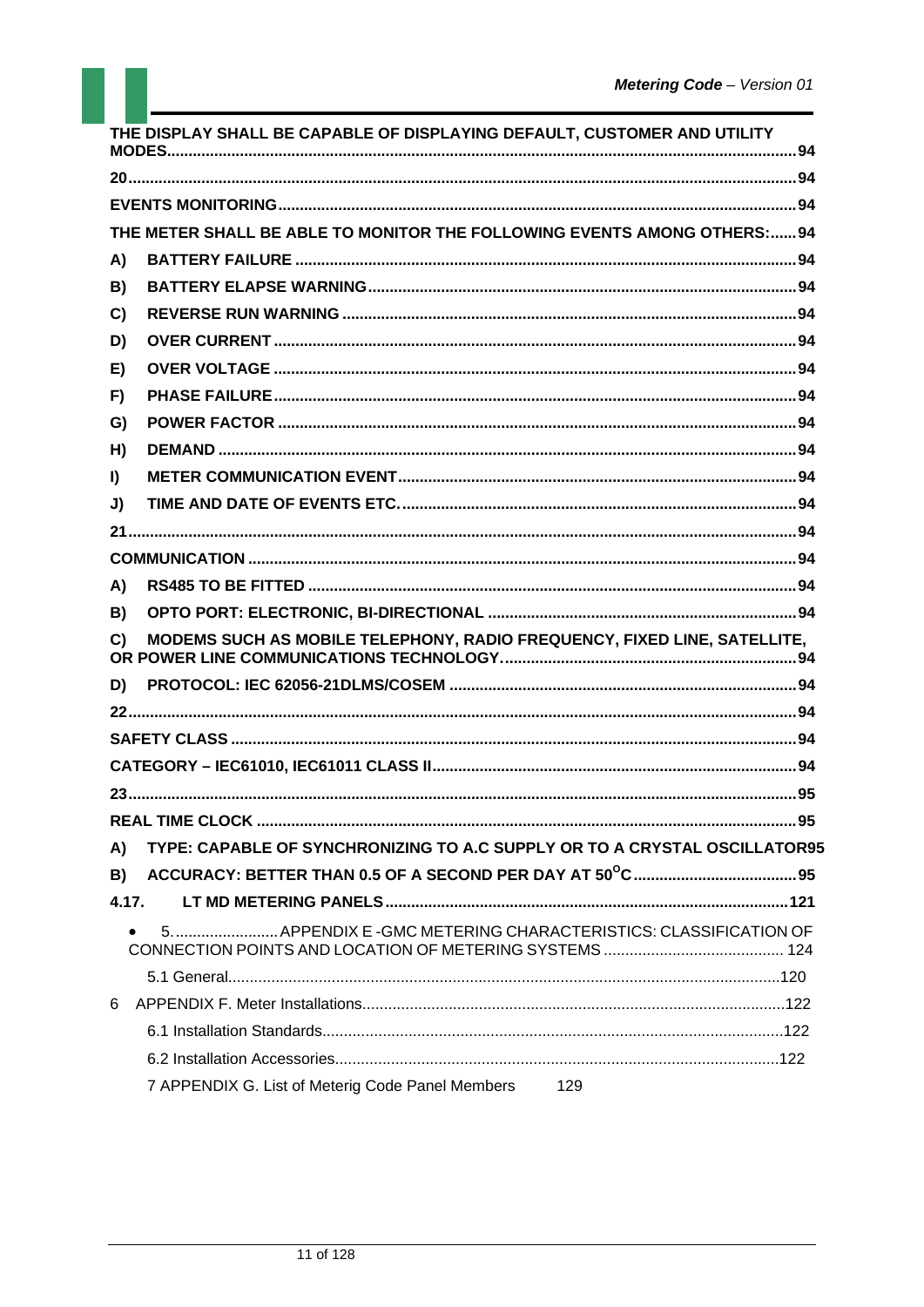THE DISPLAY SHALL BE CAPABLE OF DISPLAYING DEFAULT, CUSTOMER AND UTILITY MODES........94

20........94

EVENTS MONITORING........94

THE METER SHALL BE ABLE TO MONITOR THE FOLLOWING EVENTS AMONG OTHERS:......94

A) BATTERY FAILURE........94

B) BATTERY ELAPSE WARNING........94

C) REVERSE RUN WARNING........94

D) OVER CURRENT........94

E) OVER VOLTAGE........94

F) PHASE FAILURE........94

G) POWER FACTOR........94

H) DEMAND........94

I) METER COMMUNICATION EVENT........94

J) TIME AND DATE OF EVENTS ETC.........94

21........94

COMMUNICATION........94

A) RS485 TO BE FITTED........94

B) OPTO PORT: ELECTRONIC, BI-DIRECTIONAL........94

C) MODEMS SUCH AS MOBILE TELEPHONY, RADIO FREQUENCY, FIXED LINE, SATELLITE, OR POWER LINE COMMUNICATIONS TECHNOLOGY.........94

D) PROTOCOL: IEC 62056-21DLMS/COSEM........94

22........94

SAFETY CLASS........94

CATEGORY – IEC61010, IEC61011 CLASS II........94

23........95

REAL TIME CLOCK........95

A) TYPE: CAPABLE OF SYNCHRONIZING TO A.C SUPPLY OR TO A CRYSTAL OSCILLATOR95

B) ACCURACY: BETTER THAN 0.5 OF A SECOND PER DAY AT 50$^{O}$C........95

4.17. LT MD METERING PANELS........121

- 5........APPENDIX E -GMC METERING CHARACTERISTICS: CLASSIFICATION OF CONNECTION POINTS AND LOCATION OF METERING SYSTEMS........124

5.1 General........120

6 APPENDIX F. Meter Installations........122

6.1 Installation Standards........122

6.2 Installation Accessories........122

7 APPENDIX G. List of Meterig Code Panel Members 129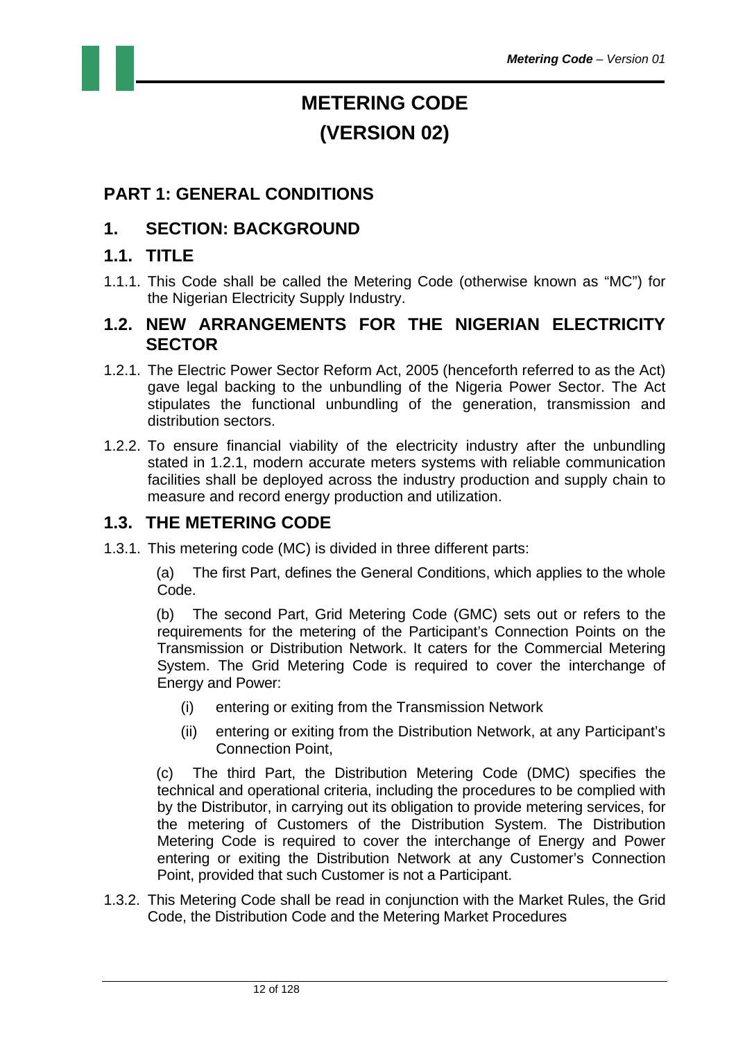# METERING CODE
# (VERSION 02)

## PART 1: GENERAL CONDITIONS

## 1. SECTION: BACKGROUND

### 1.1. TITLE

1.1.1. This Code shall be called the Metering Code (otherwise known as "MC") for the Nigerian Electricity Supply Industry.

### 1.2. NEW ARRANGEMENTS FOR THE NIGERIAN ELECTRICITY SECTOR

1.2.1. The Electric Power Sector Reform Act, 2005 (henceforth referred to as the Act) gave legal backing to the unbundling of the Nigeria Power Sector. The Act stipulates the functional unbundling of the generation, transmission and distribution sectors.

1.2.2. To ensure financial viability of the electricity industry after the unbundling stated in 1.2.1, modern accurate meters systems with reliable communication facilities shall be deployed across the industry production and supply chain to measure and record energy production and utilization.

### 1.3. THE METERING CODE

1.3.1. This metering code (MC) is divided in three different parts:

(a) The first Part, defines the General Conditions, which applies to the whole Code.

(b) The second Part, Grid Metering Code (GMC) sets out or refers to the requirements for the metering of the Participant's Connection Points on the Transmission or Distribution Network. It caters for the Commercial Metering System. The Grid Metering Code is required to cover the interchange of Energy and Power:

(i) entering or exiting from the Transmission Network

(ii) entering or exiting from the Distribution Network, at any Participant's Connection Point,

(c) The third Part, the Distribution Metering Code (DMC) specifies the technical and operational criteria, including the procedures to be complied with by the Distributor, in carrying out its obligation to provide metering services, for the metering of Customers of the Distribution System. The Distribution Metering Code is required to cover the interchange of Energy and Power entering or exiting the Distribution Network at any Customer's Connection Point, provided that such Customer is not a Participant.

1.3.2. This Metering Code shall be read in conjunction with the Market Rules, the Grid Code, the Distribution Code and the Metering Market Procedures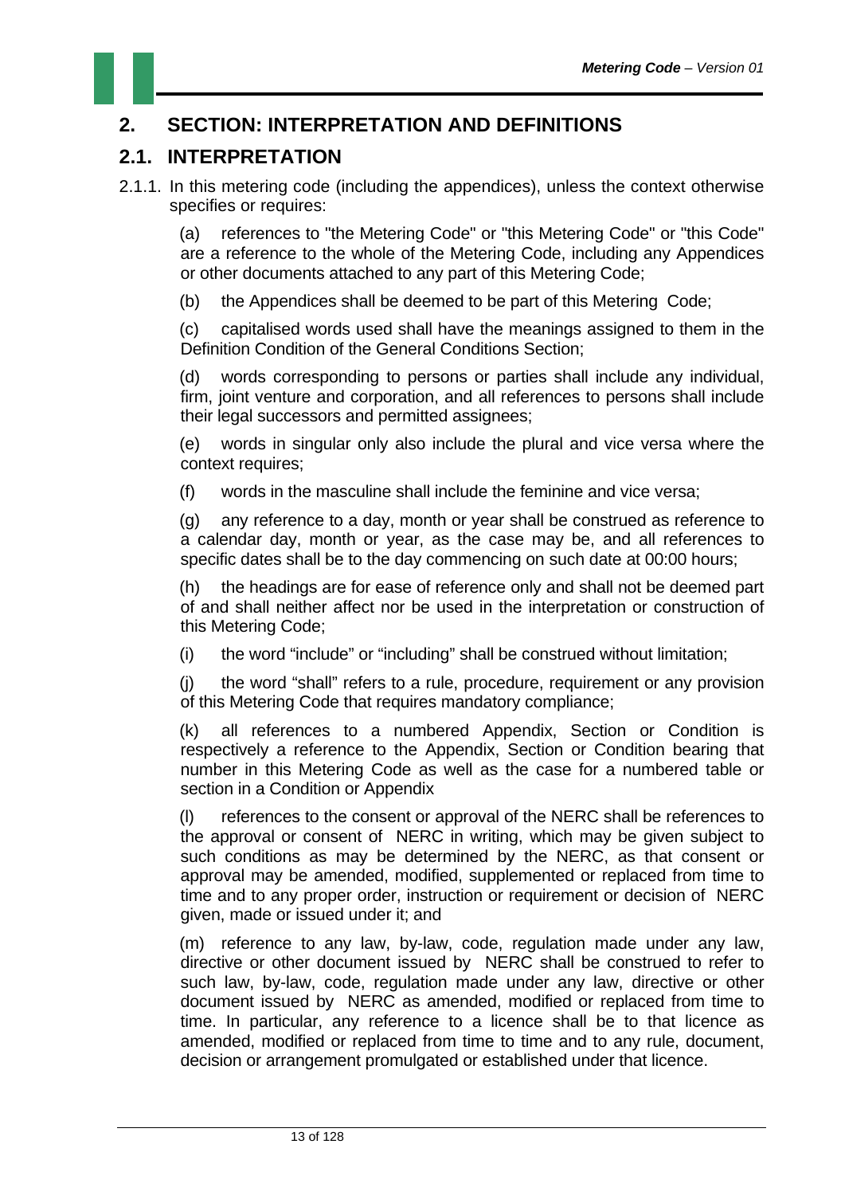# 2. SECTION: INTERPRETATION AND DEFINITIONS

## 2.1. INTERPRETATION

2.1.1. In this metering code (including the appendices), unless the context otherwise specifies or requires:

(a) references to "the Metering Code" or "this Metering Code" or "this Code" are a reference to the whole of the Metering Code, including any Appendices or other documents attached to any part of this Metering Code;

(b) the Appendices shall be deemed to be part of this Metering Code;

(c) capitalised words used shall have the meanings assigned to them in the Definition Condition of the General Conditions Section;

(d) words corresponding to persons or parties shall include any individual, firm, joint venture and corporation, and all references to persons shall include their legal successors and permitted assignees;

(e) words in singular only also include the plural and vice versa where the context requires;

(f) words in the masculine shall include the feminine and vice versa;

(g) any reference to a day, month or year shall be construed as reference to a calendar day, month or year, as the case may be, and all references to specific dates shall be to the day commencing on such date at 00:00 hours;

(h) the headings are for ease of reference only and shall not be deemed part of and shall neither affect nor be used in the interpretation or construction of this Metering Code;

(i) the word "include" or "including" shall be construed without limitation;

(j) the word "shall" refers to a rule, procedure, requirement or any provision of this Metering Code that requires mandatory compliance;

(k) all references to a numbered Appendix, Section or Condition is respectively a reference to the Appendix, Section or Condition bearing that number in this Metering Code as well as the case for a numbered table or section in a Condition or Appendix

(l) references to the consent or approval of the NERC shall be references to the approval or consent of NERC in writing, which may be given subject to such conditions as may be determined by the NERC, as that consent or approval may be amended, modified, supplemented or replaced from time to time and to any proper order, instruction or requirement or decision of NERC given, made or issued under it; and

(m) reference to any law, by-law, code, regulation made under any law, directive or other document issued by NERC shall be construed to refer to such law, by-law, code, regulation made under any law, directive or other document issued by NERC as amended, modified or replaced from time to time. In particular, any reference to a licence shall be to that licence as amended, modified or replaced from time to time and to any rule, document, decision or arrangement promulgated or established under that licence.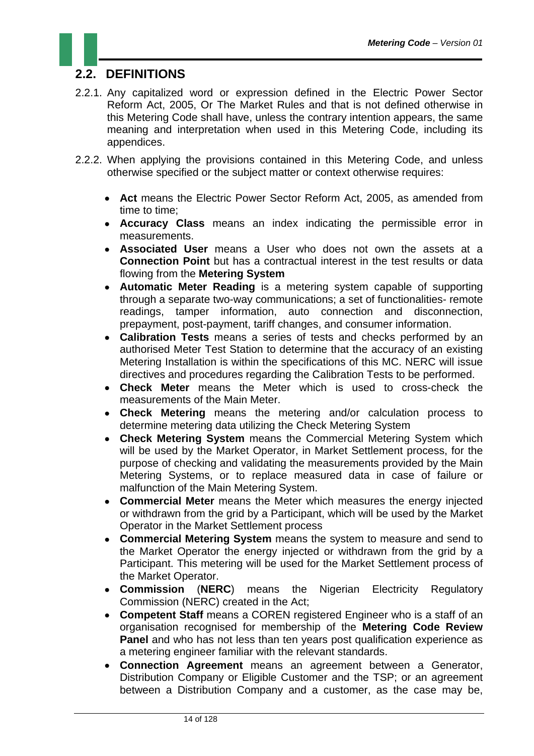## 2.2. DEFINITIONS

2.2.1. Any capitalized word or expression defined in the Electric Power Sector Reform Act, 2005, Or The Market Rules and that is not defined otherwise in this Metering Code shall have, unless the contrary intention appears, the same meaning and interpretation when used in this Metering Code, including its appendices.

2.2.2. When applying the provisions contained in this Metering Code, and unless otherwise specified or the subject matter or context otherwise requires:

- **Act** means the Electric Power Sector Reform Act, 2005, as amended from time to time;
- **Accuracy Class** means an index indicating the permissible error in measurements.
- **Associated User** means a User who does not own the assets at a **Connection Point** but has a contractual interest in the test results or data flowing from the **Metering System**
- **Automatic Meter Reading** is a metering system capable of supporting through a separate two-way communications; a set of functionalities- remote readings, tamper information, auto connection and disconnection, prepayment, post-payment, tariff changes, and consumer information.
- **Calibration Tests** means a series of tests and checks performed by an authorised Meter Test Station to determine that the accuracy of an existing Metering Installation is within the specifications of this MC. NERC will issue directives and procedures regarding the Calibration Tests to be performed.
- **Check Meter** means the Meter which is used to cross-check the measurements of the Main Meter.
- **Check Metering** means the metering and/or calculation process to determine metering data utilizing the Check Metering System
- **Check Metering System** means the Commercial Metering System which will be used by the Market Operator, in Market Settlement process, for the purpose of checking and validating the measurements provided by the Main Metering Systems, or to replace measured data in case of failure or malfunction of the Main Metering System.
- **Commercial Meter** means the Meter which measures the energy injected or withdrawn from the grid by a Participant, which will be used by the Market Operator in the Market Settlement process
- **Commercial Metering System** means the system to measure and send to the Market Operator the energy injected or withdrawn from the grid by a Participant. This metering will be used for the Market Settlement process of the Market Operator.
- **Commission** (**NERC**) means the Nigerian Electricity Regulatory Commission (NERC) created in the Act;
- **Competent Staff** means a COREN registered Engineer who is a staff of an organisation recognised for membership of the **Metering Code Review Panel** and who has not less than ten years post qualification experience as a metering engineer familiar with the relevant standards.
- **Connection Agreement** means an agreement between a Generator, Distribution Company or Eligible Customer and the TSP; or an agreement between a Distribution Company and a customer, as the case may be,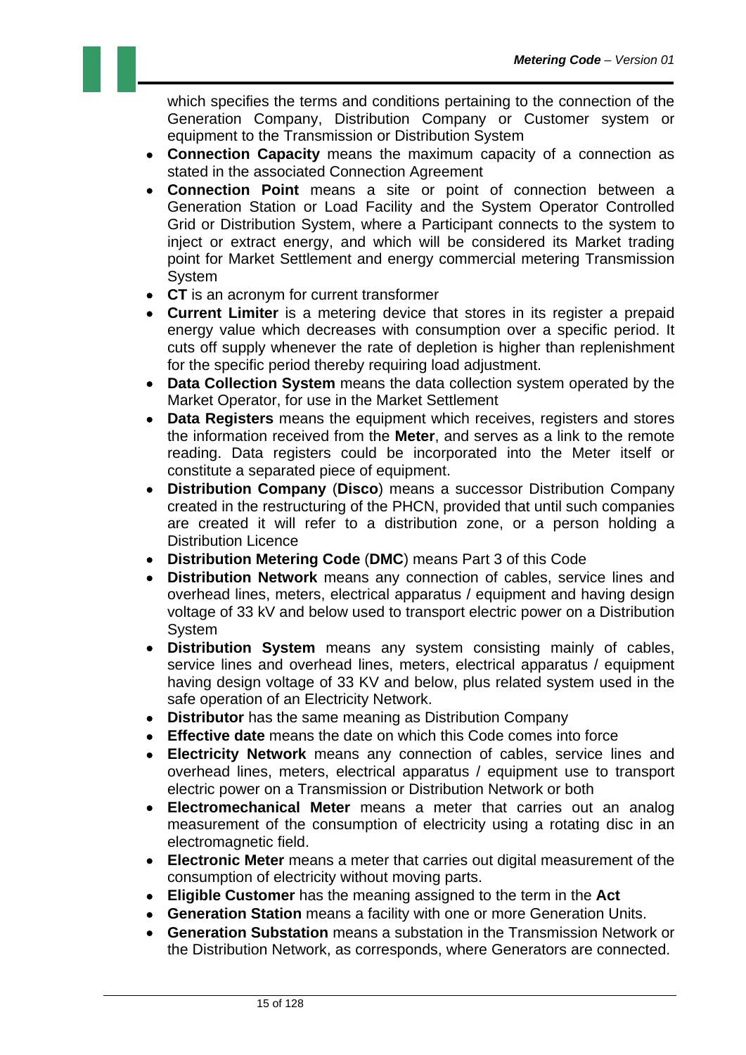which specifies the terms and conditions pertaining to the connection of the Generation Company, Distribution Company or Customer system or equipment to the Transmission or Distribution System

- **Connection Capacity** means the maximum capacity of a connection as stated in the associated Connection Agreement
- **Connection Point** means a site or point of connection between a Generation Station or Load Facility and the System Operator Controlled Grid or Distribution System, where a Participant connects to the system to inject or extract energy, and which will be considered its Market trading point for Market Settlement and energy commercial metering Transmission System
- **CT** is an acronym for current transformer
- **Current Limiter** is a metering device that stores in its register a prepaid energy value which decreases with consumption over a specific period. It cuts off supply whenever the rate of depletion is higher than replenishment for the specific period thereby requiring load adjustment.
- **Data Collection System** means the data collection system operated by the Market Operator, for use in the Market Settlement
- **Data Registers** means the equipment which receives, registers and stores the information received from the **Meter**, and serves as a link to the remote reading. Data registers could be incorporated into the Meter itself or constitute a separated piece of equipment.
- **Distribution Company** (**Disco**) means a successor Distribution Company created in the restructuring of the PHCN, provided that until such companies are created it will refer to a distribution zone, or a person holding a Distribution Licence
- **Distribution Metering Code** (**DMC**) means Part 3 of this Code
- **Distribution Network** means any connection of cables, service lines and overhead lines, meters, electrical apparatus / equipment and having design voltage of 33 kV and below used to transport electric power on a Distribution System
- **Distribution System** means any system consisting mainly of cables, service lines and overhead lines, meters, electrical apparatus / equipment having design voltage of 33 KV and below, plus related system used in the safe operation of an Electricity Network.
- **Distributor** has the same meaning as Distribution Company
- **Effective date** means the date on which this Code comes into force
- **Electricity Network** means any connection of cables, service lines and overhead lines, meters, electrical apparatus / equipment use to transport electric power on a Transmission or Distribution Network or both
- **Electromechanical Meter** means a meter that carries out an analog measurement of the consumption of electricity using a rotating disc in an electromagnetic field.
- **Electronic Meter** means a meter that carries out digital measurement of the consumption of electricity without moving parts.
- **Eligible Customer** has the meaning assigned to the term in the **Act**
- **Generation Station** means a facility with one or more Generation Units.
- **Generation Substation** means a substation in the Transmission Network or the Distribution Network, as corresponds, where Generators are connected.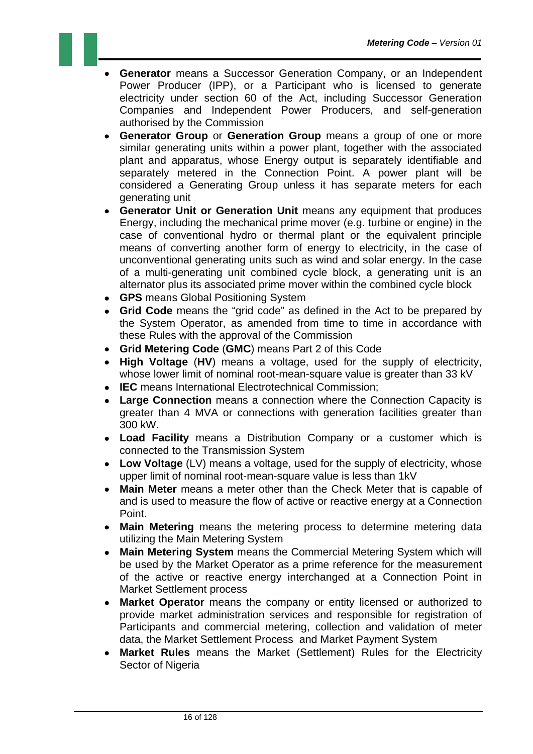- **Generator** means a Successor Generation Company, or an Independent Power Producer (IPP), or a Participant who is licensed to generate electricity under section 60 of the Act, including Successor Generation Companies and Independent Power Producers, and self-generation authorised by the Commission
- **Generator Group** or **Generation Group** means a group of one or more similar generating units within a power plant, together with the associated plant and apparatus, whose Energy output is separately identifiable and separately metered in the Connection Point. A power plant will be considered a Generating Group unless it has separate meters for each generating unit
- **Generator Unit or Generation Unit** means any equipment that produces Energy, including the mechanical prime mover (e.g. turbine or engine) in the case of conventional hydro or thermal plant or the equivalent principle means of converting another form of energy to electricity, in the case of unconventional generating units such as wind and solar energy. In the case of a multi-generating unit combined cycle block, a generating unit is an alternator plus its associated prime mover within the combined cycle block
- **GPS** means Global Positioning System
- **Grid Code** means the "grid code" as defined in the Act to be prepared by the System Operator, as amended from time to time in accordance with these Rules with the approval of the Commission
- **Grid Metering Code** (**GMC**) means Part 2 of this Code
- **High Voltage** (**HV**) means a voltage, used for the supply of electricity, whose lower limit of nominal root-mean-square value is greater than 33 kV
- **IEC** means International Electrotechnical Commission;
- **Large Connection** means a connection where the Connection Capacity is greater than 4 MVA or connections with generation facilities greater than 300 kW.
- **Load Facility** means a Distribution Company or a customer which is connected to the Transmission System
- **Low Voltage** (LV) means a voltage, used for the supply of electricity, whose upper limit of nominal root-mean-square value is less than 1kV
- **Main Meter** means a meter other than the Check Meter that is capable of and is used to measure the flow of active or reactive energy at a Connection Point.
- **Main Metering** means the metering process to determine metering data utilizing the Main Metering System
- **Main Metering System** means the Commercial Metering System which will be used by the Market Operator as a prime reference for the measurement of the active or reactive energy interchanged at a Connection Point in Market Settlement process
- **Market Operator** means the company or entity licensed or authorized to provide market administration services and responsible for registration of Participants and commercial metering, collection and validation of meter data, the Market Settlement Process and Market Payment System
- **Market Rules** means the Market (Settlement) Rules for the Electricity Sector of Nigeria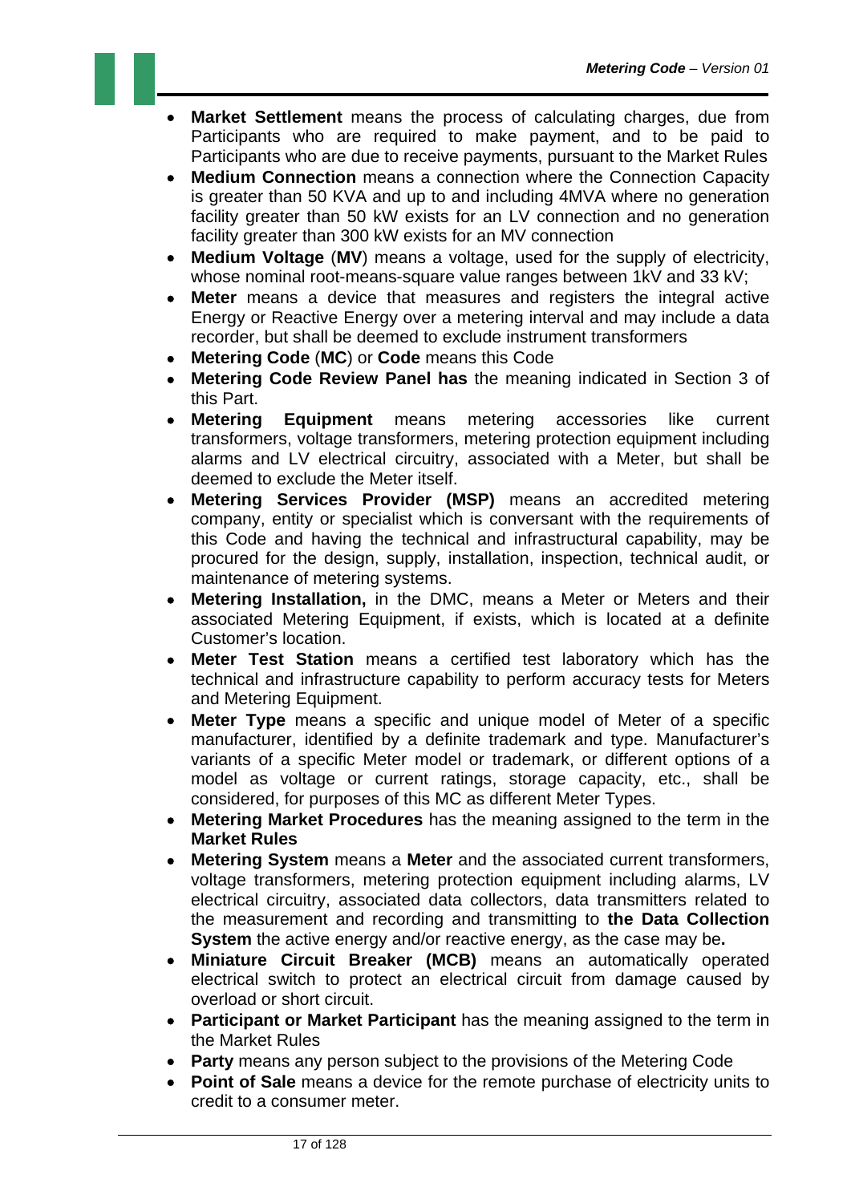- **Market Settlement** means the process of calculating charges, due from Participants who are required to make payment, and to be paid to Participants who are due to receive payments, pursuant to the Market Rules
- **Medium Connection** means a connection where the Connection Capacity is greater than 50 KVA and up to and including 4MVA where no generation facility greater than 50 kW exists for an LV connection and no generation facility greater than 300 kW exists for an MV connection
- **Medium Voltage** (**MV**) means a voltage, used for the supply of electricity, whose nominal root-means-square value ranges between 1kV and 33 kV;
- **Meter** means a device that measures and registers the integral active Energy or Reactive Energy over a metering interval and may include a data recorder, but shall be deemed to exclude instrument transformers
- **Metering Code** (**MC**) or **Code** means this Code
- **Metering Code Review Panel has** the meaning indicated in Section 3 of this Part.
- **Metering Equipment** means metering accessories like current transformers, voltage transformers, metering protection equipment including alarms and LV electrical circuitry, associated with a Meter, but shall be deemed to exclude the Meter itself.
- **Metering Services Provider (MSP)** means an accredited metering company, entity or specialist which is conversant with the requirements of this Code and having the technical and infrastructural capability, may be procured for the design, supply, installation, inspection, technical audit, or maintenance of metering systems.
- **Metering Installation,** in the DMC, means a Meter or Meters and their associated Metering Equipment, if exists, which is located at a definite Customer's location.
- **Meter Test Station** means a certified test laboratory which has the technical and infrastructure capability to perform accuracy tests for Meters and Metering Equipment.
- **Meter Type** means a specific and unique model of Meter of a specific manufacturer, identified by a definite trademark and type. Manufacturer's variants of a specific Meter model or trademark, or different options of a model as voltage or current ratings, storage capacity, etc., shall be considered, for purposes of this MC as different Meter Types.
- **Metering Market Procedures** has the meaning assigned to the term in the **Market Rules**
- **Metering System** means a **Meter** and the associated current transformers, voltage transformers, metering protection equipment including alarms, LV electrical circuitry, associated data collectors, data transmitters related to the measurement and recording and transmitting to **the Data Collection System** the active energy and/or reactive energy, as the case may be**.**
- **Miniature Circuit Breaker (MCB)** means an automatically operated electrical switch to protect an electrical circuit from damage caused by overload or short circuit.
- **Participant or Market Participant** has the meaning assigned to the term in the Market Rules
- **Party** means any person subject to the provisions of the Metering Code
- **Point of Sale** means a device for the remote purchase of electricity units to credit to a consumer meter.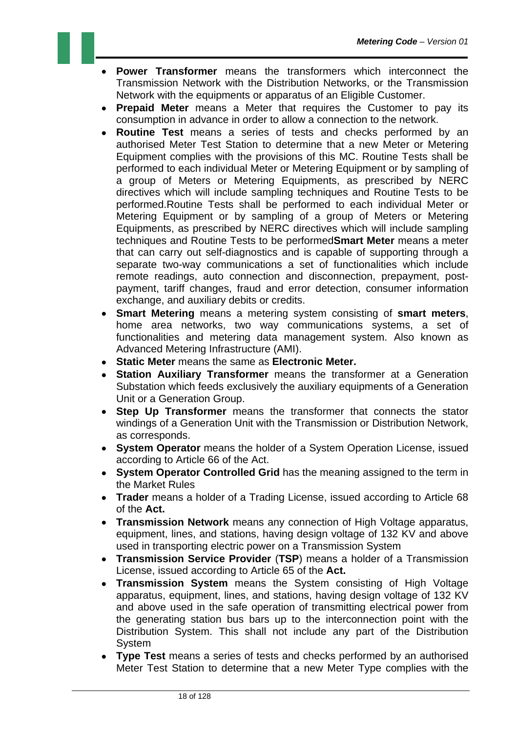- **Power Transformer** means the transformers which interconnect the Transmission Network with the Distribution Networks, or the Transmission Network with the equipments or apparatus of an Eligible Customer.
- **Prepaid Meter** means a Meter that requires the Customer to pay its consumption in advance in order to allow a connection to the network.
- **Routine Test** means a series of tests and checks performed by an authorised Meter Test Station to determine that a new Meter or Metering Equipment complies with the provisions of this MC. Routine Tests shall be performed to each individual Meter or Metering Equipment or by sampling of a group of Meters or Metering Equipments, as prescribed by NERC directives which will include sampling techniques and Routine Tests to be performed.Routine Tests shall be performed to each individual Meter or Metering Equipment or by sampling of a group of Meters or Metering Equipments, as prescribed by NERC directives which will include sampling techniques and Routine Tests to be performed**Smart Meter** means a meter that can carry out self-diagnostics and is capable of supporting through a separate two-way communications a set of functionalities which include remote readings, auto connection and disconnection, prepayment, post-payment, tariff changes, fraud and error detection, consumer information exchange, and auxiliary debits or credits.
- **Smart Metering** means a metering system consisting of **smart meters**, home area networks, two way communications systems, a set of functionalities and metering data management system. Also known as Advanced Metering Infrastructure (AMI).
- **Static Meter** means the same as **Electronic Meter.**
- **Station Auxiliary Transformer** means the transformer at a Generation Substation which feeds exclusively the auxiliary equipments of a Generation Unit or a Generation Group.
- **Step Up Transformer** means the transformer that connects the stator windings of a Generation Unit with the Transmission or Distribution Network, as corresponds.
- **System Operator** means the holder of a System Operation License, issued according to Article 66 of the Act.
- **System Operator Controlled Grid** has the meaning assigned to the term in the Market Rules
- **Trader** means a holder of a Trading License, issued according to Article 68 of the **Act.**
- **Transmission Network** means any connection of High Voltage apparatus, equipment, lines, and stations, having design voltage of 132 KV and above used in transporting electric power on a Transmission System
- **Transmission Service Provider** (**TSP**) means a holder of a Transmission License, issued according to Article 65 of the **Act.**
- **Transmission System** means the System consisting of High Voltage apparatus, equipment, lines, and stations, having design voltage of 132 KV and above used in the safe operation of transmitting electrical power from the generating station bus bars up to the interconnection point with the Distribution System. This shall not include any part of the Distribution System
- **Type Test** means a series of tests and checks performed by an authorised Meter Test Station to determine that a new Meter Type complies with the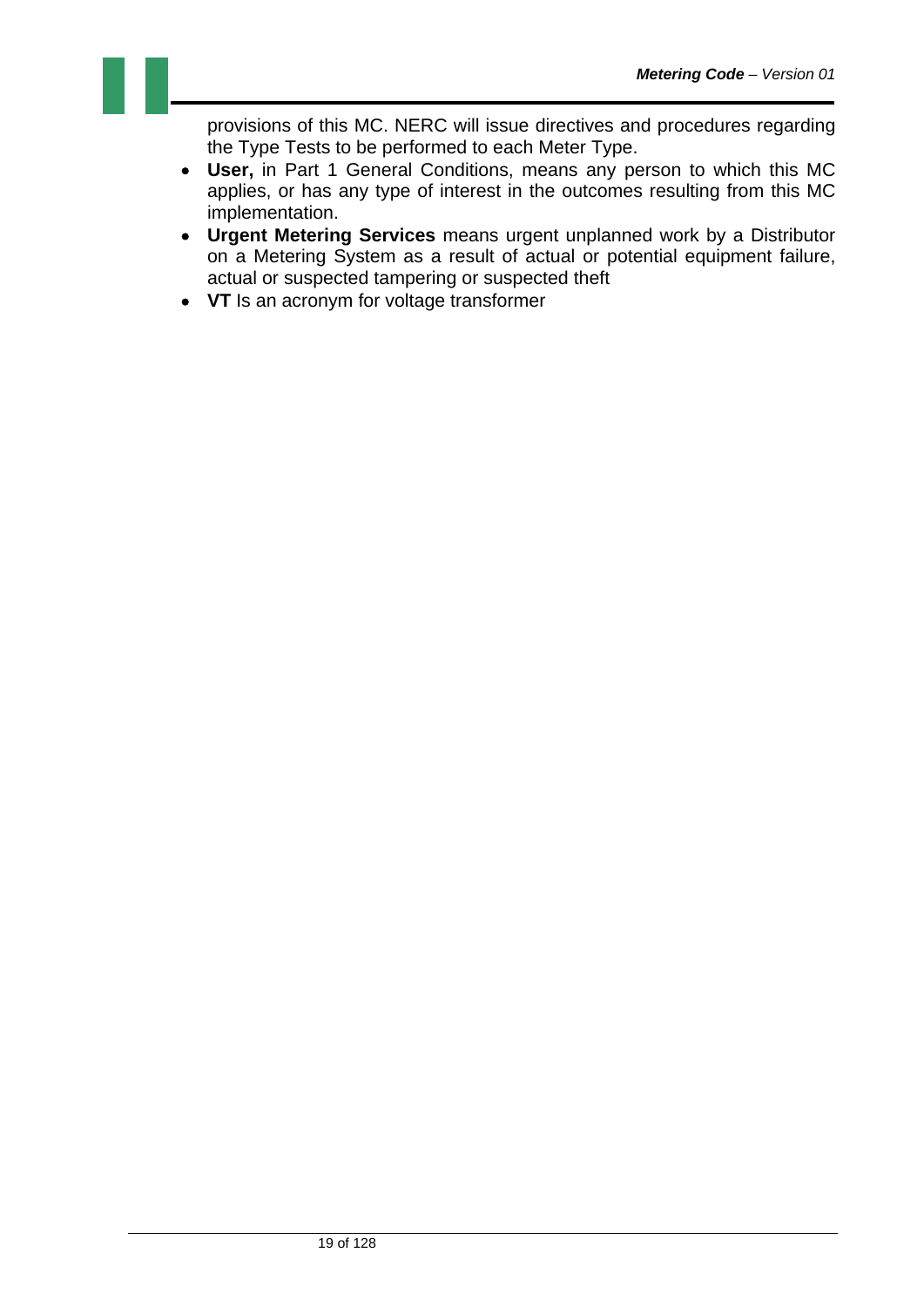provisions of this MC. NERC will issue directives and procedures regarding the Type Tests to be performed to each Meter Type.

- **User,** in Part 1 General Conditions, means any person to which this MC applies, or has any type of interest in the outcomes resulting from this MC implementation.
- **Urgent Metering Services** means urgent unplanned work by a Distributor on a Metering System as a result of actual or potential equipment failure, actual or suspected tampering or suspected theft
- **VT** Is an acronym for voltage transformer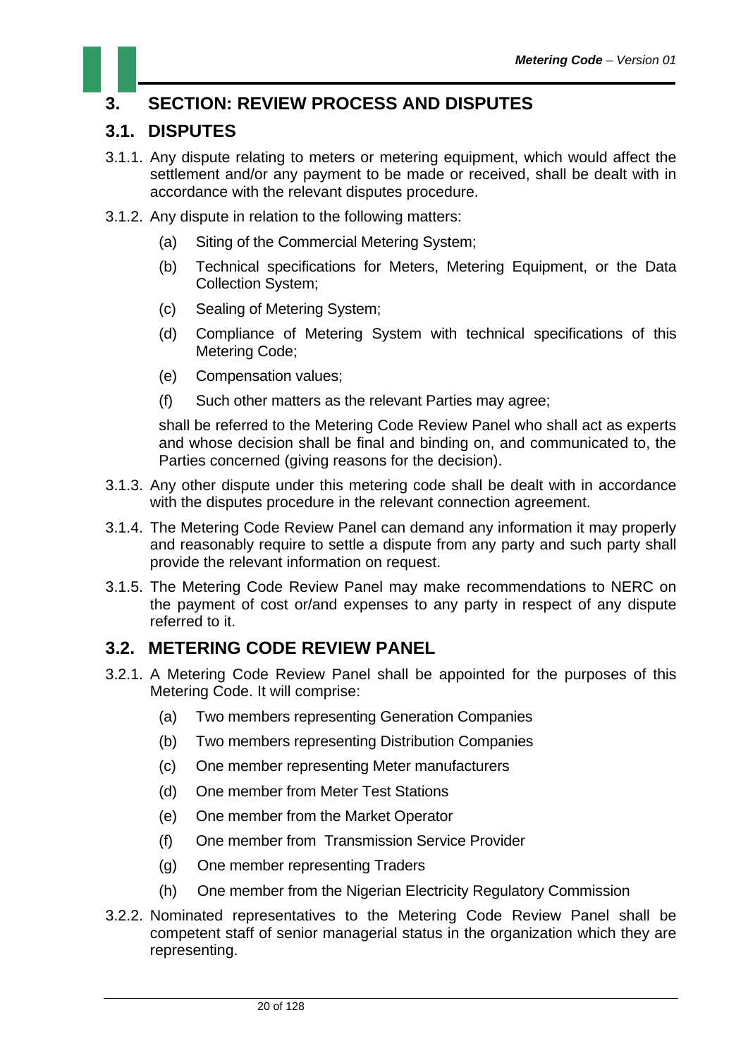# 3. SECTION: REVIEW PROCESS AND DISPUTES

## 3.1. DISPUTES

3.1.1. Any dispute relating to meters or metering equipment, which would affect the settlement and/or any payment to be made or received, shall be dealt with in accordance with the relevant disputes procedure.

3.1.2. Any dispute in relation to the following matters:

- (a) Siting of the Commercial Metering System;
- (b) Technical specifications for Meters, Metering Equipment, or the Data Collection System;
- (c) Sealing of Metering System;
- (d) Compliance of Metering System with technical specifications of this Metering Code;
- (e) Compensation values;
- (f) Such other matters as the relevant Parties may agree;

shall be referred to the Metering Code Review Panel who shall act as experts and whose decision shall be final and binding on, and communicated to, the Parties concerned (giving reasons for the decision).

3.1.3. Any other dispute under this metering code shall be dealt with in accordance with the disputes procedure in the relevant connection agreement.

3.1.4. The Metering Code Review Panel can demand any information it may properly and reasonably require to settle a dispute from any party and such party shall provide the relevant information on request.

3.1.5. The Metering Code Review Panel may make recommendations to NERC on the payment of cost or/and expenses to any party in respect of any dispute referred to it.

## 3.2. METERING CODE REVIEW PANEL

3.2.1. A Metering Code Review Panel shall be appointed for the purposes of this Metering Code. It will comprise:

- (a) Two members representing Generation Companies
- (b) Two members representing Distribution Companies
- (c) One member representing Meter manufacturers
- (d) One member from Meter Test Stations
- (e) One member from the Market Operator
- (f) One member from Transmission Service Provider
- (g) One member representing Traders
- (h) One member from the Nigerian Electricity Regulatory Commission

3.2.2. Nominated representatives to the Metering Code Review Panel shall be competent staff of senior managerial status in the organization which they are representing.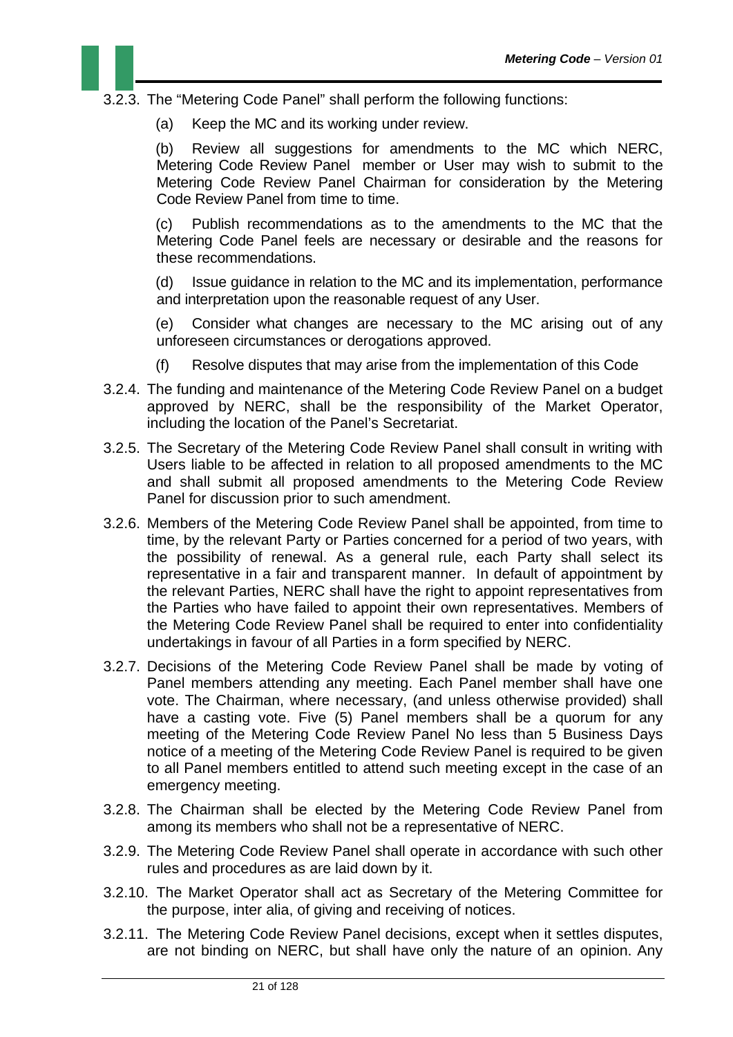3.2.3. The "Metering Code Panel" shall perform the following functions:

(a) Keep the MC and its working under review.

(b) Review all suggestions for amendments to the MC which NERC, Metering Code Review Panel member or User may wish to submit to the Metering Code Review Panel Chairman for consideration by the Metering Code Review Panel from time to time.

(c) Publish recommendations as to the amendments to the MC that the Metering Code Panel feels are necessary or desirable and the reasons for these recommendations.

(d) Issue guidance in relation to the MC and its implementation, performance and interpretation upon the reasonable request of any User.

(e) Consider what changes are necessary to the MC arising out of any unforeseen circumstances or derogations approved.

(f) Resolve disputes that may arise from the implementation of this Code

3.2.4. The funding and maintenance of the Metering Code Review Panel on a budget approved by NERC, shall be the responsibility of the Market Operator, including the location of the Panel's Secretariat.

3.2.5. The Secretary of the Metering Code Review Panel shall consult in writing with Users liable to be affected in relation to all proposed amendments to the MC and shall submit all proposed amendments to the Metering Code Review Panel for discussion prior to such amendment.

3.2.6. Members of the Metering Code Review Panel shall be appointed, from time to time, by the relevant Party or Parties concerned for a period of two years, with the possibility of renewal. As a general rule, each Party shall select its representative in a fair and transparent manner. In default of appointment by the relevant Parties, NERC shall have the right to appoint representatives from the Parties who have failed to appoint their own representatives. Members of the Metering Code Review Panel shall be required to enter into confidentiality undertakings in favour of all Parties in a form specified by NERC.

3.2.7. Decisions of the Metering Code Review Panel shall be made by voting of Panel members attending any meeting. Each Panel member shall have one vote. The Chairman, where necessary, (and unless otherwise provided) shall have a casting vote. Five (5) Panel members shall be a quorum for any meeting of the Metering Code Review Panel No less than 5 Business Days notice of a meeting of the Metering Code Review Panel is required to be given to all Panel members entitled to attend such meeting except in the case of an emergency meeting.

3.2.8. The Chairman shall be elected by the Metering Code Review Panel from among its members who shall not be a representative of NERC.

3.2.9. The Metering Code Review Panel shall operate in accordance with such other rules and procedures as are laid down by it.

3.2.10. The Market Operator shall act as Secretary of the Metering Committee for the purpose, inter alia, of giving and receiving of notices.

3.2.11. The Metering Code Review Panel decisions, except when it settles disputes, are not binding on NERC, but shall have only the nature of an opinion. Any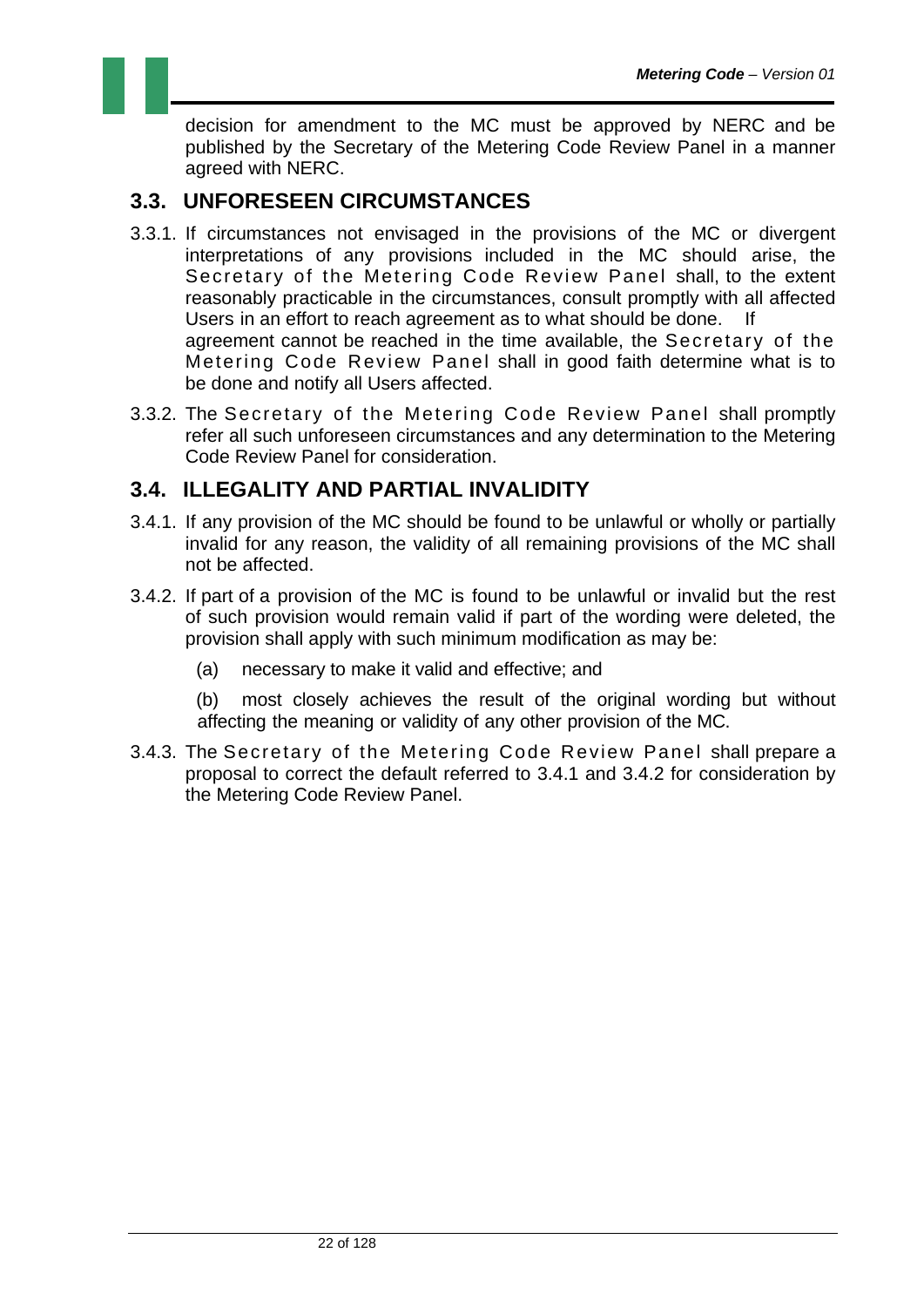decision for amendment to the MC must be approved by NERC and be published by the Secretary of the Metering Code Review Panel in a manner agreed with NERC.

## 3.3. UNFORESEEN CIRCUMSTANCES

3.3.1. If circumstances not envisaged in the provisions of the MC or divergent interpretations of any provisions included in the MC should arise, the Secretary of the Metering Code Review Panel shall, to the extent reasonably practicable in the circumstances, consult promptly with all affected Users in an effort to reach agreement as to what should be done. If agreement cannot be reached in the time available, the Secretary of the Metering Code Review Panel shall in good faith determine what is to be done and notify all Users affected.

3.3.2. The Secretary of the Metering Code Review Panel shall promptly refer all such unforeseen circumstances and any determination to the Metering Code Review Panel for consideration.

## 3.4. ILLEGALITY AND PARTIAL INVALIDITY

3.4.1. If any provision of the MC should be found to be unlawful or wholly or partially invalid for any reason, the validity of all remaining provisions of the MC shall not be affected.

3.4.2. If part of a provision of the MC is found to be unlawful or invalid but the rest of such provision would remain valid if part of the wording were deleted, the provision shall apply with such minimum modification as may be:

(a) necessary to make it valid and effective; and

(b) most closely achieves the result of the original wording but without affecting the meaning or validity of any other provision of the MC.

3.4.3. The Secretary of the Metering Code Review Panel shall prepare a proposal to correct the default referred to 3.4.1 and 3.4.2 for consideration by the Metering Code Review Panel.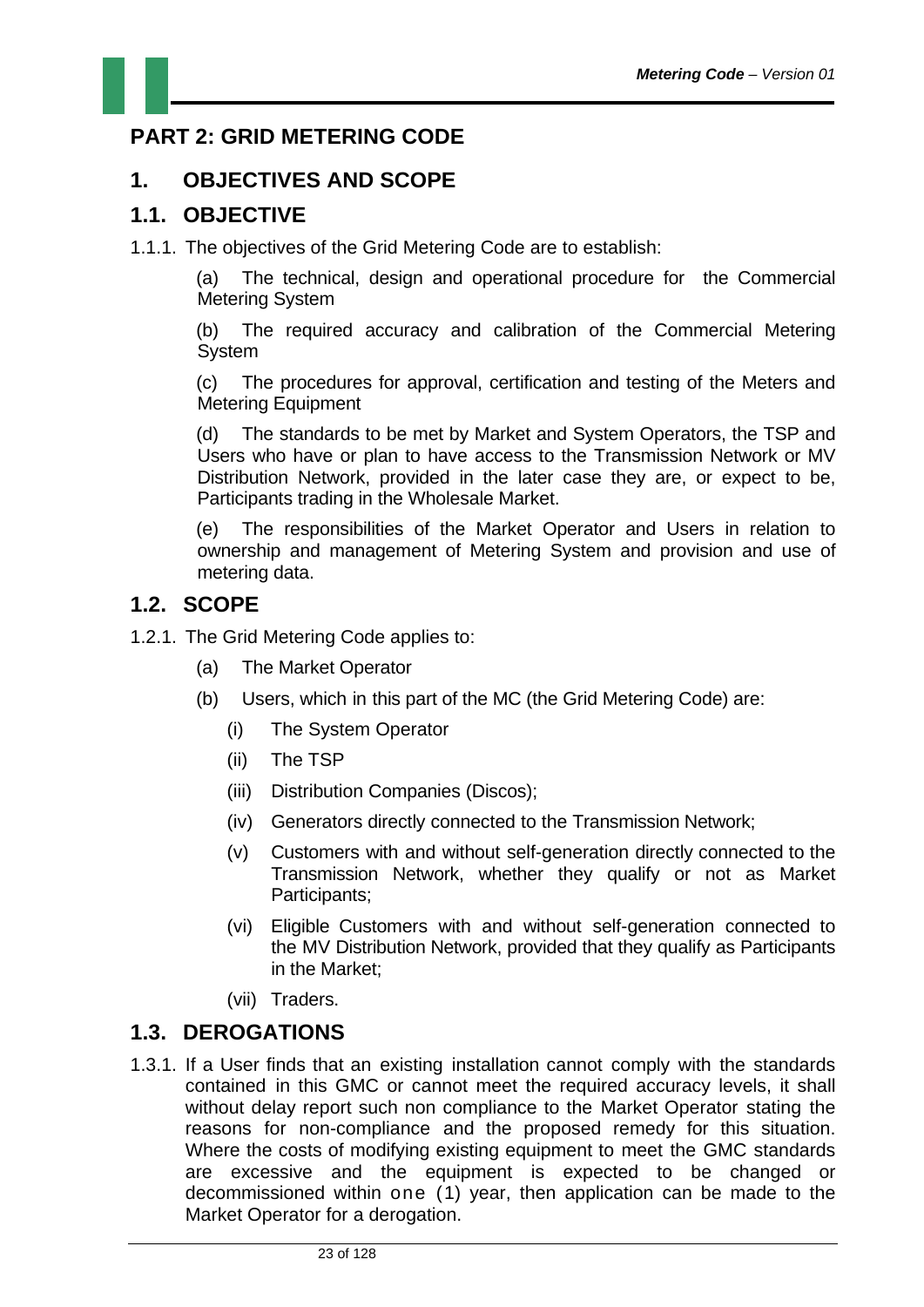# PART 2: GRID METERING CODE

## 1. OBJECTIVES AND SCOPE

### 1.1. OBJECTIVE

1.1.1. The objectives of the Grid Metering Code are to establish:

(a) The technical, design and operational procedure for the Commercial Metering System

(b) The required accuracy and calibration of the Commercial Metering System

(c) The procedures for approval, certification and testing of the Meters and Metering Equipment

(d) The standards to be met by Market and System Operators, the TSP and Users who have or plan to have access to the Transmission Network or MV Distribution Network, provided in the later case they are, or expect to be, Participants trading in the Wholesale Market.

(e) The responsibilities of the Market Operator and Users in relation to ownership and management of Metering System and provision and use of metering data.

### 1.2. SCOPE

1.2.1. The Grid Metering Code applies to:

(a) The Market Operator

(b) Users, which in this part of the MC (the Grid Metering Code) are:

(i) The System Operator

(ii) The TSP

(iii) Distribution Companies (Discos);

(iv) Generators directly connected to the Transmission Network;

(v) Customers with and without self-generation directly connected to the Transmission Network, whether they qualify or not as Market Participants;

(vi) Eligible Customers with and without self-generation connected to the MV Distribution Network, provided that they qualify as Participants in the Market;

(vii) Traders.

### 1.3. DEROGATIONS

1.3.1. If a User finds that an existing installation cannot comply with the standards contained in this GMC or cannot meet the required accuracy levels, it shall without delay report such non compliance to the Market Operator stating the reasons for non-compliance and the proposed remedy for this situation. Where the costs of modifying existing equipment to meet the GMC standards are excessive and the equipment is expected to be changed or decommissioned within one (1) year, then application can be made to the Market Operator for a derogation.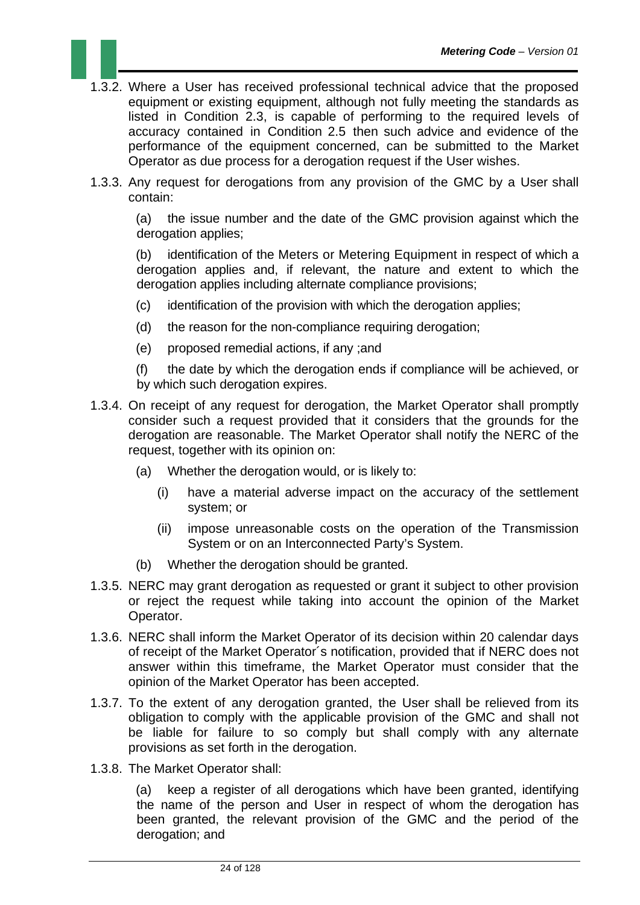1.3.2. Where a User has received professional technical advice that the proposed equipment or existing equipment, although not fully meeting the standards as listed in Condition 2.3, is capable of performing to the required levels of accuracy contained in Condition 2.5 then such advice and evidence of the performance of the equipment concerned, can be submitted to the Market Operator as due process for a derogation request if the User wishes.

1.3.3. Any request for derogations from any provision of the GMC by a User shall contain:

(a) the issue number and the date of the GMC provision against which the derogation applies;

(b) identification of the Meters or Metering Equipment in respect of which a derogation applies and, if relevant, the nature and extent to which the derogation applies including alternate compliance provisions;

(c) identification of the provision with which the derogation applies;

(d) the reason for the non-compliance requiring derogation;

(e) proposed remedial actions, if any ;and

(f) the date by which the derogation ends if compliance will be achieved, or by which such derogation expires.

1.3.4. On receipt of any request for derogation, the Market Operator shall promptly consider such a request provided that it considers that the grounds for the derogation are reasonable. The Market Operator shall notify the NERC of the request, together with its opinion on:

(a) Whether the derogation would, or is likely to:

(i) have a material adverse impact on the accuracy of the settlement system; or

(ii) impose unreasonable costs on the operation of the Transmission System or on an Interconnected Party's System.

(b) Whether the derogation should be granted.

1.3.5. NERC may grant derogation as requested or grant it subject to other provision or reject the request while taking into account the opinion of the Market Operator.

1.3.6. NERC shall inform the Market Operator of its decision within 20 calendar days of receipt of the Market Operator´s notification, provided that if NERC does not answer within this timeframe, the Market Operator must consider that the opinion of the Market Operator has been accepted.

1.3.7. To the extent of any derogation granted, the User shall be relieved from its obligation to comply with the applicable provision of the GMC and shall not be liable for failure to so comply but shall comply with any alternate provisions as set forth in the derogation.

1.3.8. The Market Operator shall:

(a) keep a register of all derogations which have been granted, identifying the name of the person and User in respect of whom the derogation has been granted, the relevant provision of the GMC and the period of the derogation; and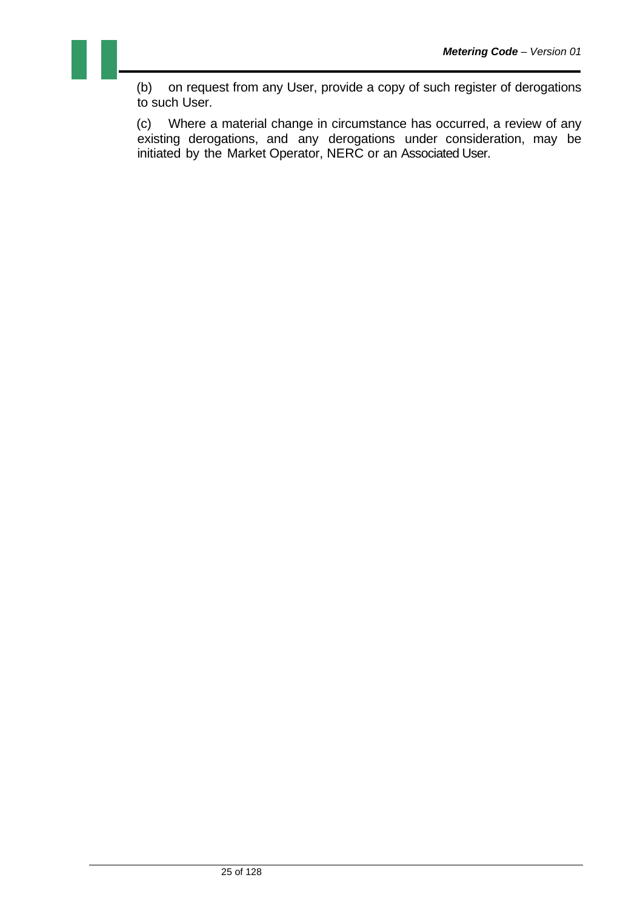(b) on request from any User, provide a copy of such register of derogations to such User.

(c) Where a material change in circumstance has occurred, a review of any existing derogations, and any derogations under consideration, may be initiated by the Market Operator, NERC or an Associated User.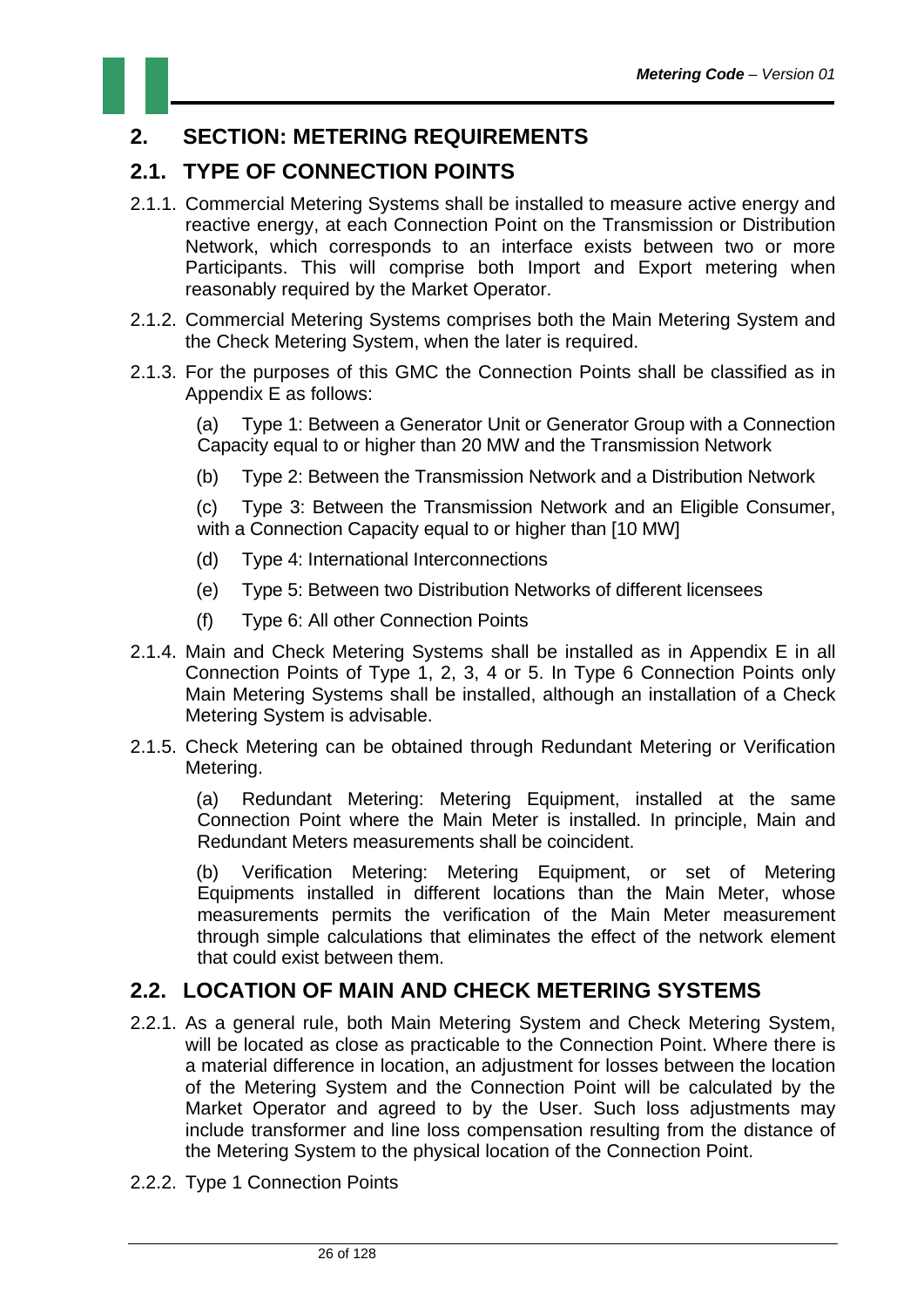# 2. SECTION: METERING REQUIREMENTS

## 2.1. TYPE OF CONNECTION POINTS

2.1.1. Commercial Metering Systems shall be installed to measure active energy and reactive energy, at each Connection Point on the Transmission or Distribution Network, which corresponds to an interface exists between two or more Participants. This will comprise both Import and Export metering when reasonably required by the Market Operator.

2.1.2. Commercial Metering Systems comprises both the Main Metering System and the Check Metering System, when the later is required.

2.1.3. For the purposes of this GMC the Connection Points shall be classified as in Appendix E as follows:

(a) Type 1: Between a Generator Unit or Generator Group with a Connection Capacity equal to or higher than 20 MW and the Transmission Network

(b) Type 2: Between the Transmission Network and a Distribution Network

(c) Type 3: Between the Transmission Network and an Eligible Consumer, with a Connection Capacity equal to or higher than [10 MW]

(d) Type 4: International Interconnections

(e) Type 5: Between two Distribution Networks of different licensees

(f) Type 6: All other Connection Points

2.1.4. Main and Check Metering Systems shall be installed as in Appendix E in all Connection Points of Type 1, 2, 3, 4 or 5. In Type 6 Connection Points only Main Metering Systems shall be installed, although an installation of a Check Metering System is advisable.

2.1.5. Check Metering can be obtained through Redundant Metering or Verification Metering.

(a) Redundant Metering: Metering Equipment, installed at the same Connection Point where the Main Meter is installed. In principle, Main and Redundant Meters measurements shall be coincident.

(b) Verification Metering: Metering Equipment, or set of Metering Equipments installed in different locations than the Main Meter, whose measurements permits the verification of the Main Meter measurement through simple calculations that eliminates the effect of the network element that could exist between them.

## 2.2. LOCATION OF MAIN AND CHECK METERING SYSTEMS

2.2.1. As a general rule, both Main Metering System and Check Metering System, will be located as close as practicable to the Connection Point. Where there is a material difference in location, an adjustment for losses between the location of the Metering System and the Connection Point will be calculated by the Market Operator and agreed to by the User. Such loss adjustments may include transformer and line loss compensation resulting from the distance of the Metering System to the physical location of the Connection Point.

2.2.2. Type 1 Connection Points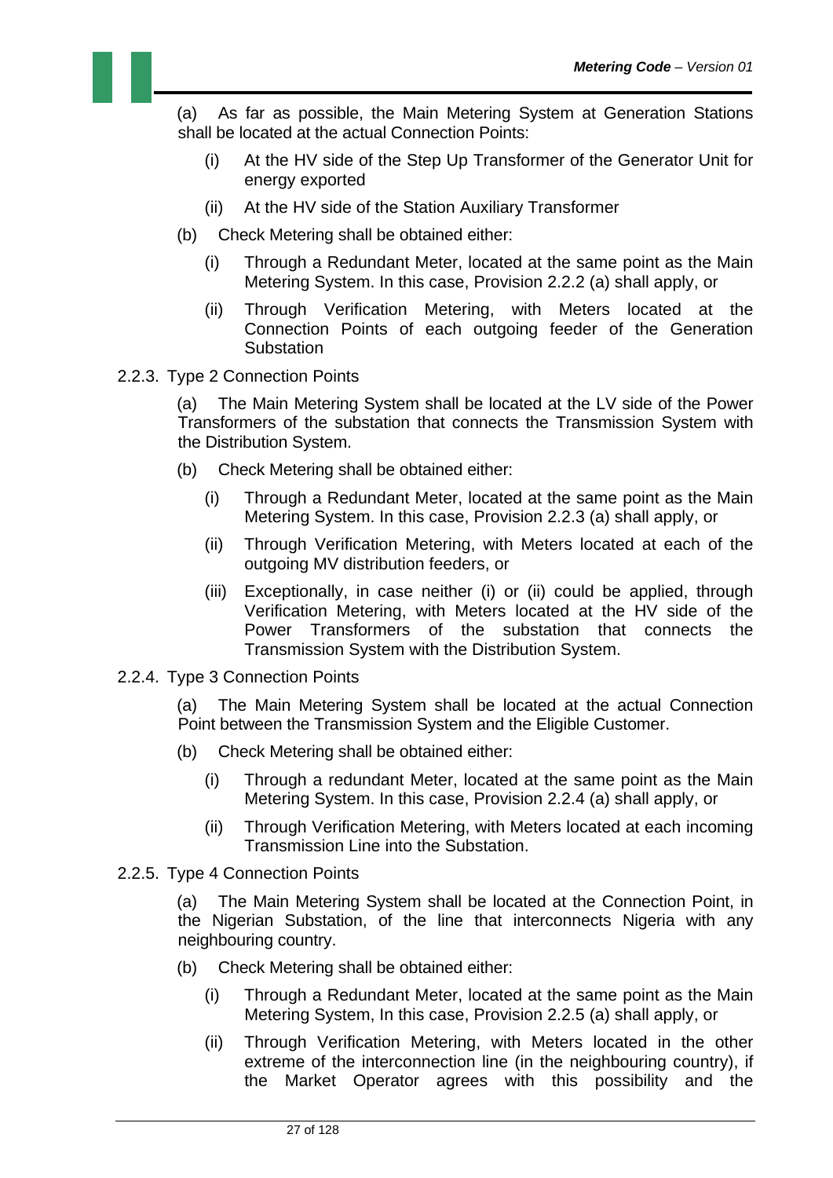(a) As far as possible, the Main Metering System at Generation Stations shall be located at the actual Connection Points:

- (i) At the HV side of the Step Up Transformer of the Generator Unit for energy exported
- (ii) At the HV side of the Station Auxiliary Transformer

(b) Check Metering shall be obtained either:

- (i) Through a Redundant Meter, located at the same point as the Main Metering System. In this case, Provision 2.2.2 (a) shall apply, or
- (ii) Through Verification Metering, with Meters located at the Connection Points of each outgoing feeder of the Generation Substation

2.2.3. Type 2 Connection Points

(a) The Main Metering System shall be located at the LV side of the Power Transformers of the substation that connects the Transmission System with the Distribution System.

(b) Check Metering shall be obtained either:

- (i) Through a Redundant Meter, located at the same point as the Main Metering System. In this case, Provision 2.2.3 (a) shall apply, or
- (ii) Through Verification Metering, with Meters located at each of the outgoing MV distribution feeders, or
- (iii) Exceptionally, in case neither (i) or (ii) could be applied, through Verification Metering, with Meters located at the HV side of the Power Transformers of the substation that connects the Transmission System with the Distribution System.

2.2.4. Type 3 Connection Points

(a) The Main Metering System shall be located at the actual Connection Point between the Transmission System and the Eligible Customer.

(b) Check Metering shall be obtained either:

- (i) Through a redundant Meter, located at the same point as the Main Metering System. In this case, Provision 2.2.4 (a) shall apply, or
- (ii) Through Verification Metering, with Meters located at each incoming Transmission Line into the Substation.

2.2.5. Type 4 Connection Points

(a) The Main Metering System shall be located at the Connection Point, in the Nigerian Substation, of the line that interconnects Nigeria with any neighbouring country.

(b) Check Metering shall be obtained either:

- (i) Through a Redundant Meter, located at the same point as the Main Metering System, In this case, Provision 2.2.5 (a) shall apply, or
- (ii) Through Verification Metering, with Meters located in the other extreme of the interconnection line (in the neighbouring country), if the Market Operator agrees with this possibility and the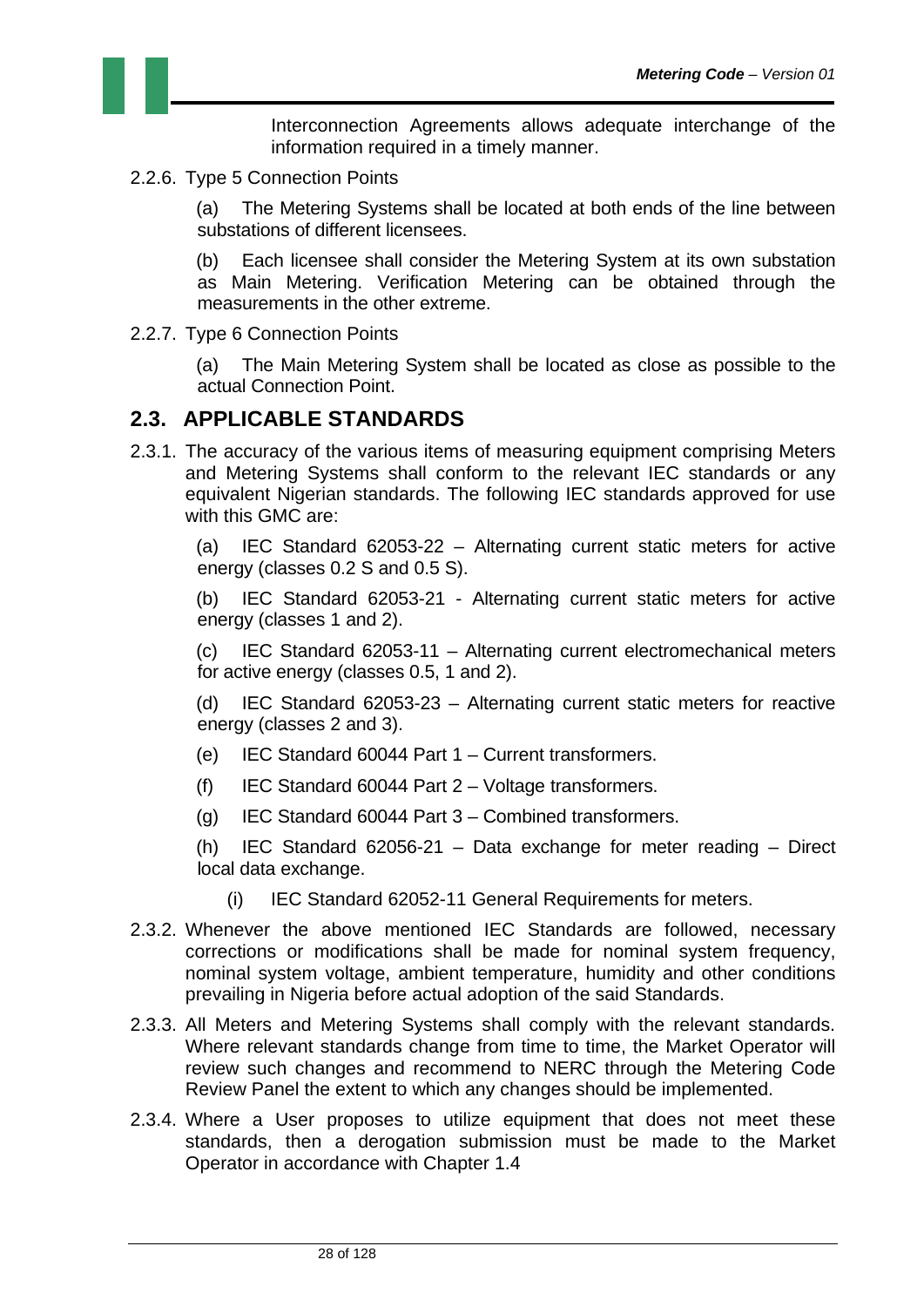Interconnection Agreements allows adequate interchange of the information required in a timely manner.

2.2.6. Type 5 Connection Points

(a) The Metering Systems shall be located at both ends of the line between substations of different licensees.

(b) Each licensee shall consider the Metering System at its own substation as Main Metering. Verification Metering can be obtained through the measurements in the other extreme.

2.2.7. Type 6 Connection Points

(a) The Main Metering System shall be located as close as possible to the actual Connection Point.

## 2.3. APPLICABLE STANDARDS

2.3.1. The accuracy of the various items of measuring equipment comprising Meters and Metering Systems shall conform to the relevant IEC standards or any equivalent Nigerian standards. The following IEC standards approved for use with this GMC are:

(a) IEC Standard 62053-22 – Alternating current static meters for active energy (classes 0.2 S and 0.5 S).

(b) IEC Standard 62053-21 - Alternating current static meters for active energy (classes 1 and 2).

(c) IEC Standard 62053-11 – Alternating current electromechanical meters for active energy (classes 0.5, 1 and 2).

(d) IEC Standard 62053-23 – Alternating current static meters for reactive energy (classes 2 and 3).

(e) IEC Standard 60044 Part 1 – Current transformers.

(f) IEC Standard 60044 Part 2 – Voltage transformers.

(g) IEC Standard 60044 Part 3 – Combined transformers.

(h) IEC Standard 62056-21 – Data exchange for meter reading – Direct local data exchange.

(i) IEC Standard 62052-11 General Requirements for meters.

2.3.2. Whenever the above mentioned IEC Standards are followed, necessary corrections or modifications shall be made for nominal system frequency, nominal system voltage, ambient temperature, humidity and other conditions prevailing in Nigeria before actual adoption of the said Standards.

2.3.3. All Meters and Metering Systems shall comply with the relevant standards. Where relevant standards change from time to time, the Market Operator will review such changes and recommend to NERC through the Metering Code Review Panel the extent to which any changes should be implemented.

2.3.4. Where a User proposes to utilize equipment that does not meet these standards, then a derogation submission must be made to the Market Operator in accordance with Chapter 1.4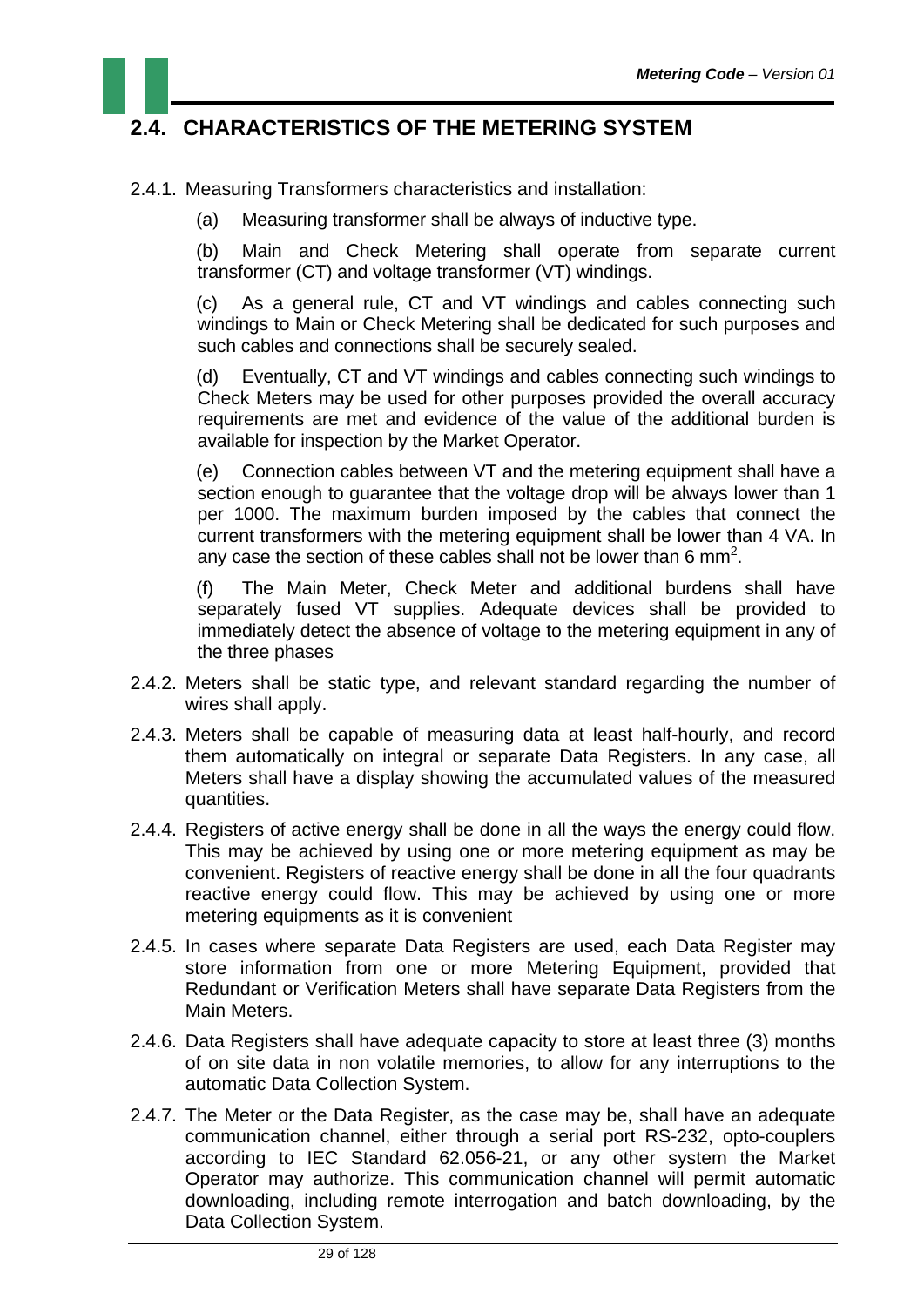## 2.4. CHARACTERISTICS OF THE METERING SYSTEM

2.4.1. Measuring Transformers characteristics and installation:

(a) Measuring transformer shall be always of inductive type.

(b) Main and Check Metering shall operate from separate current transformer (CT) and voltage transformer (VT) windings.

(c) As a general rule, CT and VT windings and cables connecting such windings to Main or Check Metering shall be dedicated for such purposes and such cables and connections shall be securely sealed.

(d) Eventually, CT and VT windings and cables connecting such windings to Check Meters may be used for other purposes provided the overall accuracy requirements are met and evidence of the value of the additional burden is available for inspection by the Market Operator.

(e) Connection cables between VT and the metering equipment shall have a section enough to guarantee that the voltage drop will be always lower than 1 per 1000. The maximum burden imposed by the cables that connect the current transformers with the metering equipment shall be lower than 4 VA. In any case the section of these cables shall not be lower than 6 $mm^2$.

(f) The Main Meter, Check Meter and additional burdens shall have separately fused VT supplies. Adequate devices shall be provided to immediately detect the absence of voltage to the metering equipment in any of the three phases

2.4.2. Meters shall be static type, and relevant standard regarding the number of wires shall apply.

2.4.3. Meters shall be capable of measuring data at least half-hourly, and record them automatically on integral or separate Data Registers. In any case, all Meters shall have a display showing the accumulated values of the measured quantities.

2.4.4. Registers of active energy shall be done in all the ways the energy could flow. This may be achieved by using one or more metering equipment as may be convenient. Registers of reactive energy shall be done in all the four quadrants reactive energy could flow. This may be achieved by using one or more metering equipments as it is convenient

2.4.5. In cases where separate Data Registers are used, each Data Register may store information from one or more Metering Equipment, provided that Redundant or Verification Meters shall have separate Data Registers from the Main Meters.

2.4.6. Data Registers shall have adequate capacity to store at least three (3) months of on site data in non volatile memories, to allow for any interruptions to the automatic Data Collection System.

2.4.7. The Meter or the Data Register, as the case may be, shall have an adequate communication channel, either through a serial port RS-232, opto-couplers according to IEC Standard 62.056-21, or any other system the Market Operator may authorize. This communication channel will permit automatic downloading, including remote interrogation and batch downloading, by the Data Collection System.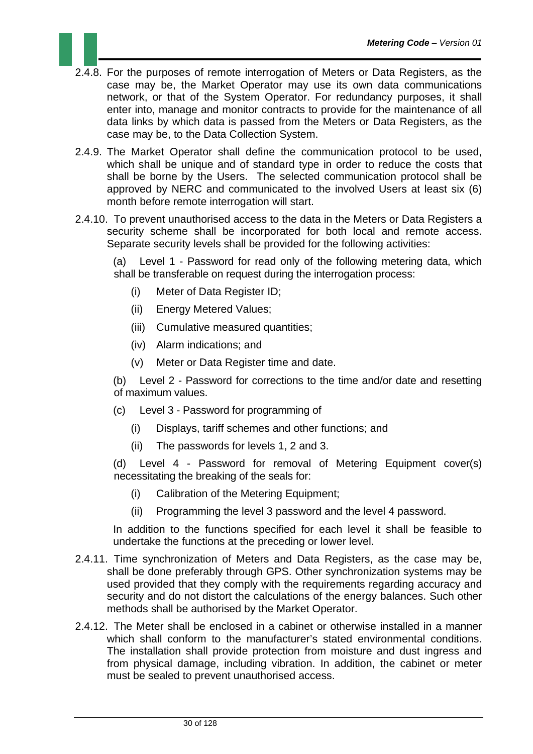2.4.8. For the purposes of remote interrogation of Meters or Data Registers, as the case may be, the Market Operator may use its own data communications network, or that of the System Operator. For redundancy purposes, it shall enter into, manage and monitor contracts to provide for the maintenance of all data links by which data is passed from the Meters or Data Registers, as the case may be, to the Data Collection System.

2.4.9. The Market Operator shall define the communication protocol to be used, which shall be unique and of standard type in order to reduce the costs that shall be borne by the Users. The selected communication protocol shall be approved by NERC and communicated to the involved Users at least six (6) month before remote interrogation will start.

2.4.10. To prevent unauthorised access to the data in the Meters or Data Registers a security scheme shall be incorporated for both local and remote access. Separate security levels shall be provided for the following activities:

(a) Level 1 - Password for read only of the following metering data, which shall be transferable on request during the interrogation process:

  (i) Meter of Data Register ID;

  (ii) Energy Metered Values;

  (iii) Cumulative measured quantities;

  (iv) Alarm indications; and

  (v) Meter or Data Register time and date.

(b) Level 2 - Password for corrections to the time and/or date and resetting of maximum values.

(c) Level 3 - Password for programming of

  (i) Displays, tariff schemes and other functions; and

  (ii) The passwords for levels 1, 2 and 3.

(d) Level 4 - Password for removal of Metering Equipment cover(s) necessitating the breaking of the seals for:

  (i) Calibration of the Metering Equipment;

  (ii) Programming the level 3 password and the level 4 password.

In addition to the functions specified for each level it shall be feasible to undertake the functions at the preceding or lower level.

2.4.11. Time synchronization of Meters and Data Registers, as the case may be, shall be done preferably through GPS. Other synchronization systems may be used provided that they comply with the requirements regarding accuracy and security and do not distort the calculations of the energy balances. Such other methods shall be authorised by the Market Operator.

2.4.12. The Meter shall be enclosed in a cabinet or otherwise installed in a manner which shall conform to the manufacturer's stated environmental conditions. The installation shall provide protection from moisture and dust ingress and from physical damage, including vibration. In addition, the cabinet or meter must be sealed to prevent unauthorised access.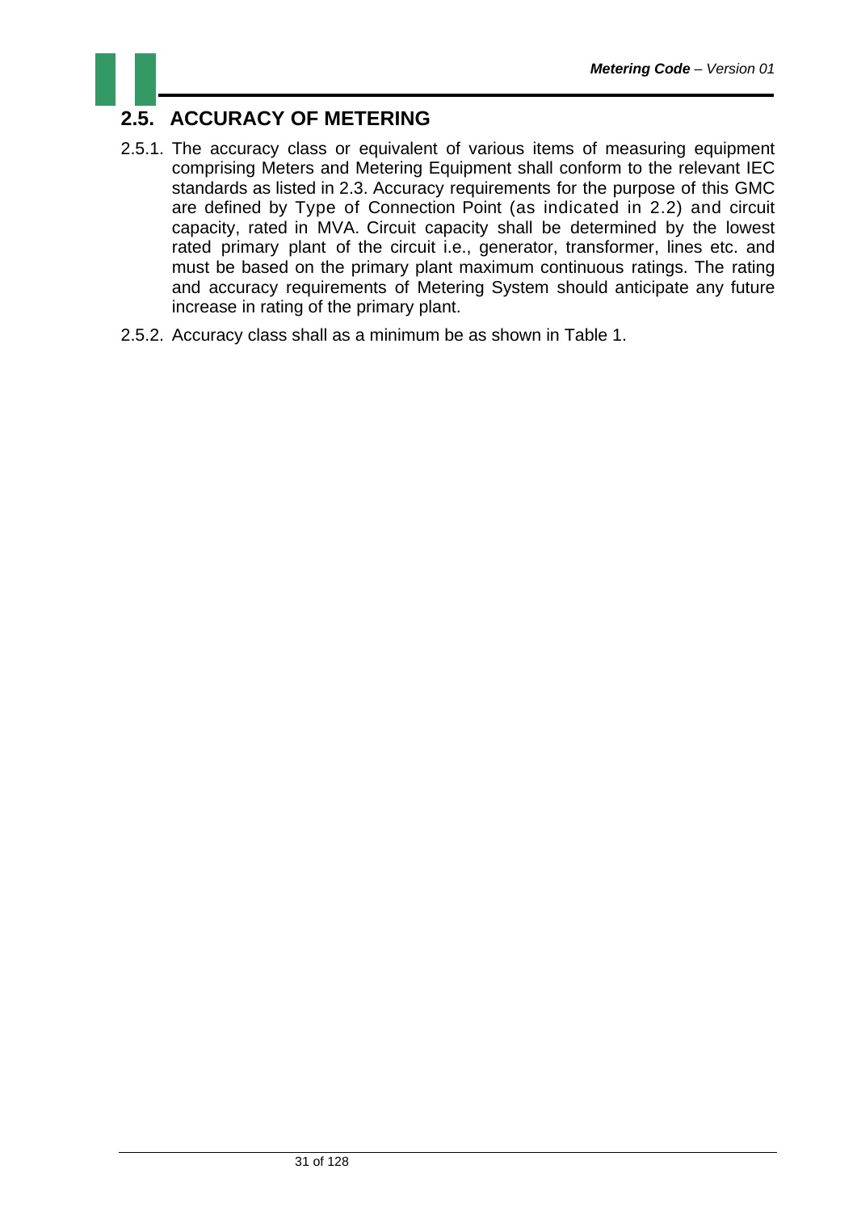## 2.5. ACCURACY OF METERING

2.5.1. The accuracy class or equivalent of various items of measuring equipment comprising Meters and Metering Equipment shall conform to the relevant IEC standards as listed in 2.3. Accuracy requirements for the purpose of this GMC are defined by Type of Connection Point (as indicated in 2.2) and circuit capacity, rated in MVA. Circuit capacity shall be determined by the lowest rated primary plant of the circuit i.e., generator, transformer, lines etc. and must be based on the primary plant maximum continuous ratings. The rating and accuracy requirements of Metering System should anticipate any future increase in rating of the primary plant.

2.5.2. Accuracy class shall as a minimum be as shown in Table 1.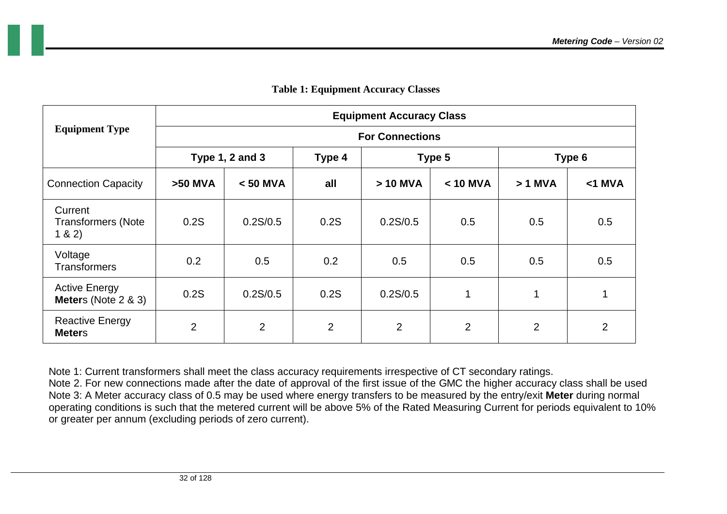**Table 1: Equipment Accuracy Classes**

| Equipment Type | Equipment Accuracy Class | | | | | | |
|---|---|---|---|---|---|---|---|
| | For Connections | | | | | | |
| | Type 1, 2 and 3 | | Type 4 | Type 5 | | Type 6 | |
| Connection Capacity | **>50 MVA** | **< 50 MVA** | **all** | **> 10 MVA** | **< 10 MVA** | **> 1 MVA** | **<1 MVA** |
| Current Transformers (Note 1 & 2) | 0.2S | 0.2S/0.5 | 0.2S | 0.2S/0.5 | 0.5 | 0.5 | 0.5 |
| Voltage Transformers | 0.2 | 0.5 | 0.2 | 0.5 | 0.5 | 0.5 | 0.5 |
| Active Energy **Meter**s (Note 2 & 3) | 0.2S | 0.2S/0.5 | 0.2S | 0.2S/0.5 | 1 | 1 | 1 |
| Reactive Energy **Meter**s | 2 | 2 | 2 | 2 | 2 | 2 | 2 |

Note 1: Current transformers shall meet the class accuracy requirements irrespective of CT secondary ratings.
Note 2. For new connections made after the date of approval of the first issue of the GMC the higher accuracy class shall be used
Note 3: A Meter accuracy class of 0.5 may be used where energy transfers to be measured by the entry/exit **Meter** during normal operating conditions is such that the metered current will be above 5% of the Rated Measuring Current for periods equivalent to 10% or greater per annum (excluding periods of zero current).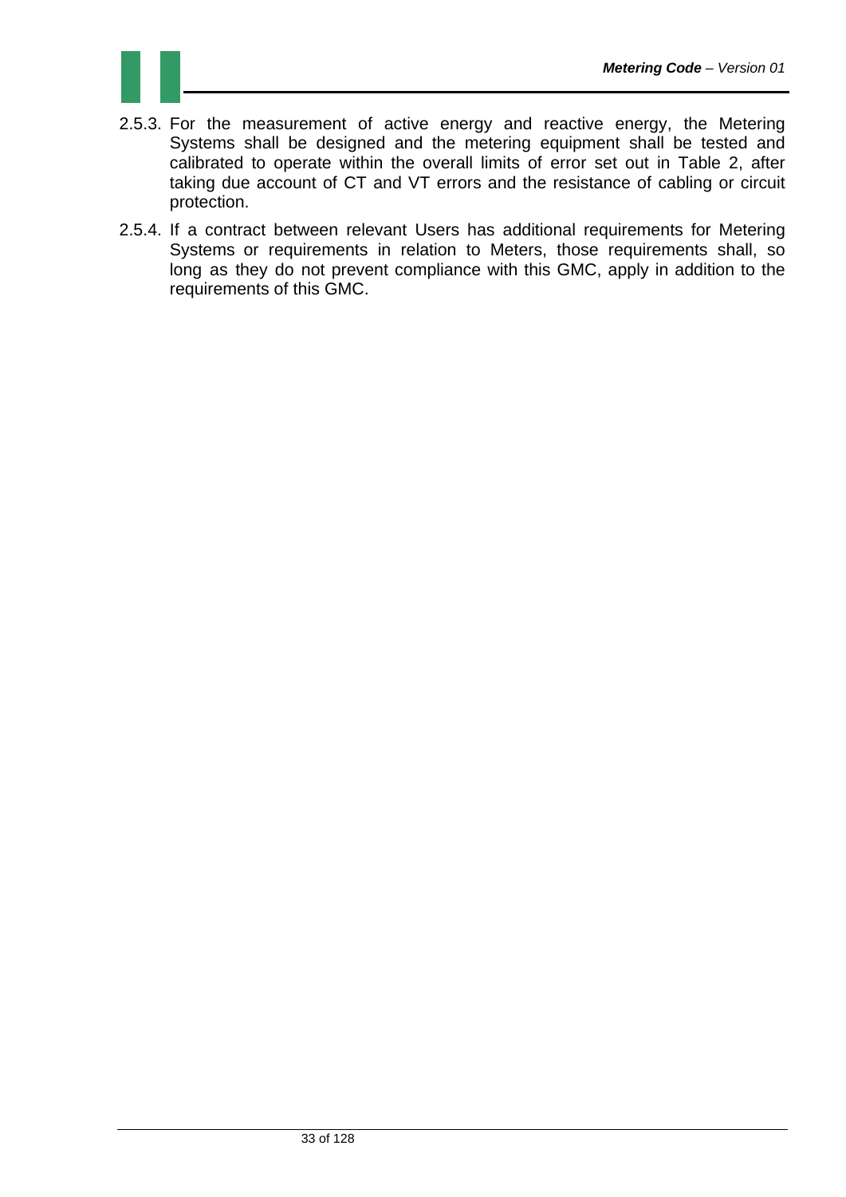2.5.3. For the measurement of active energy and reactive energy, the Metering Systems shall be designed and the metering equipment shall be tested and calibrated to operate within the overall limits of error set out in Table 2, after taking due account of CT and VT errors and the resistance of cabling or circuit protection.

2.5.4. If a contract between relevant Users has additional requirements for Metering Systems or requirements in relation to Meters, those requirements shall, so long as they do not prevent compliance with this GMC, apply in addition to the requirements of this GMC.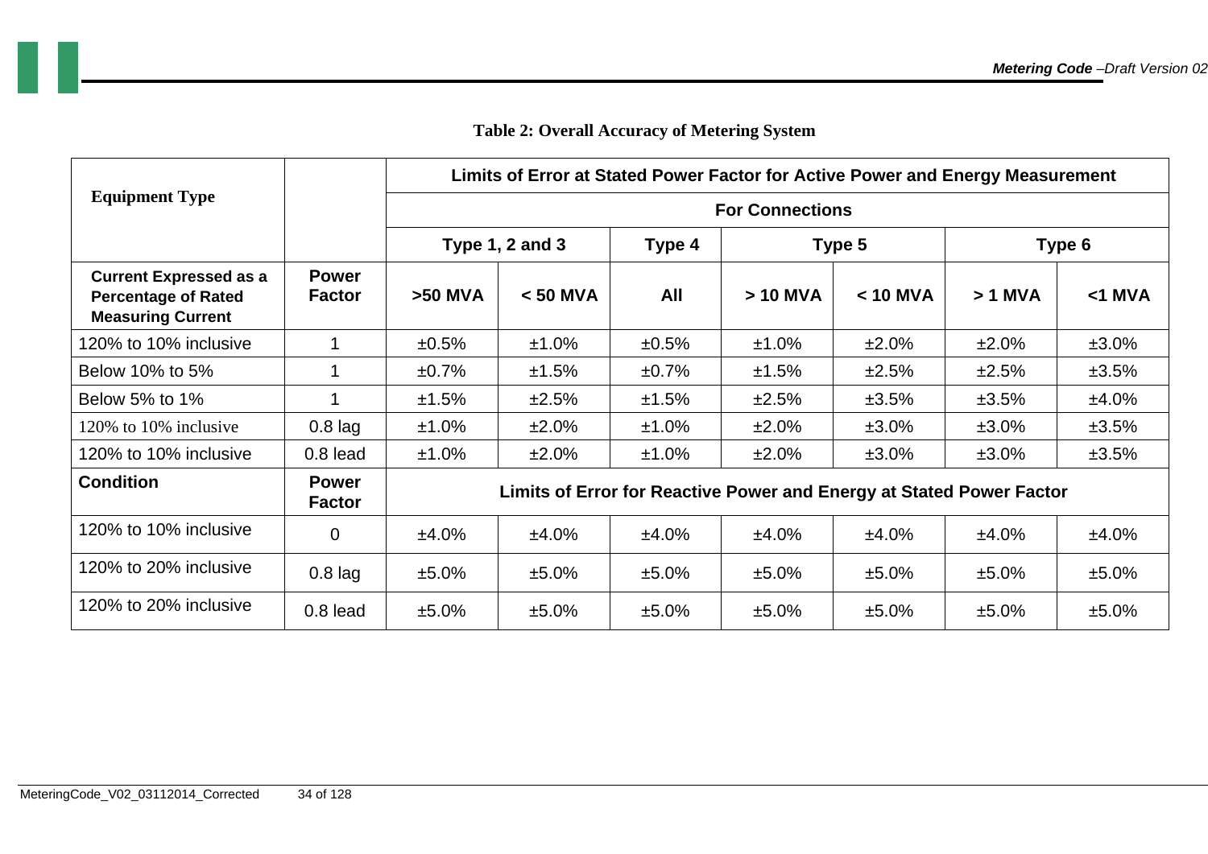**Table 2: Overall Accuracy of Metering System**

| Equipment Type | | Limits of Error at Stated Power Factor for Active Power and Energy Measurement | | | | | | |
|---|---|---|---|---|---|---|---|---|
| | | For Connections | | | | | | |
| | | Type 1, 2 and 3 | | Type 4 | Type 5 | | Type 6 | |
| **Current Expressed as a Percentage of Rated Measuring Current** | **Power Factor** | **>50 MVA** | **< 50 MVA** | **All** | **> 10 MVA** | **< 10 MVA** | **> 1 MVA** | **<1 MVA** |
| 120% to 10% inclusive | 1 | ±0.5% | ±1.0% | ±0.5% | ±1.0% | ±2.0% | ±2.0% | ±3.0% |
| Below 10% to 5% | 1 | ±0.7% | ±1.5% | ±0.7% | ±1.5% | ±2.5% | ±2.5% | ±3.5% |
| Below 5% to 1% | 1 | ±1.5% | ±2.5% | ±1.5% | ±2.5% | ±3.5% | ±3.5% | ±4.0% |
| 120% to 10% inclusive | 0.8 lag | ±1.0% | ±2.0% | ±1.0% | ±2.0% | ±3.0% | ±3.0% | ±3.5% |
| 120% to 10% inclusive | 0.8 lead | ±1.0% | ±2.0% | ±1.0% | ±2.0% | ±3.0% | ±3.0% | ±3.5% |
| **Condition** | **Power Factor** | **Limits of Error for Reactive Power and Energy at Stated Power Factor** | | | | | | |
| 120% to 10% inclusive | 0 | ±4.0% | ±4.0% | ±4.0% | ±4.0% | ±4.0% | ±4.0% | ±4.0% |
| 120% to 20% inclusive | 0.8 lag | ±5.0% | ±5.0% | ±5.0% | ±5.0% | ±5.0% | ±5.0% | ±5.0% |
| 120% to 20% inclusive | 0.8 lead | ±5.0% | ±5.0% | ±5.0% | ±5.0% | ±5.0% | ±5.0% | ±5.0% |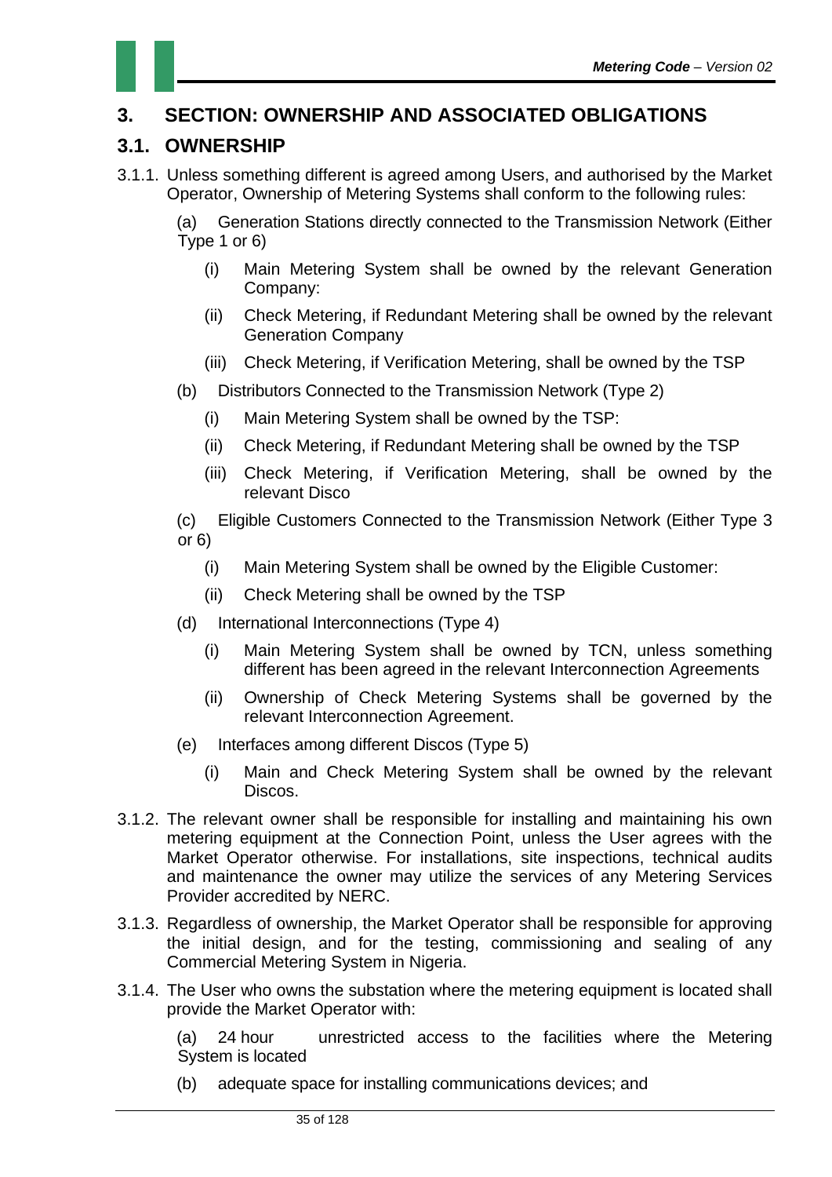# 3. SECTION: OWNERSHIP AND ASSOCIATED OBLIGATIONS

## 3.1. OWNERSHIP

3.1.1. Unless something different is agreed among Users, and authorised by the Market Operator, Ownership of Metering Systems shall conform to the following rules:

(a) Generation Stations directly connected to the Transmission Network (Either Type 1 or 6)

- (i) Main Metering System shall be owned by the relevant Generation Company:
- (ii) Check Metering, if Redundant Metering shall be owned by the relevant Generation Company
- (iii) Check Metering, if Verification Metering, shall be owned by the TSP

(b) Distributors Connected to the Transmission Network (Type 2)

- (i) Main Metering System shall be owned by the TSP:
- (ii) Check Metering, if Redundant Metering shall be owned by the TSP
- (iii) Check Metering, if Verification Metering, shall be owned by the relevant Disco

(c) Eligible Customers Connected to the Transmission Network (Either Type 3 or 6)

- (i) Main Metering System shall be owned by the Eligible Customer:
- (ii) Check Metering shall be owned by the TSP

(d) International Interconnections (Type 4)

- (i) Main Metering System shall be owned by TCN, unless something different has been agreed in the relevant Interconnection Agreements
- (ii) Ownership of Check Metering Systems shall be governed by the relevant Interconnection Agreement.

(e) Interfaces among different Discos (Type 5)

- (i) Main and Check Metering System shall be owned by the relevant Discos.

3.1.2. The relevant owner shall be responsible for installing and maintaining his own metering equipment at the Connection Point, unless the User agrees with the Market Operator otherwise. For installations, site inspections, technical audits and maintenance the owner may utilize the services of any Metering Services Provider accredited by NERC.

3.1.3. Regardless of ownership, the Market Operator shall be responsible for approving the initial design, and for the testing, commissioning and sealing of any Commercial Metering System in Nigeria.

3.1.4. The User who owns the substation where the metering equipment is located shall provide the Market Operator with:

(a) 24 hour unrestricted access to the facilities where the Metering System is located

(b) adequate space for installing communications devices; and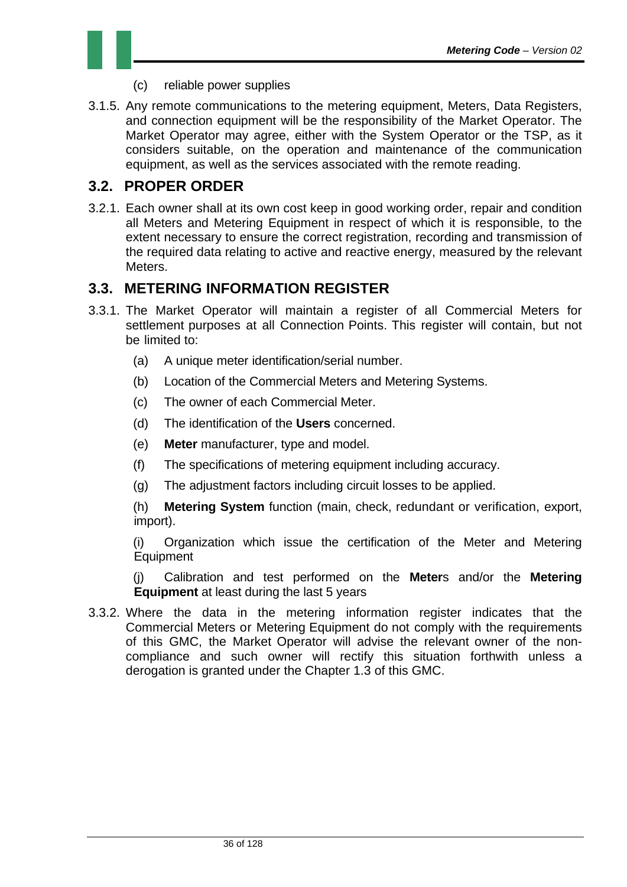(c) reliable power supplies

3.1.5. Any remote communications to the metering equipment, Meters, Data Registers, and connection equipment will be the responsibility of the Market Operator. The Market Operator may agree, either with the System Operator or the TSP, as it considers suitable, on the operation and maintenance of the communication equipment, as well as the services associated with the remote reading.

## 3.2. PROPER ORDER

3.2.1. Each owner shall at its own cost keep in good working order, repair and condition all Meters and Metering Equipment in respect of which it is responsible, to the extent necessary to ensure the correct registration, recording and transmission of the required data relating to active and reactive energy, measured by the relevant Meters.

## 3.3. METERING INFORMATION REGISTER

3.3.1. The Market Operator will maintain a register of all Commercial Meters for settlement purposes at all Connection Points. This register will contain, but not be limited to:

(a) A unique meter identification/serial number.

(b) Location of the Commercial Meters and Metering Systems.

(c) The owner of each Commercial Meter.

(d) The identification of the **Users** concerned.

(e) **Meter** manufacturer, type and model.

(f) The specifications of metering equipment including accuracy.

(g) The adjustment factors including circuit losses to be applied.

(h) **Metering System** function (main, check, redundant or verification, export, import).

(i) Organization which issue the certification of the Meter and Metering Equipment

(j) Calibration and test performed on the **Meter**s and/or the **Metering Equipment** at least during the last 5 years

3.3.2. Where the data in the metering information register indicates that the Commercial Meters or Metering Equipment do not comply with the requirements of this GMC, the Market Operator will advise the relevant owner of the non-compliance and such owner will rectify this situation forthwith unless a derogation is granted under the Chapter 1.3 of this GMC.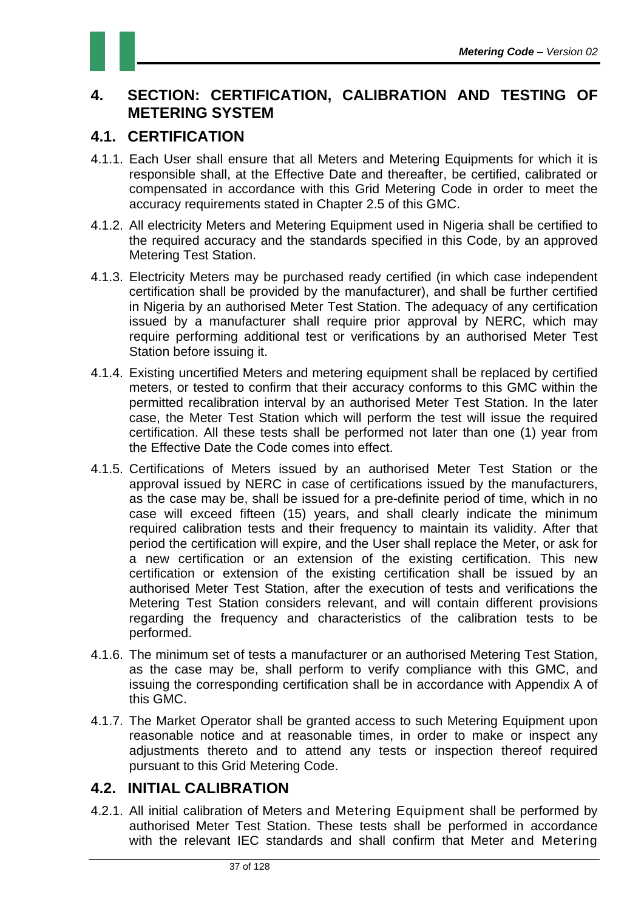# 4. SECTION: CERTIFICATION, CALIBRATION AND TESTING OF METERING SYSTEM

## 4.1. CERTIFICATION

4.1.1. Each User shall ensure that all Meters and Metering Equipments for which it is responsible shall, at the Effective Date and thereafter, be certified, calibrated or compensated in accordance with this Grid Metering Code in order to meet the accuracy requirements stated in Chapter 2.5 of this GMC.

4.1.2. All electricity Meters and Metering Equipment used in Nigeria shall be certified to the required accuracy and the standards specified in this Code, by an approved Metering Test Station.

4.1.3. Electricity Meters may be purchased ready certified (in which case independent certification shall be provided by the manufacturer), and shall be further certified in Nigeria by an authorised Meter Test Station. The adequacy of any certification issued by a manufacturer shall require prior approval by NERC, which may require performing additional test or verifications by an authorised Meter Test Station before issuing it.

4.1.4. Existing uncertified Meters and metering equipment shall be replaced by certified meters, or tested to confirm that their accuracy conforms to this GMC within the permitted recalibration interval by an authorised Meter Test Station. In the later case, the Meter Test Station which will perform the test will issue the required certification. All these tests shall be performed not later than one (1) year from the Effective Date the Code comes into effect.

4.1.5. Certifications of Meters issued by an authorised Meter Test Station or the approval issued by NERC in case of certifications issued by the manufacturers, as the case may be, shall be issued for a pre-definite period of time, which in no case will exceed fifteen (15) years, and shall clearly indicate the minimum required calibration tests and their frequency to maintain its validity. After that period the certification will expire, and the User shall replace the Meter, or ask for a new certification or an extension of the existing certification. This new certification or extension of the existing certification shall be issued by an authorised Meter Test Station, after the execution of tests and verifications the Metering Test Station considers relevant, and will contain different provisions regarding the frequency and characteristics of the calibration tests to be performed.

4.1.6. The minimum set of tests a manufacturer or an authorised Metering Test Station, as the case may be, shall perform to verify compliance with this GMC, and issuing the corresponding certification shall be in accordance with Appendix A of this GMC.

4.1.7. The Market Operator shall be granted access to such Metering Equipment upon reasonable notice and at reasonable times, in order to make or inspect any adjustments thereto and to attend any tests or inspection thereof required pursuant to this Grid Metering Code.

## 4.2. INITIAL CALIBRATION

4.2.1. All initial calibration of Meters and Metering Equipment shall be performed by authorised Meter Test Station. These tests shall be performed in accordance with the relevant IEC standards and shall confirm that Meter and Metering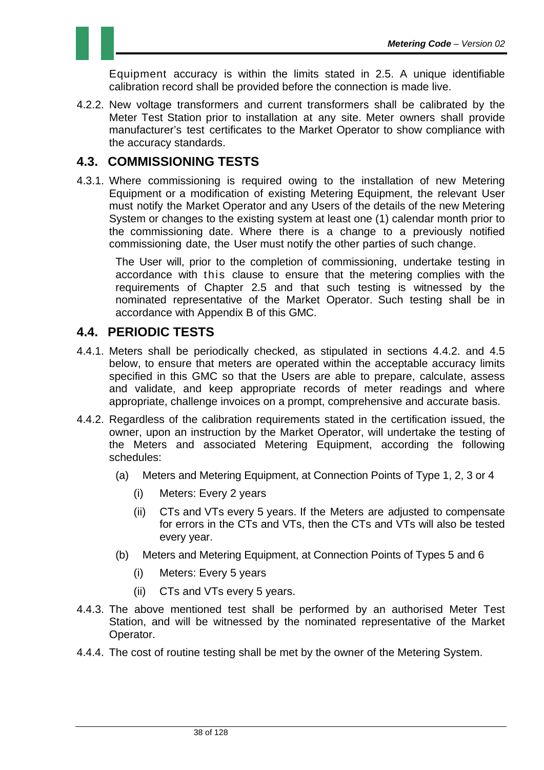Equipment accuracy is within the limits stated in 2.5. A unique identifiable calibration record shall be provided before the connection is made live.

4.2.2. New voltage transformers and current transformers shall be calibrated by the Meter Test Station prior to installation at any site. Meter owners shall provide manufacturer's test certificates to the Market Operator to show compliance with the accuracy standards.

## 4.3. COMMISSIONING TESTS

4.3.1. Where commissioning is required owing to the installation of new Metering Equipment or a modification of existing Metering Equipment, the relevant User must notify the Market Operator and any Users of the details of the new Metering System or changes to the existing system at least one (1) calendar month prior to the commissioning date. Where there is a change to a previously notified commissioning date, the User must notify the other parties of such change.

The User will, prior to the completion of commissioning, undertake testing in accordance with this clause to ensure that the metering complies with the requirements of Chapter 2.5 and that such testing is witnessed by the nominated representative of the Market Operator. Such testing shall be in accordance with Appendix B of this GMC.

## 4.4. PERIODIC TESTS

4.4.1. Meters shall be periodically checked, as stipulated in sections 4.4.2. and 4.5 below, to ensure that meters are operated within the acceptable accuracy limits specified in this GMC so that the Users are able to prepare, calculate, assess and validate, and keep appropriate records of meter readings and where appropriate, challenge invoices on a prompt, comprehensive and accurate basis.

4.4.2. Regardless of the calibration requirements stated in the certification issued, the owner, upon an instruction by the Market Operator, will undertake the testing of the Meters and associated Metering Equipment, according the following schedules:

(a) Meters and Metering Equipment, at Connection Points of Type 1, 2, 3 or 4

(i) Meters: Every 2 years

(ii) CTs and VTs every 5 years. If the Meters are adjusted to compensate for errors in the CTs and VTs, then the CTs and VTs will also be tested every year.

(b) Meters and Metering Equipment, at Connection Points of Types 5 and 6

(i) Meters: Every 5 years

(ii) CTs and VTs every 5 years.

4.4.3. The above mentioned test shall be performed by an authorised Meter Test Station, and will be witnessed by the nominated representative of the Market Operator.

4.4.4. The cost of routine testing shall be met by the owner of the Metering System.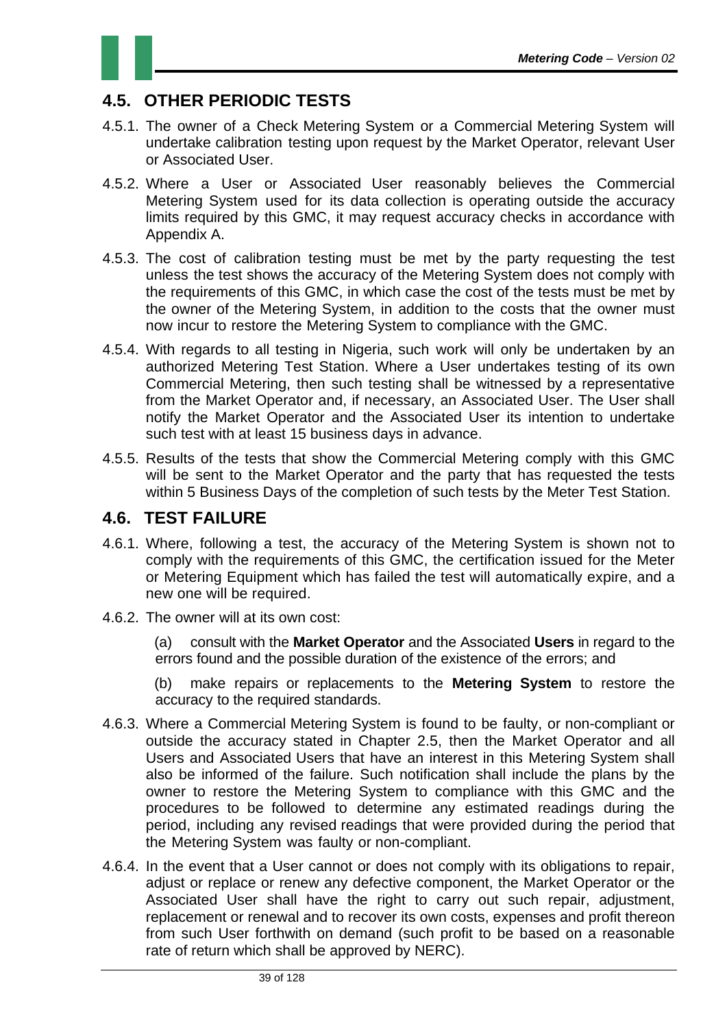## 4.5. OTHER PERIODIC TESTS

4.5.1. The owner of a Check Metering System or a Commercial Metering System will undertake calibration testing upon request by the Market Operator, relevant User or Associated User.

4.5.2. Where a User or Associated User reasonably believes the Commercial Metering System used for its data collection is operating outside the accuracy limits required by this GMC, it may request accuracy checks in accordance with Appendix A.

4.5.3. The cost of calibration testing must be met by the party requesting the test unless the test shows the accuracy of the Metering System does not comply with the requirements of this GMC, in which case the cost of the tests must be met by the owner of the Metering System, in addition to the costs that the owner must now incur to restore the Metering System to compliance with the GMC.

4.5.4. With regards to all testing in Nigeria, such work will only be undertaken by an authorized Metering Test Station. Where a User undertakes testing of its own Commercial Metering, then such testing shall be witnessed by a representative from the Market Operator and, if necessary, an Associated User. The User shall notify the Market Operator and the Associated User its intention to undertake such test with at least 15 business days in advance.

4.5.5. Results of the tests that show the Commercial Metering comply with this GMC will be sent to the Market Operator and the party that has requested the tests within 5 Business Days of the completion of such tests by the Meter Test Station.

## 4.6. TEST FAILURE

4.6.1. Where, following a test, the accuracy of the Metering System is shown not to comply with the requirements of this GMC, the certification issued for the Meter or Metering Equipment which has failed the test will automatically expire, and a new one will be required.

4.6.2. The owner will at its own cost:

(a) consult with the **Market Operator** and the Associated **Users** in regard to the errors found and the possible duration of the existence of the errors; and

(b) make repairs or replacements to the **Metering System** to restore the accuracy to the required standards.

4.6.3. Where a Commercial Metering System is found to be faulty, or non-compliant or outside the accuracy stated in Chapter 2.5, then the Market Operator and all Users and Associated Users that have an interest in this Metering System shall also be informed of the failure. Such notification shall include the plans by the owner to restore the Metering System to compliance with this GMC and the procedures to be followed to determine any estimated readings during the period, including any revised readings that were provided during the period that the Metering System was faulty or non-compliant.

4.6.4. In the event that a User cannot or does not comply with its obligations to repair, adjust or replace or renew any defective component, the Market Operator or the Associated User shall have the right to carry out such repair, adjustment, replacement or renewal and to recover its own costs, expenses and profit thereon from such User forthwith on demand (such profit to be based on a reasonable rate of return which shall be approved by NERC).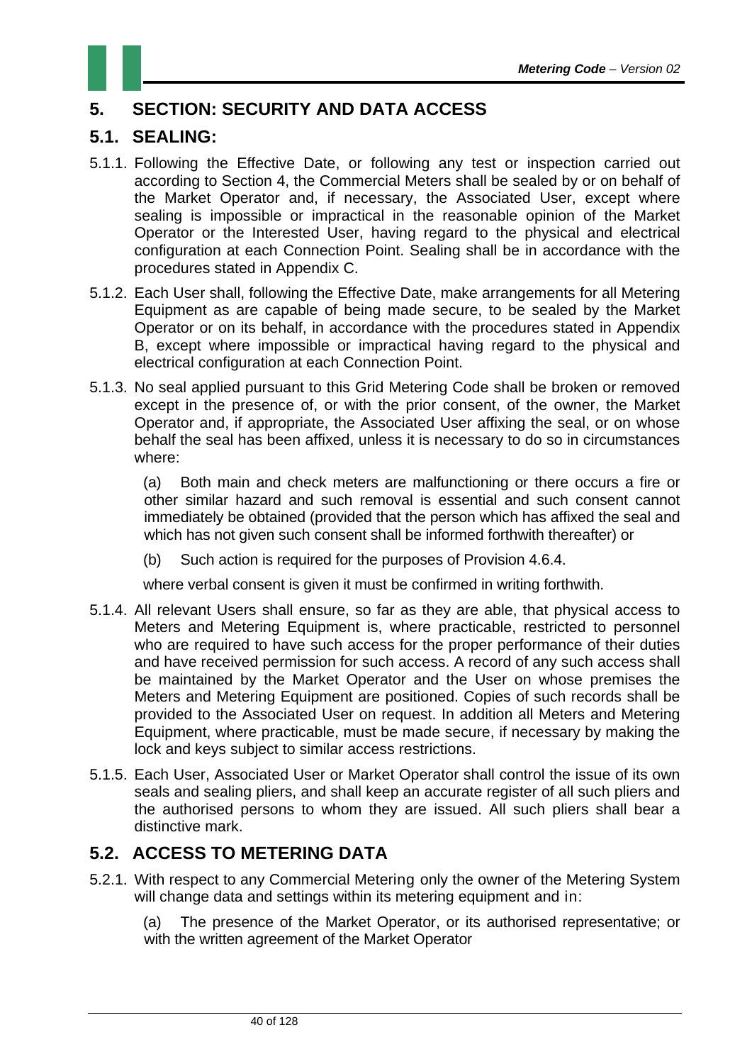# 5. SECTION: SECURITY AND DATA ACCESS

## 5.1. SEALING:

5.1.1. Following the Effective Date, or following any test or inspection carried out according to Section 4, the Commercial Meters shall be sealed by or on behalf of the Market Operator and, if necessary, the Associated User, except where sealing is impossible or impractical in the reasonable opinion of the Market Operator or the Interested User, having regard to the physical and electrical configuration at each Connection Point. Sealing shall be in accordance with the procedures stated in Appendix C.

5.1.2. Each User shall, following the Effective Date, make arrangements for all Metering Equipment as are capable of being made secure, to be sealed by the Market Operator or on its behalf, in accordance with the procedures stated in Appendix B, except where impossible or impractical having regard to the physical and electrical configuration at each Connection Point.

5.1.3. No seal applied pursuant to this Grid Metering Code shall be broken or removed except in the presence of, or with the prior consent, of the owner, the Market Operator and, if appropriate, the Associated User affixing the seal, or on whose behalf the seal has been affixed, unless it is necessary to do so in circumstances where:

(a) Both main and check meters are malfunctioning or there occurs a fire or other similar hazard and such removal is essential and such consent cannot immediately be obtained (provided that the person which has affixed the seal and which has not given such consent shall be informed forthwith thereafter) or

(b) Such action is required for the purposes of Provision 4.6.4.

where verbal consent is given it must be confirmed in writing forthwith.

5.1.4. All relevant Users shall ensure, so far as they are able, that physical access to Meters and Metering Equipment is, where practicable, restricted to personnel who are required to have such access for the proper performance of their duties and have received permission for such access. A record of any such access shall be maintained by the Market Operator and the User on whose premises the Meters and Metering Equipment are positioned. Copies of such records shall be provided to the Associated User on request. In addition all Meters and Metering Equipment, where practicable, must be made secure, if necessary by making the lock and keys subject to similar access restrictions.

5.1.5. Each User, Associated User or Market Operator shall control the issue of its own seals and sealing pliers, and shall keep an accurate register of all such pliers and the authorised persons to whom they are issued. All such pliers shall bear a distinctive mark.

## 5.2. ACCESS TO METERING DATA

5.2.1. With respect to any Commercial Metering only the owner of the Metering System will change data and settings within its metering equipment and in:

(a) The presence of the Market Operator, or its authorised representative; or with the written agreement of the Market Operator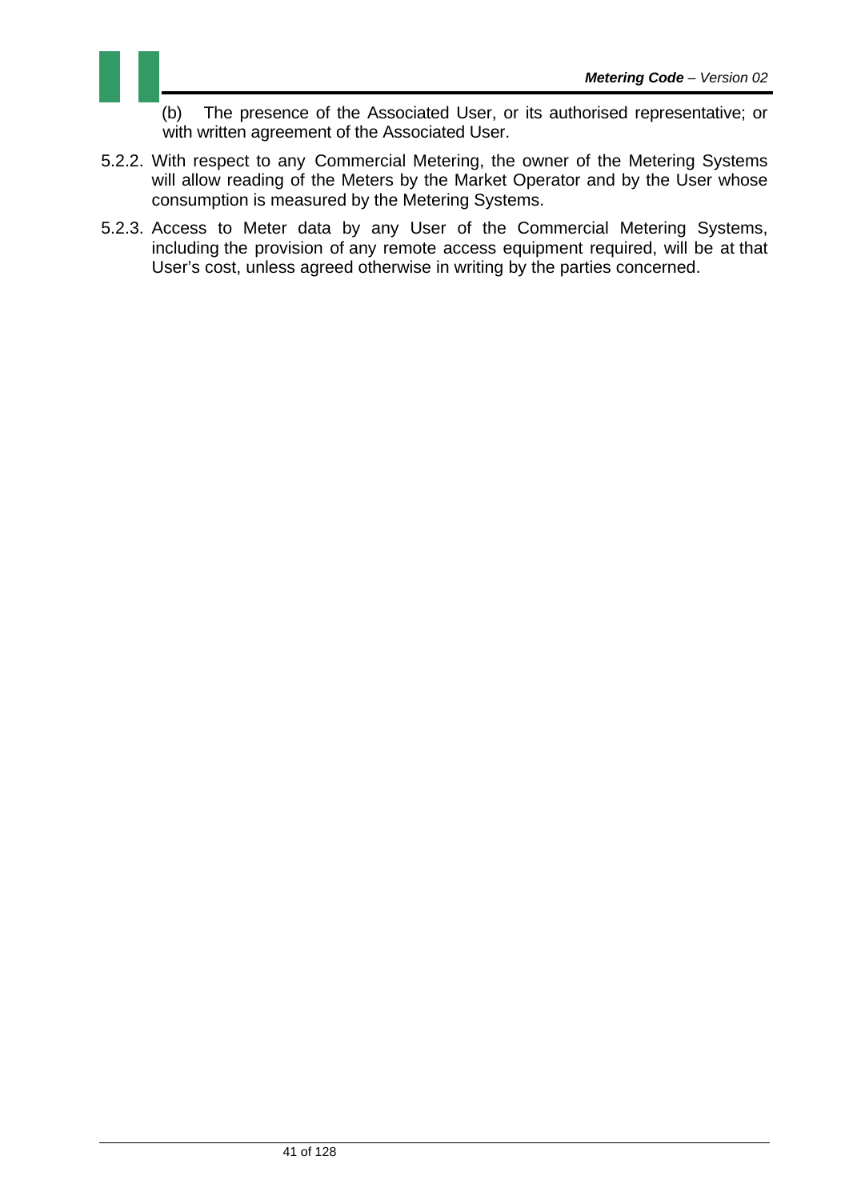(b) The presence of the Associated User, or its authorised representative; or with written agreement of the Associated User.

5.2.2. With respect to any Commercial Metering, the owner of the Metering Systems will allow reading of the Meters by the Market Operator and by the User whose consumption is measured by the Metering Systems.

5.2.3. Access to Meter data by any User of the Commercial Metering Systems, including the provision of any remote access equipment required, will be at that User's cost, unless agreed otherwise in writing by the parties concerned.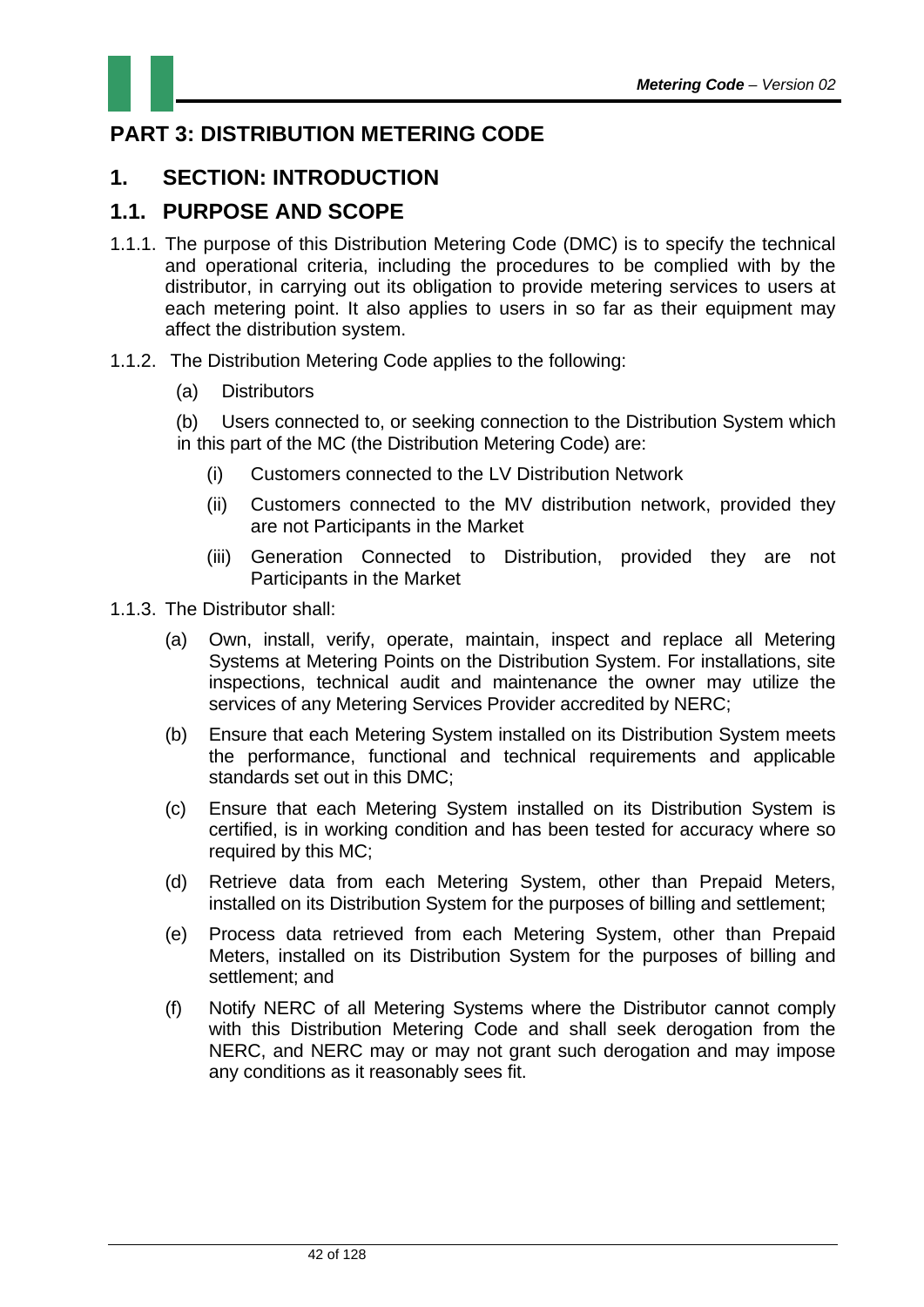# PART 3: DISTRIBUTION METERING CODE

## 1. SECTION: INTRODUCTION

## 1.1. PURPOSE AND SCOPE

1.1.1. The purpose of this Distribution Metering Code (DMC) is to specify the technical and operational criteria, including the procedures to be complied with by the distributor, in carrying out its obligation to provide metering services to users at each metering point. It also applies to users in so far as their equipment may affect the distribution system.

1.1.2. The Distribution Metering Code applies to the following:

(a) Distributors

(b) Users connected to, or seeking connection to the Distribution System which in this part of the MC (the Distribution Metering Code) are:

(i) Customers connected to the LV Distribution Network

(ii) Customers connected to the MV distribution network, provided they are not Participants in the Market

(iii) Generation Connected to Distribution, provided they are not Participants in the Market

1.1.3. The Distributor shall:

(a) Own, install, verify, operate, maintain, inspect and replace all Metering Systems at Metering Points on the Distribution System. For installations, site inspections, technical audit and maintenance the owner may utilize the services of any Metering Services Provider accredited by NERC;

(b) Ensure that each Metering System installed on its Distribution System meets the performance, functional and technical requirements and applicable standards set out in this DMC;

(c) Ensure that each Metering System installed on its Distribution System is certified, is in working condition and has been tested for accuracy where so required by this MC;

(d) Retrieve data from each Metering System, other than Prepaid Meters, installed on its Distribution System for the purposes of billing and settlement;

(e) Process data retrieved from each Metering System, other than Prepaid Meters, installed on its Distribution System for the purposes of billing and settlement; and

(f) Notify NERC of all Metering Systems where the Distributor cannot comply with this Distribution Metering Code and shall seek derogation from the NERC, and NERC may or may not grant such derogation and may impose any conditions as it reasonably sees fit.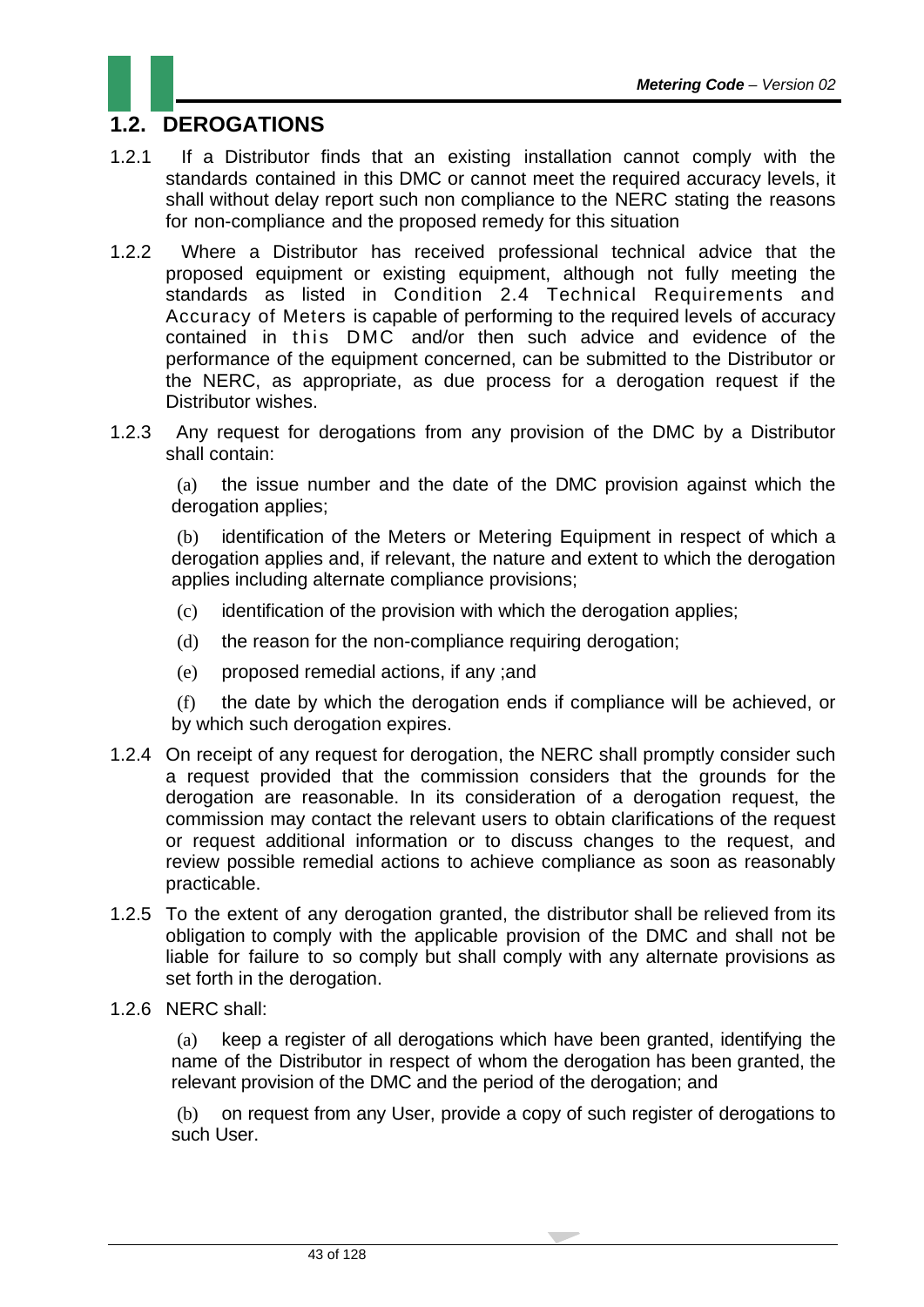## 1.2. DEROGATIONS

1.2.1 If a Distributor finds that an existing installation cannot comply with the standards contained in this DMC or cannot meet the required accuracy levels, it shall without delay report such non compliance to the NERC stating the reasons for non-compliance and the proposed remedy for this situation

1.2.2 Where a Distributor has received professional technical advice that the proposed equipment or existing equipment, although not fully meeting the standards as listed in Condition 2.4 Technical Requirements and Accuracy of Meters is capable of performing to the required levels of accuracy contained in this DMC and/or then such advice and evidence of the performance of the equipment concerned, can be submitted to the Distributor or the NERC, as appropriate, as due process for a derogation request if the Distributor wishes.

1.2.3 Any request for derogations from any provision of the DMC by a Distributor shall contain:

(a) the issue number and the date of the DMC provision against which the derogation applies;

(b) identification of the Meters or Metering Equipment in respect of which a derogation applies and, if relevant, the nature and extent to which the derogation applies including alternate compliance provisions;

(c) identification of the provision with which the derogation applies;

(d) the reason for the non-compliance requiring derogation;

(e) proposed remedial actions, if any ;and

(f) the date by which the derogation ends if compliance will be achieved, or by which such derogation expires.

1.2.4 On receipt of any request for derogation, the NERC shall promptly consider such a request provided that the commission considers that the grounds for the derogation are reasonable. In its consideration of a derogation request, the commission may contact the relevant users to obtain clarifications of the request or request additional information or to discuss changes to the request, and review possible remedial actions to achieve compliance as soon as reasonably practicable.

1.2.5 To the extent of any derogation granted, the distributor shall be relieved from its obligation to comply with the applicable provision of the DMC and shall not be liable for failure to so comply but shall comply with any alternate provisions as set forth in the derogation.

1.2.6 NERC shall:

(a) keep a register of all derogations which have been granted, identifying the name of the Distributor in respect of whom the derogation has been granted, the relevant provision of the DMC and the period of the derogation; and

(b) on request from any User, provide a copy of such register of derogations to such User.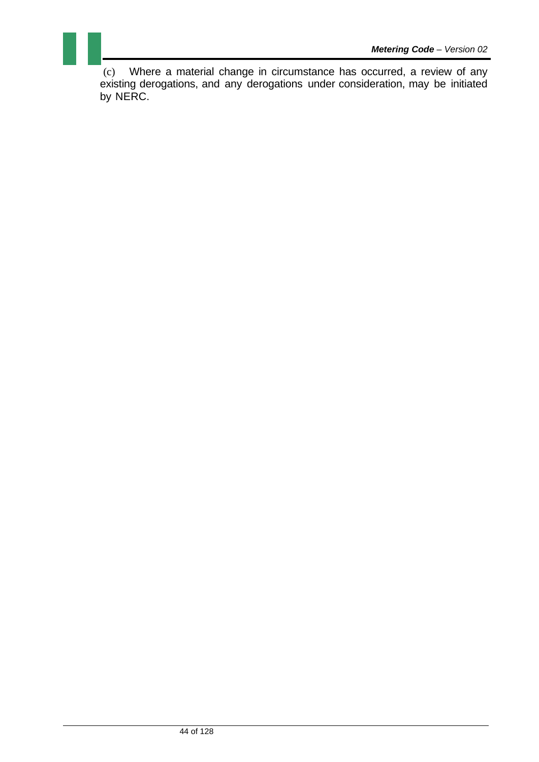(c) Where a material change in circumstance has occurred, a review of any existing derogations, and any derogations under consideration, may be initiated by NERC.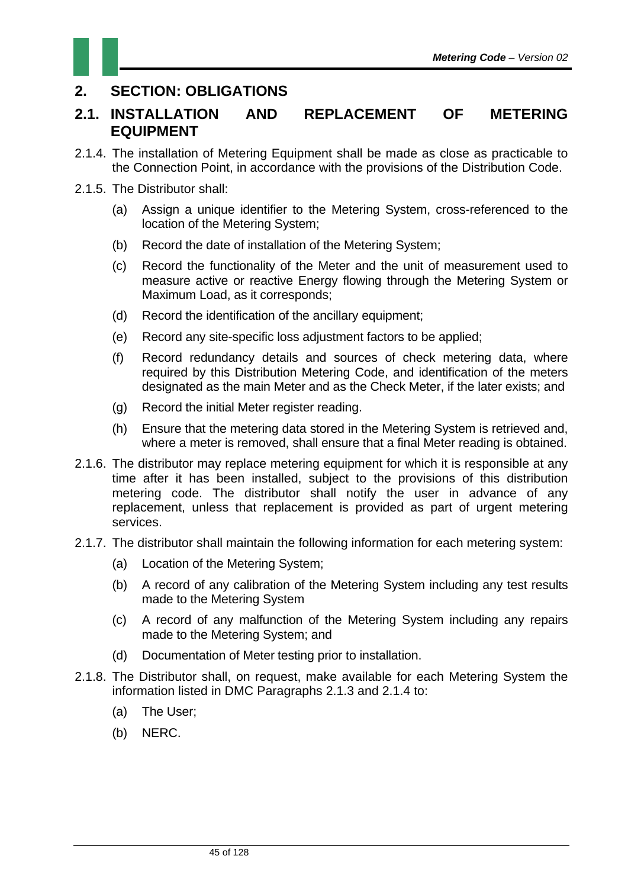# 2. SECTION: OBLIGATIONS

## 2.1. INSTALLATION AND REPLACEMENT OF METERING EQUIPMENT

2.1.4. The installation of Metering Equipment shall be made as close as practicable to the Connection Point, in accordance with the provisions of the Distribution Code.

2.1.5. The Distributor shall:

(a) Assign a unique identifier to the Metering System, cross-referenced to the location of the Metering System;

(b) Record the date of installation of the Metering System;

(c) Record the functionality of the Meter and the unit of measurement used to measure active or reactive Energy flowing through the Metering System or Maximum Load, as it corresponds;

(d) Record the identification of the ancillary equipment;

(e) Record any site-specific loss adjustment factors to be applied;

(f) Record redundancy details and sources of check metering data, where required by this Distribution Metering Code, and identification of the meters designated as the main Meter and as the Check Meter, if the later exists; and

(g) Record the initial Meter register reading.

(h) Ensure that the metering data stored in the Metering System is retrieved and, where a meter is removed, shall ensure that a final Meter reading is obtained.

2.1.6. The distributor may replace metering equipment for which it is responsible at any time after it has been installed, subject to the provisions of this distribution metering code. The distributor shall notify the user in advance of any replacement, unless that replacement is provided as part of urgent metering services.

2.1.7. The distributor shall maintain the following information for each metering system:

(a) Location of the Metering System;

(b) A record of any calibration of the Metering System including any test results made to the Metering System

(c) A record of any malfunction of the Metering System including any repairs made to the Metering System; and

(d) Documentation of Meter testing prior to installation.

2.1.8. The Distributor shall, on request, make available for each Metering System the information listed in DMC Paragraphs 2.1.3 and 2.1.4 to:

(a) The User;

(b) NERC.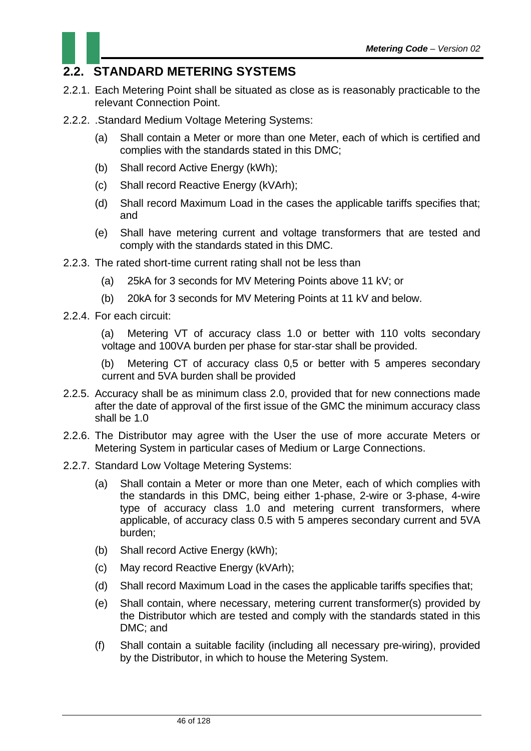## 2.2. STANDARD METERING SYSTEMS

2.2.1. Each Metering Point shall be situated as close as is reasonably practicable to the relevant Connection Point.

2.2.2. .Standard Medium Voltage Metering Systems:

(a) Shall contain a Meter or more than one Meter, each of which is certified and complies with the standards stated in this DMC;

(b) Shall record Active Energy (kWh);

(c) Shall record Reactive Energy (kVArh);

(d) Shall record Maximum Load in the cases the applicable tariffs specifies that; and

(e) Shall have metering current and voltage transformers that are tested and comply with the standards stated in this DMC.

2.2.3. The rated short-time current rating shall not be less than

(a) 25kA for 3 seconds for MV Metering Points above 11 kV; or

(b) 20kA for 3 seconds for MV Metering Points at 11 kV and below.

2.2.4. For each circuit:

(a) Metering VT of accuracy class 1.0 or better with 110 volts secondary voltage and 100VA burden per phase for star-star shall be provided.

(b) Metering CT of accuracy class 0,5 or better with 5 amperes secondary current and 5VA burden shall be provided

2.2.5. Accuracy shall be as minimum class 2.0, provided that for new connections made after the date of approval of the first issue of the GMC the minimum accuracy class shall be 1.0

2.2.6. The Distributor may agree with the User the use of more accurate Meters or Metering System in particular cases of Medium or Large Connections.

2.2.7. Standard Low Voltage Metering Systems:

(a) Shall contain a Meter or more than one Meter, each of which complies with the standards in this DMC, being either 1-phase, 2-wire or 3-phase, 4-wire type of accuracy class 1.0 and metering current transformers, where applicable, of accuracy class 0.5 with 5 amperes secondary current and 5VA burden;

(b) Shall record Active Energy (kWh);

(c) May record Reactive Energy (kVArh);

(d) Shall record Maximum Load in the cases the applicable tariffs specifies that;

(e) Shall contain, where necessary, metering current transformer(s) provided by the Distributor which are tested and comply with the standards stated in this DMC; and

(f) Shall contain a suitable facility (including all necessary pre-wiring), provided by the Distributor, in which to house the Metering System.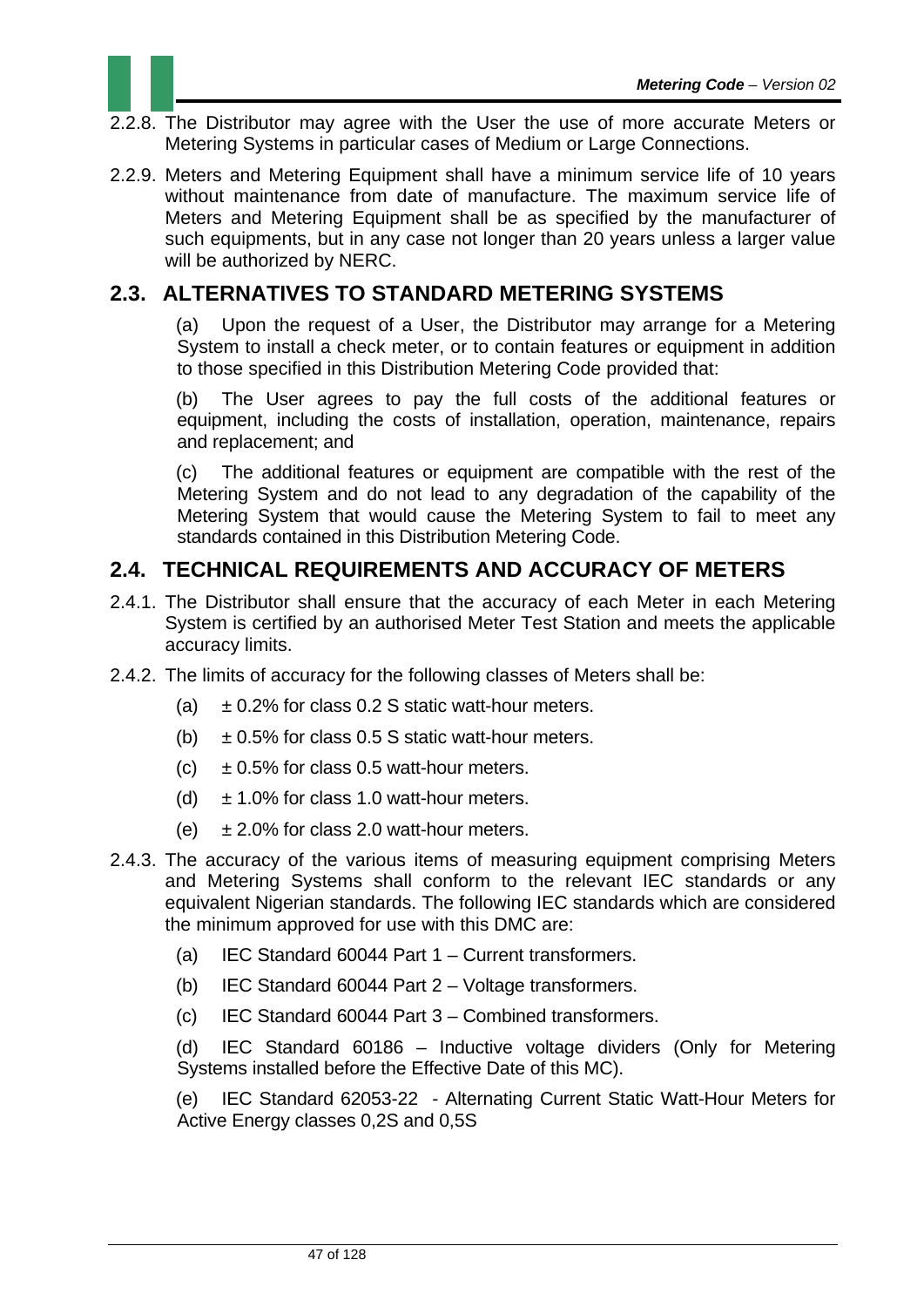2.2.8. The Distributor may agree with the User the use of more accurate Meters or Metering Systems in particular cases of Medium or Large Connections.

2.2.9. Meters and Metering Equipment shall have a minimum service life of 10 years without maintenance from date of manufacture. The maximum service life of Meters and Metering Equipment shall be as specified by the manufacturer of such equipments, but in any case not longer than 20 years unless a larger value will be authorized by NERC.

## 2.3. ALTERNATIVES TO STANDARD METERING SYSTEMS

(a) Upon the request of a User, the Distributor may arrange for a Metering System to install a check meter, or to contain features or equipment in addition to those specified in this Distribution Metering Code provided that:

(b) The User agrees to pay the full costs of the additional features or equipment, including the costs of installation, operation, maintenance, repairs and replacement; and

(c) The additional features or equipment are compatible with the rest of the Metering System and do not lead to any degradation of the capability of the Metering System that would cause the Metering System to fail to meet any standards contained in this Distribution Metering Code.

## 2.4. TECHNICAL REQUIREMENTS AND ACCURACY OF METERS

2.4.1. The Distributor shall ensure that the accuracy of each Meter in each Metering System is certified by an authorised Meter Test Station and meets the applicable accuracy limits.

2.4.2. The limits of accuracy for the following classes of Meters shall be:

(a) ± 0.2% for class 0.2 S static watt-hour meters.

(b) ± 0.5% for class 0.5 S static watt-hour meters.

(c) ± 0.5% for class 0.5 watt-hour meters.

(d) ± 1.0% for class 1.0 watt-hour meters.

(e) ± 2.0% for class 2.0 watt-hour meters.

2.4.3. The accuracy of the various items of measuring equipment comprising Meters and Metering Systems shall conform to the relevant IEC standards or any equivalent Nigerian standards. The following IEC standards which are considered the minimum approved for use with this DMC are:

(a) IEC Standard 60044 Part 1 – Current transformers.

(b) IEC Standard 60044 Part 2 – Voltage transformers.

(c) IEC Standard 60044 Part 3 – Combined transformers.

(d) IEC Standard 60186 – Inductive voltage dividers (Only for Metering Systems installed before the Effective Date of this MC).

(e) IEC Standard 62053-22 - Alternating Current Static Watt-Hour Meters for Active Energy classes 0,2S and 0,5S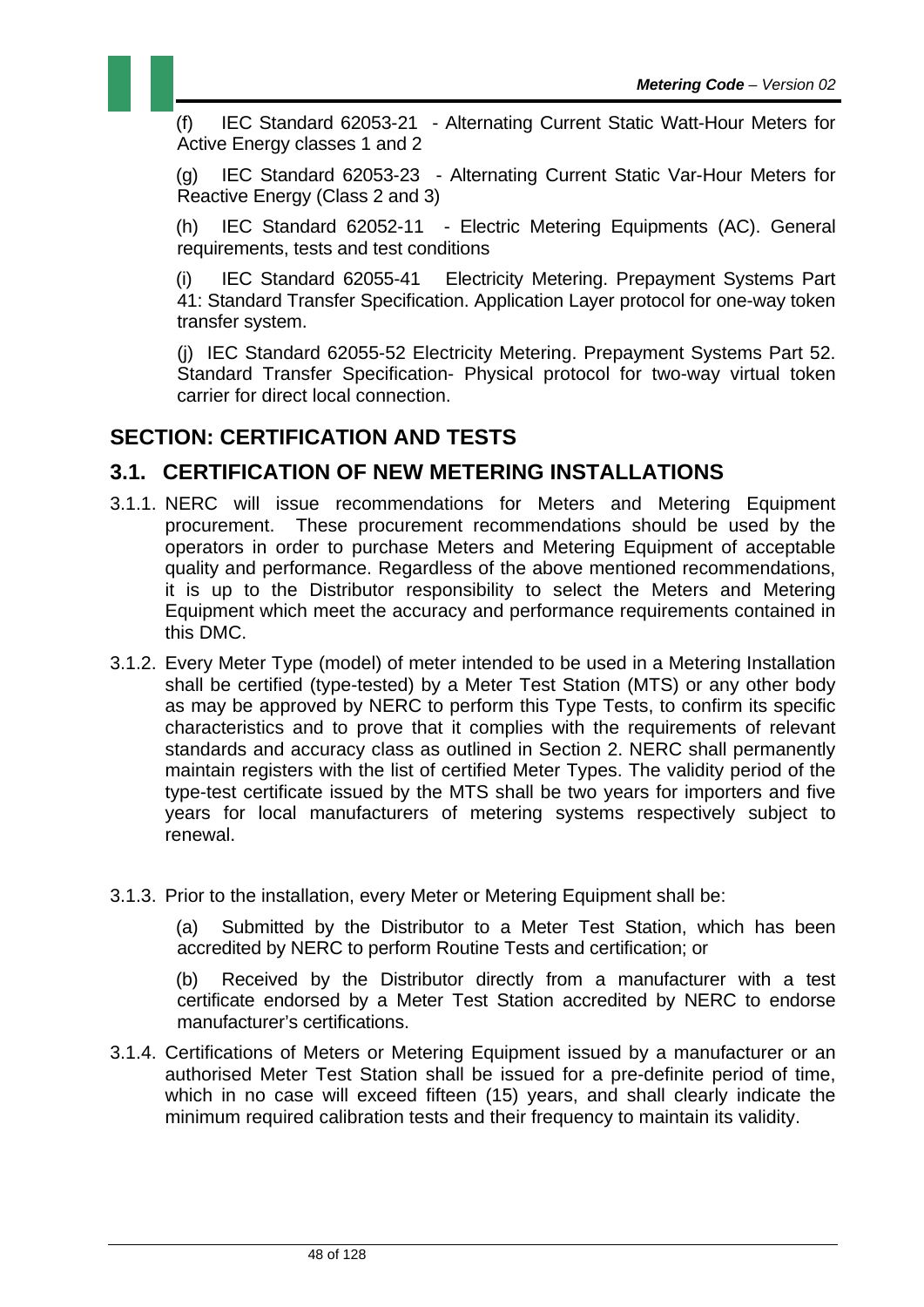(f) IEC Standard 62053-21 - Alternating Current Static Watt-Hour Meters for Active Energy classes 1 and 2

(g) IEC Standard 62053-23 - Alternating Current Static Var-Hour Meters for Reactive Energy (Class 2 and 3)

(h) IEC Standard 62052-11 - Electric Metering Equipments (AC). General requirements, tests and test conditions

(i) IEC Standard 62055-41 Electricity Metering. Prepayment Systems Part 41: Standard Transfer Specification. Application Layer protocol for one-way token transfer system.

(j) IEC Standard 62055-52 Electricity Metering. Prepayment Systems Part 52. Standard Transfer Specification- Physical protocol for two-way virtual token carrier for direct local connection.

# SECTION: CERTIFICATION AND TESTS

## 3.1. CERTIFICATION OF NEW METERING INSTALLATIONS

3.1.1. NERC will issue recommendations for Meters and Metering Equipment procurement. These procurement recommendations should be used by the operators in order to purchase Meters and Metering Equipment of acceptable quality and performance. Regardless of the above mentioned recommendations, it is up to the Distributor responsibility to select the Meters and Metering Equipment which meet the accuracy and performance requirements contained in this DMC.

3.1.2. Every Meter Type (model) of meter intended to be used in a Metering Installation shall be certified (type-tested) by a Meter Test Station (MTS) or any other body as may be approved by NERC to perform this Type Tests, to confirm its specific characteristics and to prove that it complies with the requirements of relevant standards and accuracy class as outlined in Section 2. NERC shall permanently maintain registers with the list of certified Meter Types. The validity period of the type-test certificate issued by the MTS shall be two years for importers and five years for local manufacturers of metering systems respectively subject to renewal.

3.1.3. Prior to the installation, every Meter or Metering Equipment shall be:

(a) Submitted by the Distributor to a Meter Test Station, which has been accredited by NERC to perform Routine Tests and certification; or

(b) Received by the Distributor directly from a manufacturer with a test certificate endorsed by a Meter Test Station accredited by NERC to endorse manufacturer's certifications.

3.1.4. Certifications of Meters or Metering Equipment issued by a manufacturer or an authorised Meter Test Station shall be issued for a pre-definite period of time, which in no case will exceed fifteen (15) years, and shall clearly indicate the minimum required calibration tests and their frequency to maintain its validity.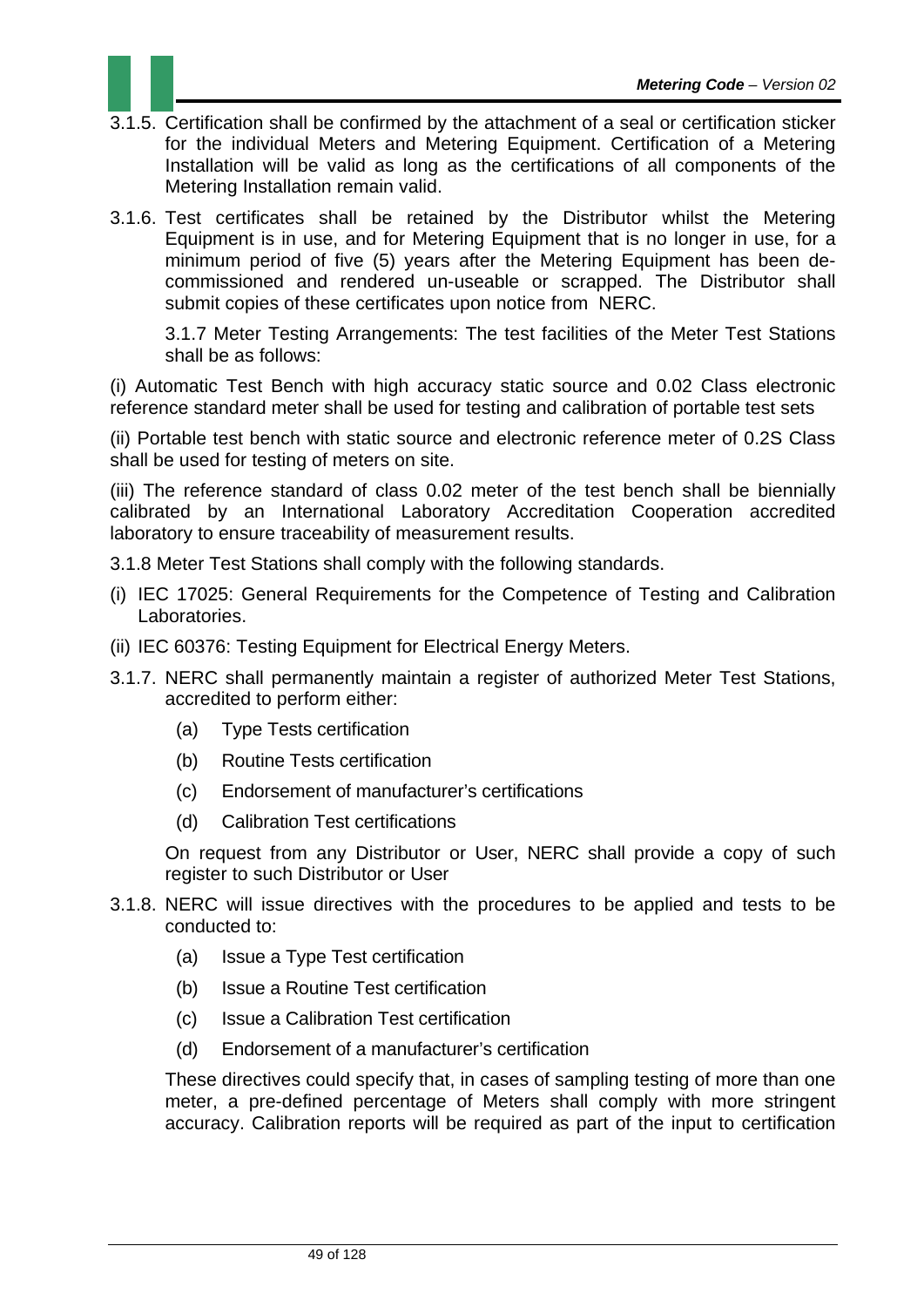3.1.5. Certification shall be confirmed by the attachment of a seal or certification sticker for the individual Meters and Metering Equipment. Certification of a Metering Installation will be valid as long as the certifications of all components of the Metering Installation remain valid.

3.1.6. Test certificates shall be retained by the Distributor whilst the Metering Equipment is in use, and for Metering Equipment that is no longer in use, for a minimum period of five (5) years after the Metering Equipment has been de-commissioned and rendered un-useable or scrapped. The Distributor shall submit copies of these certificates upon notice from NERC.

3.1.7 Meter Testing Arrangements: The test facilities of the Meter Test Stations shall be as follows:

(i) Automatic Test Bench with high accuracy static source and 0.02 Class electronic reference standard meter shall be used for testing and calibration of portable test sets

(ii) Portable test bench with static source and electronic reference meter of 0.2S Class shall be used for testing of meters on site.

(iii) The reference standard of class 0.02 meter of the test bench shall be biennially calibrated by an International Laboratory Accreditation Cooperation accredited laboratory to ensure traceability of measurement results.

3.1.8 Meter Test Stations shall comply with the following standards.

(i) IEC 17025: General Requirements for the Competence of Testing and Calibration Laboratories.

(ii) IEC 60376: Testing Equipment for Electrical Energy Meters.

3.1.7. NERC shall permanently maintain a register of authorized Meter Test Stations, accredited to perform either:

(a) Type Tests certification

(b) Routine Tests certification

(c) Endorsement of manufacturer's certifications

(d) Calibration Test certifications

On request from any Distributor or User, NERC shall provide a copy of such register to such Distributor or User

3.1.8. NERC will issue directives with the procedures to be applied and tests to be conducted to:

(a) Issue a Type Test certification

(b) Issue a Routine Test certification

(c) Issue a Calibration Test certification

(d) Endorsement of a manufacturer's certification

These directives could specify that, in cases of sampling testing of more than one meter, a pre-defined percentage of Meters shall comply with more stringent accuracy. Calibration reports will be required as part of the input to certification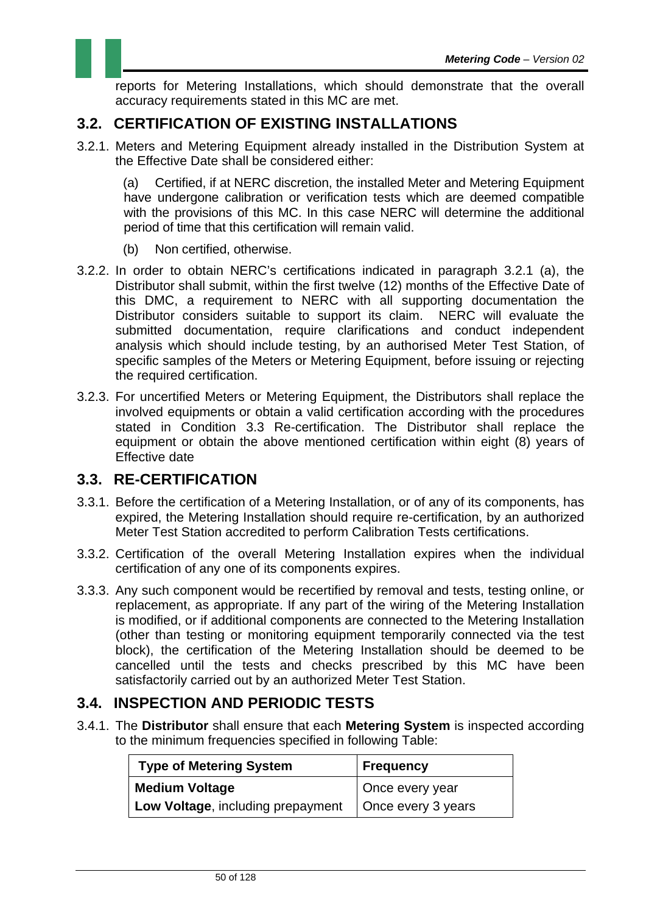reports for Metering Installations, which should demonstrate that the overall accuracy requirements stated in this MC are met.

## 3.2. CERTIFICATION OF EXISTING INSTALLATIONS

3.2.1. Meters and Metering Equipment already installed in the Distribution System at the Effective Date shall be considered either:

(a) Certified, if at NERC discretion, the installed Meter and Metering Equipment have undergone calibration or verification tests which are deemed compatible with the provisions of this MC. In this case NERC will determine the additional period of time that this certification will remain valid.

(b) Non certified, otherwise.

3.2.2. In order to obtain NERC's certifications indicated in paragraph 3.2.1 (a), the Distributor shall submit, within the first twelve (12) months of the Effective Date of this DMC, a requirement to NERC with all supporting documentation the Distributor considers suitable to support its claim. NERC will evaluate the submitted documentation, require clarifications and conduct independent analysis which should include testing, by an authorised Meter Test Station, of specific samples of the Meters or Metering Equipment, before issuing or rejecting the required certification.

3.2.3. For uncertified Meters or Metering Equipment, the Distributors shall replace the involved equipments or obtain a valid certification according with the procedures stated in Condition 3.3 Re-certification. The Distributor shall replace the equipment or obtain the above mentioned certification within eight (8) years of Effective date

## 3.3. RE-CERTIFICATION

3.3.1. Before the certification of a Metering Installation, or of any of its components, has expired, the Metering Installation should require re-certification, by an authorized Meter Test Station accredited to perform Calibration Tests certifications.

3.3.2. Certification of the overall Metering Installation expires when the individual certification of any one of its components expires.

3.3.3. Any such component would be recertified by removal and tests, testing online, or replacement, as appropriate. If any part of the wiring of the Metering Installation is modified, or if additional components are connected to the Metering Installation (other than testing or monitoring equipment temporarily connected via the test block), the certification of the Metering Installation should be deemed to be cancelled until the tests and checks prescribed by this MC have been satisfactorily carried out by an authorized Meter Test Station.

## 3.4. INSPECTION AND PERIODIC TESTS

3.4.1. The **Distributor** shall ensure that each **Metering System** is inspected according to the minimum frequencies specified in following Table:

| Type of Metering System | Frequency |
|---|---|
| **Medium Voltage** | Once every year |
| **Low Voltage**, including prepayment | Once every 3 years |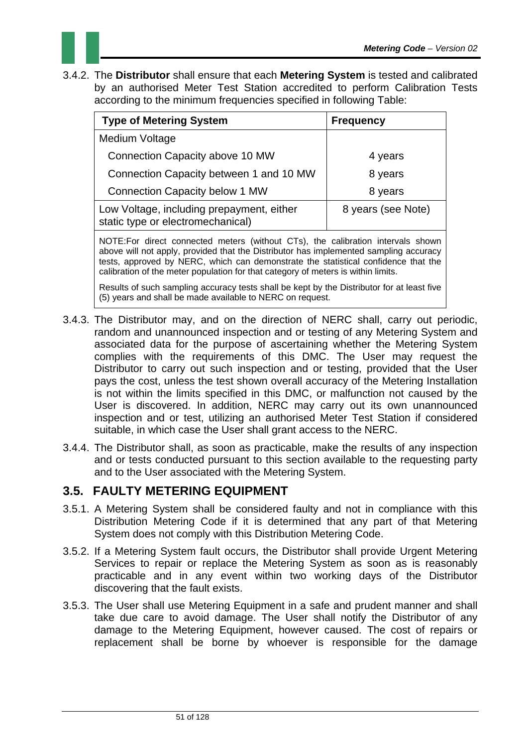3.4.2. The **Distributor** shall ensure that each **Metering System** is tested and calibrated by an authorised Meter Test Station accredited to perform Calibration Tests according to the minimum frequencies specified in following Table:

| Type of Metering System | Frequency |
|---|---|
| Medium Voltage | |
| Connection Capacity above 10 MW | 4 years |
| Connection Capacity between 1 and 10 MW | 8 years |
| Connection Capacity below 1 MW | 8 years |
| Low Voltage, including prepayment, either static type or electromechanical) | 8 years (see Note) |

NOTE:For direct connected meters (without CTs), the calibration intervals shown above will not apply, provided that the Distributor has implemented sampling accuracy tests, approved by NERC, which can demonstrate the statistical confidence that the calibration of the meter population for that category of meters is within limits.

Results of such sampling accuracy tests shall be kept by the Distributor for at least five (5) years and shall be made available to NERC on request.

3.4.3. The Distributor may, and on the direction of NERC shall, carry out periodic, random and unannounced inspection and or testing of any Metering System and associated data for the purpose of ascertaining whether the Metering System complies with the requirements of this DMC. The User may request the Distributor to carry out such inspection and or testing, provided that the User pays the cost, unless the test shown overall accuracy of the Metering Installation is not within the limits specified in this DMC, or malfunction not caused by the User is discovered. In addition, NERC may carry out its own unannounced inspection and or test, utilizing an authorised Meter Test Station if considered suitable, in which case the User shall grant access to the NERC.

3.4.4. The Distributor shall, as soon as practicable, make the results of any inspection and or tests conducted pursuant to this section available to the requesting party and to the User associated with the Metering System.

## 3.5. FAULTY METERING EQUIPMENT

3.5.1. A Metering System shall be considered faulty and not in compliance with this Distribution Metering Code if it is determined that any part of that Metering System does not comply with this Distribution Metering Code.

3.5.2. If a Metering System fault occurs, the Distributor shall provide Urgent Metering Services to repair or replace the Metering System as soon as is reasonably practicable and in any event within two working days of the Distributor discovering that the fault exists.

3.5.3. The User shall use Metering Equipment in a safe and prudent manner and shall take due care to avoid damage. The User shall notify the Distributor of any damage to the Metering Equipment, however caused. The cost of repairs or replacement shall be borne by whoever is responsible for the damage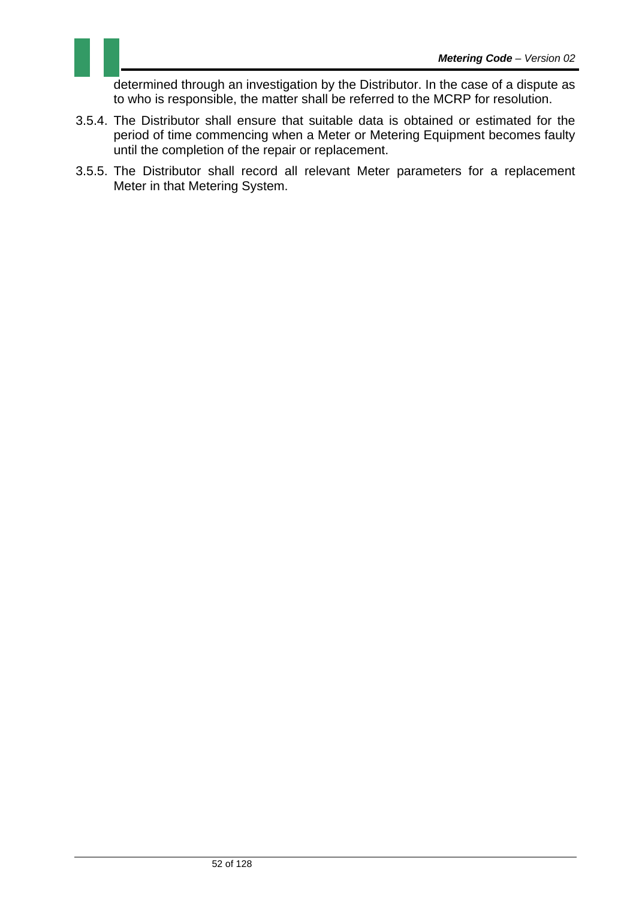determined through an investigation by the Distributor. In the case of a dispute as to who is responsible, the matter shall be referred to the MCRP for resolution.

3.5.4. The Distributor shall ensure that suitable data is obtained or estimated for the period of time commencing when a Meter or Metering Equipment becomes faulty until the completion of the repair or replacement.

3.5.5. The Distributor shall record all relevant Meter parameters for a replacement Meter in that Metering System.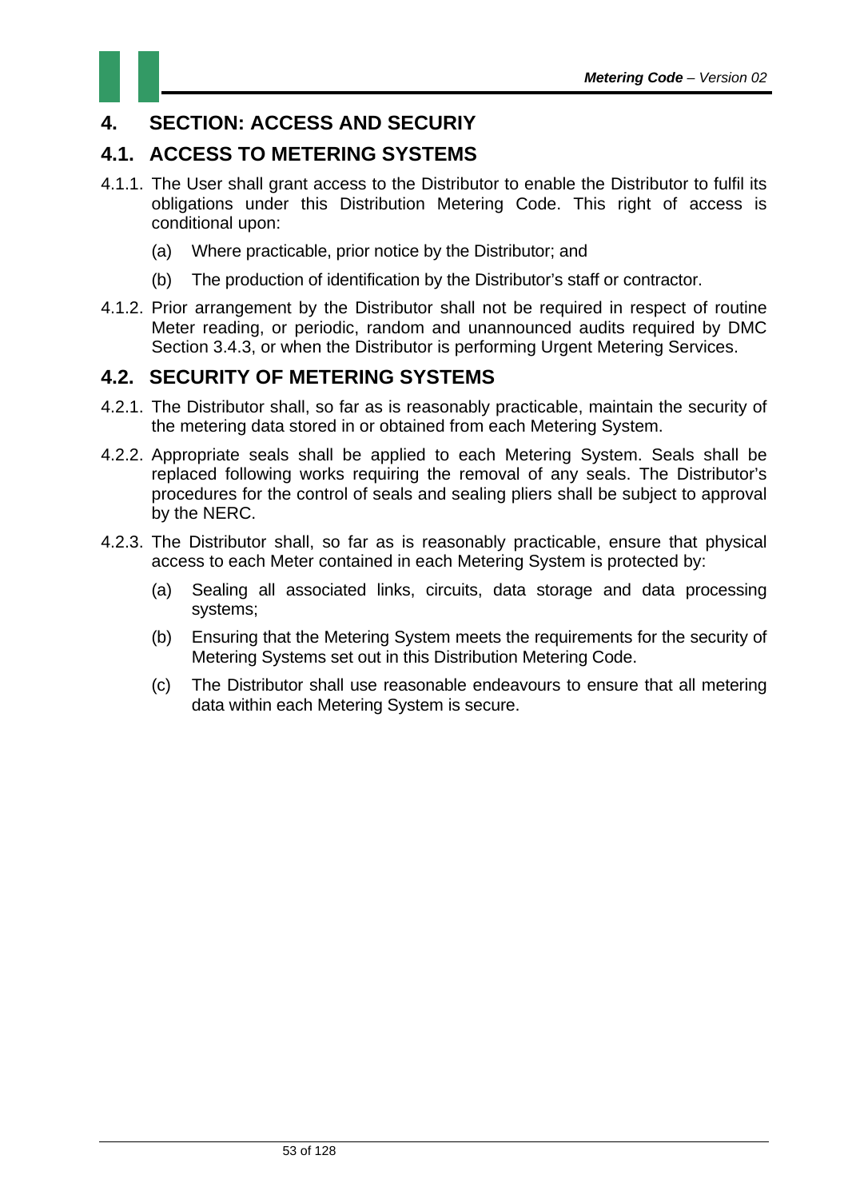# 4. SECTION: ACCESS AND SECURIY

## 4.1. ACCESS TO METERING SYSTEMS

4.1.1. The User shall grant access to the Distributor to enable the Distributor to fulfil its obligations under this Distribution Metering Code. This right of access is conditional upon:

(a) Where practicable, prior notice by the Distributor; and

(b) The production of identification by the Distributor's staff or contractor.

4.1.2. Prior arrangement by the Distributor shall not be required in respect of routine Meter reading, or periodic, random and unannounced audits required by DMC Section 3.4.3, or when the Distributor is performing Urgent Metering Services.

## 4.2. SECURITY OF METERING SYSTEMS

4.2.1. The Distributor shall, so far as is reasonably practicable, maintain the security of the metering data stored in or obtained from each Metering System.

4.2.2. Appropriate seals shall be applied to each Metering System. Seals shall be replaced following works requiring the removal of any seals. The Distributor's procedures for the control of seals and sealing pliers shall be subject to approval by the NERC.

4.2.3. The Distributor shall, so far as is reasonably practicable, ensure that physical access to each Meter contained in each Metering System is protected by:

(a) Sealing all associated links, circuits, data storage and data processing systems;

(b) Ensuring that the Metering System meets the requirements for the security of Metering Systems set out in this Distribution Metering Code.

(c) The Distributor shall use reasonable endeavours to ensure that all metering data within each Metering System is secure.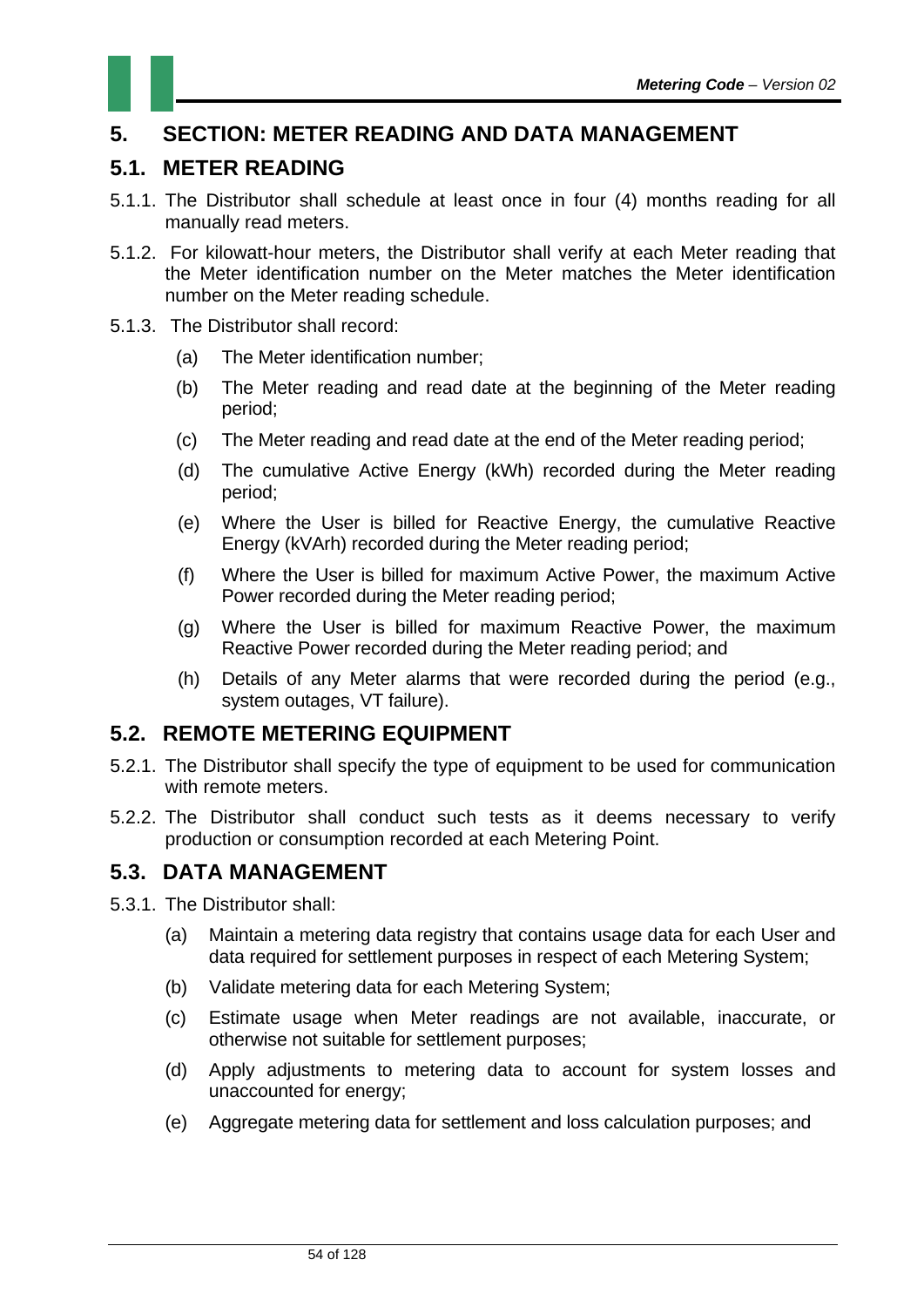# 5. SECTION: METER READING AND DATA MANAGEMENT

## 5.1. METER READING

5.1.1. The Distributor shall schedule at least once in four (4) months reading for all manually read meters.

5.1.2. For kilowatt-hour meters, the Distributor shall verify at each Meter reading that the Meter identification number on the Meter matches the Meter identification number on the Meter reading schedule.

5.1.3. The Distributor shall record:

- (a) The Meter identification number;
- (b) The Meter reading and read date at the beginning of the Meter reading period;
- (c) The Meter reading and read date at the end of the Meter reading period;
- (d) The cumulative Active Energy (kWh) recorded during the Meter reading period;
- (e) Where the User is billed for Reactive Energy, the cumulative Reactive Energy (kVArh) recorded during the Meter reading period;
- (f) Where the User is billed for maximum Active Power, the maximum Active Power recorded during the Meter reading period;
- (g) Where the User is billed for maximum Reactive Power, the maximum Reactive Power recorded during the Meter reading period; and
- (h) Details of any Meter alarms that were recorded during the period (e.g., system outages, VT failure).

## 5.2. REMOTE METERING EQUIPMENT

5.2.1. The Distributor shall specify the type of equipment to be used for communication with remote meters.

5.2.2. The Distributor shall conduct such tests as it deems necessary to verify production or consumption recorded at each Metering Point.

## 5.3. DATA MANAGEMENT

5.3.1. The Distributor shall:

- (a) Maintain a metering data registry that contains usage data for each User and data required for settlement purposes in respect of each Metering System;
- (b) Validate metering data for each Metering System;
- (c) Estimate usage when Meter readings are not available, inaccurate, or otherwise not suitable for settlement purposes;
- (d) Apply adjustments to metering data to account for system losses and unaccounted for energy;
- (e) Aggregate metering data for settlement and loss calculation purposes; and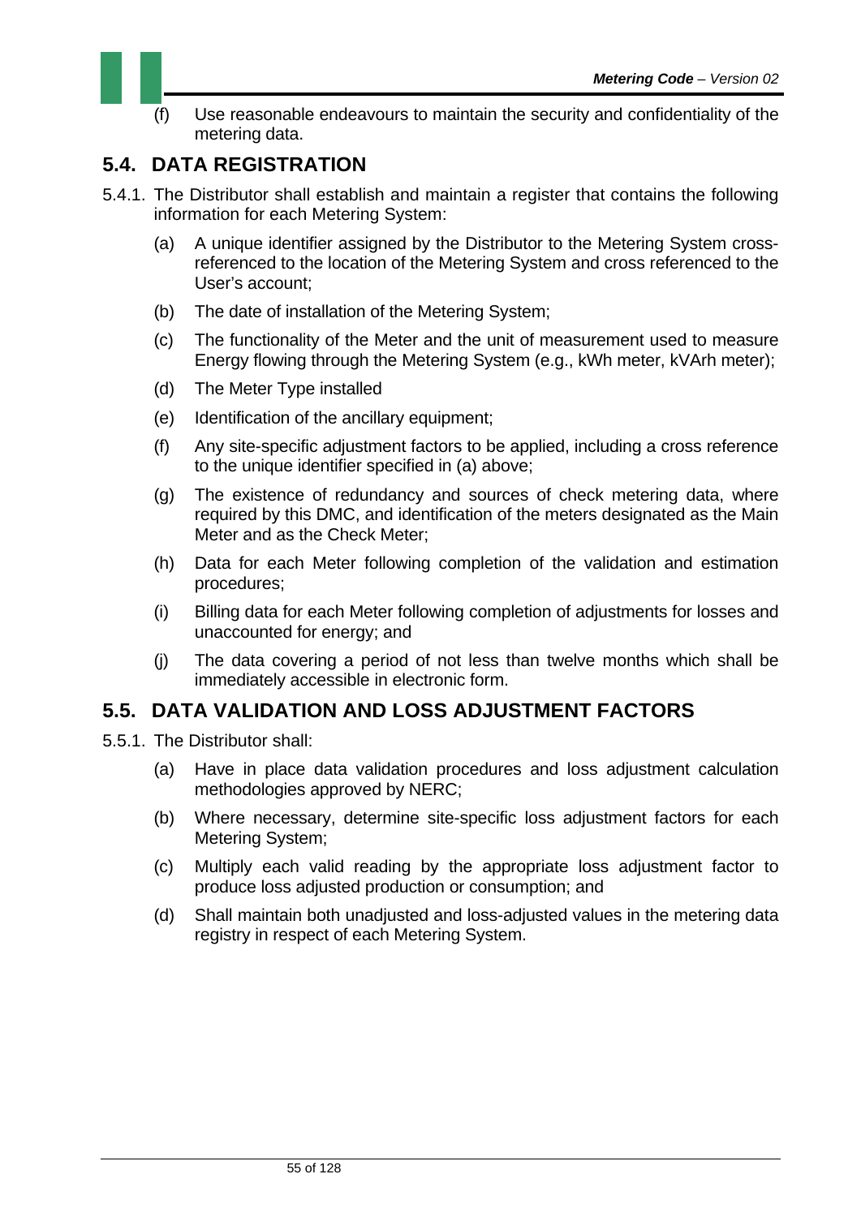(f) Use reasonable endeavours to maintain the security and confidentiality of the metering data.

## 5.4. DATA REGISTRATION

5.4.1. The Distributor shall establish and maintain a register that contains the following information for each Metering System:

- (a) A unique identifier assigned by the Distributor to the Metering System cross-referenced to the location of the Metering System and cross referenced to the User's account;
- (b) The date of installation of the Metering System;
- (c) The functionality of the Meter and the unit of measurement used to measure Energy flowing through the Metering System (e.g., kWh meter, kVArh meter);
- (d) The Meter Type installed
- (e) Identification of the ancillary equipment;
- (f) Any site-specific adjustment factors to be applied, including a cross reference to the unique identifier specified in (a) above;
- (g) The existence of redundancy and sources of check metering data, where required by this DMC, and identification of the meters designated as the Main Meter and as the Check Meter;
- (h) Data for each Meter following completion of the validation and estimation procedures;
- (i) Billing data for each Meter following completion of adjustments for losses and unaccounted for energy; and
- (j) The data covering a period of not less than twelve months which shall be immediately accessible in electronic form.

## 5.5. DATA VALIDATION AND LOSS ADJUSTMENT FACTORS

5.5.1. The Distributor shall:

- (a) Have in place data validation procedures and loss adjustment calculation methodologies approved by NERC;
- (b) Where necessary, determine site-specific loss adjustment factors for each Metering System;
- (c) Multiply each valid reading by the appropriate loss adjustment factor to produce loss adjusted production or consumption; and
- (d) Shall maintain both unadjusted and loss-adjusted values in the metering data registry in respect of each Metering System.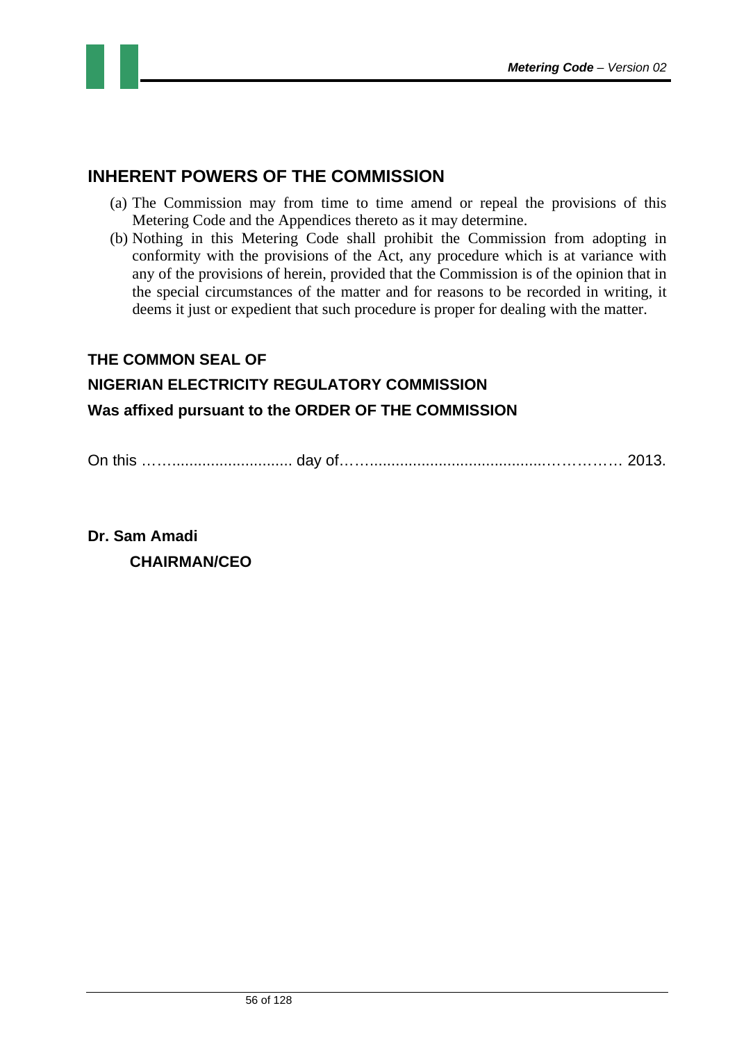## INHERENT POWERS OF THE COMMISSION

(a) The Commission may from time to time amend or repeal the provisions of this Metering Code and the Appendices thereto as it may determine.

(b) Nothing in this Metering Code shall prohibit the Commission from adopting in conformity with the provisions of the Act, any procedure which is at variance with any of the provisions of herein, provided that the Commission is of the opinion that in the special circumstances of the matter and for reasons to be recorded in writing, it deems it just or expedient that such procedure is proper for dealing with the matter.

**THE COMMON SEAL OF**

**NIGERIAN ELECTRICITY REGULATORY COMMISSION**

**Was affixed pursuant to the ORDER OF THE COMMISSION**

On this ……............................ day of…….......................................…………… 2013.

**Dr. Sam Amadi**

**CHAIRMAN/CEO**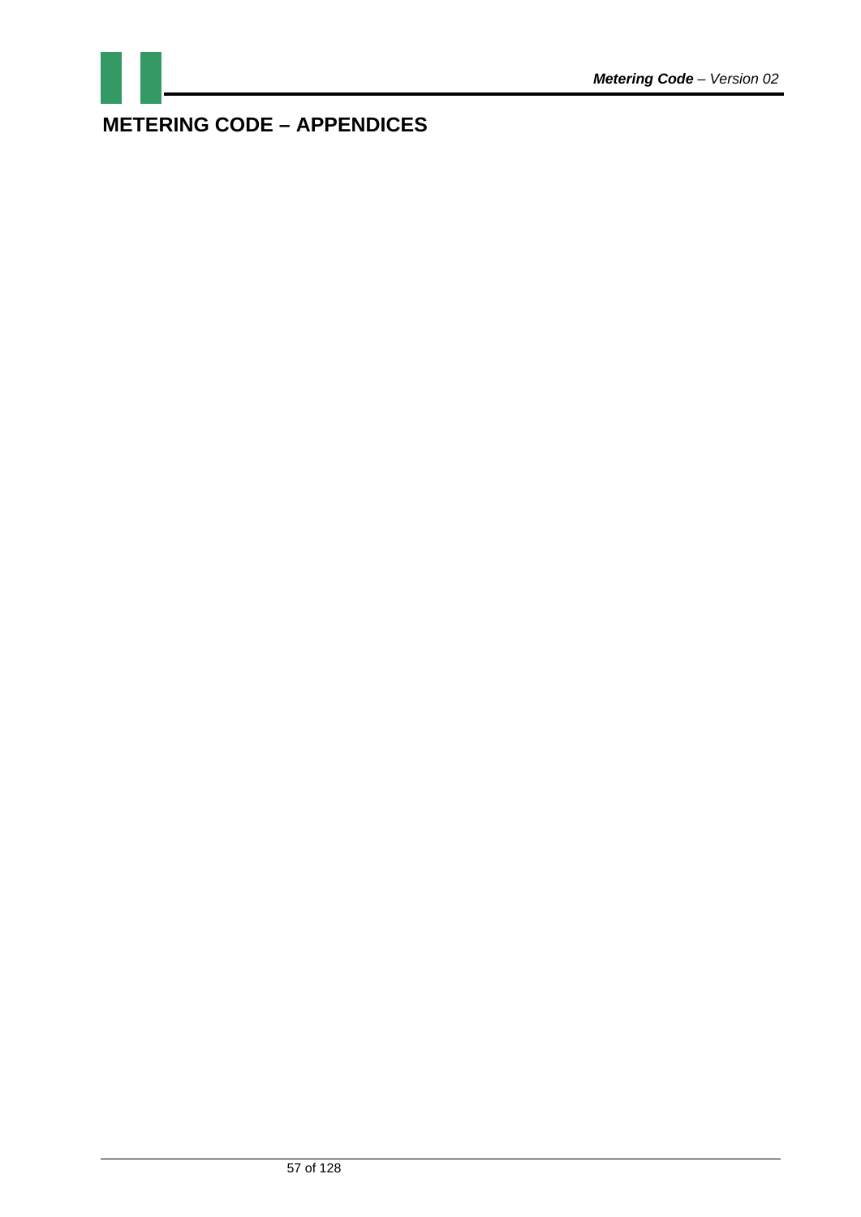# METERING CODE – APPENDICES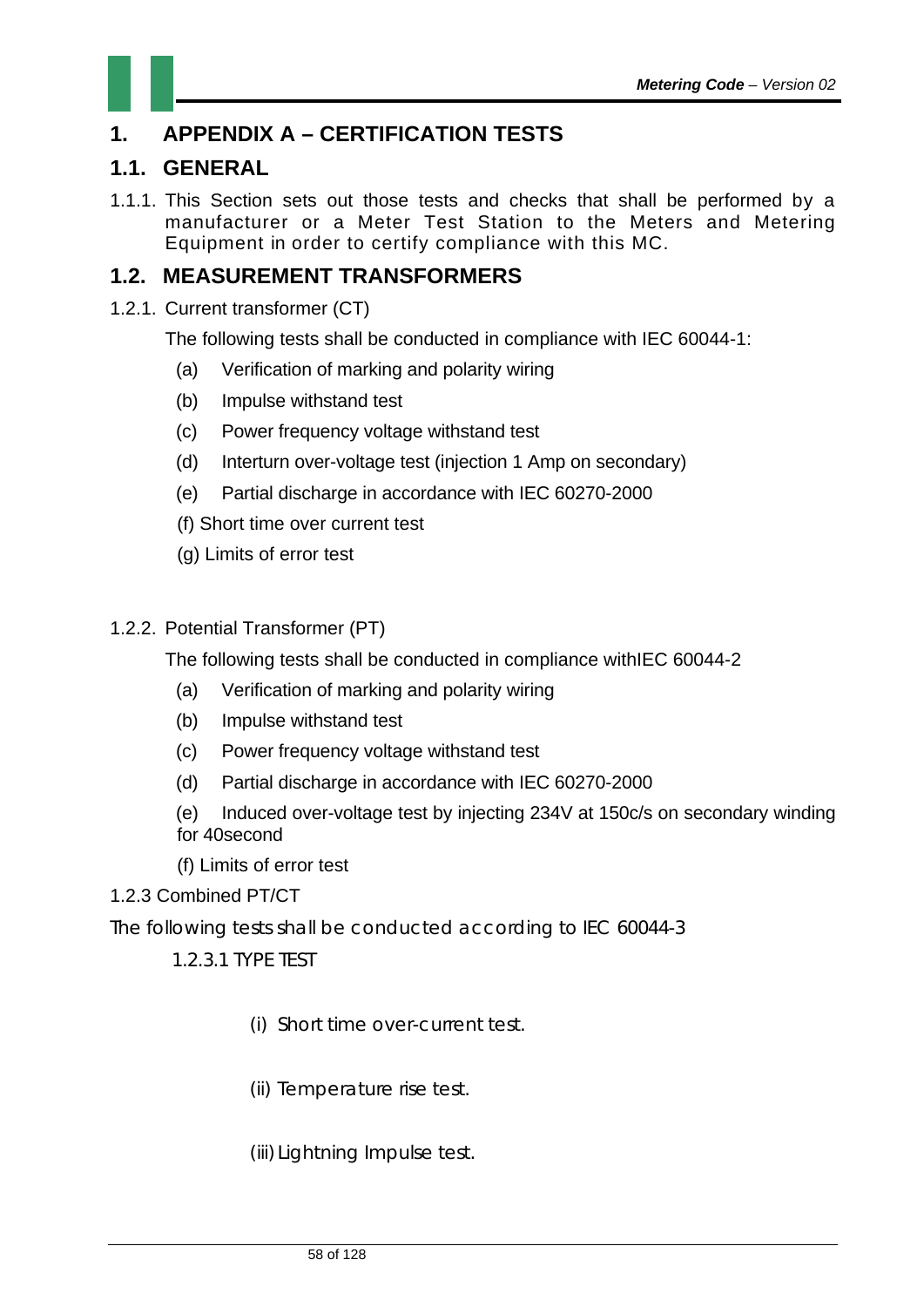# 1. APPENDIX A – CERTIFICATION TESTS

## 1.1. GENERAL

1.1.1. This Section sets out those tests and checks that shall be performed by a manufacturer or a Meter Test Station to the Meters and Metering Equipment in order to certify compliance with this MC.

## 1.2. MEASUREMENT TRANSFORMERS

1.2.1. Current transformer (CT)

The following tests shall be conducted in compliance with IEC 60044-1:

(a) Verification of marking and polarity wiring

(b) Impulse withstand test

(c) Power frequency voltage withstand test

(d) Interturn over-voltage test (injection 1 Amp on secondary)

(e) Partial discharge in accordance with IEC 60270-2000

(f) Short time over current test

(g) Limits of error test

1.2.2. Potential Transformer (PT)

The following tests shall be conducted in compliance withIEC 60044-2

(a) Verification of marking and polarity wiring

(b) Impulse withstand test

(c) Power frequency voltage withstand test

(d) Partial discharge in accordance with IEC 60270-2000

(e) Induced over-voltage test by injecting 234V at 150c/s on secondary winding for 40second

(f) Limits of error test

1.2.3 Combined PT/CT

The following tests shall be conducted according to IEC 60044-3

1.2.3.1 TYPE TEST

(i) Short time over-current test.

(ii) Temperature rise test.

(iii) Lightning Impulse test.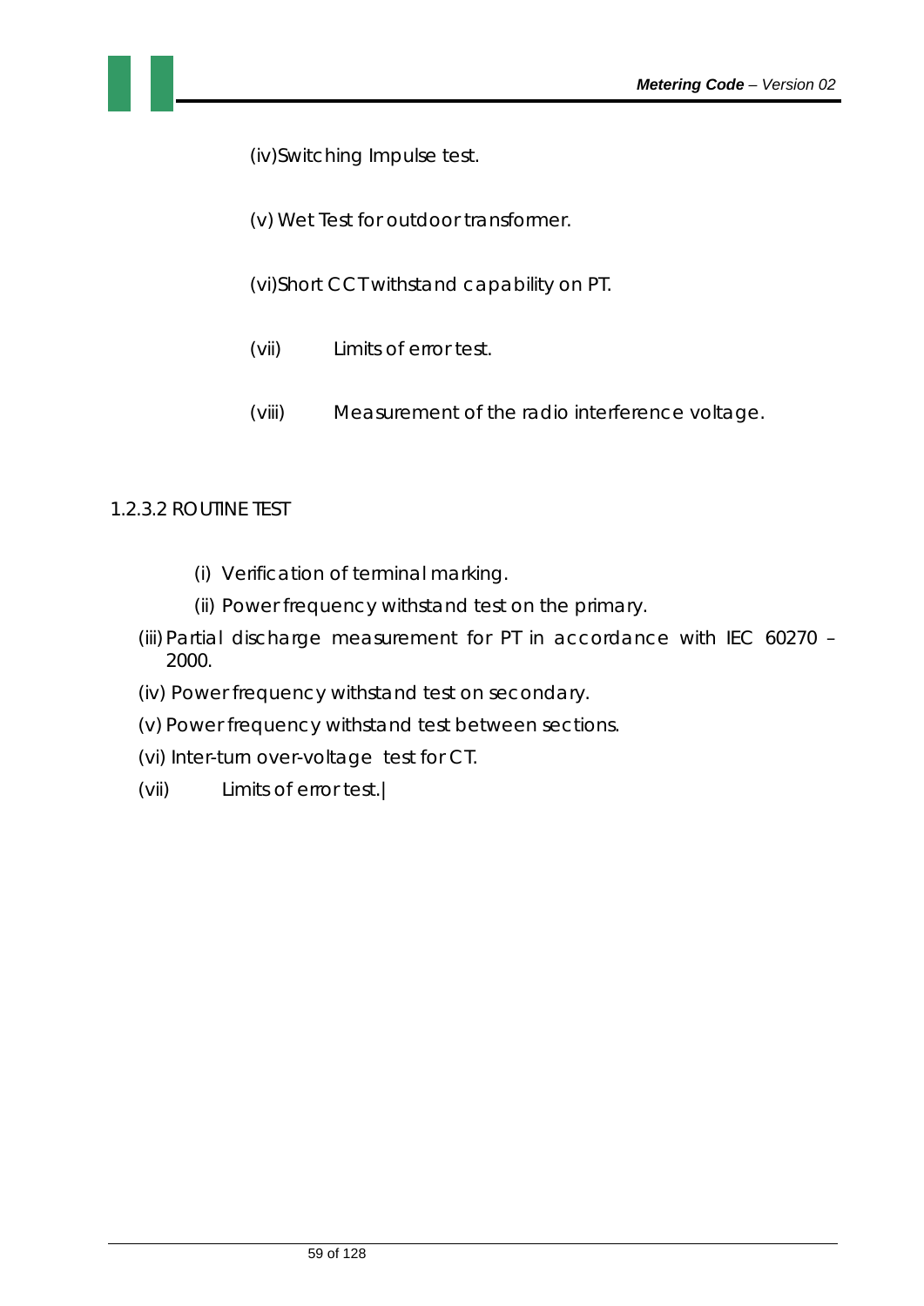(iv) Switching Impulse test.

(v) Wet Test for outdoor transformer.

(vi) Short CCT withstand capability on PT.

(vii) Limits of error test.

(viii) Measurement of the radio interference voltage.

1.2.3.2 ROUTINE TEST

(i) Verification of terminal marking.

(ii) Power frequency withstand test on the primary.

(iii) Partial discharge measurement for PT in accordance with IEC 60270 – 2000.

(iv) Power frequency withstand test on secondary.

(v) Power frequency withstand test between sections.

(vi) Inter-turn over-voltage test for CT.

(vii) Limits of error test.|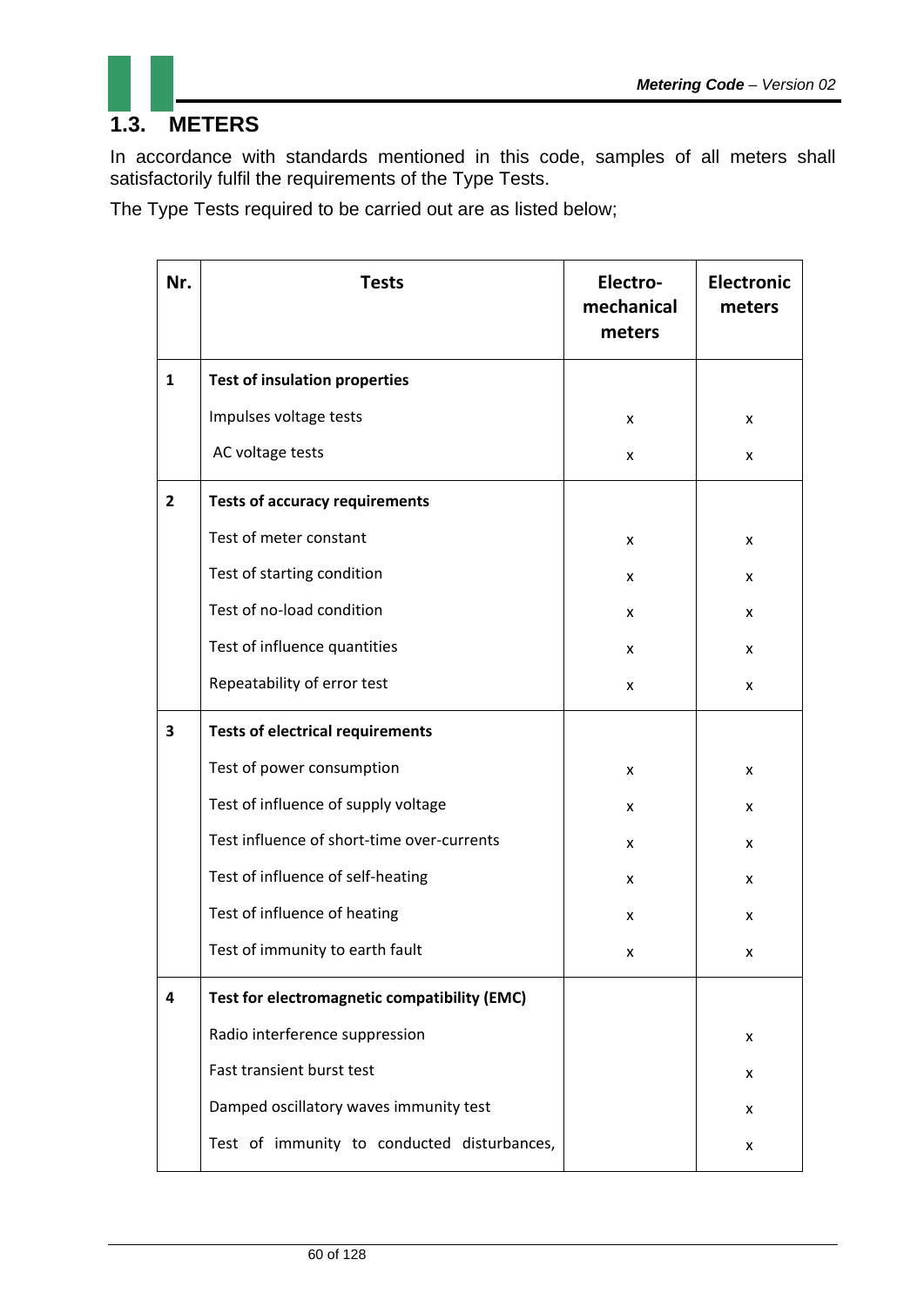## 1.3. METERS

In accordance with standards mentioned in this code, samples of all meters shall satisfactorily fulfil the requirements of the Type Tests.

The Type Tests required to be carried out are as listed below;

| Nr. | Tests | Electro-mechanical meters | Electronic meters |
|---|---|---|---|
| 1 | **Test of insulation properties** | | |
| | Impulses voltage tests | x | x |
| | AC voltage tests | x | x |
| 2 | **Tests of accuracy requirements** | | |
| | Test of meter constant | x | x |
| | Test of starting condition | x | x |
| | Test of no-load condition | x | x |
| | Test of influence quantities | x | x |
| | Repeatability of error test | x | x |
| 3 | **Tests of electrical requirements** | | |
| | Test of power consumption | x | x |
| | Test of influence of supply voltage | x | x |
| | Test influence of short-time over-currents | x | x |
| | Test of influence of self-heating | x | x |
| | Test of influence of heating | x | x |
| | Test of immunity to earth fault | x | x |
| 4 | **Test for electromagnetic compatibility (EMC)** | | |
| | Radio interference suppression | | x |
| | Fast transient burst test | | x |
| | Damped oscillatory waves immunity test | | x |
| | Test of immunity to conducted disturbances, | | x |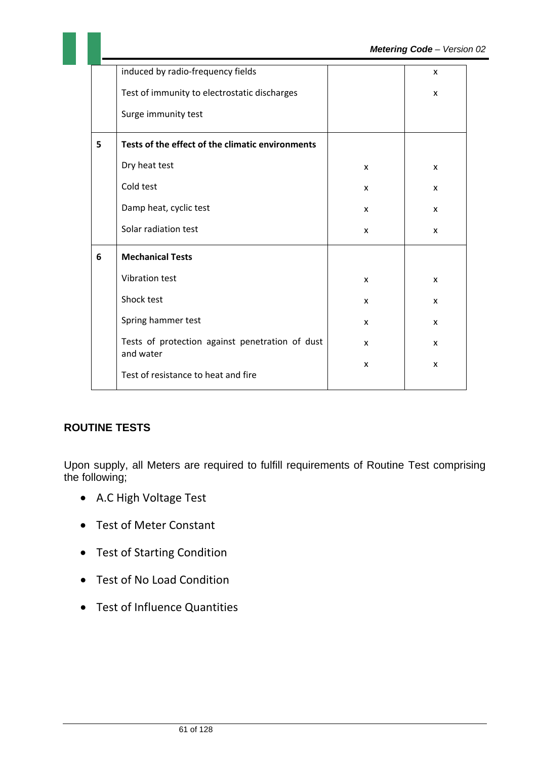| | | | |
|---|---|---|---|
| | induced by radio-frequency fields | | x |
| | Test of immunity to electrostatic discharges | | x |
| | Surge immunity test | | |
| **5** | **Tests of the effect of the climatic environments** | | |
| | Dry heat test | x | x |
| | Cold test | x | x |
| | Damp heat, cyclic test | x | x |
| | Solar radiation test | x | x |
| **6** | **Mechanical Tests** | | |
| | Vibration test | x | x |
| | Shock test | x | x |
| | Spring hammer test | x | x |
| | Tests of protection against penetration of dust and water | x | x |
| | Test of resistance to heat and fire | x | x |

## ROUTINE TESTS

Upon supply, all Meters are required to fulfill requirements of Routine Test comprising the following;

- A.C High Voltage Test
- Test of Meter Constant
- Test of Starting Condition
- Test of No Load Condition
- Test of Influence Quantities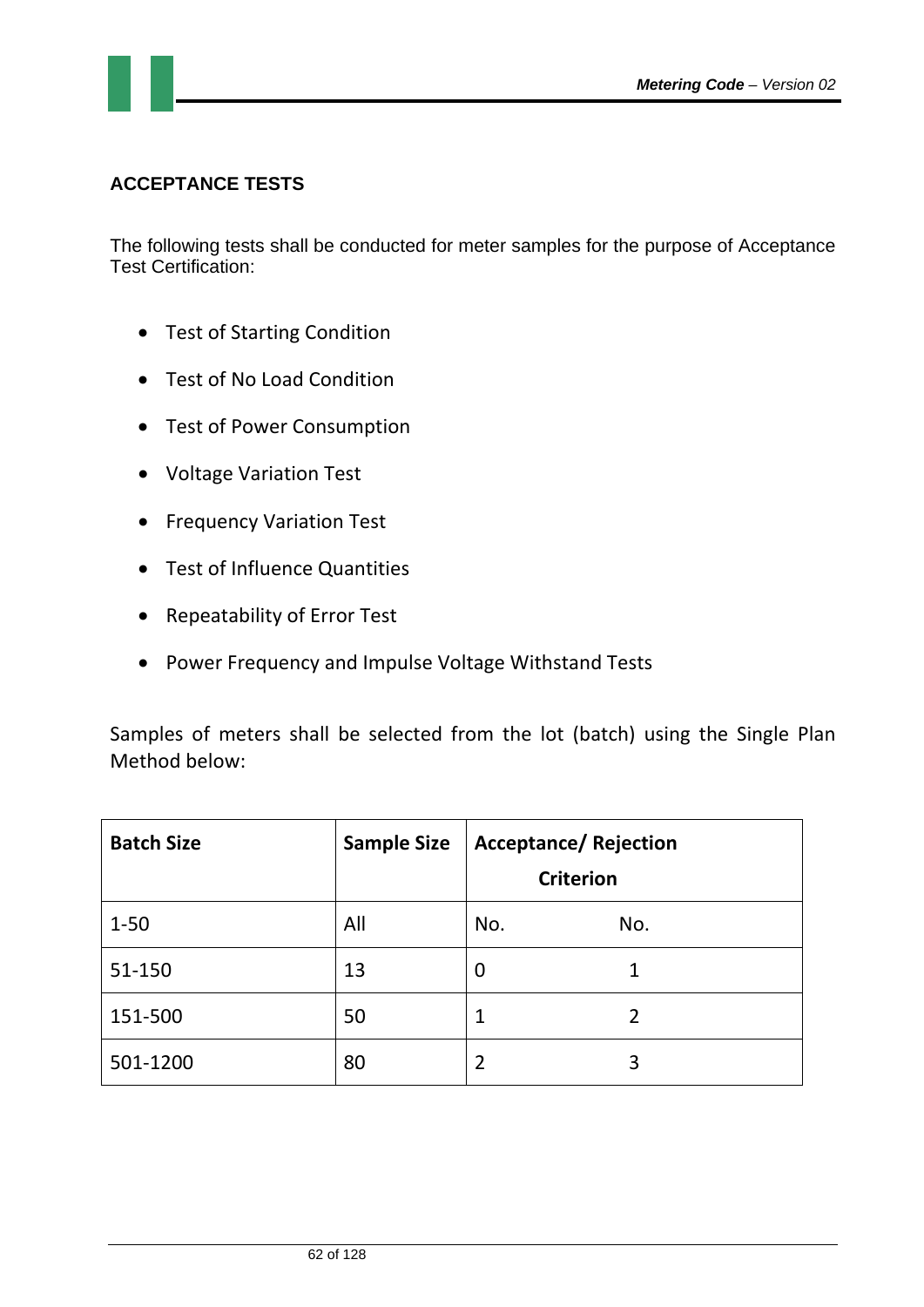## ACCEPTANCE TESTS

The following tests shall be conducted for meter samples for the purpose of Acceptance Test Certification:

- Test of Starting Condition
- Test of No Load Condition
- Test of Power Consumption
- Voltage Variation Test
- Frequency Variation Test
- Test of Influence Quantities
- Repeatability of Error Test
- Power Frequency and Impulse Voltage Withstand Tests

Samples of meters shall be selected from the lot (batch) using the Single Plan Method below:

| Batch Size | Sample Size | Acceptance/ Rejection Criterion | |
|---|---|---|---|
| 1-50 | All | No. | No. |
| 51-150 | 13 | 0 | 1 |
| 151-500 | 50 | 1 | 2 |
| 501-1200 | 80 | 2 | 3 |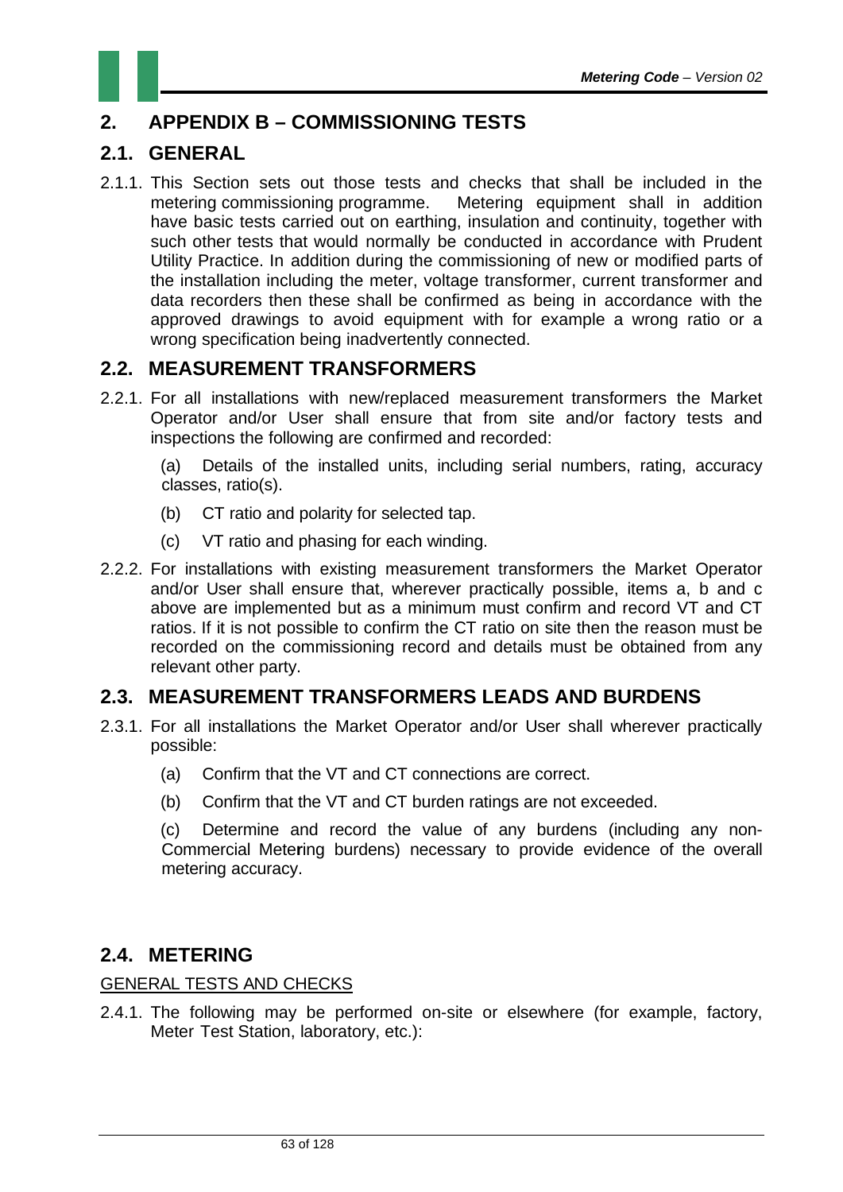# 2. APPENDIX B – COMMISSIONING TESTS

## 2.1. GENERAL

2.1.1. This Section sets out those tests and checks that shall be included in the metering commissioning programme. Metering equipment shall in addition have basic tests carried out on earthing, insulation and continuity, together with such other tests that would normally be conducted in accordance with Prudent Utility Practice. In addition during the commissioning of new or modified parts of the installation including the meter, voltage transformer, current transformer and data recorders then these shall be confirmed as being in accordance with the approved drawings to avoid equipment with for example a wrong ratio or a wrong specification being inadvertently connected.

## 2.2. MEASUREMENT TRANSFORMERS

2.2.1. For all installations with new/replaced measurement transformers the Market Operator and/or User shall ensure that from site and/or factory tests and inspections the following are confirmed and recorded:

(a) Details of the installed units, including serial numbers, rating, accuracy classes, ratio(s).

(b) CT ratio and polarity for selected tap.

(c) VT ratio and phasing for each winding.

2.2.2. For installations with existing measurement transformers the Market Operator and/or User shall ensure that, wherever practically possible, items a, b and c above are implemented but as a minimum must confirm and record VT and CT ratios. If it is not possible to confirm the CT ratio on site then the reason must be recorded on the commissioning record and details must be obtained from any relevant other party.

## 2.3. MEASUREMENT TRANSFORMERS LEADS AND BURDENS

2.3.1. For all installations the Market Operator and/or User shall wherever practically possible:

(a) Confirm that the VT and CT connections are correct.

(b) Confirm that the VT and CT burden ratings are not exceeded.

(c) Determine and record the value of any burdens (including any non-Commercial Metering burdens) necessary to provide evidence of the overall metering accuracy.

## 2.4. METERING

GENERAL TESTS AND CHECKS

2.4.1. The following may be performed on-site or elsewhere (for example, factory, Meter Test Station, laboratory, etc.):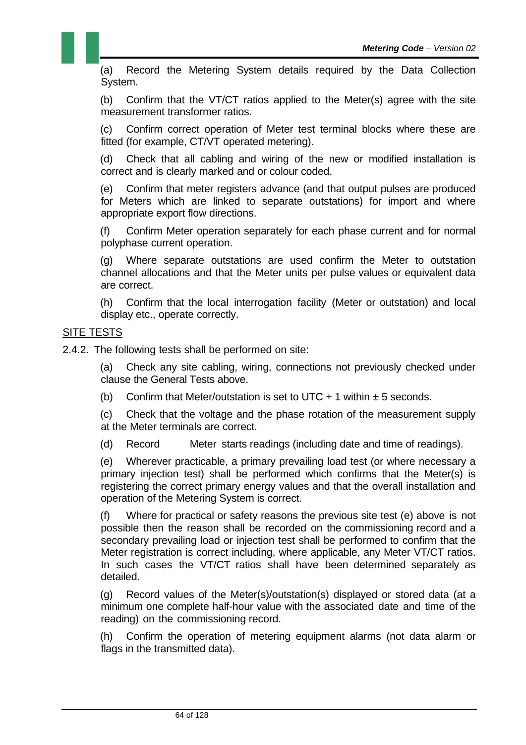(a) Record the Metering System details required by the Data Collection System.

(b) Confirm that the VT/CT ratios applied to the Meter(s) agree with the site measurement transformer ratios.

(c) Confirm correct operation of Meter test terminal blocks where these are fitted (for example, CT/VT operated metering).

(d) Check that all cabling and wiring of the new or modified installation is correct and is clearly marked and or colour coded.

(e) Confirm that meter registers advance (and that output pulses are produced for Meters which are linked to separate outstations) for import and where appropriate export flow directions.

(f) Confirm Meter operation separately for each phase current and for normal polyphase current operation.

(g) Where separate outstations are used confirm the Meter to outstation channel allocations and that the Meter units per pulse values or equivalent data are correct.

(h) Confirm that the local interrogation facility (Meter or outstation) and local display etc., operate correctly.

<u>SITE TESTS</u>

2.4.2. The following tests shall be performed on site:

(a) Check any site cabling, wiring, connections not previously checked under clause the General Tests above.

(b) Confirm that Meter/outstation is set to UTC + 1 within ± 5 seconds.

(c) Check that the voltage and the phase rotation of the measurement supply at the Meter terminals are correct.

(d) Record Meter starts readings (including date and time of readings).

(e) Wherever practicable, a primary prevailing load test (or where necessary a primary injection test) shall be performed which confirms that the Meter(s) is registering the correct primary energy values and that the overall installation and operation of the Metering System is correct.

(f) Where for practical or safety reasons the previous site test (e) above is not possible then the reason shall be recorded on the commissioning record and a secondary prevailing load or injection test shall be performed to confirm that the Meter registration is correct including, where applicable, any Meter VT/CT ratios. In such cases the VT/CT ratios shall have been determined separately as detailed.

(g) Record values of the Meter(s)/outstation(s) displayed or stored data (at a minimum one complete half-hour value with the associated date and time of the reading) on the commissioning record.

(h) Confirm the operation of metering equipment alarms (not data alarm or flags in the transmitted data).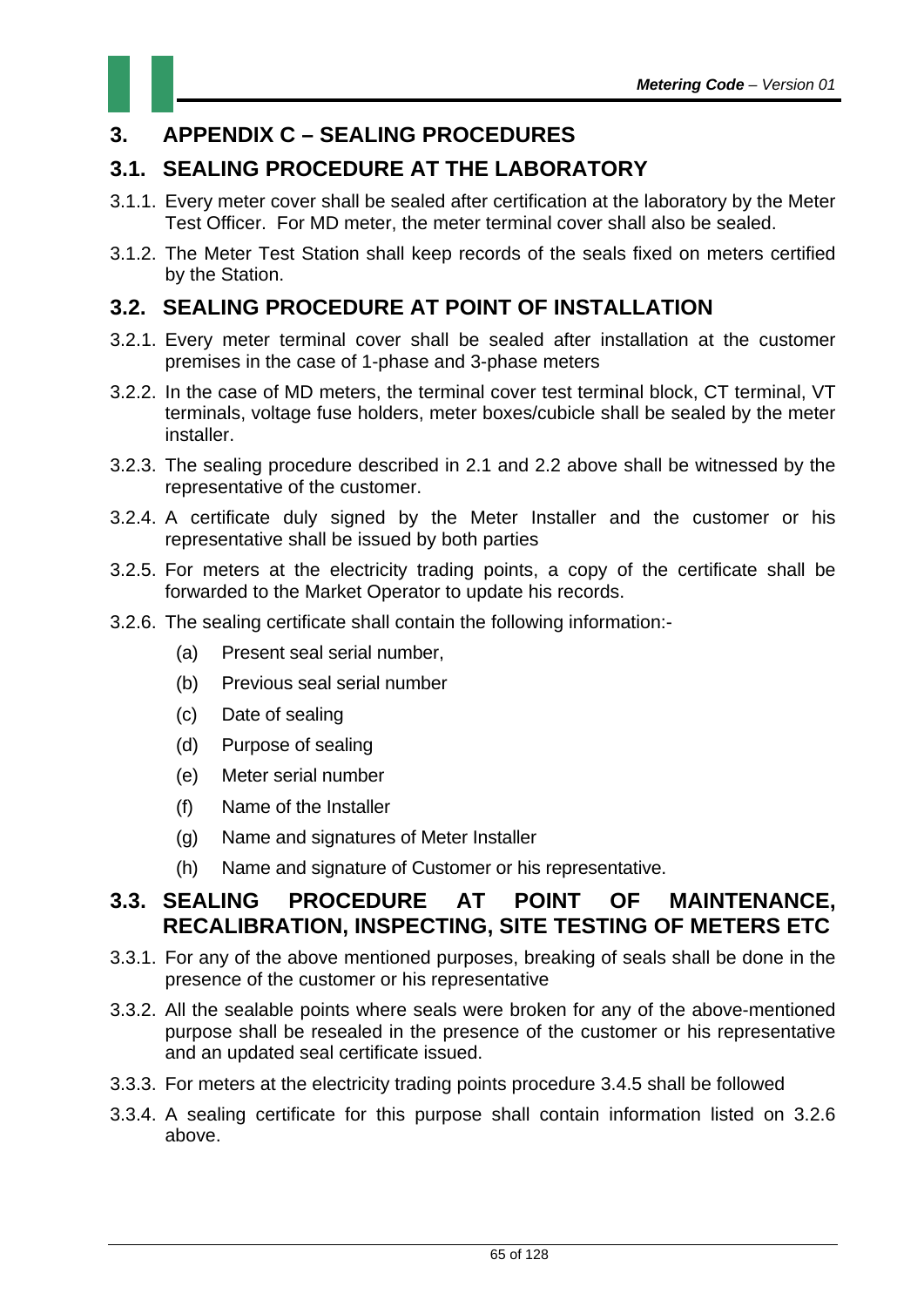# 3. APPENDIX C – SEALING PROCEDURES

## 3.1. SEALING PROCEDURE AT THE LABORATORY

3.1.1. Every meter cover shall be sealed after certification at the laboratory by the Meter Test Officer. For MD meter, the meter terminal cover shall also be sealed.

3.1.2. The Meter Test Station shall keep records of the seals fixed on meters certified by the Station.

## 3.2. SEALING PROCEDURE AT POINT OF INSTALLATION

3.2.1. Every meter terminal cover shall be sealed after installation at the customer premises in the case of 1-phase and 3-phase meters

3.2.2. In the case of MD meters, the terminal cover test terminal block, CT terminal, VT terminals, voltage fuse holders, meter boxes/cubicle shall be sealed by the meter installer.

3.2.3. The sealing procedure described in 2.1 and 2.2 above shall be witnessed by the representative of the customer.

3.2.4. A certificate duly signed by the Meter Installer and the customer or his representative shall be issued by both parties

3.2.5. For meters at the electricity trading points, a copy of the certificate shall be forwarded to the Market Operator to update his records.

3.2.6. The sealing certificate shall contain the following information:-

(a) Present seal serial number,

(b) Previous seal serial number

(c) Date of sealing

(d) Purpose of sealing

(e) Meter serial number

(f) Name of the Installer

(g) Name and signatures of Meter Installer

(h) Name and signature of Customer or his representative.

## 3.3. SEALING PROCEDURE AT POINT OF MAINTENANCE, RECALIBRATION, INSPECTING, SITE TESTING OF METERS ETC

3.3.1. For any of the above mentioned purposes, breaking of seals shall be done in the presence of the customer or his representative

3.3.2. All the sealable points where seals were broken for any of the above-mentioned purpose shall be resealed in the presence of the customer or his representative and an updated seal certificate issued.

3.3.3. For meters at the electricity trading points procedure 3.4.5 shall be followed

3.3.4. A sealing certificate for this purpose shall contain information listed on 3.2.6 above.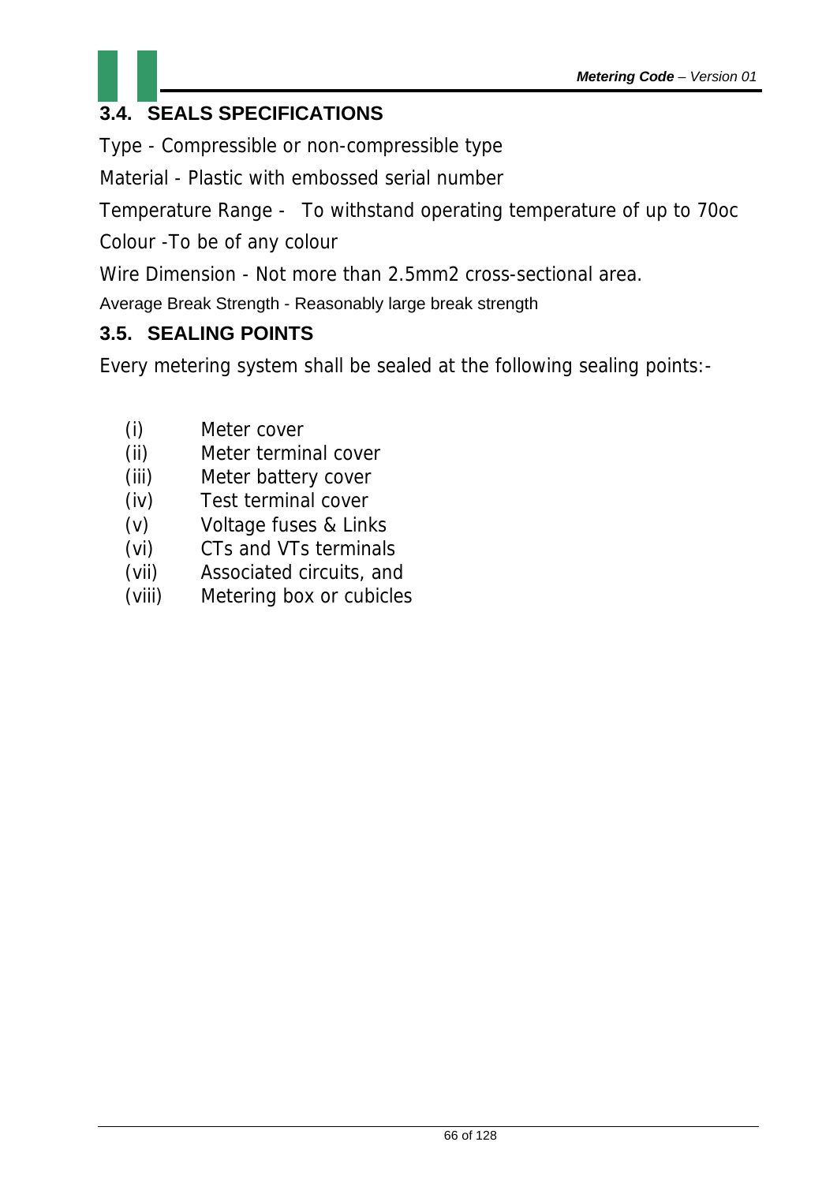## 3.4. SEALS SPECIFICATIONS

Type - Compressible or non-compressible type

Material - Plastic with embossed serial number

Temperature Range - To withstand operating temperature of up to 70oc

Colour -To be of any colour

Wire Dimension - Not more than 2.5mm2 cross-sectional area.

Average Break Strength - Reasonably large break strength

## 3.5. SEALING POINTS

Every metering system shall be sealed at the following sealing points:-

(i) Meter cover
(ii) Meter terminal cover
(iii) Meter battery cover
(iv) Test terminal cover
(v) Voltage fuses & Links
(vi) CTs and VTs terminals
(vii) Associated circuits, and
(viii) Metering box or cubicles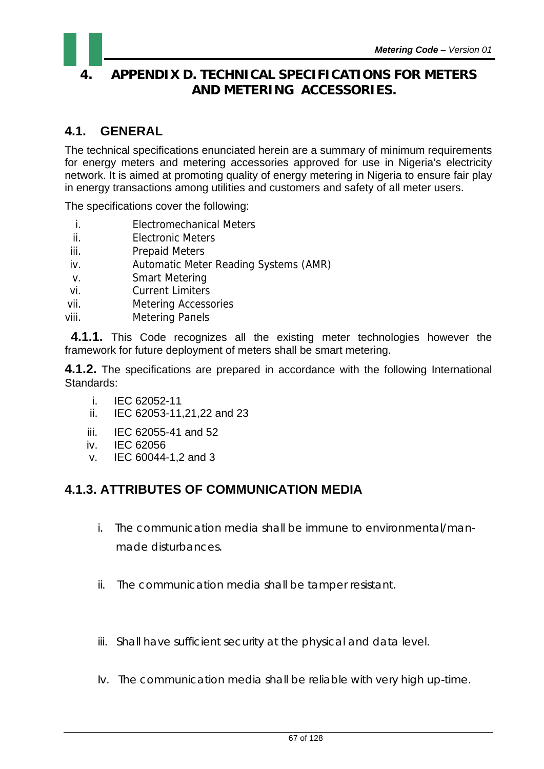# 4. APPENDIX D. TECHNICAL SPECIFICATIONS FOR METERS AND METERING ACCESSORIES.

## 4.1. GENERAL

The technical specifications enunciated herein are a summary of minimum requirements for energy meters and metering accessories approved for use in Nigeria's electricity network. It is aimed at promoting quality of energy metering in Nigeria to ensure fair play in energy transactions among utilities and customers and safety of all meter users.

The specifications cover the following:

i. Electromechanical Meters
ii. Electronic Meters
iii. Prepaid Meters
iv. Automatic Meter Reading Systems (AMR)
v. Smart Metering
vi. Current Limiters
vii. Metering Accessories
viii. Metering Panels

**4.1.1.** This Code recognizes all the existing meter technologies however the framework for future deployment of meters shall be smart metering.

**4.1.2.** The specifications are prepared in accordance with the following International Standards:

i. IEC 62052-11
ii. IEC 62053-11,21,22 and 23
iii. IEC 62055-41 and 52
iv. IEC 62056
v. IEC 60044-1,2 and 3

### 4.1.3. ATTRIBUTES OF COMMUNICATION MEDIA

i. The communication media shall be immune to environmental/man-made disturbances.

ii. The communication media shall be tamper resistant.

iii. Shall have sufficient security at the physical and data level.

Iv. The communication media shall be reliable with very high up-time.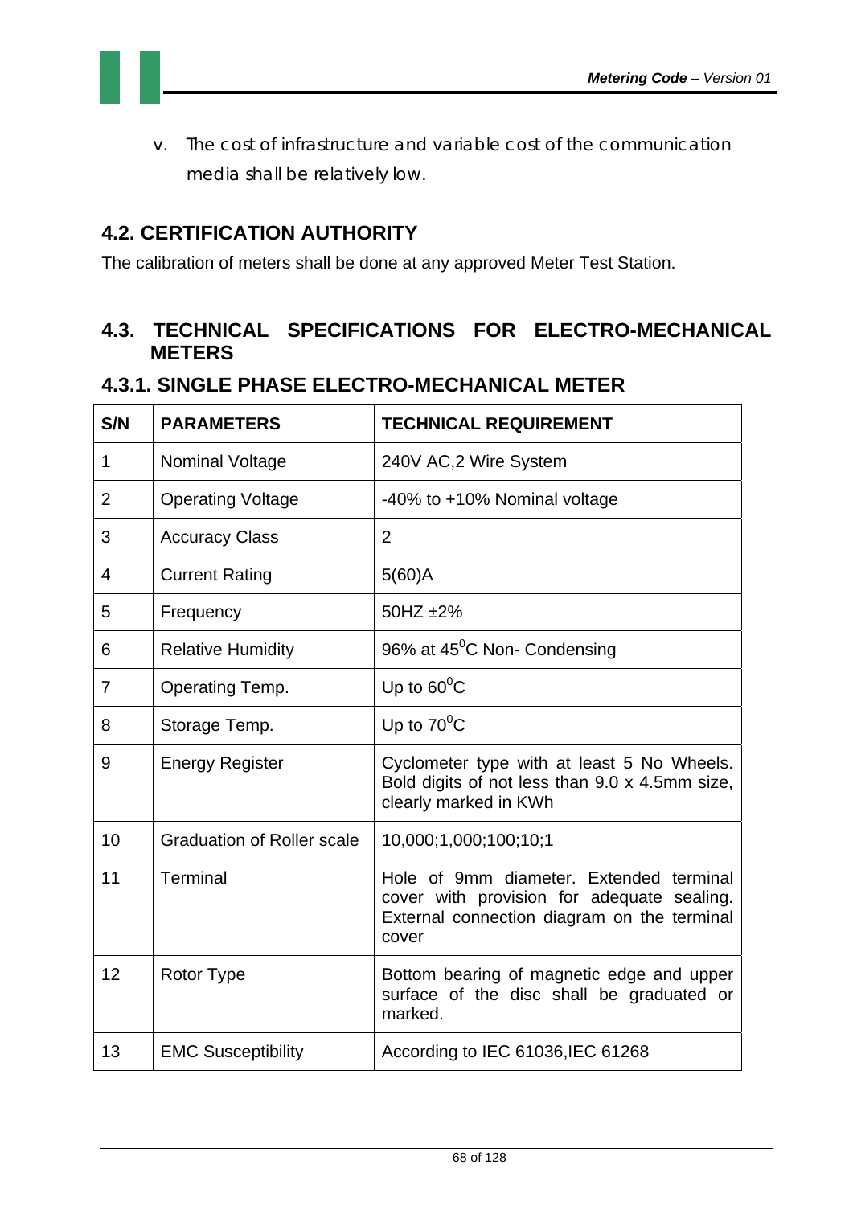v. The cost of infrastructure and variable cost of the communication media shall be relatively low.

## 4.2. CERTIFICATION AUTHORITY

The calibration of meters shall be done at any approved Meter Test Station.

## 4.3. TECHNICAL SPECIFICATIONS FOR ELECTRO-MECHANICAL METERS

### 4.3.1. SINGLE PHASE ELECTRO-MECHANICAL METER

| S/N | PARAMETERS | TECHNICAL REQUIREMENT |
|---|---|---|
| 1 | Nominal Voltage | 240V AC,2 Wire System |
| 2 | Operating Voltage | -40% to +10% Nominal voltage |
| 3 | Accuracy Class | 2 |
| 4 | Current Rating | 5(60)A |
| 5 | Frequency | 50HZ ±2% |
| 6 | Relative Humidity | 96% at $45^0$C Non- Condensing |
| 7 | Operating Temp. | Up to $60^0$C |
| 8 | Storage Temp. | Up to $70^0$C |
| 9 | Energy Register | Cyclometer type with at least 5 No Wheels. Bold digits of not less than 9.0 x 4.5mm size, clearly marked in KWh |
| 10 | Graduation of Roller scale | 10,000;1,000;100;10;1 |
| 11 | Terminal | Hole of 9mm diameter. Extended terminal cover with provision for adequate sealing. External connection diagram on the terminal cover |
| 12 | Rotor Type | Bottom bearing of magnetic edge and upper surface of the disc shall be graduated or marked. |
| 13 | EMC Susceptibility | According to IEC 61036,IEC 61268 |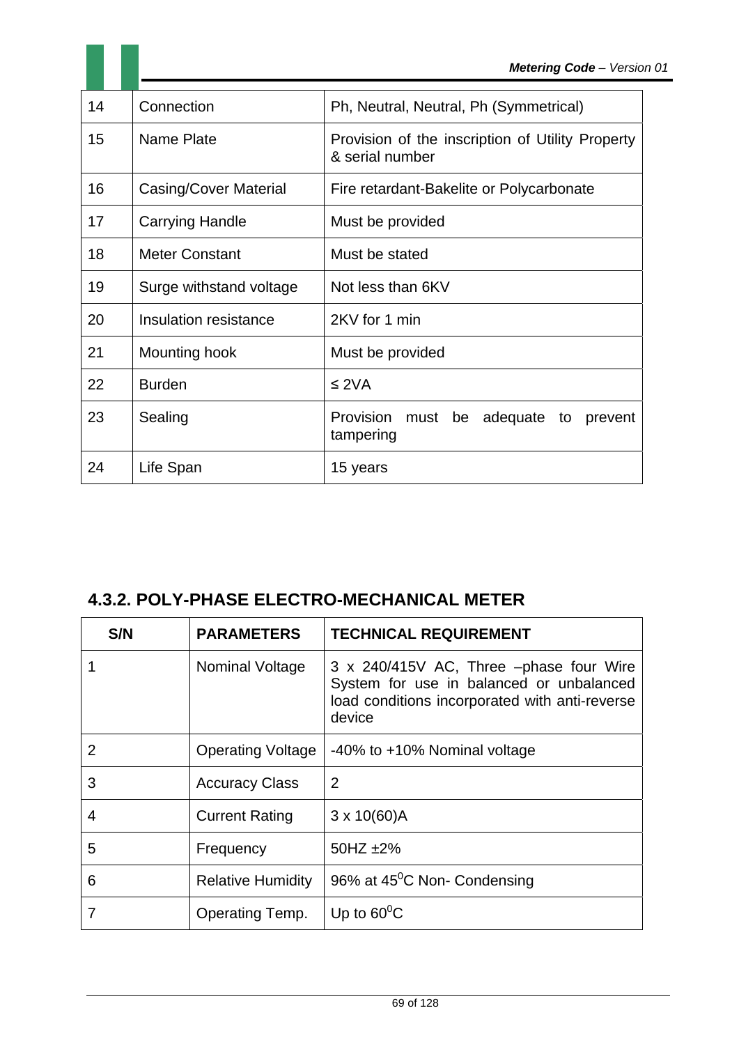| | | |
|---|---|---|
| 14 | Connection | Ph, Neutral, Neutral, Ph (Symmetrical) |
| 15 | Name Plate | Provision of the inscription of Utility Property & serial number |
| 16 | Casing/Cover Material | Fire retardant-Bakelite or Polycarbonate |
| 17 | Carrying Handle | Must be provided |
| 18 | Meter Constant | Must be stated |
| 19 | Surge withstand voltage | Not less than 6KV |
| 20 | Insulation resistance | 2KV for 1 min |
| 21 | Mounting hook | Must be provided |
| 22 | Burden | ≤ 2VA |
| 23 | Sealing | Provision must be adequate to prevent tampering |
| 24 | Life Span | 15 years |

## 4.3.2. POLY-PHASE ELECTRO-MECHANICAL METER

| S/N | PARAMETERS | TECHNICAL REQUIREMENT |
|---|---|---|
| 1 | Nominal Voltage | 3 x 240/415V AC, Three –phase four Wire System for use in balanced or unbalanced load conditions incorporated with anti-reverse device |
| 2 | Operating Voltage | -40% to +10% Nominal voltage |
| 3 | Accuracy Class | 2 |
| 4 | Current Rating | 3 x 10(60)A |
| 5 | Frequency | 50HZ ±2% |
| 6 | Relative Humidity | 96% at $45^0$C Non- Condensing |
| 7 | Operating Temp. | Up to $60^0$C |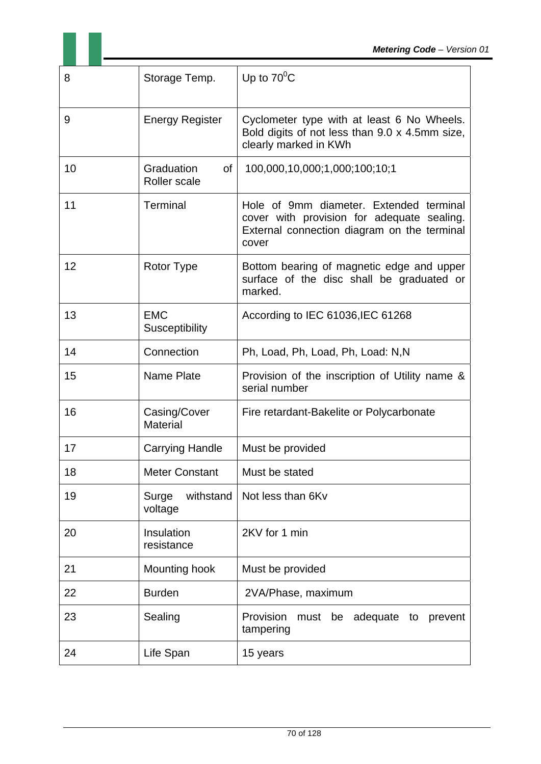| 8 | Storage Temp. | Up to $70^0$C |
|---|---|---|
| 9 | Energy Register | Cyclometer type with at least 6 No Wheels. Bold digits of not less than 9.0 x 4.5mm size, clearly marked in KWh |
| 10 | Graduation of Roller scale | 100,000,10,000;1,000;100;10;1 |
| 11 | Terminal | Hole of 9mm diameter. Extended terminal cover with provision for adequate sealing. External connection diagram on the terminal cover |
| 12 | Rotor Type | Bottom bearing of magnetic edge and upper surface of the disc shall be graduated or marked. |
| 13 | EMC Susceptibility | According to IEC 61036,IEC 61268 |
| 14 | Connection | Ph, Load, Ph, Load, Ph, Load: N,N |
| 15 | Name Plate | Provision of the inscription of Utility name & serial number |
| 16 | Casing/Cover Material | Fire retardant-Bakelite or Polycarbonate |
| 17 | Carrying Handle | Must be provided |
| 18 | Meter Constant | Must be stated |
| 19 | Surge withstand voltage | Not less than 6Kv |
| 20 | Insulation resistance | 2KV for 1 min |
| 21 | Mounting hook | Must be provided |
| 22 | Burden | 2VA/Phase, maximum |
| 23 | Sealing | Provision must be adequate to prevent tampering |
| 24 | Life Span | 15 years |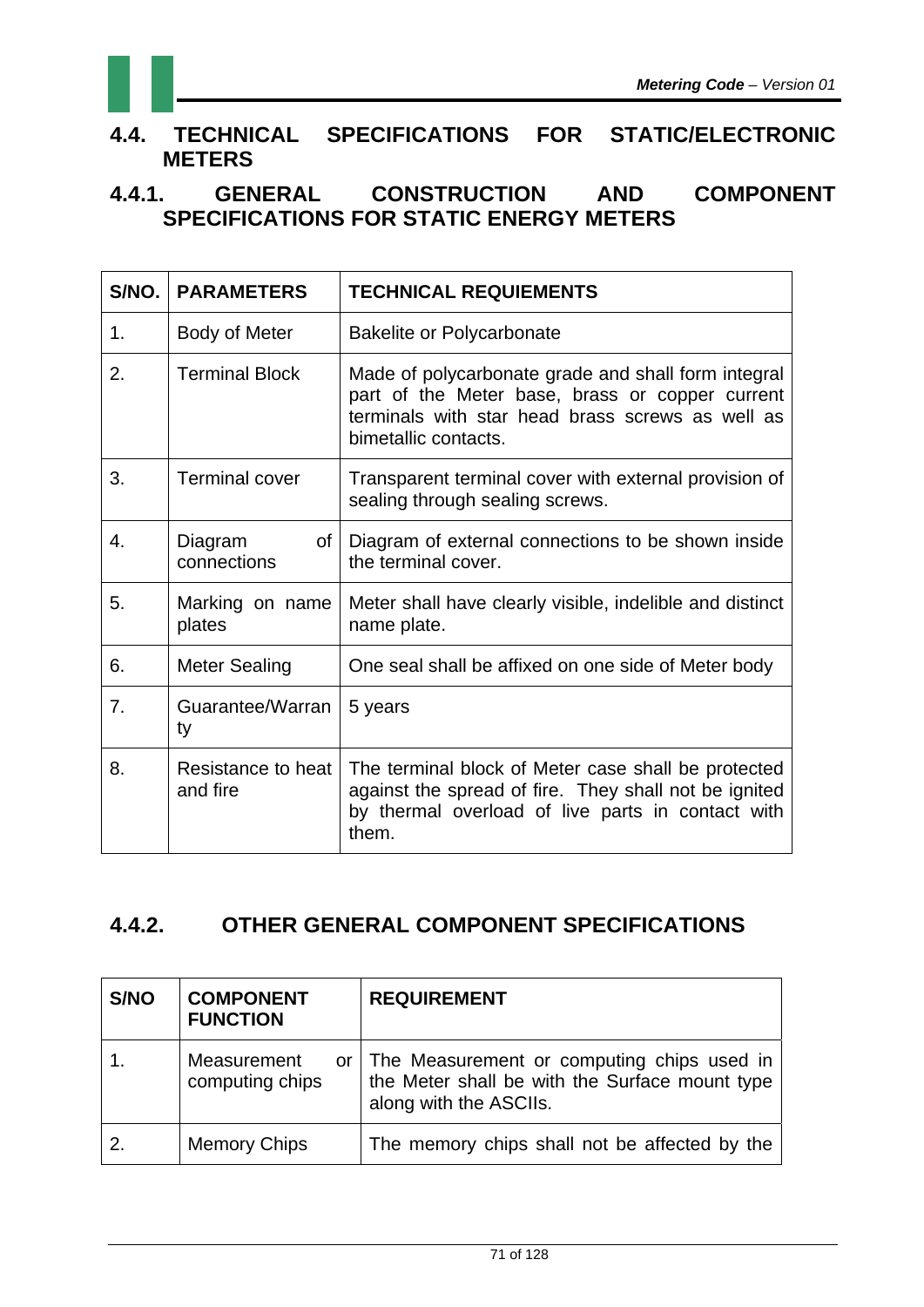## 4.4. TECHNICAL SPECIFICATIONS FOR STATIC/ELECTRONIC METERS

### 4.4.1. GENERAL CONSTRUCTION AND COMPONENT SPECIFICATIONS FOR STATIC ENERGY METERS

| S/NO. | PARAMETERS | TECHNICAL REQUIEMENTS |
|---|---|---|
| 1. | Body of Meter | Bakelite or Polycarbonate |
| 2. | Terminal Block | Made of polycarbonate grade and shall form integral part of the Meter base, brass or copper current terminals with star head brass screws as well as bimetallic contacts. |
| 3. | Terminal cover | Transparent terminal cover with external provision of sealing through sealing screws. |
| 4. | Diagram of connections | Diagram of external connections to be shown inside the terminal cover. |
| 5. | Marking on name plates | Meter shall have clearly visible, indelible and distinct name plate. |
| 6. | Meter Sealing | One seal shall be affixed on one side of Meter body |
| 7. | Guarantee/Warranty | 5 years |
| 8. | Resistance to heat and fire | The terminal block of Meter case shall be protected against the spread of fire. They shall not be ignited by thermal overload of live parts in contact with them. |

### 4.4.2. OTHER GENERAL COMPONENT SPECIFICATIONS

| S/NO | COMPONENT FUNCTION | REQUIREMENT |
|---|---|---|
| 1. | Measurement or computing chips | The Measurement or computing chips used in the Meter shall be with the Surface mount type along with the ASCIIs. |
| 2. | Memory Chips | The memory chips shall not be affected by the |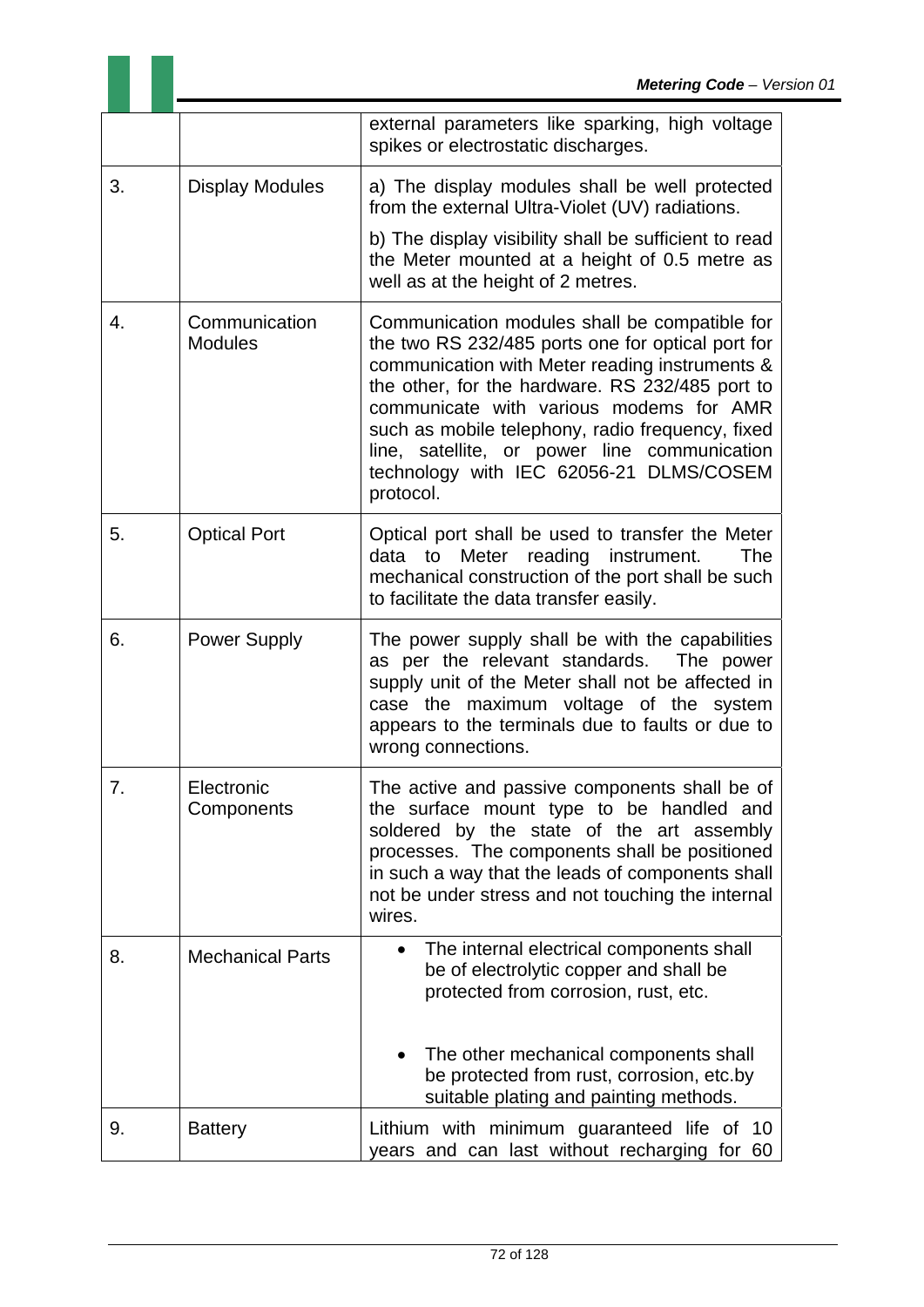| | | |
|---|---|---|
| | | external parameters like sparking, high voltage spikes or electrostatic discharges. |
| 3. | Display Modules | a) The display modules shall be well protected from the external Ultra-Violet (UV) radiations.<br><br>b) The display visibility shall be sufficient to read the Meter mounted at a height of 0.5 metre as well as at the height of 2 metres. |
| 4. | Communication Modules | Communication modules shall be compatible for the two RS 232/485 ports one for optical port for communication with Meter reading instruments & the other, for the hardware. RS 232/485 port to communicate with various modems for AMR such as mobile telephony, radio frequency, fixed line, satellite, or power line communication technology with IEC 62056-21 DLMS/COSEM protocol. |
| 5. | Optical Port | Optical port shall be used to transfer the Meter data to Meter reading instrument. The mechanical construction of the port shall be such to facilitate the data transfer easily. |
| 6. | Power Supply | The power supply shall be with the capabilities as per the relevant standards. The power supply unit of the Meter shall not be affected in case the maximum voltage of the system appears to the terminals due to faults or due to wrong connections. |
| 7. | Electronic Components | The active and passive components shall be of the surface mount type to be handled and soldered by the state of the art assembly processes. The components shall be positioned in such a way that the leads of components shall not be under stress and not touching the internal wires. |
| 8. | Mechanical Parts | • The internal electrical components shall be of electrolytic copper and shall be protected from corrosion, rust, etc.<br><br>• The other mechanical components shall be protected from rust, corrosion, etc.by suitable plating and painting methods. |
| 9. | Battery | Lithium with minimum guaranteed life of 10 years and can last without recharging for 60 |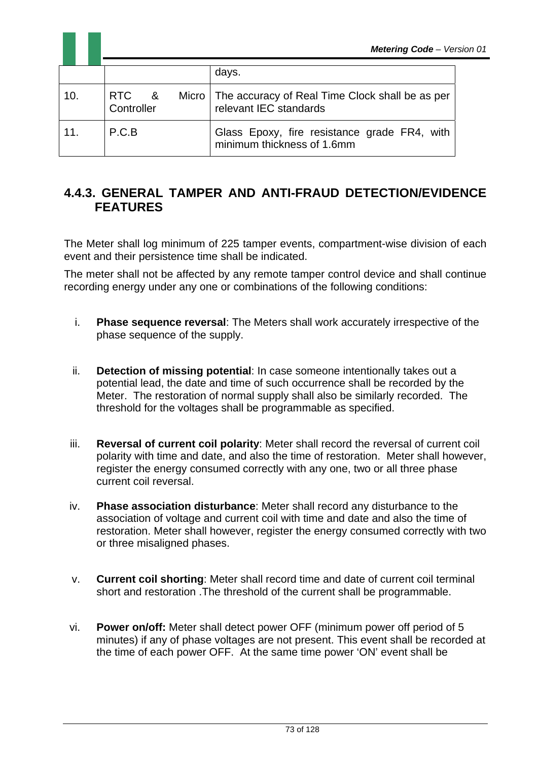|  |  | days. |
|---|---|---|
| 10. | RTC & Micro Controller | The accuracy of Real Time Clock shall be as per relevant IEC standards |
| 11. | P.C.B | Glass Epoxy, fire resistance grade FR4, with minimum thickness of 1.6mm |

### 4.4.3. GENERAL TAMPER AND ANTI-FRAUD DETECTION/EVIDENCE FEATURES

The Meter shall log minimum of 225 tamper events, compartment-wise division of each event and their persistence time shall be indicated.

The meter shall not be affected by any remote tamper control device and shall continue recording energy under any one or combinations of the following conditions:

i. **Phase sequence reversal**: The Meters shall work accurately irrespective of the phase sequence of the supply.

ii. **Detection of missing potential**: In case someone intentionally takes out a potential lead, the date and time of such occurrence shall be recorded by the Meter. The restoration of normal supply shall also be similarly recorded. The threshold for the voltages shall be programmable as specified.

iii. **Reversal of current coil polarity**: Meter shall record the reversal of current coil polarity with time and date, and also the time of restoration. Meter shall however, register the energy consumed correctly with any one, two or all three phase current coil reversal.

iv. **Phase association disturbance**: Meter shall record any disturbance to the association of voltage and current coil with time and date and also the time of restoration. Meter shall however, register the energy consumed correctly with two or three misaligned phases.

v. **Current coil shorting**: Meter shall record time and date of current coil terminal short and restoration .The threshold of the current shall be programmable.

vi. **Power on/off:** Meter shall detect power OFF (minimum power off period of 5 minutes) if any of phase voltages are not present. This event shall be recorded at the time of each power OFF. At the same time power 'ON' event shall be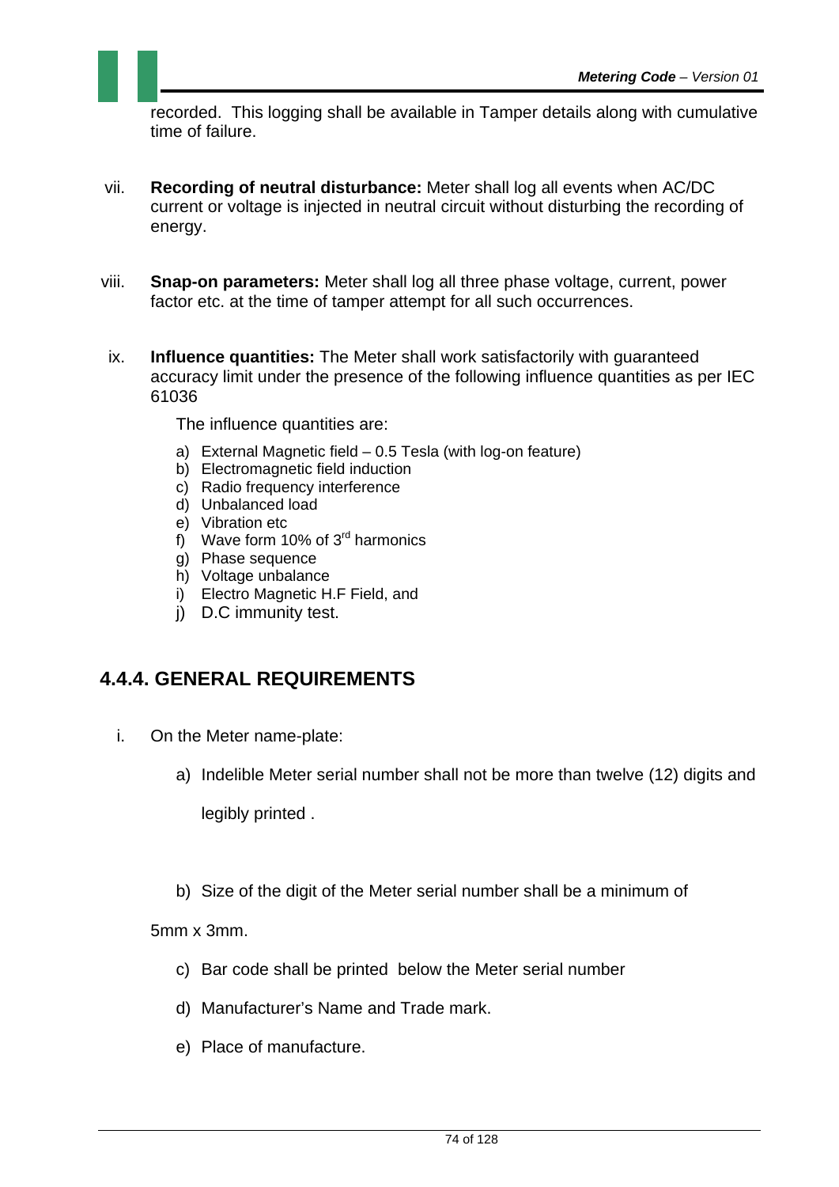recorded. This logging shall be available in Tamper details along with cumulative time of failure.

vii. **Recording of neutral disturbance:** Meter shall log all events when AC/DC current or voltage is injected in neutral circuit without disturbing the recording of energy.

viii. **Snap-on parameters:** Meter shall log all three phase voltage, current, power factor etc. at the time of tamper attempt for all such occurrences.

ix. **Influence quantities:** The Meter shall work satisfactorily with guaranteed accuracy limit under the presence of the following influence quantities as per IEC 61036

The influence quantities are:

a) External Magnetic field – 0.5 Tesla (with log-on feature)
b) Electromagnetic field induction
c) Radio frequency interference
d) Unbalanced load
e) Vibration etc
f) Wave form 10% of 3rd harmonics
g) Phase sequence
h) Voltage unbalance
i) Electro Magnetic H.F Field, and
j) D.C immunity test.

## 4.4.4. GENERAL REQUIREMENTS

i. On the Meter name-plate:

a) Indelible Meter serial number shall not be more than twelve (12) digits and legibly printed .

b) Size of the digit of the Meter serial number shall be a minimum of 5mm x 3mm.

c) Bar code shall be printed below the Meter serial number

d) Manufacturer's Name and Trade mark.

e) Place of manufacture.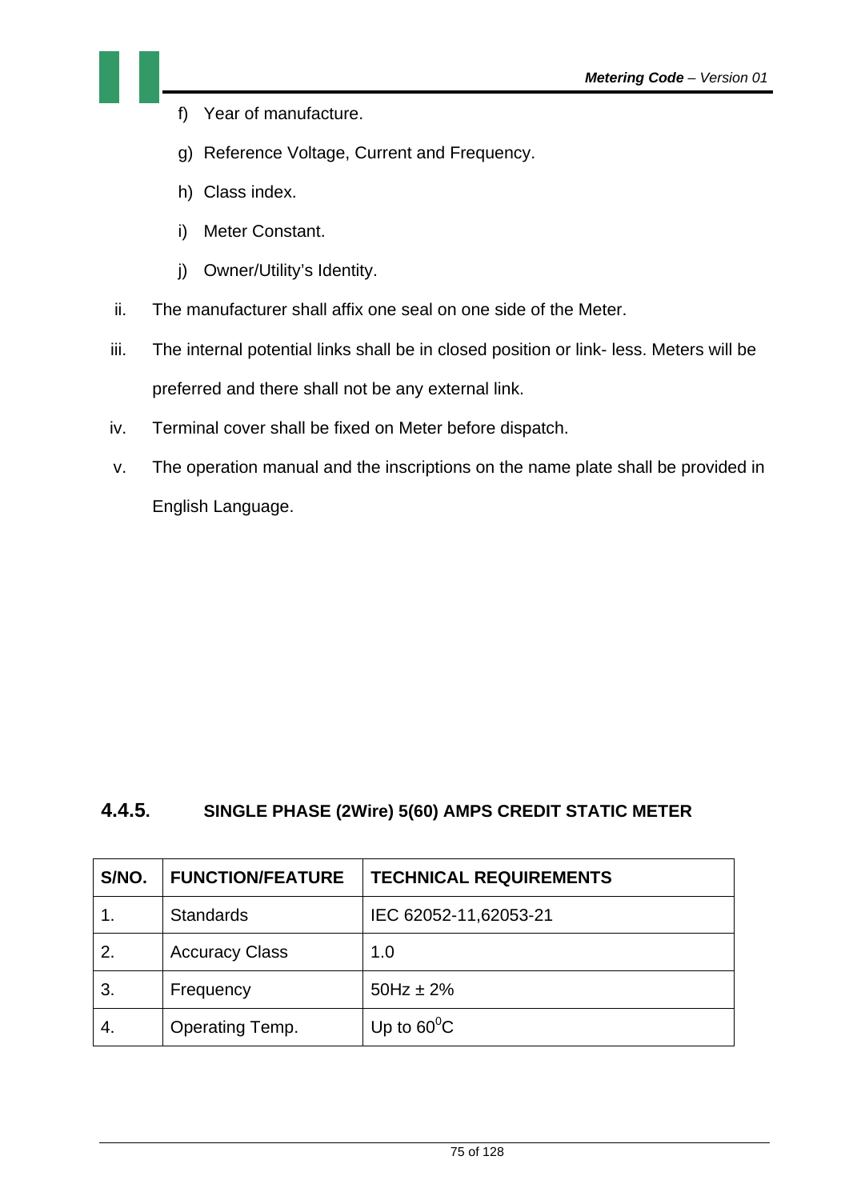f) Year of manufacture.

g) Reference Voltage, Current and Frequency.

h) Class index.

i) Meter Constant.

j) Owner/Utility's Identity.

ii. The manufacturer shall affix one seal on one side of the Meter.

iii. The internal potential links shall be in closed position or link- less. Meters will be preferred and there shall not be any external link.

iv. Terminal cover shall be fixed on Meter before dispatch.

v. The operation manual and the inscriptions on the name plate shall be provided in English Language.

### 4.4.5. SINGLE PHASE (2Wire) 5(60) AMPS CREDIT STATIC METER

| S/NO. | FUNCTION/FEATURE | TECHNICAL REQUIREMENTS |
|---|---|---|
| 1. | Standards | IEC 62052-11,62053-21 |
| 2. | Accuracy Class | 1.0 |
| 3. | Frequency | 50Hz ± 2% |
| 4. | Operating Temp. | Up to $60^0$C |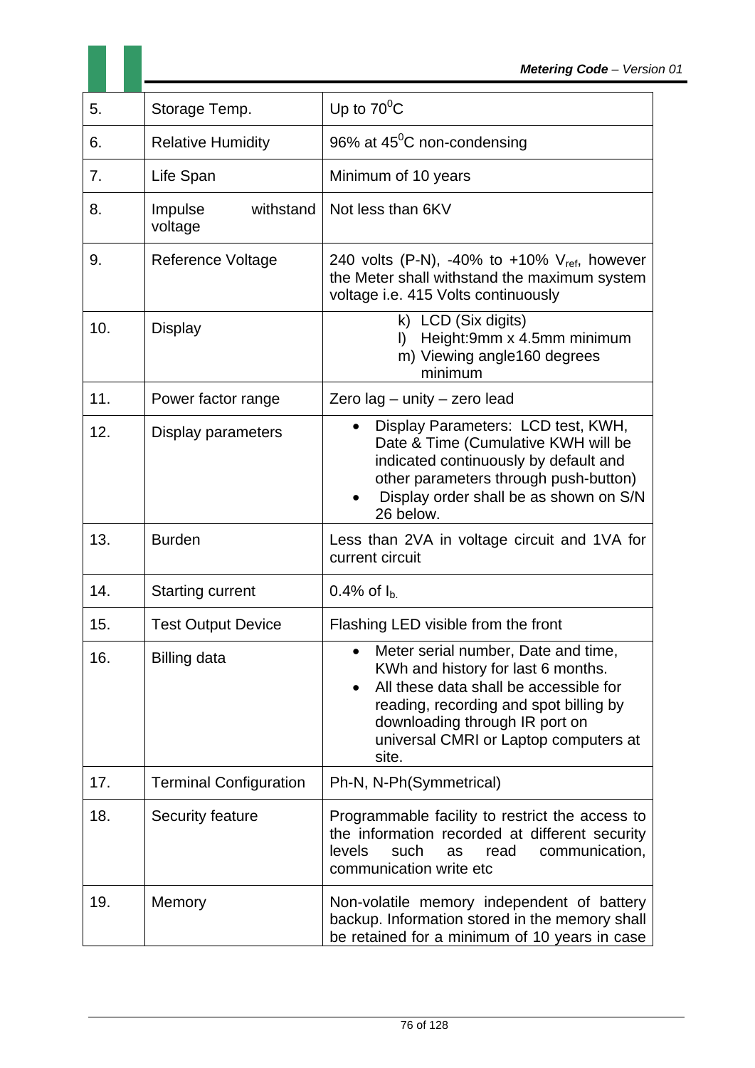| | | |
|---|---|---|
| 5. | Storage Temp. | Up to $70^0$C |
| 6. | Relative Humidity | 96% at $45^0$C non-condensing |
| 7. | Life Span | Minimum of 10 years |
| 8. | Impulse withstand voltage | Not less than 6KV |
| 9. | Reference Voltage | 240 volts (P-N), -40% to +10% $V_{ref}$, however the Meter shall withstand the maximum system voltage i.e. 415 Volts continuously |
| 10. | Display | k) LCD (Six digits)<br>l) Height:9mm x 4.5mm minimum<br>m) Viewing angle160 degrees minimum |
| 11. | Power factor range | Zero lag – unity – zero lead |
| 12. | Display parameters | • Display Parameters: LCD test, KWH, Date & Time (Cumulative KWH will be indicated continuously by default and other parameters through push-button)<br>• Display order shall be as shown on S/N 26 below. |
| 13. | Burden | Less than 2VA in voltage circuit and 1VA for current circuit |
| 14. | Starting current | 0.4% of $I_{b.}$ |
| 15. | Test Output Device | Flashing LED visible from the front |
| 16. | Billing data | • Meter serial number, Date and time, KWh and history for last 6 months.<br>• All these data shall be accessible for reading, recording and spot billing by downloading through IR port on universal CMRI or Laptop computers at site. |
| 17. | Terminal Configuration | Ph-N, N-Ph(Symmetrical) |
| 18. | Security feature | Programmable facility to restrict the access to the information recorded at different security levels such as read communication, communication write etc |
| 19. | Memory | Non-volatile memory independent of battery backup. Information stored in the memory shall be retained for a minimum of 10 years in case |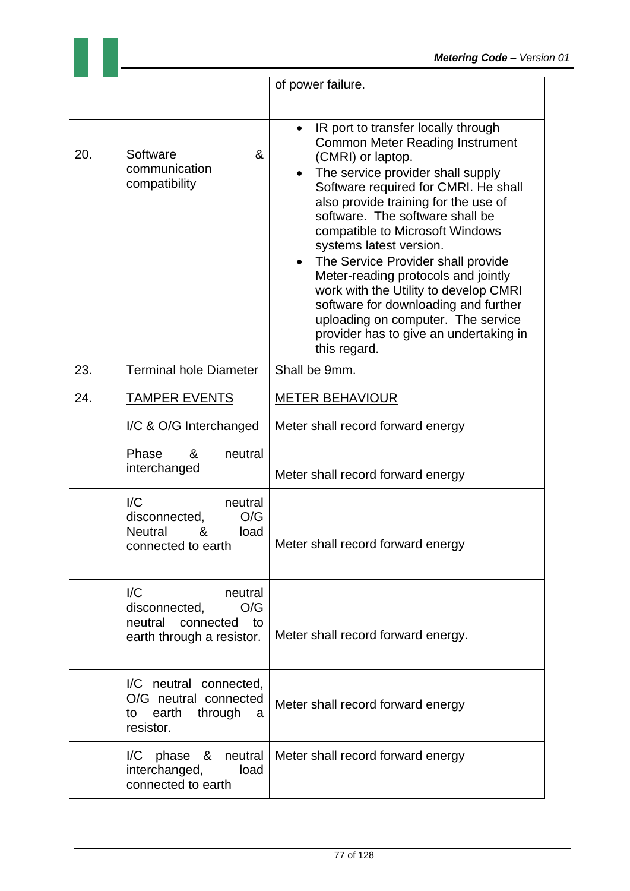| | | |
|---|---|---|
| | | of power failure. |
| 20. | Software & communication compatibility | • IR port to transfer locally through Common Meter Reading Instrument (CMRI) or laptop.<br>• The service provider shall supply Software required for CMRI. He shall also provide training for the use of software. The software shall be compatible to Microsoft Windows systems latest version.<br>• The Service Provider shall provide Meter-reading protocols and jointly work with the Utility to develop CMRI software for downloading and further uploading on computer. The service provider has to give an undertaking in this regard. |
| 23. | Terminal hole Diameter | Shall be 9mm. |
| 24. | <u>TAMPER EVENTS</u> | <u>METER BEHAVIOUR</u> |
| | I/C & O/G Interchanged | Meter shall record forward energy |
| | Phase & neutral interchanged | Meter shall record forward energy |
| | I/C neutral disconnected, O/G Neutral & load connected to earth | Meter shall record forward energy |
| | I/C neutral disconnected, O/G neutral connected to earth through a resistor. | Meter shall record forward energy. |
| | I/C neutral connected, O/G neutral connected to earth through a resistor. | Meter shall record forward energy |
| | I/C phase & neutral interchanged, load connected to earth | Meter shall record forward energy |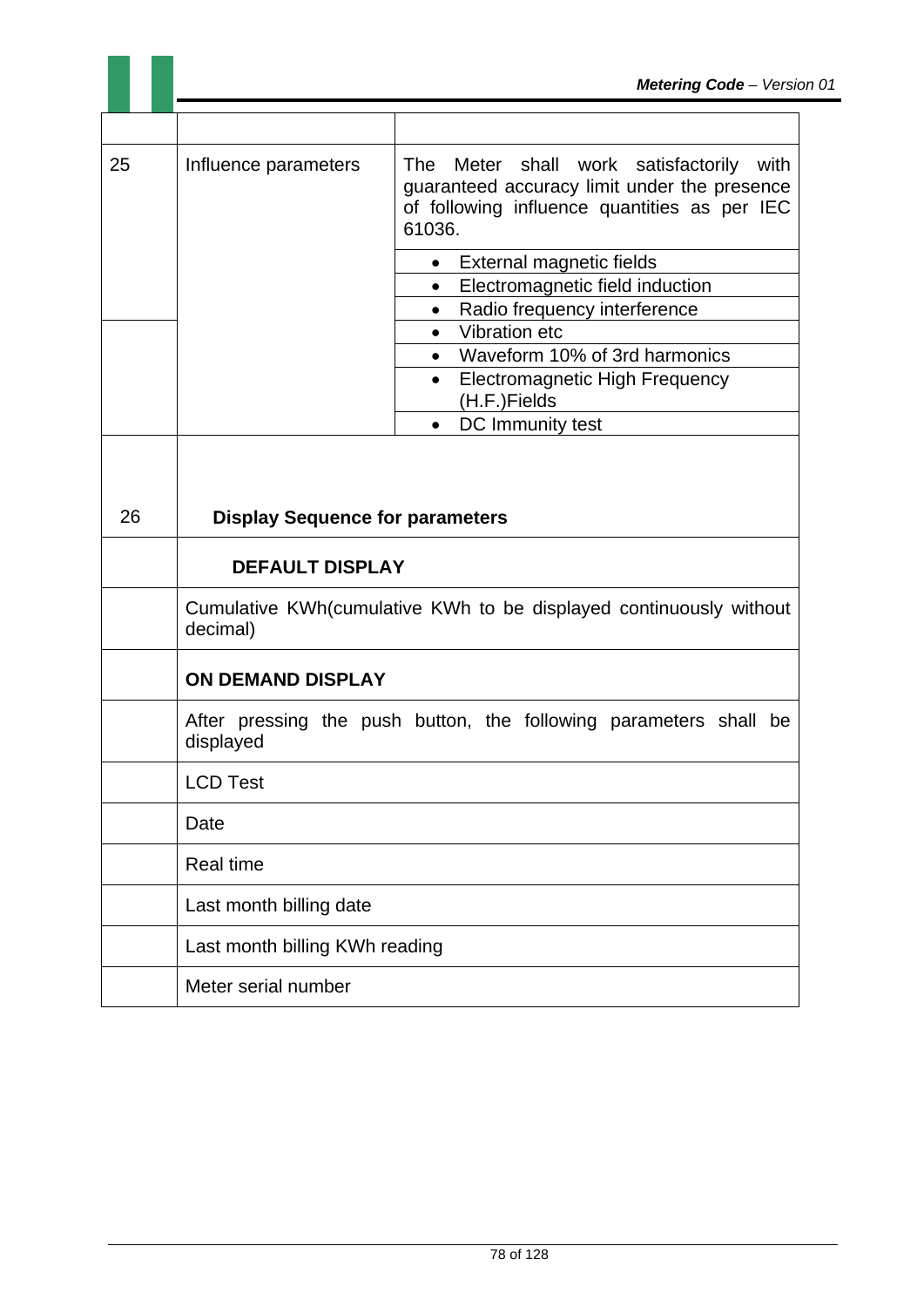| | | |
|---|---|---|
| 25 | Influence parameters | The Meter shall work satisfactorily with guaranteed accuracy limit under the presence of following influence quantities as per IEC 61036. |
| | | • External magnetic fields |
| | | • Electromagnetic field induction |
| | | • Radio frequency interference |
| | | • Vibration etc |
| | | • Waveform 10% of 3rd harmonics |
| | | • Electromagnetic High Frequency (H.F.)Fields |
| | | • DC Immunity test |
| 26 | **Display Sequence for parameters** | |
| | **DEFAULT DISPLAY** | |
| | Cumulative KWh(cumulative KWh to be displayed continuously without decimal) | |
| | **ON DEMAND DISPLAY** | |
| | After pressing the push button, the following parameters shall be displayed | |
| | LCD Test | |
| | Date | |
| | Real time | |
| | Last month billing date | |
| | Last month billing KWh reading | |
| | Meter serial number | |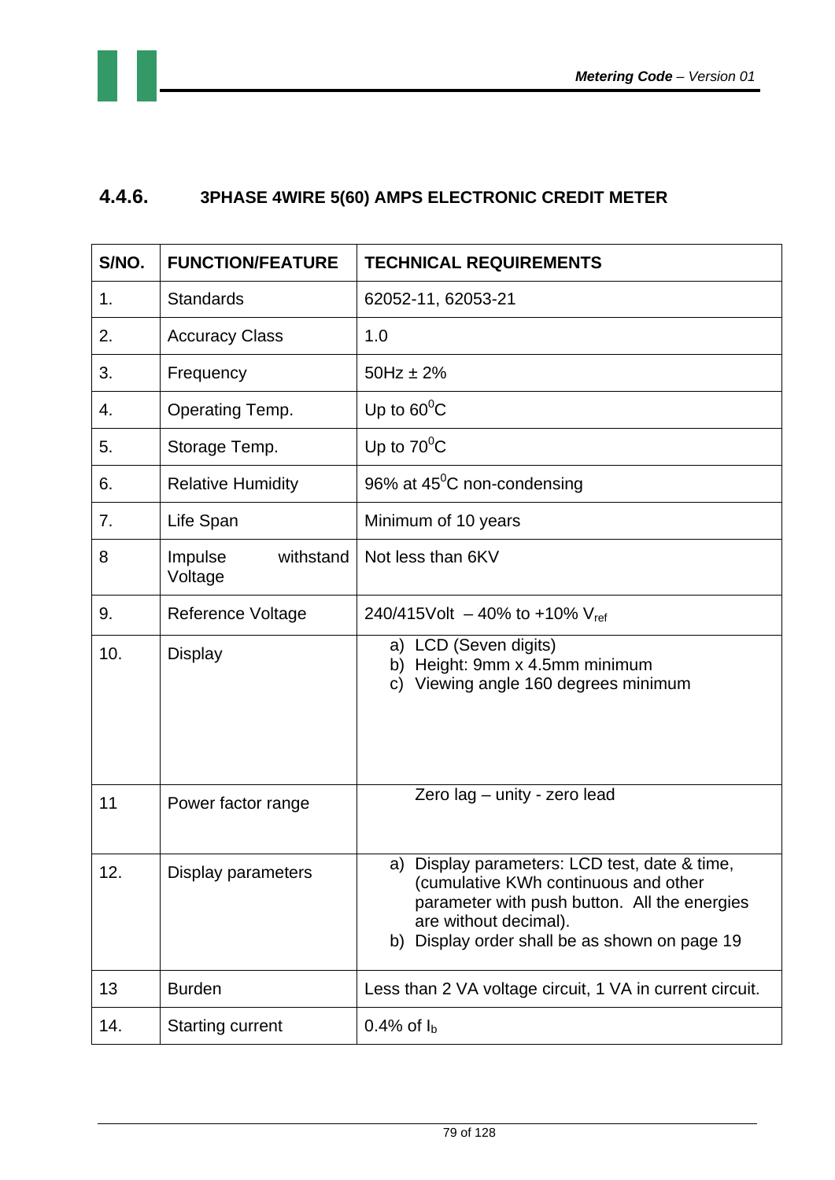### 4.4.6. 3PHASE 4WIRE 5(60) AMPS ELECTRONIC CREDIT METER

| S/NO. | FUNCTION/FEATURE | TECHNICAL REQUIREMENTS |
|---|---|---|
| 1. | Standards | 62052-11, 62053-21 |
| 2. | Accuracy Class | 1.0 |
| 3. | Frequency | 50Hz ± 2% |
| 4. | Operating Temp. | Up to $60^0$C |
| 5. | Storage Temp. | Up to $70^0$C |
| 6. | Relative Humidity | 96% at $45^0$C non-condensing |
| 7. | Life Span | Minimum of 10 years |
| 8 | Impulse withstand Voltage | Not less than 6KV |
| 9. | Reference Voltage | 240/415Volt – 40% to +10% $V_{ref}$ |
| 10. | Display | a) LCD (Seven digits)<br>b) Height: 9mm x 4.5mm minimum<br>c) Viewing angle 160 degrees minimum |
| 11 | Power factor range | Zero lag – unity - zero lead |
| 12. | Display parameters | a) Display parameters: LCD test, date & time, (cumulative KWh continuous and other parameter with push button. All the energies are without decimal).<br>b) Display order shall be as shown on page 19 |
| 13 | Burden | Less than 2 VA voltage circuit, 1 VA in current circuit. |
| 14. | Starting current | 0.4% of $I_b$ |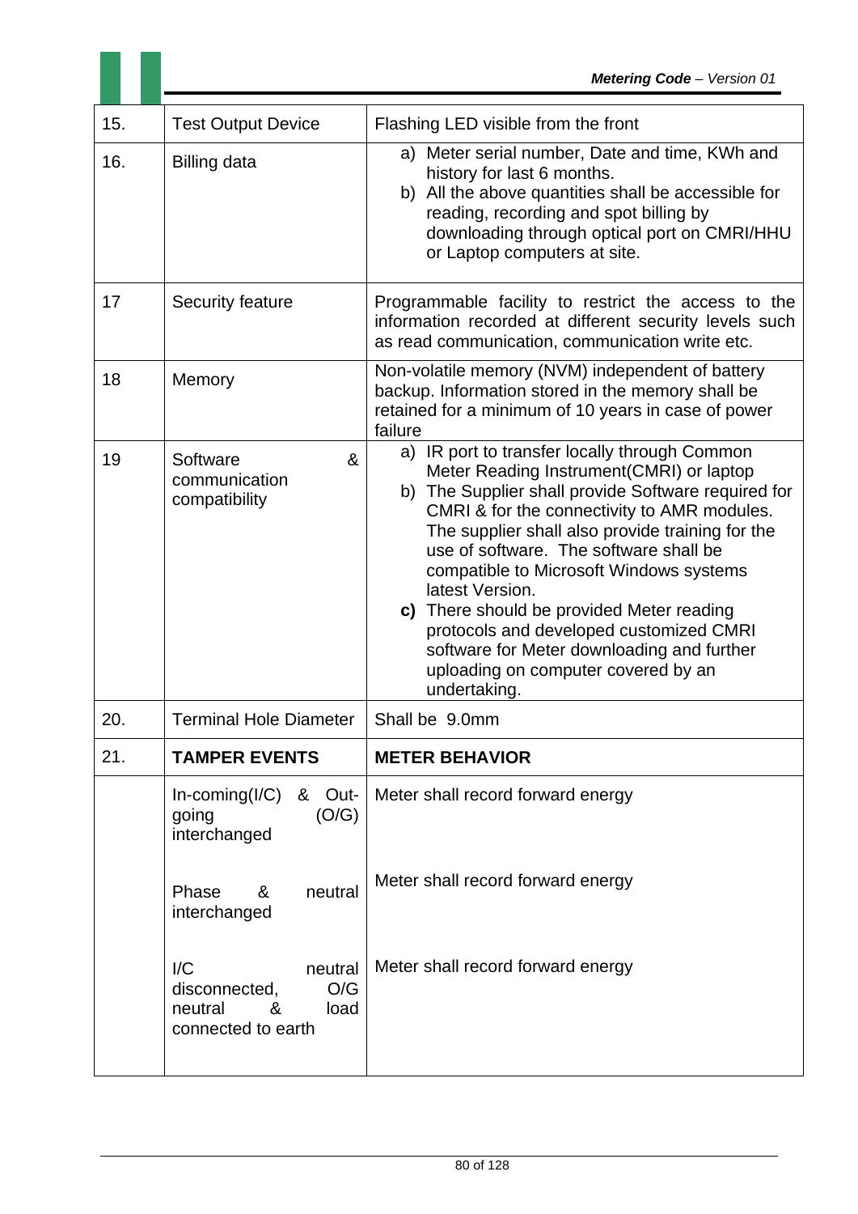| 15. | Test Output Device | Flashing LED visible from the front |
|---|---|---|
| 16. | Billing data | a) Meter serial number, Date and time, KWh and history for last 6 months.<br>b) All the above quantities shall be accessible for reading, recording and spot billing by downloading through optical port on CMRI/HHU or Laptop computers at site. |
| 17 | Security feature | Programmable facility to restrict the access to the information recorded at different security levels such as read communication, communication write etc. |
| 18 | Memory | Non-volatile memory (NVM) independent of battery backup. Information stored in the memory shall be retained for a minimum of 10 years in case of power failure |
| 19 | Software & communication compatibility | a) IR port to transfer locally through Common Meter Reading Instrument(CMRI) or laptop<br>b) The Supplier shall provide Software required for CMRI & for the connectivity to AMR modules. The supplier shall also provide training for the use of software. The software shall be compatible to Microsoft Windows systems latest Version.<br>**c)** There should be provided Meter reading protocols and developed customized CMRI software for Meter downloading and further uploading on computer covered by an undertaking. |
| 20. | Terminal Hole Diameter | Shall be 9.0mm |
| 21. | **TAMPER EVENTS** | **METER BEHAVIOR** |
| | In-coming(I/C) & Out-going (O/G) interchanged | Meter shall record forward energy |
| | Phase & neutral interchanged | Meter shall record forward energy |
| | I/C neutral disconnected, O/G neutral & load connected to earth | Meter shall record forward energy |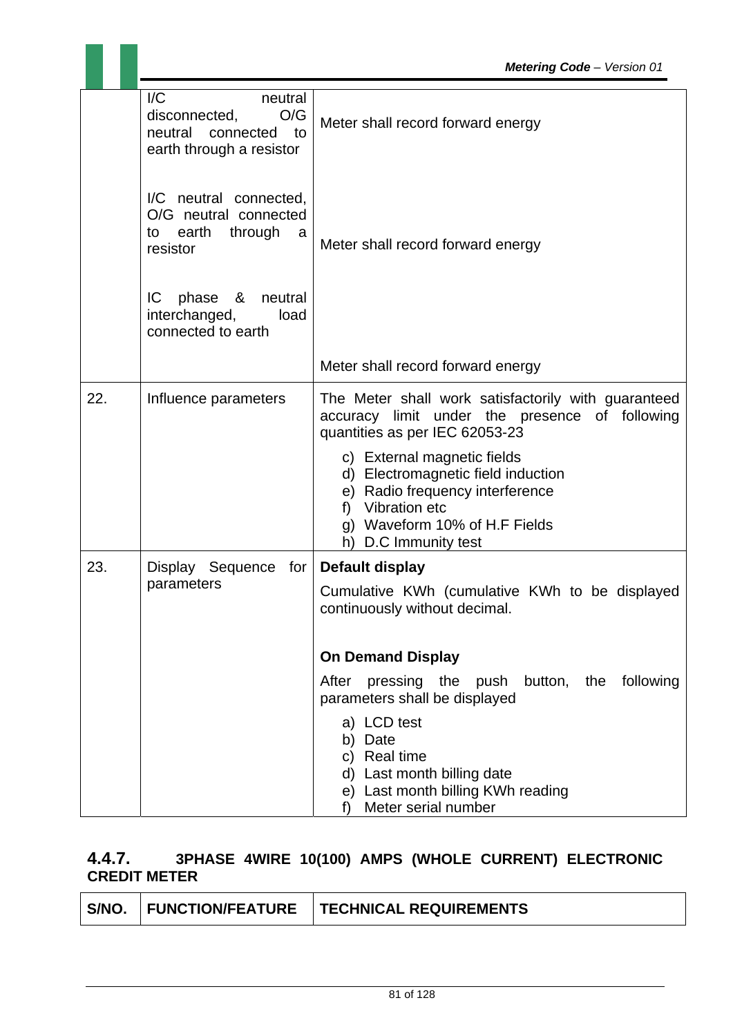| | | |
|---|---|---|
| | I/C neutral disconnected, O/G neutral connected to earth through a resistor | Meter shall record forward energy |
| | I/C neutral connected, O/G neutral connected to earth through a resistor | Meter shall record forward energy |
| | IC phase & neutral interchanged, load connected to earth | Meter shall record forward energy |
| 22. | Influence parameters | The Meter shall work satisfactorily with guaranteed accuracy limit under the presence of following quantities as per IEC 62053-23<br>c) External magnetic fields<br>d) Electromagnetic field induction<br>e) Radio frequency interference<br>f) Vibration etc<br>g) Waveform 10% of H.F Fields<br>h) D.C Immunity test |
| 23. | Display Sequence for parameters | **Default display**<br>Cumulative KWh (cumulative KWh to be displayed continuously without decimal.<br><br>**On Demand Display**<br>After pressing the push button, the following parameters shall be displayed<br>a) LCD test<br>b) Date<br>c) Real time<br>d) Last month billing date<br>e) Last month billing KWh reading<br>f) Meter serial number |

### 4.4.7. 3PHASE 4WIRE 10(100) AMPS (WHOLE CURRENT) ELECTRONIC CREDIT METER

| S/NO. | FUNCTION/FEATURE | TECHNICAL REQUIREMENTS |
|---|---|---|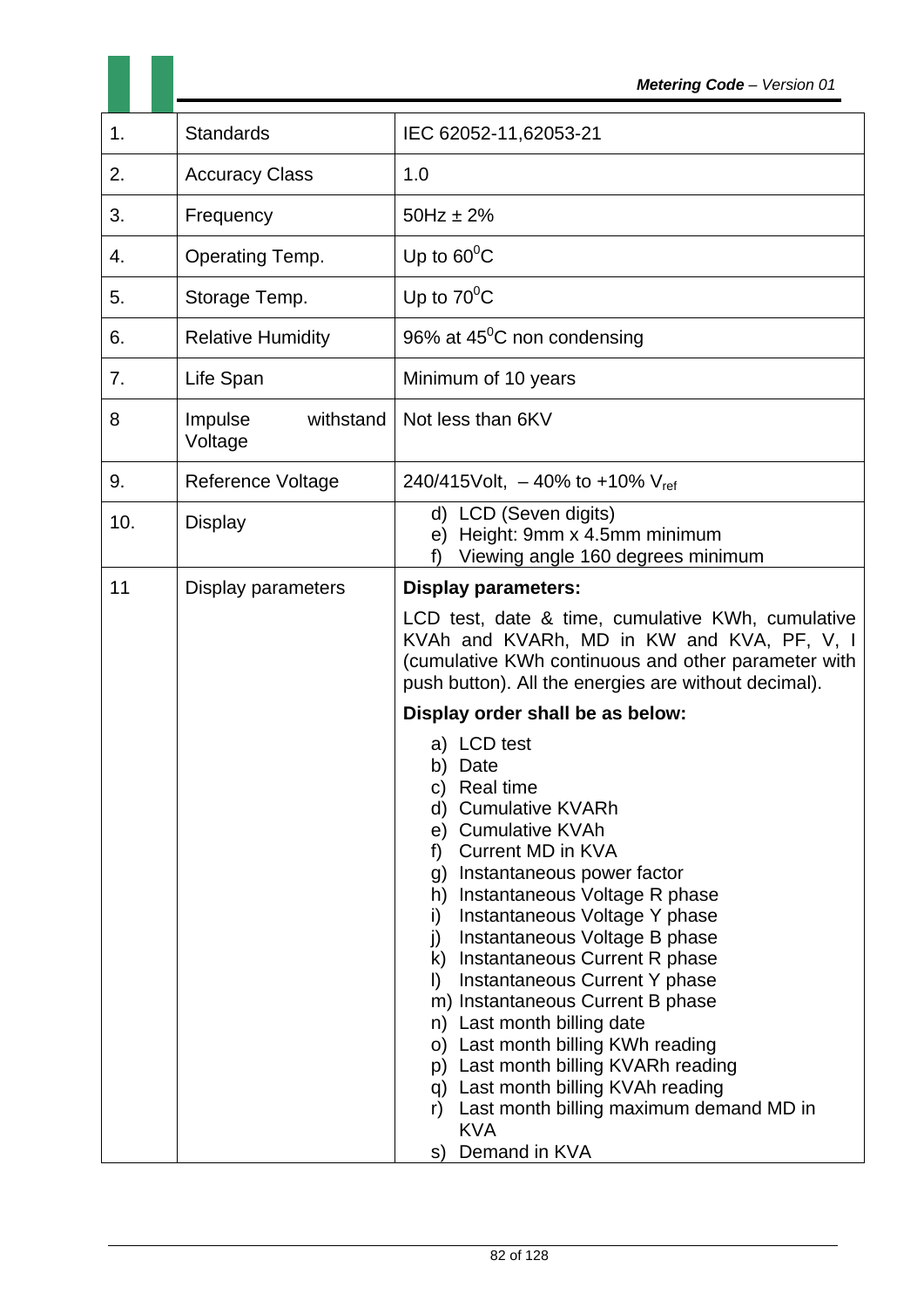| 1. | Standards | IEC 62052-11,62053-21 |
|---|---|---|
| 2. | Accuracy Class | 1.0 |
| 3. | Frequency | 50Hz ± 2% |
| 4. | Operating Temp. | Up to $60^0$C |
| 5. | Storage Temp. | Up to $70^0$C |
| 6. | Relative Humidity | 96% at $45^0$C non condensing |
| 7. | Life Span | Minimum of 10 years |
| 8 | Impulse withstand Voltage | Not less than 6KV |
| 9. | Reference Voltage | 240/415Volt, – 40% to +10% $V_{ref}$ |
| 10. | Display | d) LCD (Seven digits)<br>e) Height: 9mm x 4.5mm minimum<br>f) Viewing angle 160 degrees minimum |
| 11 | Display parameters | **Display parameters:**<br>LCD test, date & time, cumulative KWh, cumulative KVAh and KVARh, MD in KW and KVA, PF, V, I (cumulative KWh continuous and other parameter with push button). All the energies are without decimal).<br>**Display order shall be as below:**<br>a) LCD test<br>b) Date<br>c) Real time<br>d) Cumulative KVARh<br>e) Cumulative KVAh<br>f) Current MD in KVA<br>g) Instantaneous power factor<br>h) Instantaneous Voltage R phase<br>i) Instantaneous Voltage Y phase<br>j) Instantaneous Voltage B phase<br>k) Instantaneous Current R phase<br>l) Instantaneous Current Y phase<br>m) Instantaneous Current B phase<br>n) Last month billing date<br>o) Last month billing KWh reading<br>p) Last month billing KVARh reading<br>q) Last month billing KVAh reading<br>r) Last month billing maximum demand MD in KVA<br>s) Demand in KVA |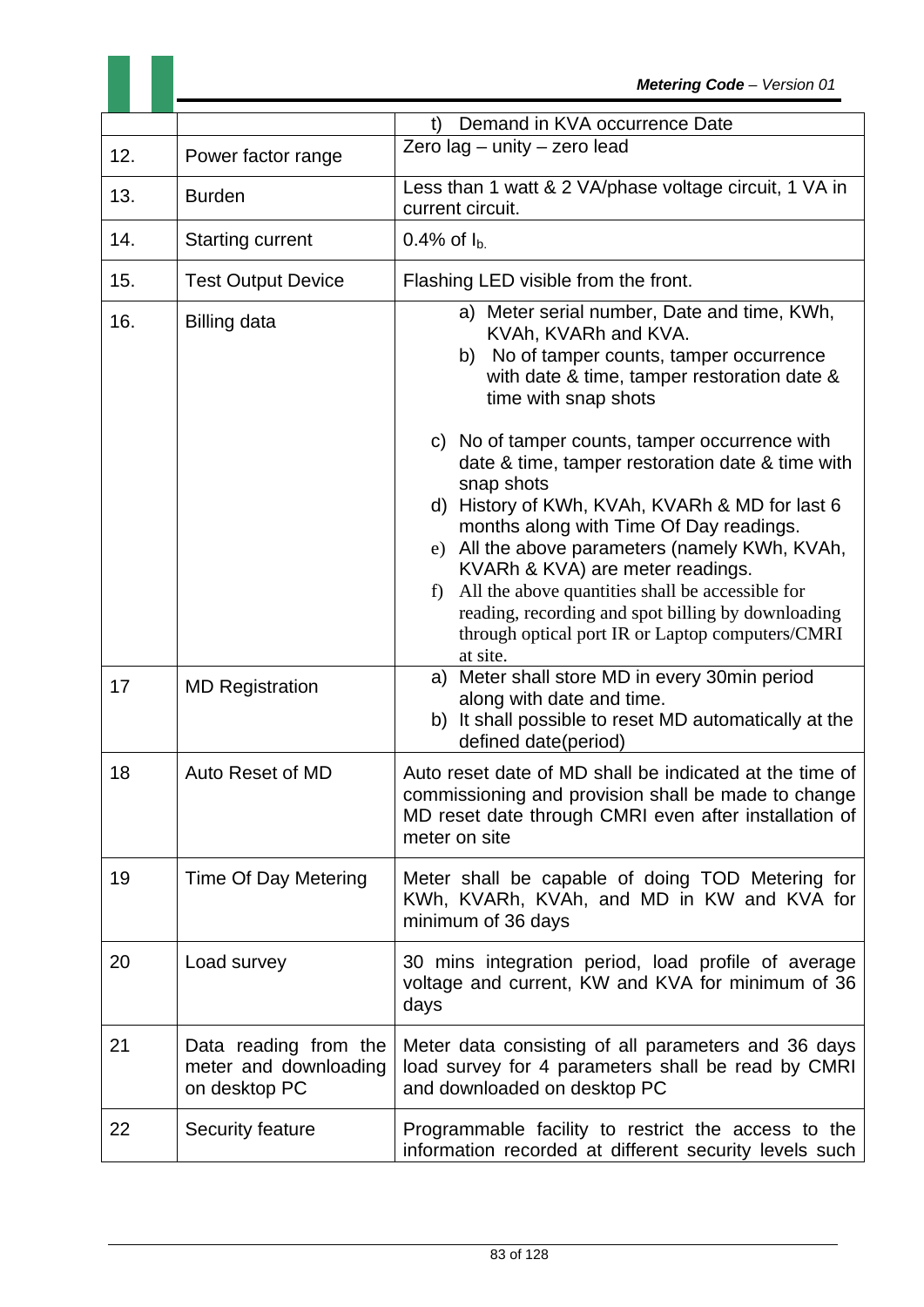| | | |
|---|---|---|
| | | t) Demand in KVA occurrence Date |
| 12. | Power factor range | Zero lag – unity – zero lead |
| 13. | Burden | Less than 1 watt & 2 VA/phase voltage circuit, 1 VA in current circuit. |
| 14. | Starting current | 0.4% of $I_b$. |
| 15. | Test Output Device | Flashing LED visible from the front. |
| 16. | Billing data | a) Meter serial number, Date and time, KWh, KVAh, KVARh and KVA.<br>b) No of tamper counts, tamper occurrence with date & time, tamper restoration date & time with snap shots<br><br>c) No of tamper counts, tamper occurrence with date & time, tamper restoration date & time with snap shots<br>d) History of KWh, KVAh, KVARh & MD for last 6 months along with Time Of Day readings.<br>e) All the above parameters (namely KWh, KVAh, KVARh & KVA) are meter readings.<br>f) All the above quantities shall be accessible for reading, recording and spot billing by downloading through optical port IR or Laptop computers/CMRI at site. |
| 17 | MD Registration | a) Meter shall store MD in every 30min period along with date and time.<br>b) It shall possible to reset MD automatically at the defined date(period) |
| 18 | Auto Reset of MD | Auto reset date of MD shall be indicated at the time of commissioning and provision shall be made to change MD reset date through CMRI even after installation of meter on site |
| 19 | Time Of Day Metering | Meter shall be capable of doing TOD Metering for KWh, KVARh, KVAh, and MD in KW and KVA for minimum of 36 days |
| 20 | Load survey | 30 mins integration period, load profile of average voltage and current, KW and KVA for minimum of 36 days |
| 21 | Data reading from the meter and downloading on desktop PC | Meter data consisting of all parameters and 36 days load survey for 4 parameters shall be read by CMRI and downloaded on desktop PC |
| 22 | Security feature | Programmable facility to restrict the access to the information recorded at different security levels such |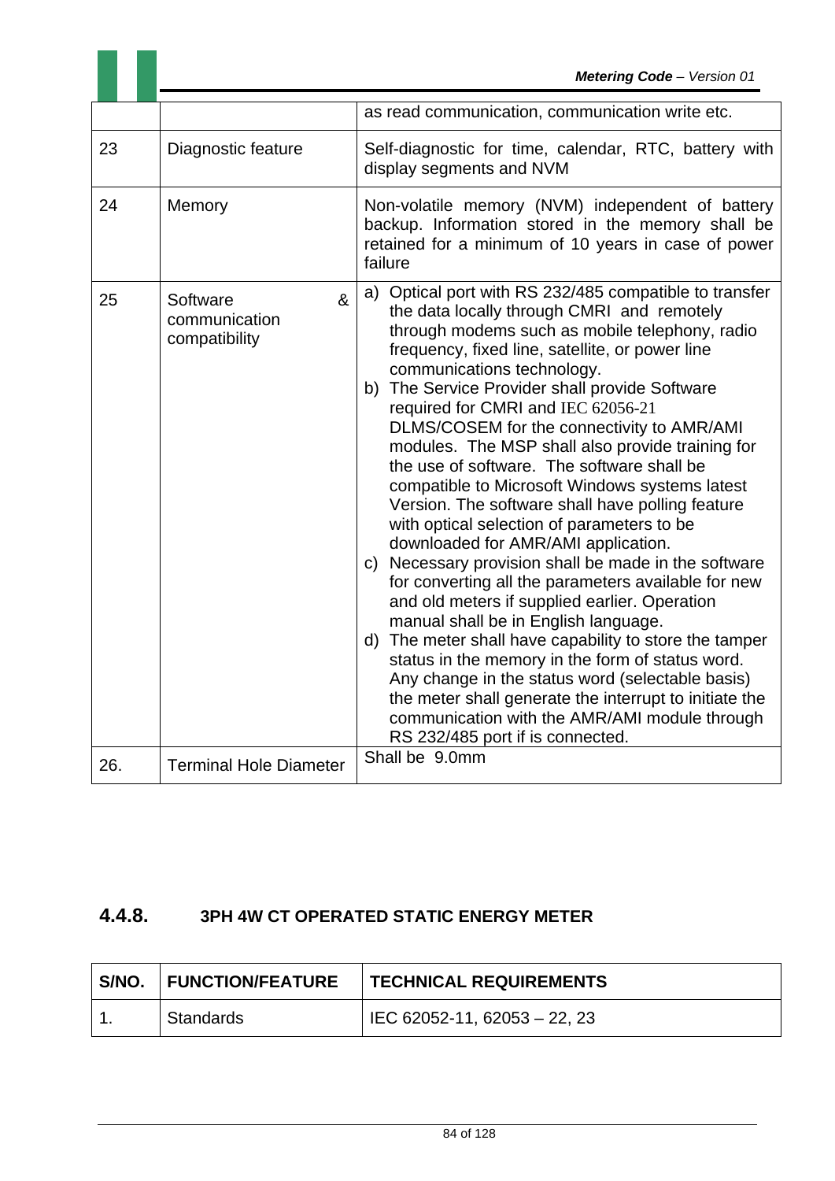|  |  | as read communication, communication write etc. |
|---|---|---|
| 23 | Diagnostic feature | Self-diagnostic for time, calendar, RTC, battery with display segments and NVM |
| 24 | Memory | Non-volatile memory (NVM) independent of battery backup. Information stored in the memory shall be retained for a minimum of 10 years in case of power failure |
| 25 | Software & communication compatibility | a) Optical port with RS 232/485 compatible to transfer the data locally through CMRI and remotely through modems such as mobile telephony, radio frequency, fixed line, satellite, or power line communications technology.<br>b) The Service Provider shall provide Software required for CMRI and IEC 62056-21 DLMS/COSEM for the connectivity to AMR/AMI modules. The MSP shall also provide training for the use of software. The software shall be compatible to Microsoft Windows systems latest Version. The software shall have polling feature with optical selection of parameters to be downloaded for AMR/AMI application.<br>c) Necessary provision shall be made in the software for converting all the parameters available for new and old meters if supplied earlier. Operation manual shall be in English language.<br>d) The meter shall have capability to store the tamper status in the memory in the form of status word. Any change in the status word (selectable basis) the meter shall generate the interrupt to initiate the communication with the AMR/AMI module through RS 232/485 port if is connected. |
| 26. | Terminal Hole Diameter | Shall be 9.0mm |

### 4.4.8. 3PH 4W CT OPERATED STATIC ENERGY METER

| S/NO. | FUNCTION/FEATURE | TECHNICAL REQUIREMENTS |
|---|---|---|
| 1. | Standards | IEC 62052-11, 62053 – 22, 23 |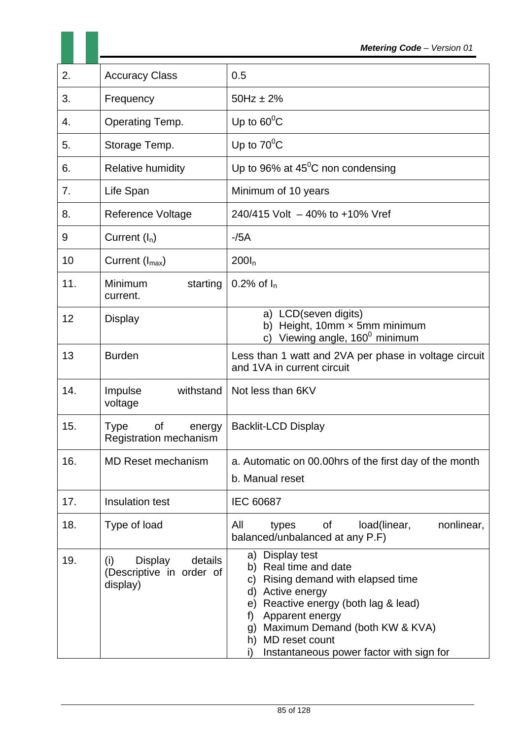| 2. | Accuracy Class | 0.5 |
|---|---|---|
| 3. | Frequency | 50Hz ± 2% |
| 4. | Operating Temp. | Up to $60^0$C |
| 5. | Storage Temp. | Up to $70^0$C |
| 6. | Relative humidity | Up to 96% at $45^0$C non condensing |
| 7. | Life Span | Minimum of 10 years |
| 8. | Reference Voltage | 240/415 Volt – 40% to +10% Vref |
| 9 | Current ($I_n$) | -/5A |
| 10 | Current ($I_{max}$) | $200I_n$ |
| 11. | Minimum starting current. | 0.2% of $I_n$ |
| 12 | Display | a) LCD(seven digits)<br>b) Height, 10mm × 5mm minimum<br>c) Viewing angle, $160^0$ minimum |
| 13 | Burden | Less than 1 watt and 2VA per phase in voltage circuit and 1VA in current circuit |
| 14. | Impulse withstand voltage | Not less than 6KV |
| 15. | Type of energy Registration mechanism | Backlit-LCD Display |
| 16. | MD Reset mechanism | a. Automatic on 00.00hrs of the first day of the month<br>b. Manual reset |
| 17. | Insulation test | IEC 60687 |
| 18. | Type of load | All types of load(linear, nonlinear, balanced/unbalanced at any P.F) |
| 19. | (i) Display details (Descriptive in order of display) | a) Display test<br>b) Real time and date<br>c) Rising demand with elapsed time<br>d) Active energy<br>e) Reactive energy (both lag & lead)<br>f) Apparent energy<br>g) Maximum Demand (both KW & KVA)<br>h) MD reset count<br>i) Instantaneous power factor with sign for |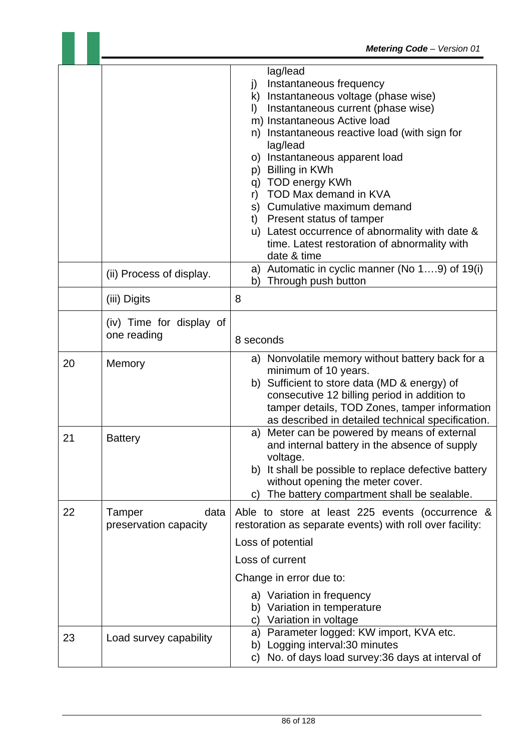|  |  |  |
|---|---|---|
|  |  | lag/lead<br>j) Instantaneous frequency<br>k) Instantaneous voltage (phase wise)<br>l) Instantaneous current (phase wise)<br>m) Instantaneous Active load<br>n) Instantaneous reactive load (with sign for lag/lead<br>o) Instantaneous apparent load<br>p) Billing in KWh<br>q) TOD energy KWh<br>r) TOD Max demand in KVA<br>s) Cumulative maximum demand<br>t) Present status of tamper<br>u) Latest occurrence of abnormality with date & time. Latest restoration of abnormality with date & time |
|  | (ii) Process of display. | a) Automatic in cyclic manner (No 1….9) of 19(i)<br>b) Through push button |
|  | (iii) Digits | 8 |
|  | (iv) Time for display of one reading | 8 seconds |
| 20 | Memory | a) Nonvolatile memory without battery back for a minimum of 10 years.<br>b) Sufficient to store data (MD & energy) of consecutive 12 billing period in addition to tamper details, TOD Zones, tamper information as described in detailed technical specification. |
| 21 | Battery | a) Meter can be powered by means of external and internal battery in the absence of supply voltage.<br>b) It shall be possible to replace defective battery without opening the meter cover.<br>c) The battery compartment shall be sealable. |
| 22 | Tamper data preservation capacity | Able to store at least 225 events (occurrence & restoration as separate events) with roll over facility:<br>Loss of potential<br>Loss of current<br>Change in error due to:<br>a) Variation in frequency<br>b) Variation in temperature<br>c) Variation in voltage |
| 23 | Load survey capability | a) Parameter logged: KW import, KVA etc.<br>b) Logging interval:30 minutes<br>c) No. of days load survey:36 days at interval of |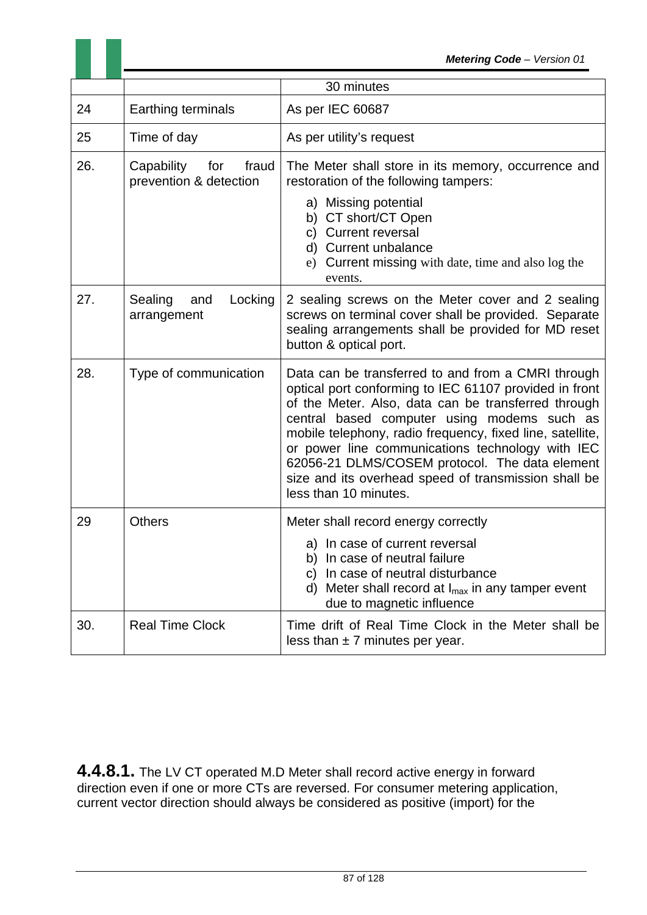| | | 30 minutes |
|---|---|---|
| 24 | Earthing terminals | As per IEC 60687 |
| 25 | Time of day | As per utility's request |
| 26. | Capability for fraud prevention & detection | The Meter shall store in its memory, occurrence and restoration of the following tampers:<br>a) Missing potential<br>b) CT short/CT Open<br>c) Current reversal<br>d) Current unbalance<br>e) Current missing with date, time and also log the events. |
| 27. | Sealing and Locking arrangement | 2 sealing screws on the Meter cover and 2 sealing screws on terminal cover shall be provided. Separate sealing arrangements shall be provided for MD reset button & optical port. |
| 28. | Type of communication | Data can be transferred to and from a CMRI through optical port conforming to IEC 61107 provided in front of the Meter. Also, data can be transferred through central based computer using modems such as mobile telephony, radio frequency, fixed line, satellite, or power line communications technology with IEC 62056-21 DLMS/COSEM protocol. The data element size and its overhead speed of transmission shall be less than 10 minutes. |
| 29 | Others | Meter shall record energy correctly<br>a) In case of current reversal<br>b) In case of neutral failure<br>c) In case of neutral disturbance<br>d) Meter shall record at $I_{max}$ in any tamper event due to magnetic influence |
| 30. | Real Time Clock | Time drift of Real Time Clock in the Meter shall be less than ± 7 minutes per year. |

**4.4.8.1.** The LV CT operated M.D Meter shall record active energy in forward direction even if one or more CTs are reversed. For consumer metering application, current vector direction should always be considered as positive (import) for the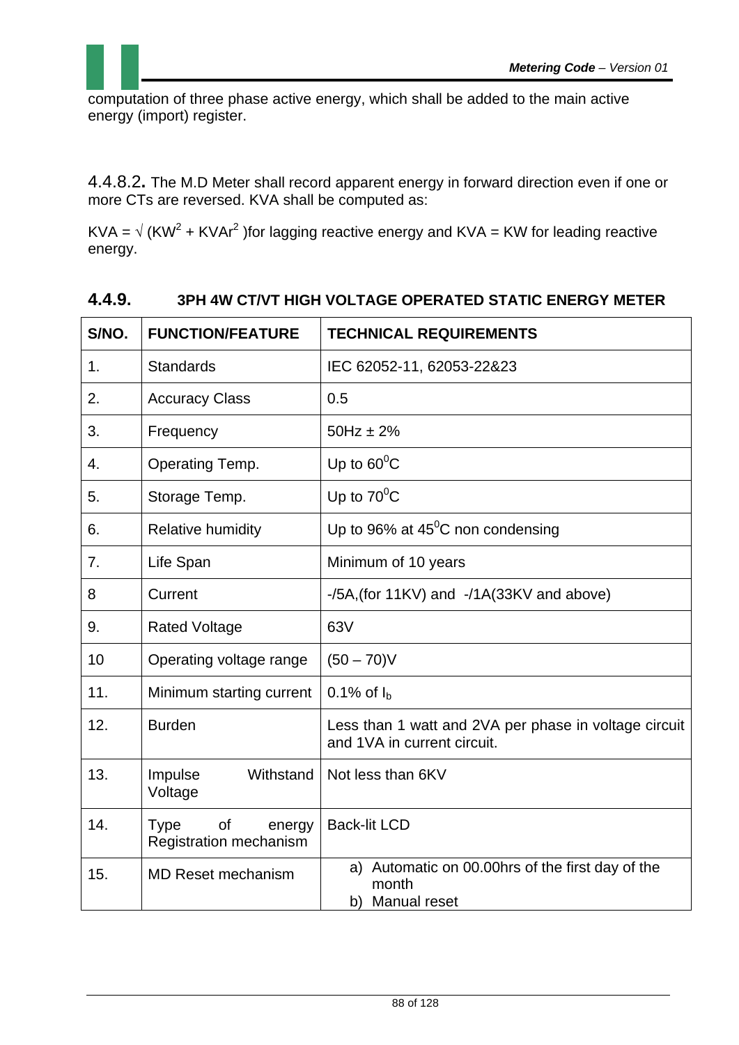computation of three phase active energy, which shall be added to the main active energy (import) register.

4.4.8.2. The M.D Meter shall record apparent energy in forward direction even if one or more CTs are reversed. KVA shall be computed as:

KVA = $\sqrt{(KW^2 + KVAr^2)}$ for lagging reactive energy and KVA = KW for leading reactive energy.

### 4.4.9. 3PH 4W CT/VT HIGH VOLTAGE OPERATED STATIC ENERGY METER

| S/NO. | FUNCTION/FEATURE | TECHNICAL REQUIREMENTS |
|---|---|---|
| 1. | Standards | IEC 62052-11, 62053-22&23 |
| 2. | Accuracy Class | 0.5 |
| 3. | Frequency | 50Hz ± 2% |
| 4. | Operating Temp. | Up to $60^0$C |
| 5. | Storage Temp. | Up to $70^0$C |
| 6. | Relative humidity | Up to 96% at $45^0$C non condensing |
| 7. | Life Span | Minimum of 10 years |
| 8 | Current | -/5A,(for 11KV) and -/1A(33KV and above) |
| 9. | Rated Voltage | 63V |
| 10 | Operating voltage range | (50 – 70)V |
| 11. | Minimum starting current | 0.1% of $I_b$ |
| 12. | Burden | Less than 1 watt and 2VA per phase in voltage circuit and 1VA in current circuit. |
| 13. | Impulse Withstand Voltage | Not less than 6KV |
| 14. | Type of energy Registration mechanism | Back-lit LCD |
| 15. | MD Reset mechanism | a) Automatic on 00.00hrs of the first day of the month<br>b) Manual reset |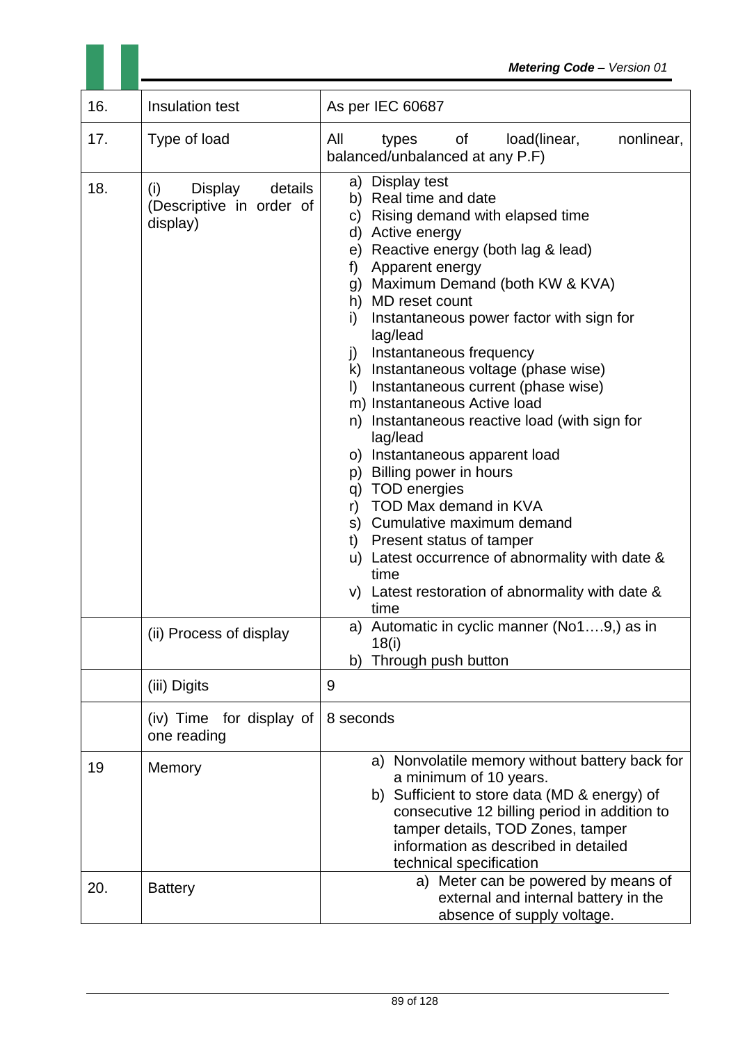| 16. | Insulation test | As per IEC 60687 |
|---|---|---|
| 17. | Type of load | All types of load(linear, nonlinear, balanced/unbalanced at any P.F) |
| 18. | (i) Display details (Descriptive in order of display) | a) Display test<br>b) Real time and date<br>c) Rising demand with elapsed time<br>d) Active energy<br>e) Reactive energy (both lag & lead)<br>f) Apparent energy<br>g) Maximum Demand (both KW & KVA)<br>h) MD reset count<br>i) Instantaneous power factor with sign for lag/lead<br>j) Instantaneous frequency<br>k) Instantaneous voltage (phase wise)<br>l) Instantaneous current (phase wise)<br>m) Instantaneous Active load<br>n) Instantaneous reactive load (with sign for lag/lead<br>o) Instantaneous apparent load<br>p) Billing power in hours<br>q) TOD energies<br>r) TOD Max demand in KVA<br>s) Cumulative maximum demand<br>t) Present status of tamper<br>u) Latest occurrence of abnormality with date & time<br>v) Latest restoration of abnormality with date & time |
| | (ii) Process of display | a) Automatic in cyclic manner (No1….9,) as in 18(i)<br>b) Through push button |
| | (iii) Digits | 9 |
| | (iv) Time for display of one reading | 8 seconds |
| 19 | Memory | a) Nonvolatile memory without battery back for a minimum of 10 years.<br>b) Sufficient to store data (MD & energy) of consecutive 12 billing period in addition to tamper details, TOD Zones, tamper information as described in detailed technical specification |
| 20. | Battery | a) Meter can be powered by means of external and internal battery in the absence of supply voltage. |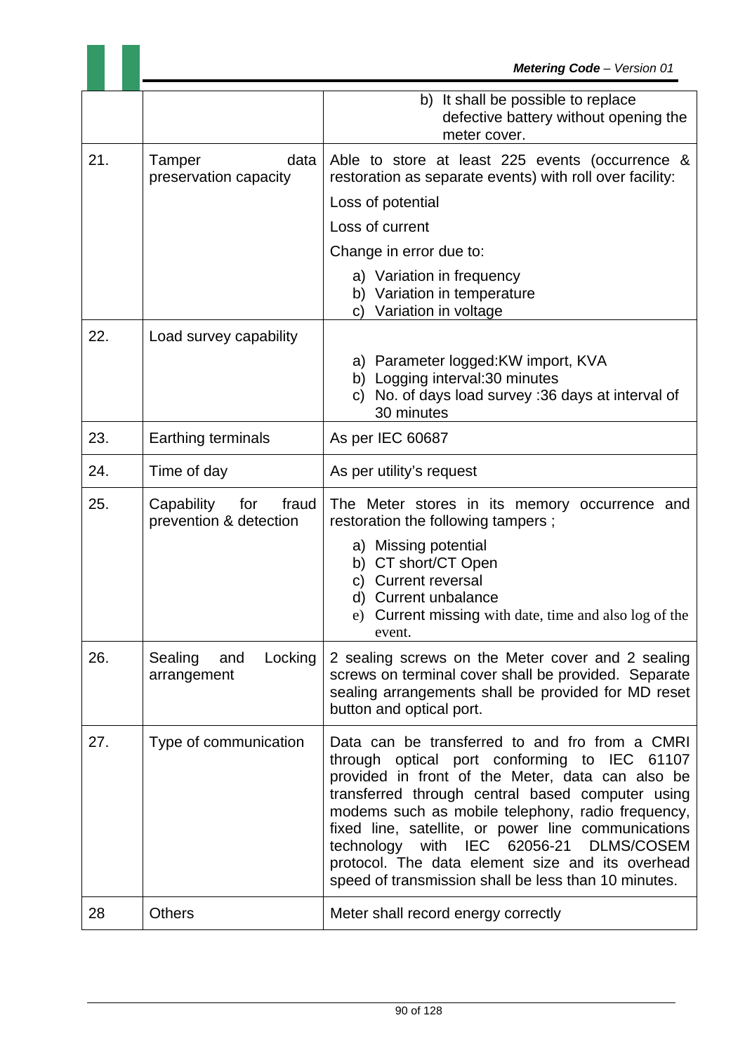| | | |
|---|---|---|
| | | b) It shall be possible to replace defective battery without opening the meter cover. |
| 21. | Tamper data preservation capacity | Able to store at least 225 events (occurrence & restoration as separate events) with roll over facility:<br><br>Loss of potential<br><br>Loss of current<br><br>Change in error due to:<br><br>a) Variation in frequency<br>b) Variation in temperature<br>c) Variation in voltage |
| 22. | Load survey capability | a) Parameter logged:KW import, KVA<br>b) Logging interval:30 minutes<br>c) No. of days load survey :36 days at interval of 30 minutes |
| 23. | Earthing terminals | As per IEC 60687 |
| 24. | Time of day | As per utility's request |
| 25. | Capability for fraud prevention & detection | The Meter stores in its memory occurrence and restoration the following tampers ;<br><br>a) Missing potential<br>b) CT short/CT Open<br>c) Current reversal<br>d) Current unbalance<br>e) Current missing with date, time and also log of the event. |
| 26. | Sealing and Locking arrangement | 2 sealing screws on the Meter cover and 2 sealing screws on terminal cover shall be provided. Separate sealing arrangements shall be provided for MD reset button and optical port. |
| 27. | Type of communication | Data can be transferred to and fro from a CMRI through optical port conforming to IEC 61107 provided in front of the Meter, data can also be transferred through central based computer using modems such as mobile telephony, radio frequency, fixed line, satellite, or power line communications technology with IEC 62056-21 DLMS/COSEM protocol. The data element size and its overhead speed of transmission shall be less than 10 minutes. |
| 28 | Others | Meter shall record energy correctly |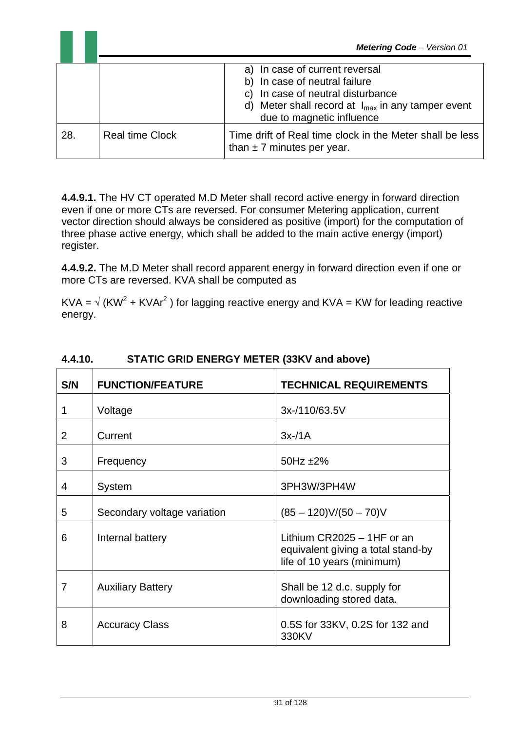|  |  | a) In case of current reversal<br>b) In case of neutral failure<br>c) In case of neutral disturbance<br>d) Meter shall record at $I_{max}$ in any tamper event due to magnetic influence |
|---|---|---|
| 28. | Real time Clock | Time drift of Real time clock in the Meter shall be less than ± 7 minutes per year. |

**4.4.9.1.** The HV CT operated M.D Meter shall record active energy in forward direction even if one or more CTs are reversed. For consumer Metering application, current vector direction should always be considered as positive (import) for the computation of three phase active energy, which shall be added to the main active energy (import) register.

**4.4.9.2.** The M.D Meter shall record apparent energy in forward direction even if one or more CTs are reversed. KVA shall be computed as

KVA = $\sqrt{(KW^2 + KVAr^2)}$ for lagging reactive energy and KVA = KW for leading reactive energy.

### 4.4.10. STATIC GRID ENERGY METER (33KV and above)

| S/N | FUNCTION/FEATURE | TECHNICAL REQUIREMENTS |
|---|---|---|
| 1 | Voltage | 3x-/110/63.5V |
| 2 | Current | 3x-/1A |
| 3 | Frequency | 50Hz ±2% |
| 4 | System | 3PH3W/3PH4W |
| 5 | Secondary voltage variation | (85 – 120)V/(50 – 70)V |
| 6 | Internal battery | Lithium CR2025 – 1HF or an equivalent giving a total stand-by life of 10 years (minimum) |
| 7 | Auxiliary Battery | Shall be 12 d.c. supply for downloading stored data. |
| 8 | Accuracy Class | 0.5S for 33KV, 0.2S for 132 and 330KV |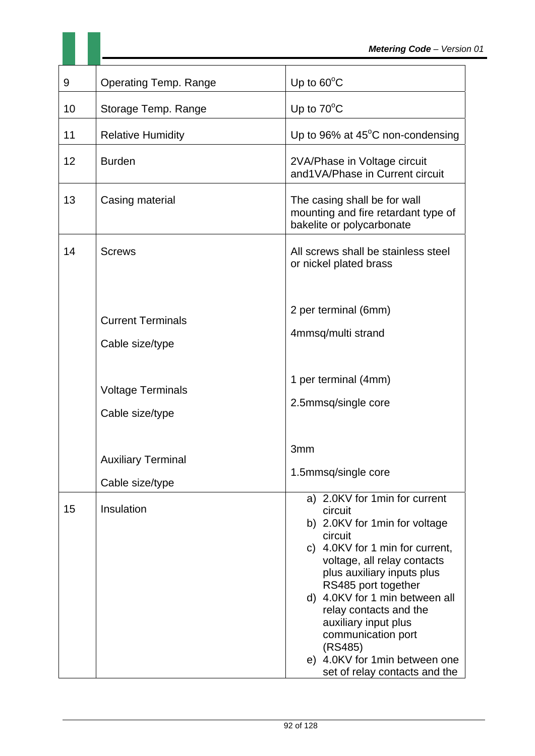| | | |
|---|---|---|
| 9 | Operating Temp. Range | Up to 60$^{o}$C |
| 10 | Storage Temp. Range | Up to 70$^{o}$C |
| 11 | Relative Humidity | Up to 96% at 45$^{o}$C non-condensing |
| 12 | Burden | 2VA/Phase in Voltage circuit and1VA/Phase in Current circuit |
| 13 | Casing material | The casing shall be for wall mounting and fire retardant type of bakelite or polycarbonate |
| 14 | Screws<br><br>Current Terminals<br>Cable size/type<br><br>Voltage Terminals<br>Cable size/type<br><br>Auxiliary Terminal<br>Cable size/type | All screws shall be stainless steel or nickel plated brass<br><br>2 per terminal (6mm)<br>4mmsq/multi strand<br><br>1 per terminal (4mm)<br>2.5mmsq/single core<br><br>3mm<br>1.5mmsq/single core |
| 15 | Insulation | a) 2.0KV for 1min for current circuit<br>b) 2.0KV for 1min for voltage circuit<br>c) 4.0KV for 1 min for current, voltage, all relay contacts plus auxiliary inputs plus RS485 port together<br>d) 4.0KV for 1 min between all relay contacts and the auxiliary input plus communication port (RS485)<br>e) 4.0KV for 1min between one set of relay contacts and the |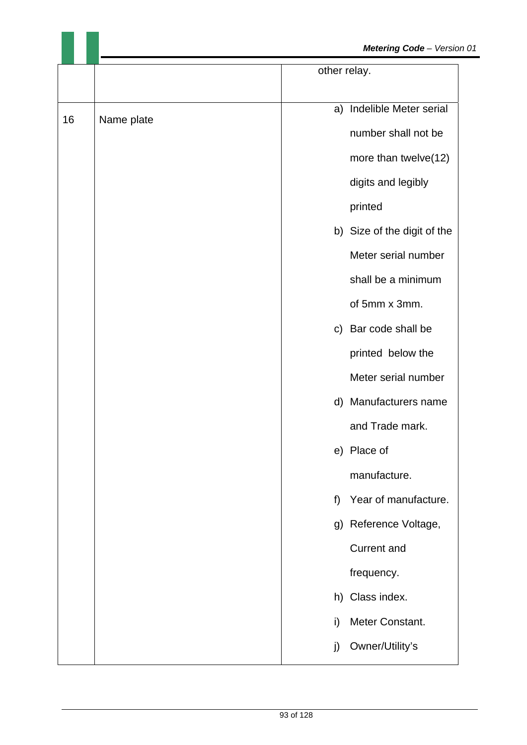| | | |
|---|---|---|
| | | other relay. |
| 16 | Name plate | a) Indelible Meter serial number shall not be more than twelve(12) digits and legibly printed<br>b) Size of the digit of the Meter serial number shall be a minimum of 5mm x 3mm.<br>c) Bar code shall be printed below the Meter serial number<br>d) Manufacturers name and Trade mark.<br>e) Place of manufacture.<br>f) Year of manufacture.<br>g) Reference Voltage, Current and frequency.<br>h) Class index.<br>i) Meter Constant.<br>j) Owner/Utility's |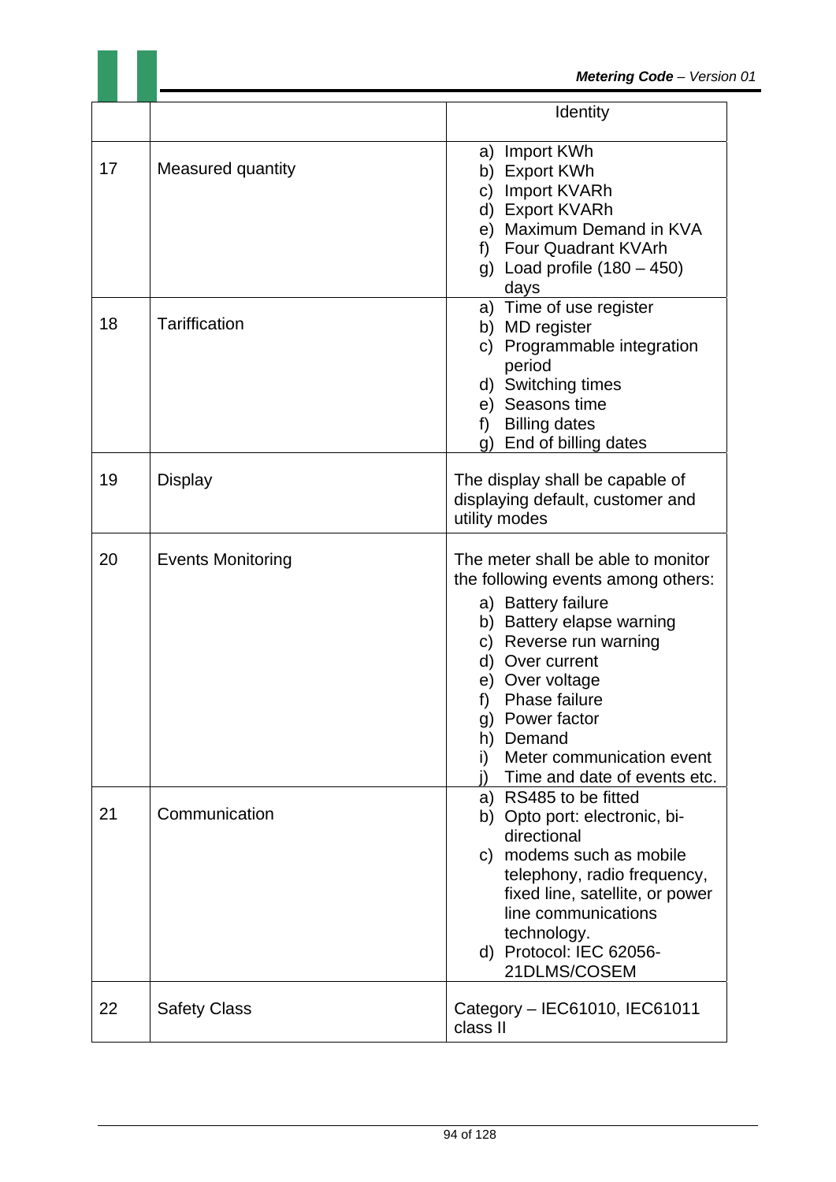| | | Identity |
|---|---|---|
| 17 | Measured quantity | a) Import KWh<br>b) Export KWh<br>c) Import KVARh<br>d) Export KVARh<br>e) Maximum Demand in KVA<br>f) Four Quadrant KVArh<br>g) Load profile (180 – 450) days |
| 18 | Tariffication | a) Time of use register<br>b) MD register<br>c) Programmable integration period<br>d) Switching times<br>e) Seasons time<br>f) Billing dates<br>g) End of billing dates |
| 19 | Display | The display shall be capable of displaying default, customer and utility modes |
| 20 | Events Monitoring | The meter shall be able to monitor the following events among others:<br>a) Battery failure<br>b) Battery elapse warning<br>c) Reverse run warning<br>d) Over current<br>e) Over voltage<br>f) Phase failure<br>g) Power factor<br>h) Demand<br>i) Meter communication event<br>j) Time and date of events etc. |
| 21 | Communication | a) RS485 to be fitted<br>b) Opto port: electronic, bi-directional<br>c) modems such as mobile telephony, radio frequency, fixed line, satellite, or power line communications technology.<br>d) Protocol: IEC 62056-21DLMS/COSEM |
| 22 | Safety Class | Category – IEC61010, IEC61011 class II |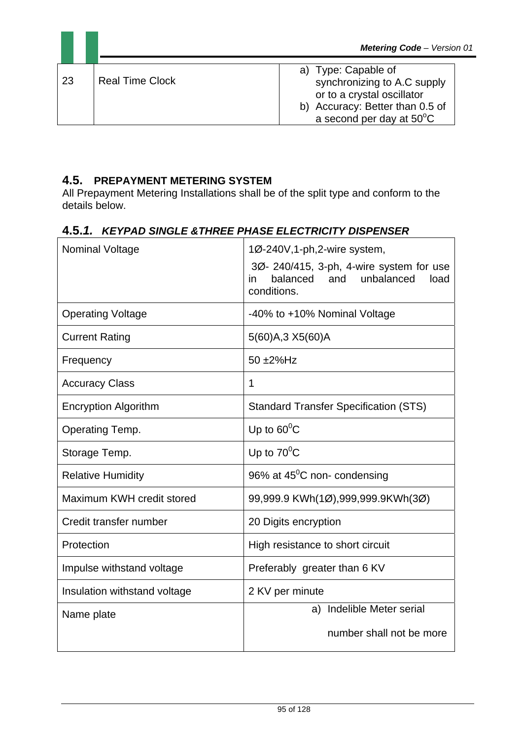| 23 | Real Time Clock | a) Type: Capable of synchronizing to A.C supply or to a crystal oscillator<br>b) Accuracy: Better than 0.5 of a second per day at 50°C |
|---|---|---|

### 4.5. PREPAYMENT METERING SYSTEM

All Prepayment Metering Installations shall be of the split type and conform to the details below.

#### 4.5.1. *KEYPAD SINGLE &THREE PHASE ELECTRICITY DISPENSER*

| | |
|---|---|
| Nominal Voltage | 1Ø-240V,1-ph,2-wire system,<br>3Ø- 240/415, 3-ph, 4-wire system for use in balanced and unbalanced load conditions. |
| Operating Voltage | -40% to +10% Nominal Voltage |
| Current Rating | 5(60)A,3 X5(60)A |
| Frequency | 50 ±2%Hz |
| Accuracy Class | 1 |
| Encryption Algorithm | Standard Transfer Specification (STS) |
| Operating Temp. | Up to 60°C |
| Storage Temp. | Up to 70°C |
| Relative Humidity | 96% at 45°C non- condensing |
| Maximum KWH credit stored | 99,999.9 KWh(1Ø),999,999.9KWh(3Ø) |
| Credit transfer number | 20 Digits encryption |
| Protection | High resistance to short circuit |
| Impulse withstand voltage | Preferably greater than 6 KV |
| Insulation withstand voltage | 2 KV per minute |
| Name plate | a) Indelible Meter serial number shall not be more |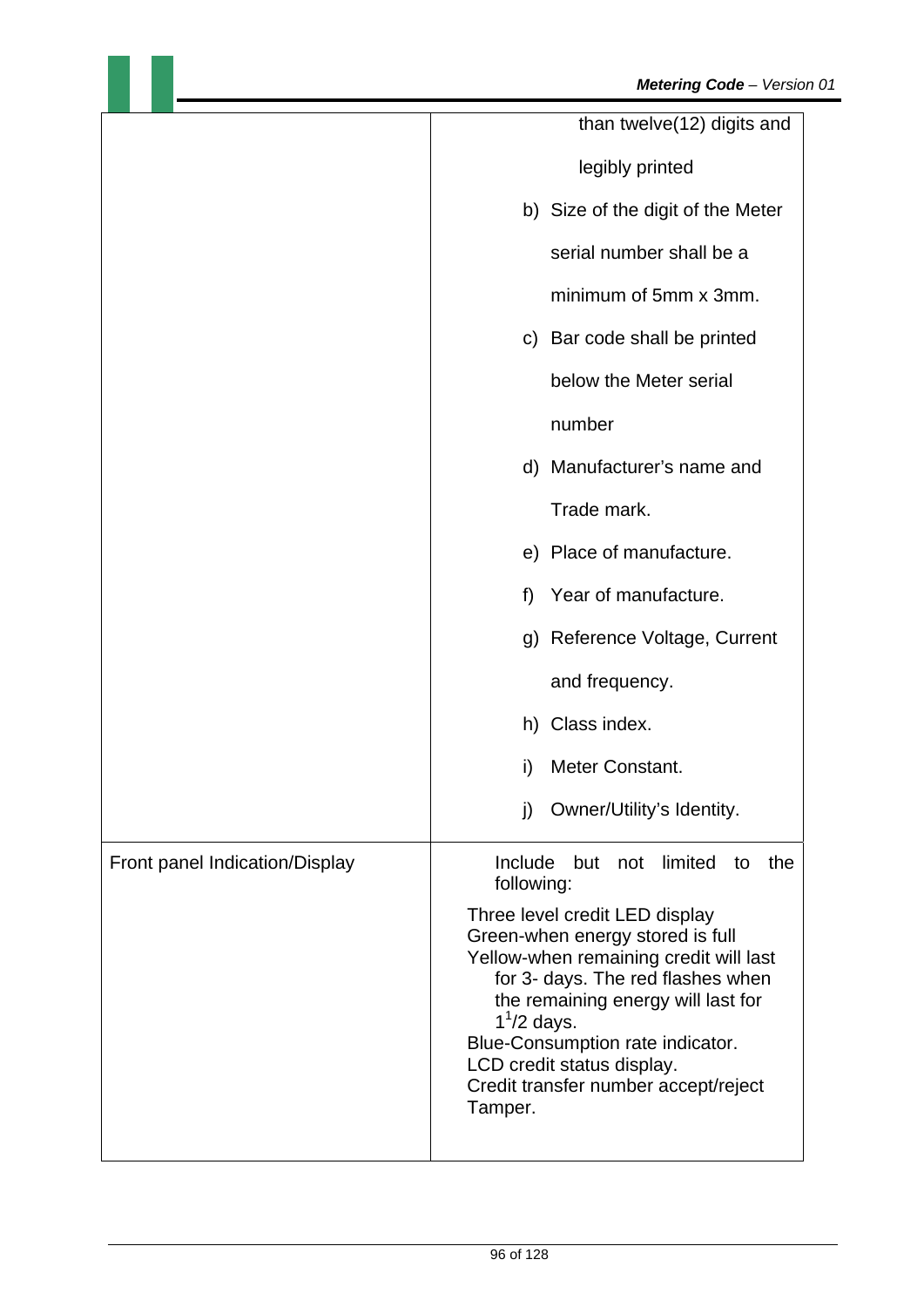| | |
|---|---|
| | than twelve(12) digits and legibly printed<br>b) Size of the digit of the Meter serial number shall be a minimum of 5mm x 3mm.<br>c) Bar code shall be printed below the Meter serial number<br>d) Manufacturer's name and Trade mark.<br>e) Place of manufacture.<br>f) Year of manufacture.<br>g) Reference Voltage, Current and frequency.<br>h) Class index.<br>i) Meter Constant.<br>j) Owner/Utility's Identity. |
| Front panel Indication/Display | Include but not limited to the following:<br>Three level credit LED display<br>Green-when energy stored is full<br>Yellow-when remaining credit will last for 3- days. The red flashes when the remaining energy will last for $1^{1}/2$ days.<br>Blue-Consumption rate indicator.<br>LCD credit status display.<br>Credit transfer number accept/reject<br>Tamper. |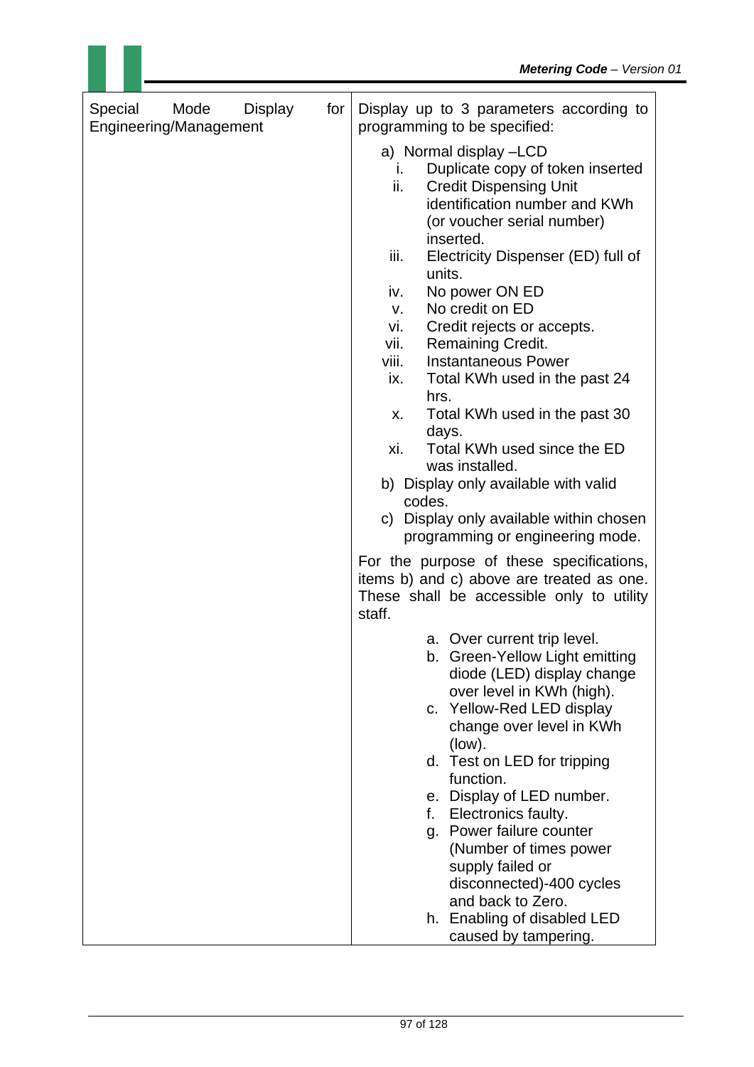| Special Mode Display for Engineering/Management | Display up to 3 parameters according to programming to be specified:<br><br>a) Normal display –LCD<br>&nbsp;&nbsp;&nbsp;i. Duplicate copy of token inserted<br>&nbsp;&nbsp;&nbsp;ii. Credit Dispensing Unit identification number and KWh (or voucher serial number) inserted.<br>&nbsp;&nbsp;&nbsp;iii. Electricity Dispenser (ED) full of units.<br>&nbsp;&nbsp;&nbsp;iv. No power ON ED<br>&nbsp;&nbsp;&nbsp;v. No credit on ED<br>&nbsp;&nbsp;&nbsp;vi. Credit rejects or accepts.<br>&nbsp;&nbsp;&nbsp;vii. Remaining Credit.<br>&nbsp;&nbsp;&nbsp;viii. Instantaneous Power<br>&nbsp;&nbsp;&nbsp;ix. Total KWh used in the past 24 hrs.<br>&nbsp;&nbsp;&nbsp;x. Total KWh used in the past 30 days.<br>&nbsp;&nbsp;&nbsp;xi. Total KWh used since the ED was installed.<br>b) Display only available with valid codes.<br>c) Display only available within chosen programming or engineering mode.<br><br>For the purpose of these specifications, items b) and c) above are treated as one. These shall be accessible only to utility staff.<br><br>a. Over current trip level.<br>b. Green-Yellow Light emitting diode (LED) display change over level in KWh (high).<br>c. Yellow-Red LED display change over level in KWh (low).<br>d. Test on LED for tripping function.<br>e. Display of LED number.<br>f. Electronics faulty.<br>g. Power failure counter (Number of times power supply failed or disconnected)-400 cycles and back to Zero.<br>h. Enabling of disabled LED caused by tampering. |
|---|---|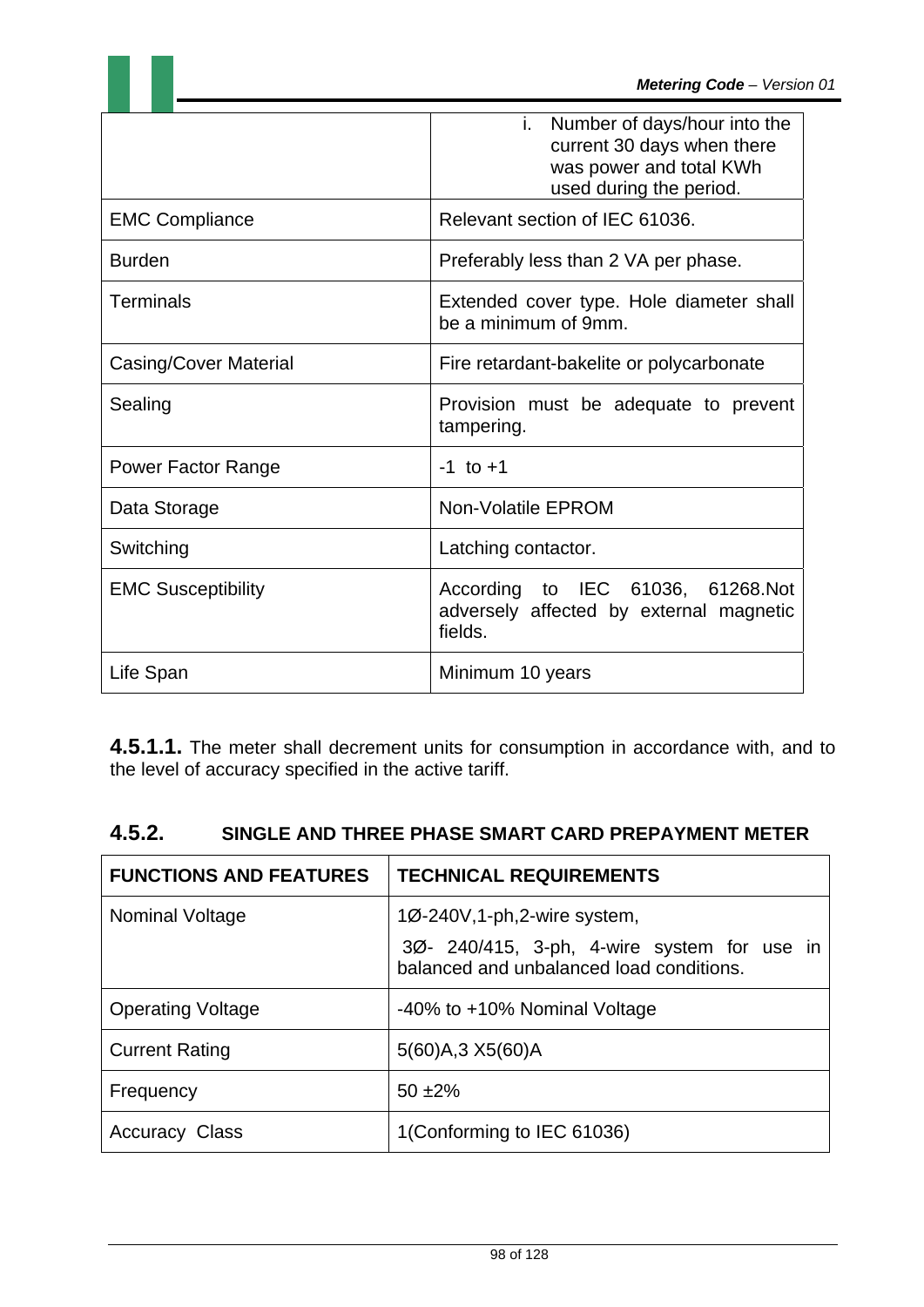| | |
|---|---|
| | i. Number of days/hour into the current 30 days when there was power and total KWh used during the period. |
| EMC Compliance | Relevant section of IEC 61036. |
| Burden | Preferably less than 2 VA per phase. |
| Terminals | Extended cover type. Hole diameter shall be a minimum of 9mm. |
| Casing/Cover Material | Fire retardant-bakelite or polycarbonate |
| Sealing | Provision must be adequate to prevent tampering. |
| Power Factor Range | -1 to +1 |
| Data Storage | Non-Volatile EPROM |
| Switching | Latching contactor. |
| EMC Susceptibility | According to IEC 61036, 61268.Not adversely affected by external magnetic fields. |
| Life Span | Minimum 10 years |

**4.5.1.1.** The meter shall decrement units for consumption in accordance with, and to the level of accuracy specified in the active tariff.

### 4.5.2. SINGLE AND THREE PHASE SMART CARD PREPAYMENT METER

| FUNCTIONS AND FEATURES | TECHNICAL REQUIREMENTS |
|---|---|
| Nominal Voltage | 1Ø-240V,1-ph,2-wire system,<br>3Ø- 240/415, 3-ph, 4-wire system for use in balanced and unbalanced load conditions. |
| Operating Voltage | -40% to +10% Nominal Voltage |
| Current Rating | 5(60)A,3 X5(60)A |
| Frequency | 50 ±2% |
| Accuracy Class | 1(Conforming to IEC 61036) |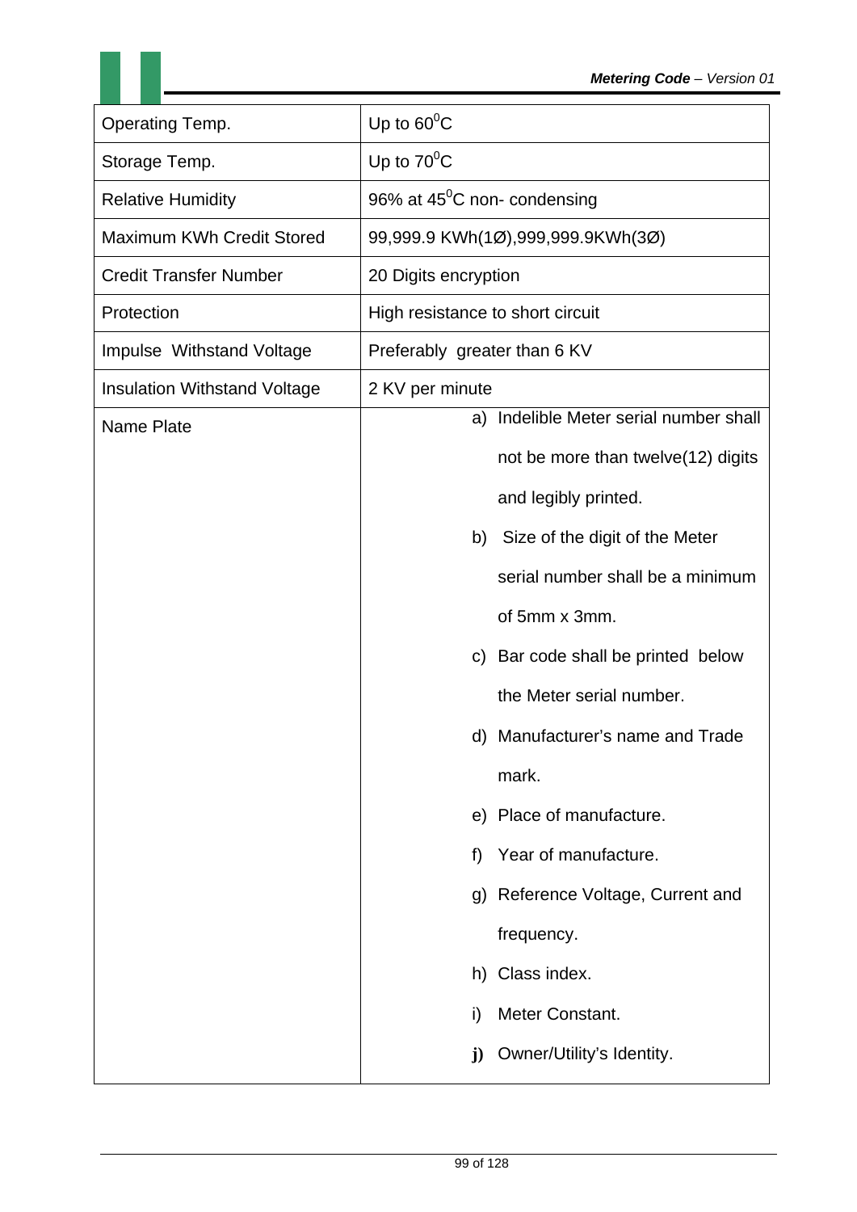| Operating Temp. | Up to $60^0$C |
|---|---|
| Storage Temp. | Up to $70^0$C |
| Relative Humidity | 96% at $45^0$C non- condensing |
| Maximum KWh Credit Stored | 99,999.9 KWh(1Ø),999,999.9KWh(3Ø) |
| Credit Transfer Number | 20 Digits encryption |
| Protection | High resistance to short circuit |
| Impulse Withstand Voltage | Preferably greater than 6 KV |
| Insulation Withstand Voltage | 2 KV per minute |
| Name Plate | a) Indelible Meter serial number shall not be more than twelve(12) digits and legibly printed.<br>b) Size of the digit of the Meter serial number shall be a minimum of 5mm x 3mm.<br>c) Bar code shall be printed below the Meter serial number.<br>d) Manufacturer's name and Trade mark.<br>e) Place of manufacture.<br>f) Year of manufacture.<br>g) Reference Voltage, Current and frequency.<br>h) Class index.<br>i) Meter Constant.<br>**j)** Owner/Utility's Identity. |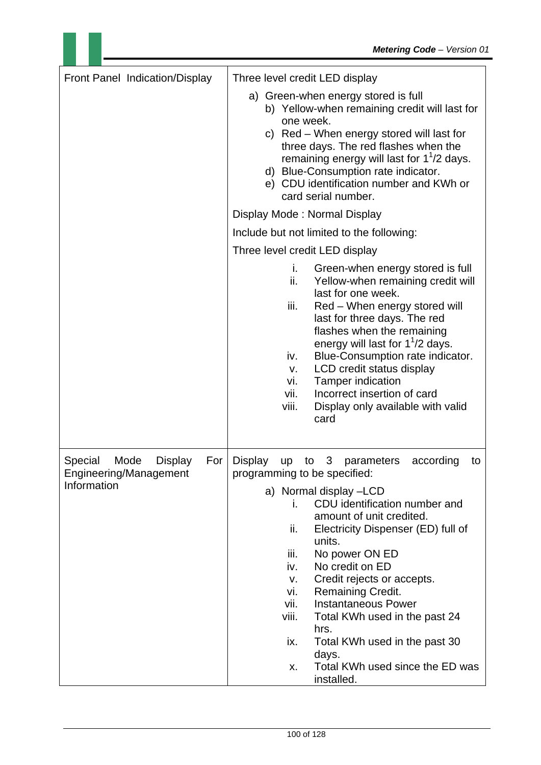| | |
|---|---|
| Front Panel Indication/Display | Three level credit LED display<br><br>a) Green-when energy stored is full<br>b) Yellow-when remaining credit will last for one week.<br>c) Red – When energy stored will last for three days. The red flashes when the remaining energy will last for $1^1/2$ days.<br>d) Blue-Consumption rate indicator.<br>e) CDU identification number and KWh or card serial number.<br><br>Display Mode : Normal Display<br><br>Include but not limited to the following:<br><br>Three level credit LED display<br><br>i. Green-when energy stored is full<br>ii. Yellow-when remaining credit will last for one week.<br>iii. Red – When energy stored will last for three days. The red flashes when the remaining energy will last for $1^1/2$ days.<br>iv. Blue-Consumption rate indicator.<br>v. LCD credit status display<br>vi. Tamper indication<br>vii. Incorrect insertion of card<br>viii. Display only available with valid card |
| Special Mode Display For Engineering/Management Information | Display up to 3 parameters according to programming to be specified:<br><br>a) Normal display –LCD<br>i. CDU identification number and amount of unit credited.<br>ii. Electricity Dispenser (ED) full of units.<br>iii. No power ON ED<br>iv. No credit on ED<br>v. Credit rejects or accepts.<br>vi. Remaining Credit.<br>vii. Instantaneous Power<br>viii. Total KWh used in the past 24 hrs.<br>ix. Total KWh used in the past 30 days.<br>x. Total KWh used since the ED was installed. |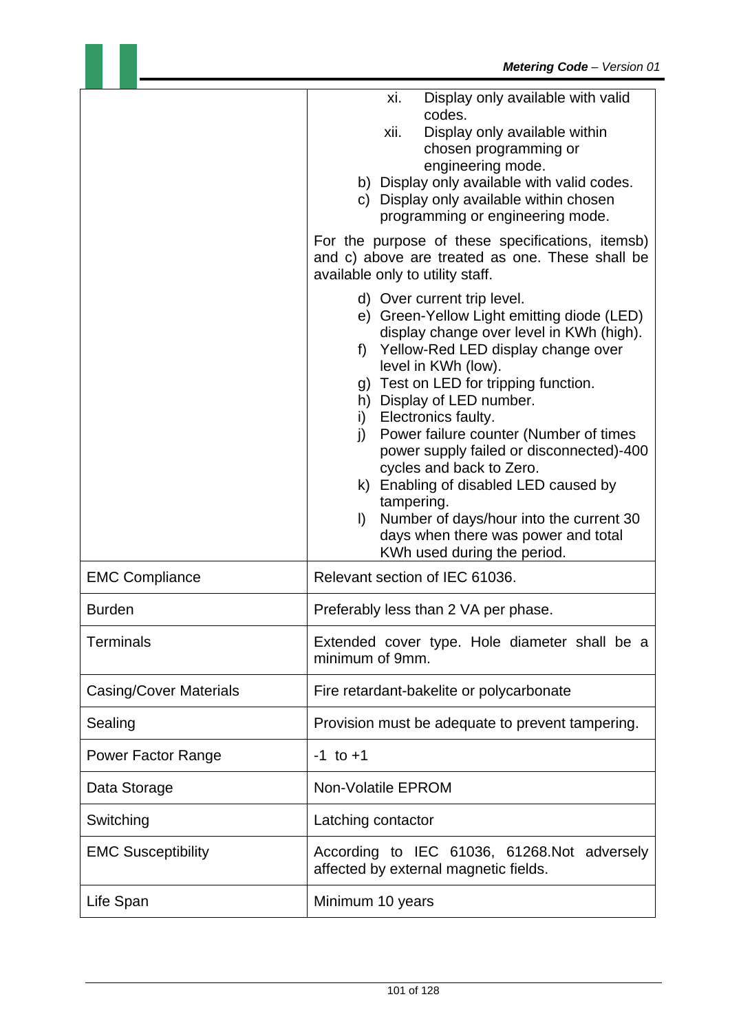| | |
|---|---|
| | xi. Display only available with valid codes.<br>xii. Display only available within chosen programming or engineering mode.<br>b) Display only available with valid codes.<br>c) Display only available within chosen programming or engineering mode.<br><br>For the purpose of these specifications, itemsb) and c) above are treated as one. These shall be available only to utility staff.<br><br>d) Over current trip level.<br>e) Green-Yellow Light emitting diode (LED) display change over level in KWh (high).<br>f) Yellow-Red LED display change over level in KWh (low).<br>g) Test on LED for tripping function.<br>h) Display of LED number.<br>i) Electronics faulty.<br>j) Power failure counter (Number of times power supply failed or disconnected)-400 cycles and back to Zero.<br>k) Enabling of disabled LED caused by tampering.<br>l) Number of days/hour into the current 30 days when there was power and total KWh used during the period. |
| EMC Compliance | Relevant section of IEC 61036. |
| Burden | Preferably less than 2 VA per phase. |
| Terminals | Extended cover type. Hole diameter shall be a minimum of 9mm. |
| Casing/Cover Materials | Fire retardant-bakelite or polycarbonate |
| Sealing | Provision must be adequate to prevent tampering. |
| Power Factor Range | -1 to +1 |
| Data Storage | Non-Volatile EPROM |
| Switching | Latching contactor |
| EMC Susceptibility | According to IEC 61036, 61268.Not adversely affected by external magnetic fields. |
| Life Span | Minimum 10 years |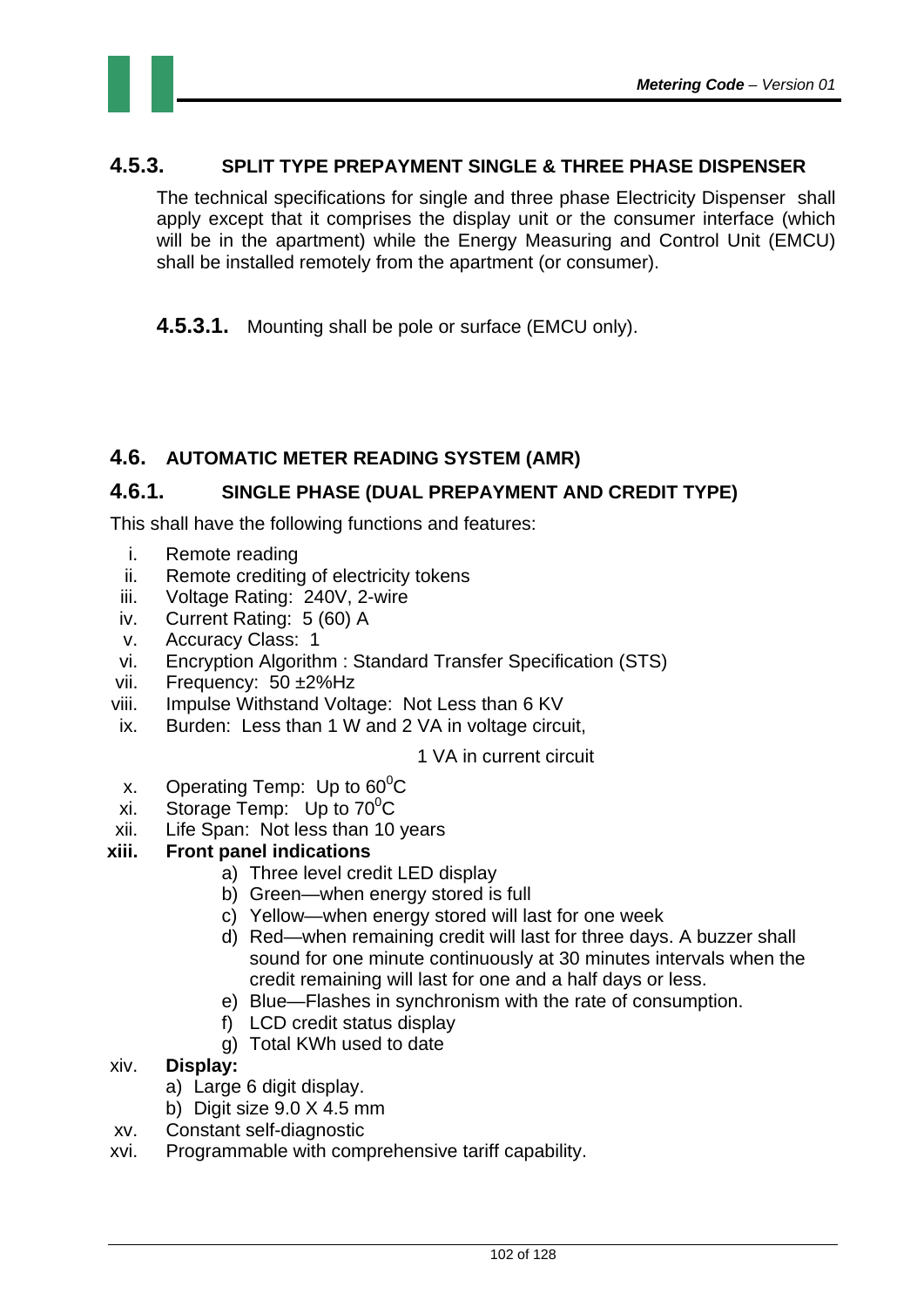### 4.5.3. SPLIT TYPE PREPAYMENT SINGLE & THREE PHASE DISPENSER

The technical specifications for single and three phase Electricity Dispenser shall apply except that it comprises the display unit or the consumer interface (which will be in the apartment) while the Energy Measuring and Control Unit (EMCU) shall be installed remotely from the apartment (or consumer).

**4.5.3.1.** Mounting shall be pole or surface (EMCU only).

## 4.6. AUTOMATIC METER READING SYSTEM (AMR)

### 4.6.1. SINGLE PHASE (DUAL PREPAYMENT AND CREDIT TYPE)

This shall have the following functions and features:

i. Remote reading
ii. Remote crediting of electricity tokens
iii. Voltage Rating: 240V, 2-wire
iv. Current Rating: 5 (60) A
v. Accuracy Class: 1
vi. Encryption Algorithm : Standard Transfer Specification (STS)
vii. Frequency: 50 ±2%Hz
viii. Impulse Withstand Voltage: Not Less than 6 KV
ix. Burden: Less than 1 W and 2 VA in voltage circuit,
    1 VA in current circuit
x. Operating Temp: Up to $60^0$C
xi. Storage Temp: Up to $70^0$C
xii. Life Span: Not less than 10 years
**xiii. Front panel indications**
    a) Three level credit LED display
    b) Green—when energy stored is full
    c) Yellow—when energy stored will last for one week
    d) Red—when remaining credit will last for three days. A buzzer shall sound for one minute continuously at 30 minutes intervals when the credit remaining will last for one and a half days or less.
    e) Blue—Flashes in synchronism with the rate of consumption.
    f) LCD credit status display
    g) Total KWh used to date
xiv. **Display:**
    a) Large 6 digit display.
    b) Digit size 9.0 X 4.5 mm
xv. Constant self-diagnostic
xvi. Programmable with comprehensive tariff capability.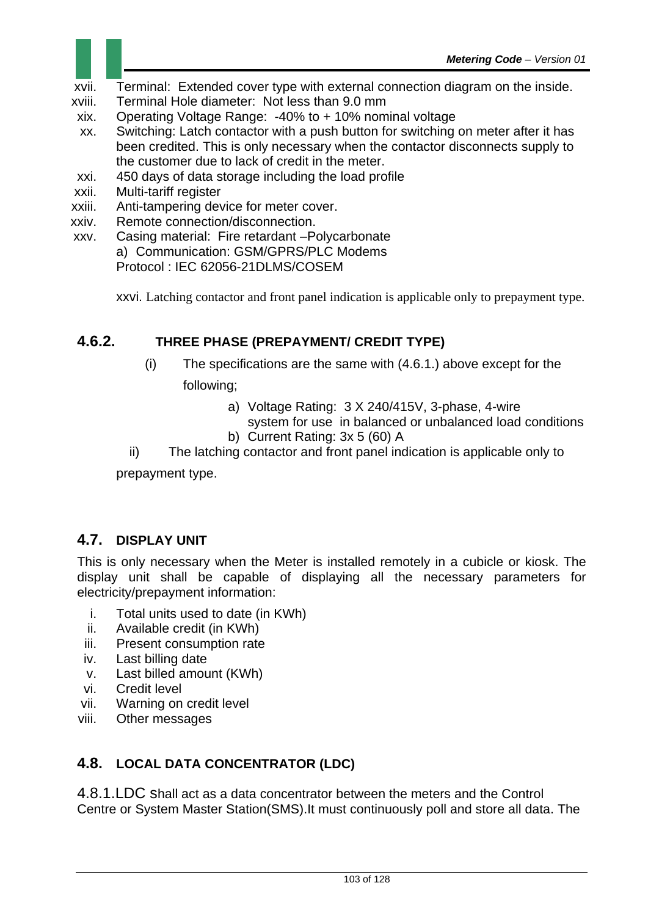xvii. Terminal: Extended cover type with external connection diagram on the inside.
xviii. Terminal Hole diameter: Not less than 9.0 mm
xix. Operating Voltage Range: -40% to + 10% nominal voltage
xx. Switching: Latch contactor with a push button for switching on meter after it has been credited. This is only necessary when the contactor disconnects supply to the customer due to lack of credit in the meter.
xxi. 450 days of data storage including the load profile
xxii. Multi-tariff register
xxiii. Anti-tampering device for meter cover.
xxiv. Remote connection/disconnection.
xxv. Casing material: Fire retardant –Polycarbonate
a) Communication: GSM/GPRS/PLC Modems
Protocol : IEC 62056-21DLMS/COSEM

xxvi. Latching contactor and front panel indication is applicable only to prepayment type.

## 4.6.2. THREE PHASE (PREPAYMENT/ CREDIT TYPE)

(i) The specifications are the same with (4.6.1.) above except for the following;

a) Voltage Rating: 3 X 240/415V, 3-phase, 4-wire system for use in balanced or unbalanced load conditions
b) Current Rating: 3x 5 (60) A

ii) The latching contactor and front panel indication is applicable only to prepayment type.

## 4.7. DISPLAY UNIT

This is only necessary when the Meter is installed remotely in a cubicle or kiosk. The display unit shall be capable of displaying all the necessary parameters for electricity/prepayment information:

i. Total units used to date (in KWh)
ii. Available credit (in KWh)
iii. Present consumption rate
iv. Last billing date
v. Last billed amount (KWh)
vi. Credit level
vii. Warning on credit level
viii. Other messages

## 4.8. LOCAL DATA CONCENTRATOR (LDC)

4.8.1.LDC shall act as a data concentrator between the meters and the Control Centre or System Master Station(SMS).It must continuously poll and store all data. The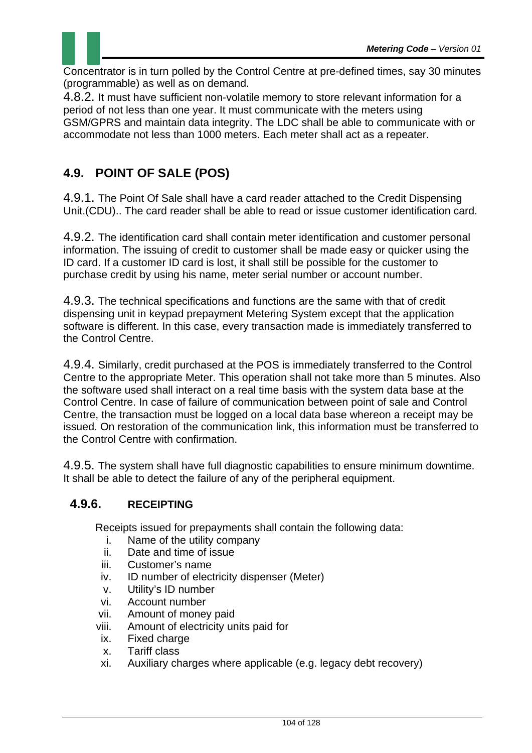Concentrator is in turn polled by the Control Centre at pre-defined times, say 30 minutes (programmable) as well as on demand.

4.8.2. It must have sufficient non-volatile memory to store relevant information for a period of not less than one year. It must communicate with the meters using GSM/GPRS and maintain data integrity. The LDC shall be able to communicate with or accommodate not less than 1000 meters. Each meter shall act as a repeater.

## 4.9. POINT OF SALE (POS)

4.9.1. The Point Of Sale shall have a card reader attached to the Credit Dispensing Unit.(CDU).. The card reader shall be able to read or issue customer identification card.

4.9.2. The identification card shall contain meter identification and customer personal information. The issuing of credit to customer shall be made easy or quicker using the ID card. If a customer ID card is lost, it shall still be possible for the customer to purchase credit by using his name, meter serial number or account number.

4.9.3. The technical specifications and functions are the same with that of credit dispensing unit in keypad prepayment Metering System except that the application software is different. In this case, every transaction made is immediately transferred to the Control Centre.

4.9.4. Similarly, credit purchased at the POS is immediately transferred to the Control Centre to the appropriate Meter. This operation shall not take more than 5 minutes. Also the software used shall interact on a real time basis with the system data base at the Control Centre. In case of failure of communication between point of sale and Control Centre, the transaction must be logged on a local data base whereon a receipt may be issued. On restoration of the communication link, this information must be transferred to the Control Centre with confirmation.

4.9.5. The system shall have full diagnostic capabilities to ensure minimum downtime. It shall be able to detect the failure of any of the peripheral equipment.

### 4.9.6. RECEIPTING

Receipts issued for prepayments shall contain the following data:

i. Name of the utility company
ii. Date and time of issue
iii. Customer's name
iv. ID number of electricity dispenser (Meter)
v. Utility's ID number
vi. Account number
vii. Amount of money paid
viii. Amount of electricity units paid for
ix. Fixed charge
x. Tariff class
xi. Auxiliary charges where applicable (e.g. legacy debt recovery)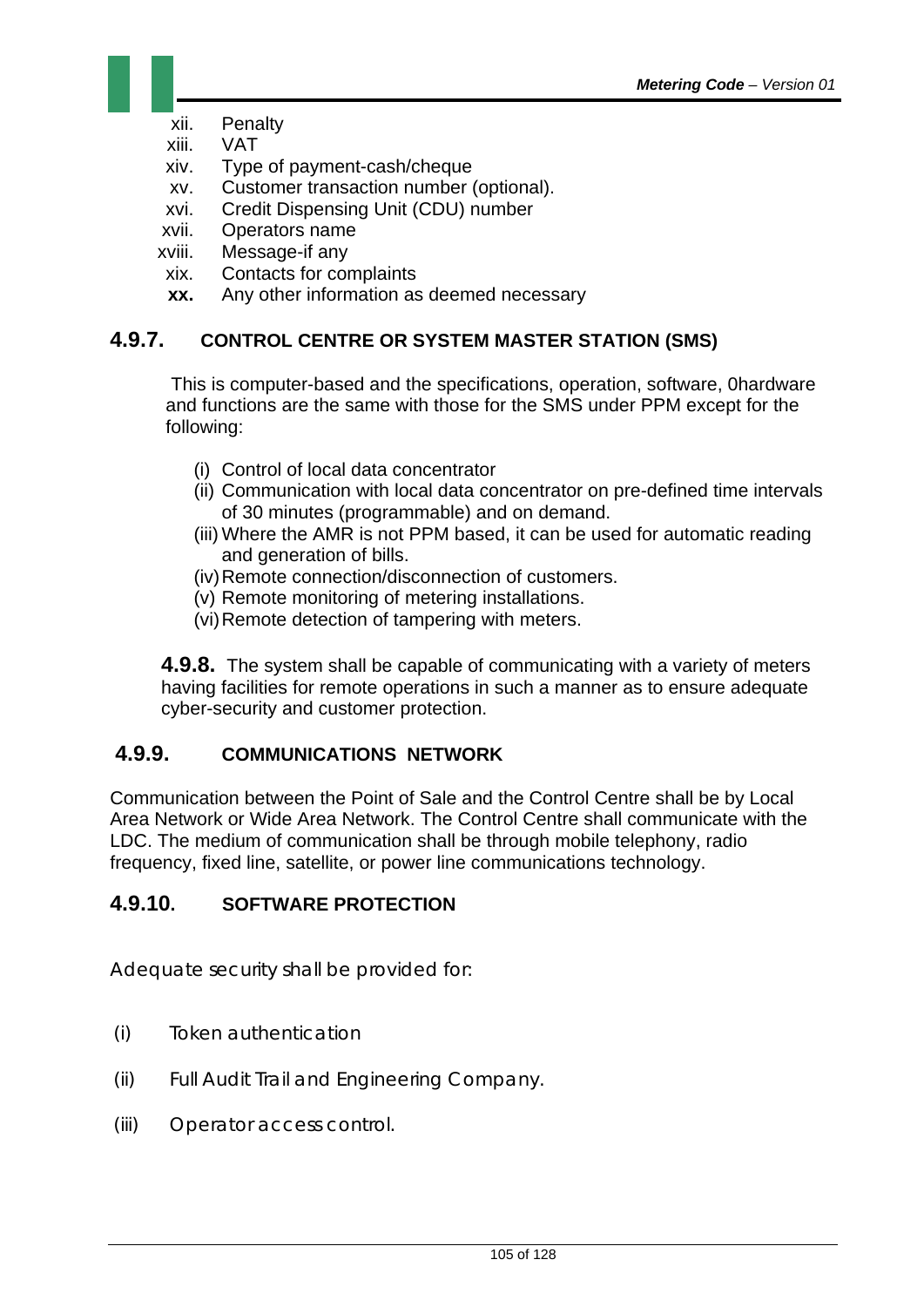xii. Penalty
xiii. VAT
xiv. Type of payment-cash/cheque
xv. Customer transaction number (optional).
xvi. Credit Dispensing Unit (CDU) number
xvii. Operators name
xviii. Message-if any
xix. Contacts for complaints
**xx.** Any other information as deemed necessary

### 4.9.7. CONTROL CENTRE OR SYSTEM MASTER STATION (SMS)

This is computer-based and the specifications, operation, software, 0hardware and functions are the same with those for the SMS under PPM except for the following:

(i) Control of local data concentrator
(ii) Communication with local data concentrator on pre-defined time intervals of 30 minutes (programmable) and on demand.
(iii) Where the AMR is not PPM based, it can be used for automatic reading and generation of bills.
(iv) Remote connection/disconnection of customers.
(v) Remote monitoring of metering installations.
(vi) Remote detection of tampering with meters.

**4.9.8.** The system shall be capable of communicating with a variety of meters having facilities for remote operations in such a manner as to ensure adequate cyber-security and customer protection.

### 4.9.9. COMMUNICATIONS NETWORK

Communication between the Point of Sale and the Control Centre shall be by Local Area Network or Wide Area Network. The Control Centre shall communicate with the LDC. The medium of communication shall be through mobile telephony, radio frequency, fixed line, satellite, or power line communications technology.

### 4.9.10. SOFTWARE PROTECTION

Adequate security shall be provided for:

(i) Token authentication

(ii) Full Audit Trail and Engineering Company.

(iii) Operator access control.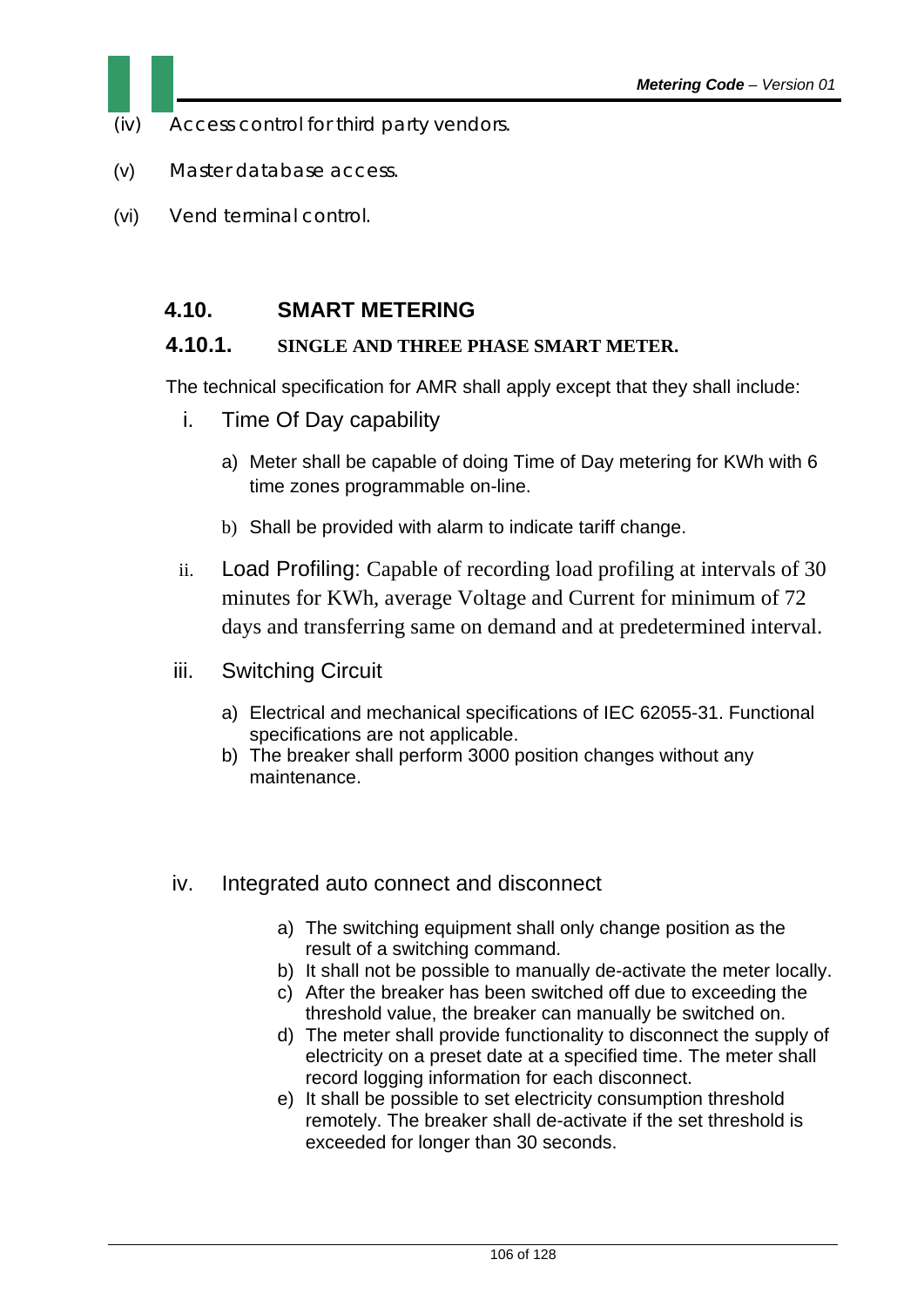(iv) Access control for third party vendors.

(v) Master database access.

(vi) Vend terminal control.

## 4.10. SMART METERING

### 4.10.1. SINGLE AND THREE PHASE SMART METER.

The technical specification for AMR shall apply except that they shall include:

i. Time Of Day capability

   a) Meter shall be capable of doing Time of Day metering for KWh with 6 time zones programmable on-line.

   b) Shall be provided with alarm to indicate tariff change.

ii. Load Profiling: Capable of recording load profiling at intervals of 30 minutes for KWh, average Voltage and Current for minimum of 72 days and transferring same on demand and at predetermined interval.

iii. Switching Circuit

   a) Electrical and mechanical specifications of IEC 62055-31. Functional specifications are not applicable.
   b) The breaker shall perform 3000 position changes without any maintenance.

iv. Integrated auto connect and disconnect

   a) The switching equipment shall only change position as the result of a switching command.
   b) It shall not be possible to manually de-activate the meter locally.
   c) After the breaker has been switched off due to exceeding the threshold value, the breaker can manually be switched on.
   d) The meter shall provide functionality to disconnect the supply of electricity on a preset date at a specified time. The meter shall record logging information for each disconnect.
   e) It shall be possible to set electricity consumption threshold remotely. The breaker shall de-activate if the set threshold is exceeded for longer than 30 seconds.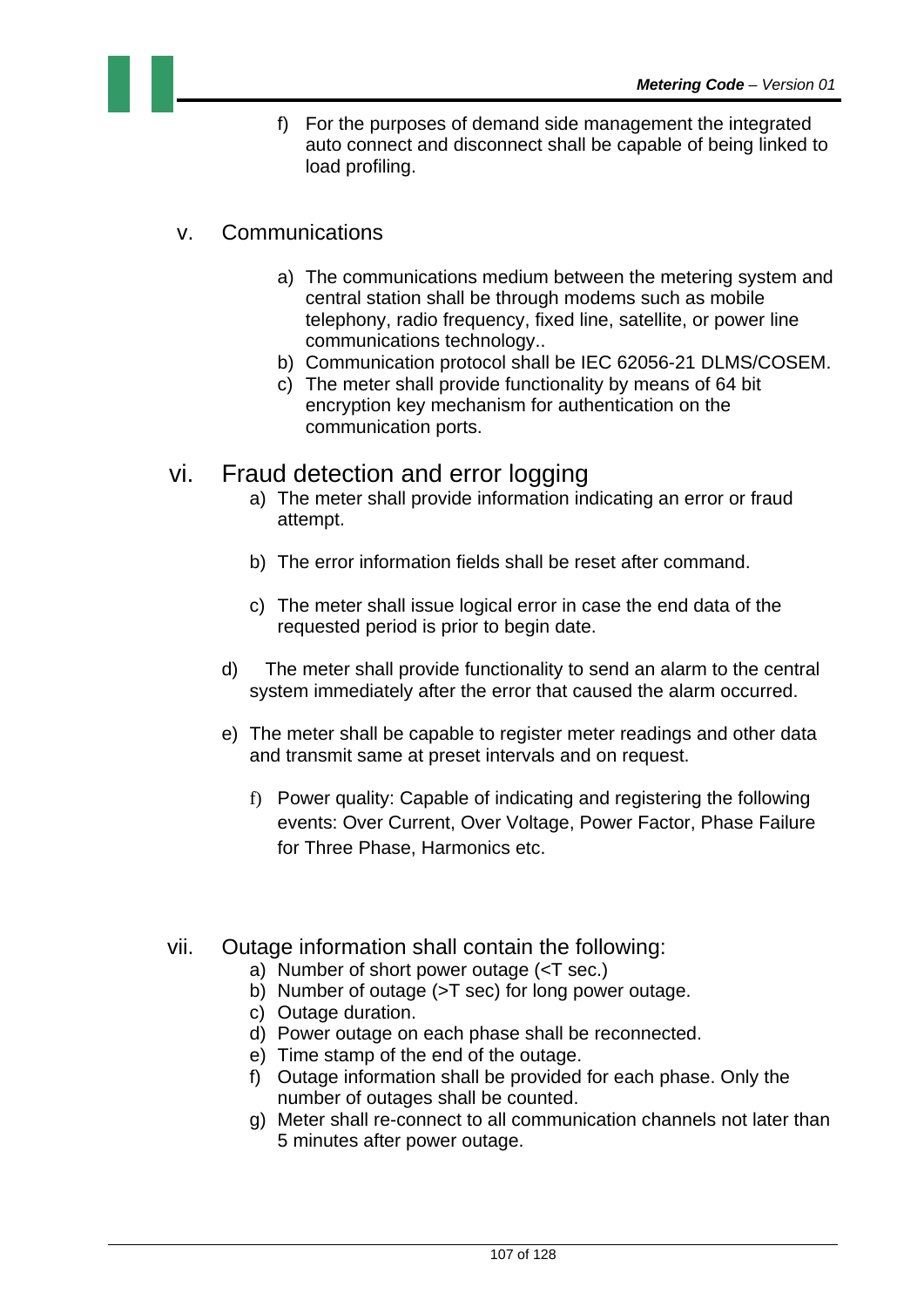f) For the purposes of demand side management the integrated auto connect and disconnect shall be capable of being linked to load profiling.

v. Communications

a) The communications medium between the metering system and central station shall be through modems such as mobile telephony, radio frequency, fixed line, satellite, or power line communications technology..
b) Communication protocol shall be IEC 62056-21 DLMS/COSEM.
c) The meter shall provide functionality by means of 64 bit encryption key mechanism for authentication on the communication ports.

vi. Fraud detection and error logging

a) The meter shall provide information indicating an error or fraud attempt.

b) The error information fields shall be reset after command.

c) The meter shall issue logical error in case the end data of the requested period is prior to begin date.

d) The meter shall provide functionality to send an alarm to the central system immediately after the error that caused the alarm occurred.

e) The meter shall be capable to register meter readings and other data and transmit same at preset intervals and on request.

f) Power quality: Capable of indicating and registering the following events: Over Current, Over Voltage, Power Factor, Phase Failure for Three Phase, Harmonics etc.

vii. Outage information shall contain the following:

a) Number of short power outage (<T sec.)
b) Number of outage (>T sec) for long power outage.
c) Outage duration.
d) Power outage on each phase shall be reconnected.
e) Time stamp of the end of the outage.
f) Outage information shall be provided for each phase. Only the number of outages shall be counted.
g) Meter shall re-connect to all communication channels not later than 5 minutes after power outage.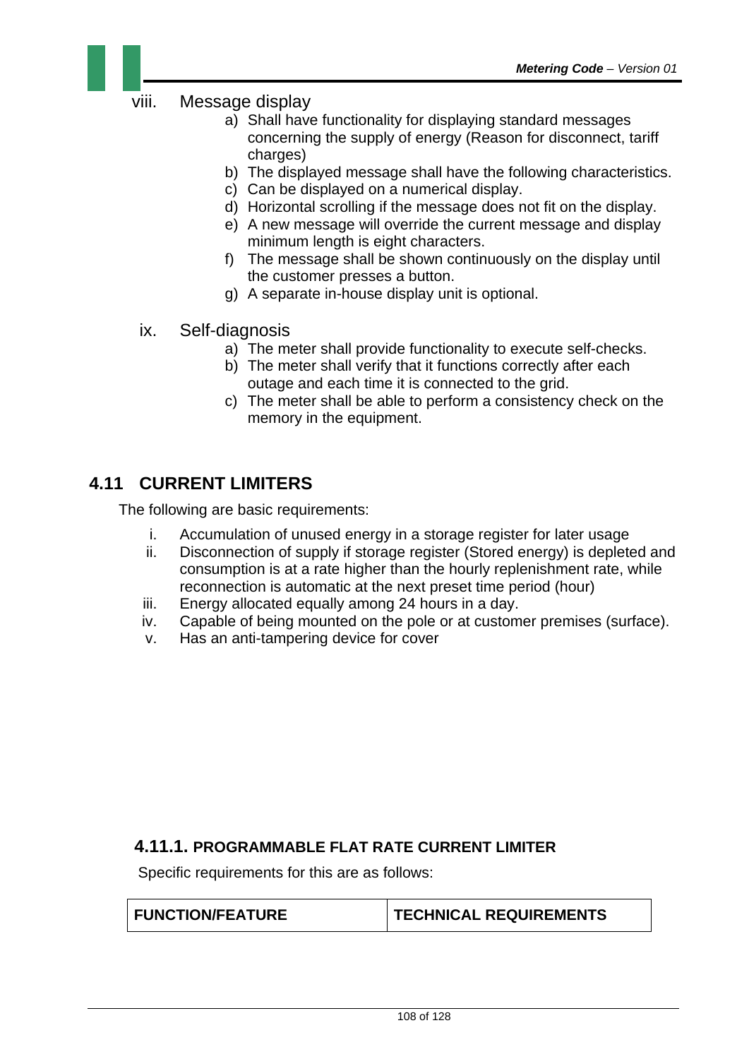viii. Message display

a) Shall have functionality for displaying standard messages concerning the supply of energy (Reason for disconnect, tariff charges)
b) The displayed message shall have the following characteristics.
c) Can be displayed on a numerical display.
d) Horizontal scrolling if the message does not fit on the display.
e) A new message will override the current message and display minimum length is eight characters.
f) The message shall be shown continuously on the display until the customer presses a button.
g) A separate in-house display unit is optional.

ix. Self-diagnosis

a) The meter shall provide functionality to execute self-checks.
b) The meter shall verify that it functions correctly after each outage and each time it is connected to the grid.
c) The meter shall be able to perform a consistency check on the memory in the equipment.

## 4.11 CURRENT LIMITERS

The following are basic requirements:

i. Accumulation of unused energy in a storage register for later usage
ii. Disconnection of supply if storage register (Stored energy) is depleted and consumption is at a rate higher than the hourly replenishment rate, while reconnection is automatic at the next preset time period (hour)
iii. Energy allocated equally among 24 hours in a day.
iv. Capable of being mounted on the pole or at customer premises (surface).
v. Has an anti-tampering device for cover

### 4.11.1. PROGRAMMABLE FLAT RATE CURRENT LIMITER

Specific requirements for this are as follows:

| FUNCTION/FEATURE | TECHNICAL REQUIREMENTS |
| --- | --- |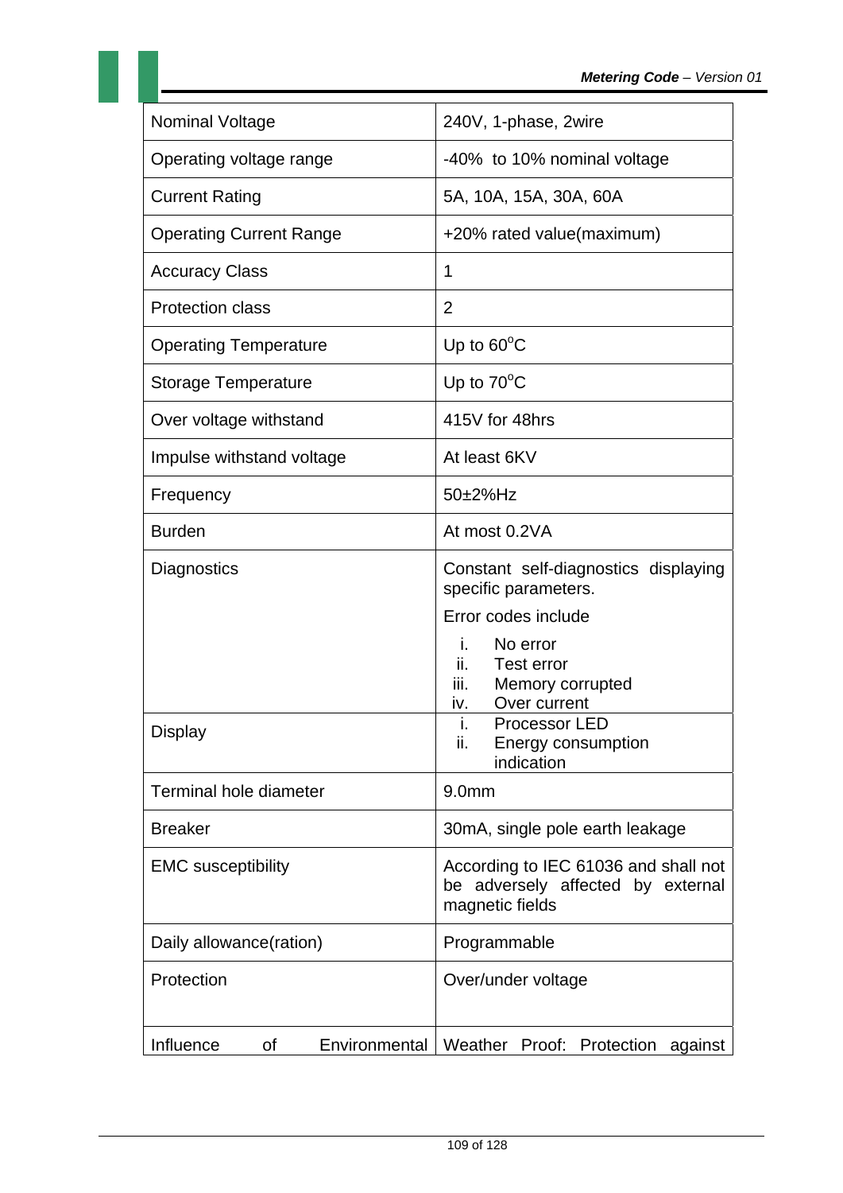| Nominal Voltage | 240V, 1-phase, 2wire |
|---|---|
| Operating voltage range | -40% to 10% nominal voltage |
| Current Rating | 5A, 10A, 15A, 30A, 60A |
| Operating Current Range | +20% rated value(maximum) |
| Accuracy Class | 1 |
| Protection class | 2 |
| Operating Temperature | Up to 60$^o$C |
| Storage Temperature | Up to 70$^o$C |
| Over voltage withstand | 415V for 48hrs |
| Impulse withstand voltage | At least 6KV |
| Frequency | 50±2%Hz |
| Burden | At most 0.2VA |
| Diagnostics | Constant self-diagnostics displaying specific parameters.<br>Error codes include<br>i. No error<br>ii. Test error<br>iii. Memory corrupted<br>iv. Over current |
| Display | i. Processor LED<br>ii. Energy consumption indication |
| Terminal hole diameter | 9.0mm |
| Breaker | 30mA, single pole earth leakage |
| EMC susceptibility | According to IEC 61036 and shall not be adversely affected by external magnetic fields |
| Daily allowance(ration) | Programmable |
| Protection | Over/under voltage |
| Influence of Environmental | Weather Proof: Protection against |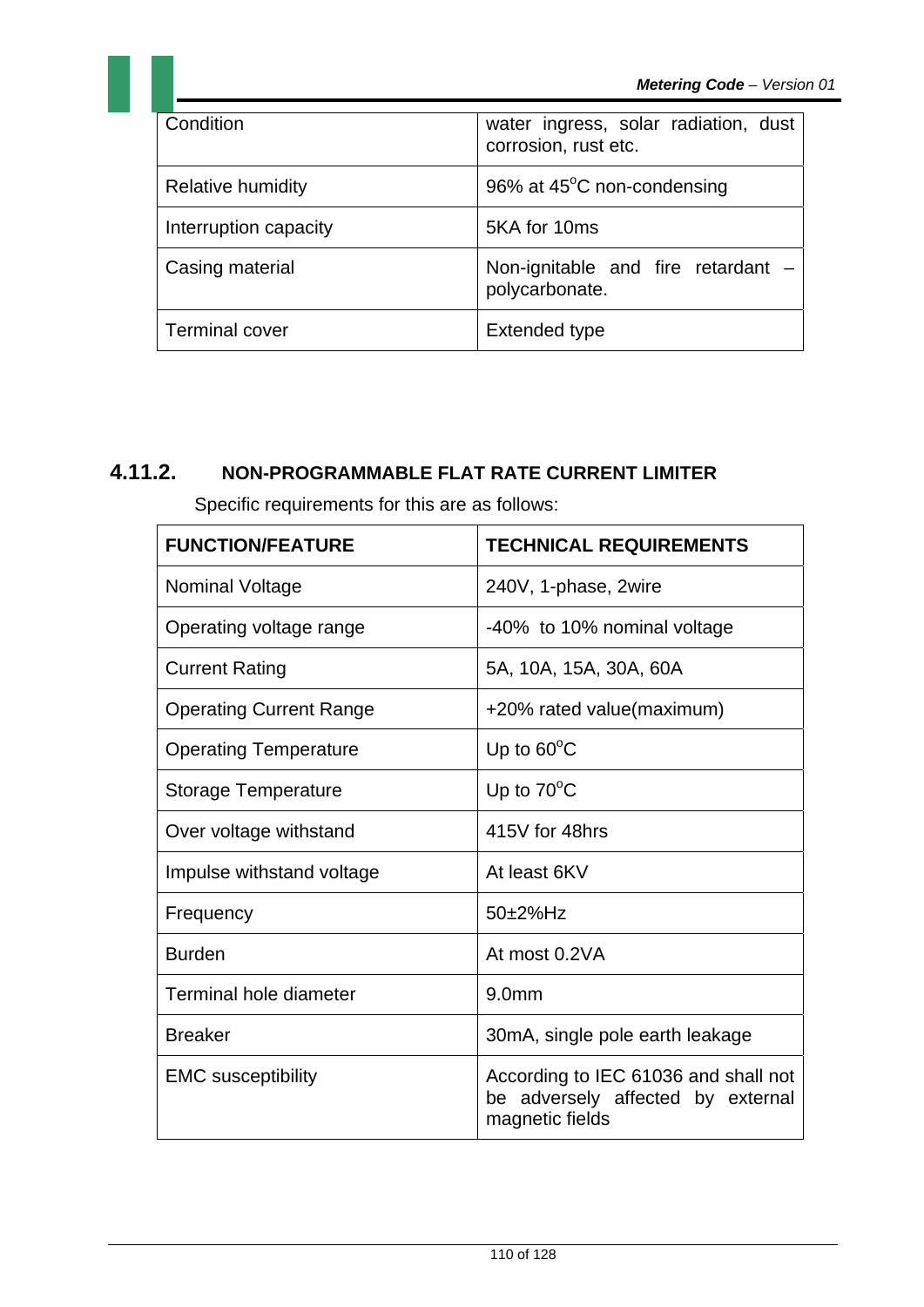| Condition | water ingress, solar radiation, dust corrosion, rust etc. |
| --- | --- |
| Relative humidity | 96% at 45$^{o}$C non-condensing |
| Interruption capacity | 5KA for 10ms |
| Casing material | Non-ignitable and fire retardant – polycarbonate. |
| Terminal cover | Extended type |

### 4.11.2. NON-PROGRAMMABLE FLAT RATE CURRENT LIMITER

Specific requirements for this are as follows:

| FUNCTION/FEATURE | TECHNICAL REQUIREMENTS |
| --- | --- |
| Nominal Voltage | 240V, 1-phase, 2wire |
| Operating voltage range | -40% to 10% nominal voltage |
| Current Rating | 5A, 10A, 15A, 30A, 60A |
| Operating Current Range | +20% rated value(maximum) |
| Operating Temperature | Up to 60$^{o}$C |
| Storage Temperature | Up to 70$^{o}$C |
| Over voltage withstand | 415V for 48hrs |
| Impulse withstand voltage | At least 6KV |
| Frequency | 50±2%Hz |
| Burden | At most 0.2VA |
| Terminal hole diameter | 9.0mm |
| Breaker | 30mA, single pole earth leakage |
| EMC susceptibility | According to IEC 61036 and shall not be adversely affected by external magnetic fields |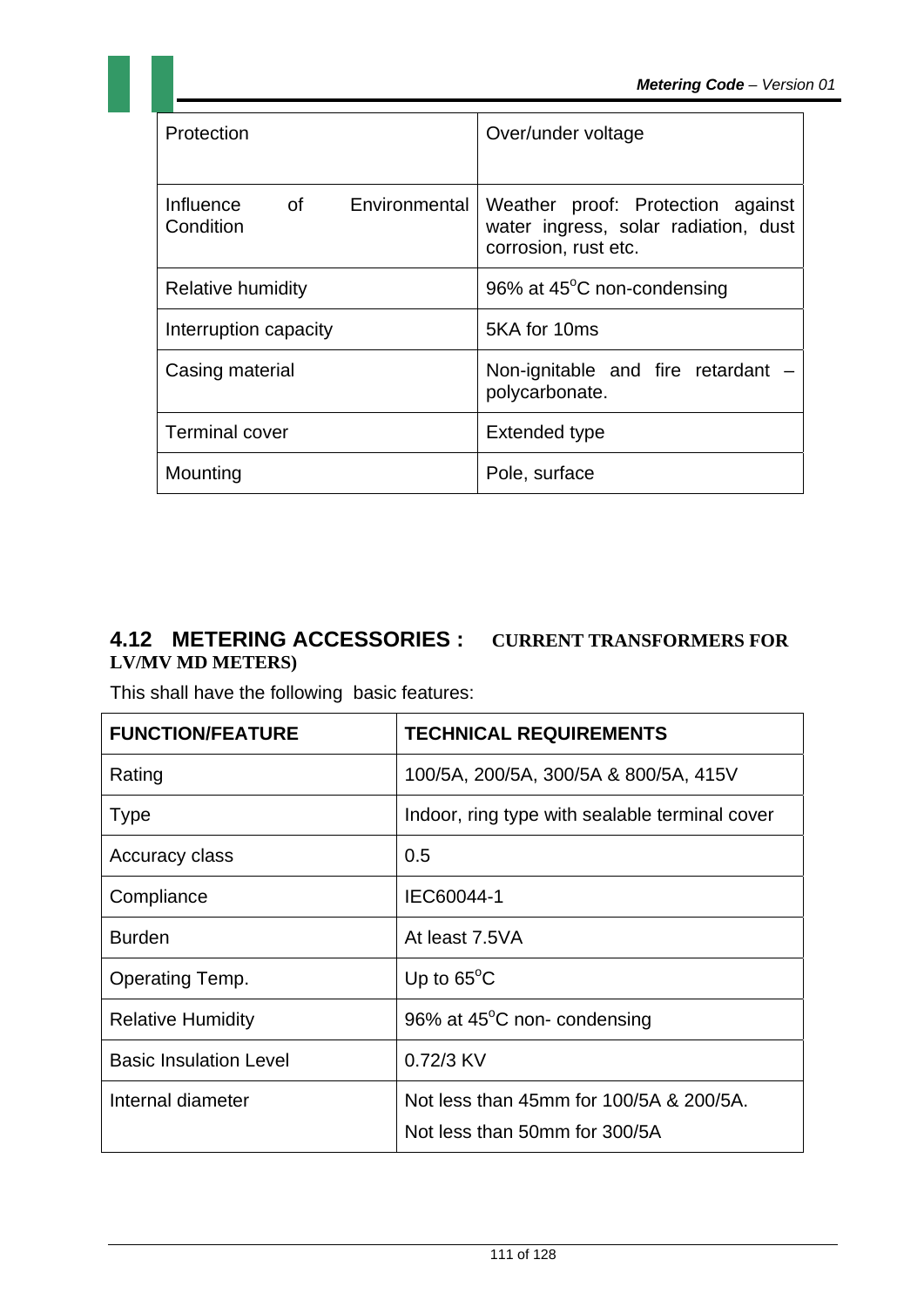| Protection | Over/under voltage |
|---|---|
| Influence of Environmental Condition | Weather proof: Protection against water ingress, solar radiation, dust corrosion, rust etc. |
| Relative humidity | 96% at 45°C non-condensing |
| Interruption capacity | 5KA for 10ms |
| Casing material | Non-ignitable and fire retardant – polycarbonate. |
| Terminal cover | Extended type |
| Mounting | Pole, surface |

## 4.12 METERING ACCESSORIES : CURRENT TRANSFORMERS FOR LV/MV MD METERS)

This shall have the following basic features:

| FUNCTION/FEATURE | TECHNICAL REQUIREMENTS |
|---|---|
| Rating | 100/5A, 200/5A, 300/5A & 800/5A, 415V |
| Type | Indoor, ring type with sealable terminal cover |
| Accuracy class | 0.5 |
| Compliance | IEC60044-1 |
| Burden | At least 7.5VA |
| Operating Temp. | Up to 65°C |
| Relative Humidity | 96% at 45°C non- condensing |
| Basic Insulation Level | 0.72/3 KV |
| Internal diameter | Not less than 45mm for 100/5A & 200/5A.<br>Not less than 50mm for 300/5A |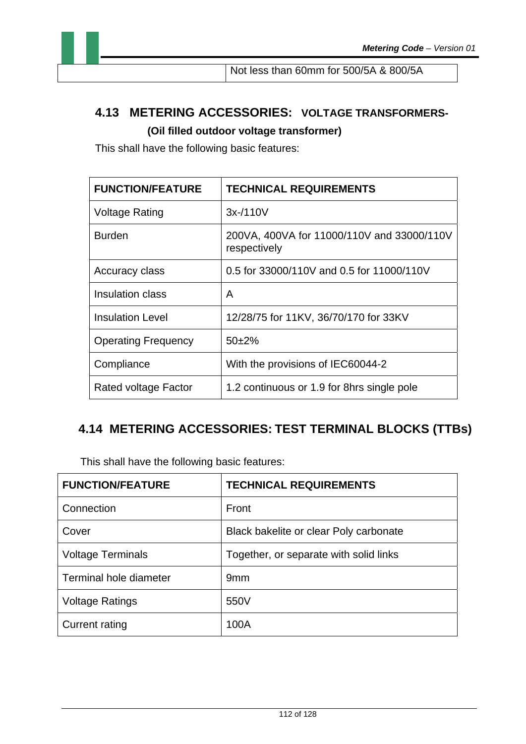| | Not less than 60mm for 500/5A & 800/5A |
|---|---|

## 4.13 METERING ACCESSORIES: VOLTAGE TRANSFORMERS- (Oil filled outdoor voltage transformer)

This shall have the following basic features:

| FUNCTION/FEATURE | TECHNICAL REQUIREMENTS |
|---|---|
| Voltage Rating | 3x-/110V |
| Burden | 200VA, 400VA for 11000/110V and 33000/110V respectively |
| Accuracy class | 0.5 for 33000/110V and 0.5 for 11000/110V |
| Insulation class | A |
| Insulation Level | 12/28/75 for 11KV, 36/70/170 for 33KV |
| Operating Frequency | 50±2% |
| Compliance | With the provisions of IEC60044-2 |
| Rated voltage Factor | 1.2 continuous or 1.9 for 8hrs single pole |

## 4.14 METERING ACCESSORIES: TEST TERMINAL BLOCKS (TTBs)

This shall have the following basic features:

| FUNCTION/FEATURE | TECHNICAL REQUIREMENTS |
|---|---|
| Connection | Front |
| Cover | Black bakelite or clear Poly carbonate |
| Voltage Terminals | Together, or separate with solid links |
| Terminal hole diameter | 9mm |
| Voltage Ratings | 550V |
| Current rating | 100A |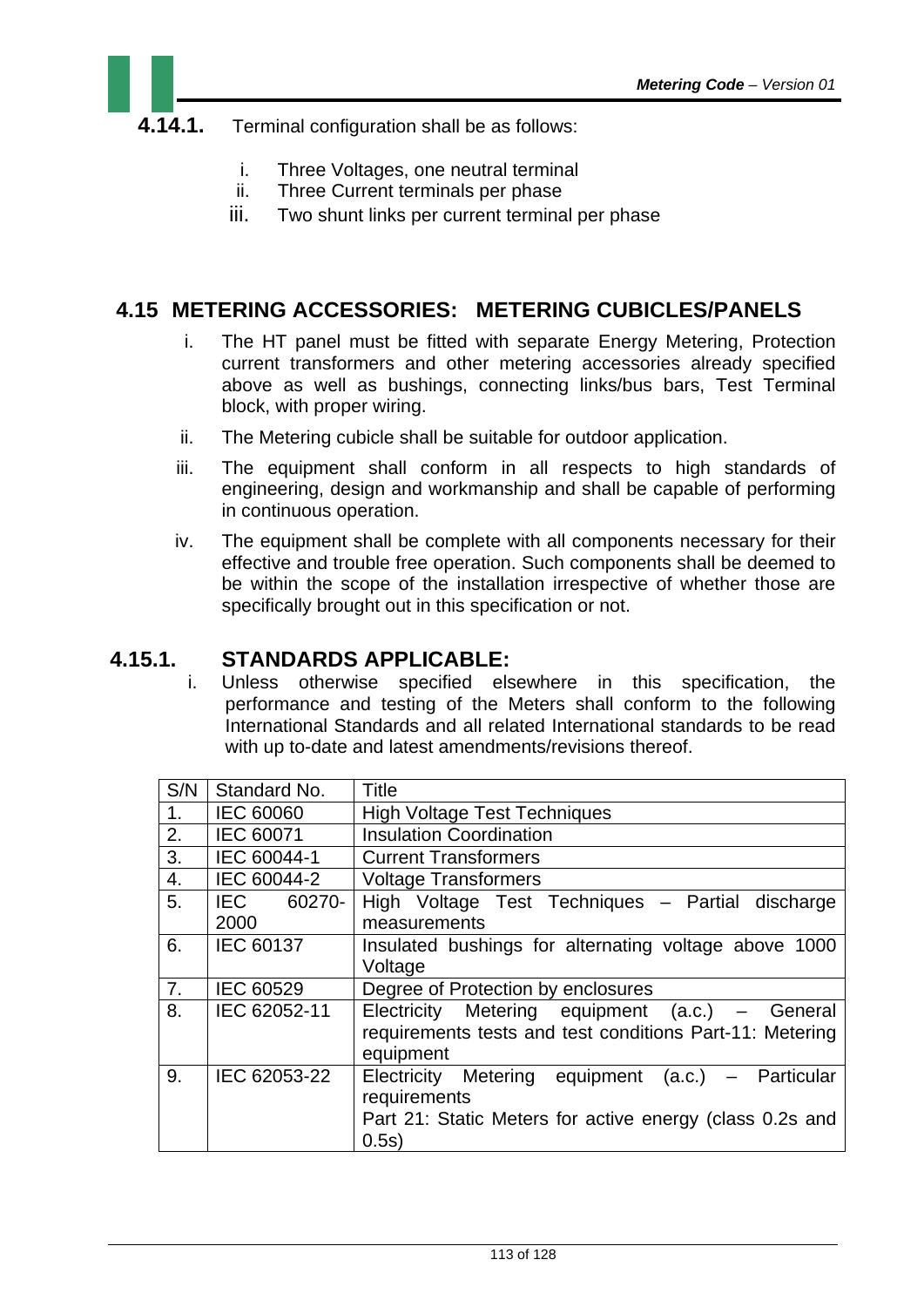**4.14.1.** Terminal configuration shall be as follows:

i. Three Voltages, one neutral terminal
ii. Three Current terminals per phase
iii. Two shunt links per current terminal per phase

## 4.15 METERING ACCESSORIES: METERING CUBICLES/PANELS

i. The HT panel must be fitted with separate Energy Metering, Protection current transformers and other metering accessories already specified above as well as bushings, connecting links/bus bars, Test Terminal block, with proper wiring.

ii. The Metering cubicle shall be suitable for outdoor application.

iii. The equipment shall conform in all respects to high standards of engineering, design and workmanship and shall be capable of performing in continuous operation.

iv. The equipment shall be complete with all components necessary for their effective and trouble free operation. Such components shall be deemed to be within the scope of the installation irrespective of whether those are specifically brought out in this specification or not.

### 4.15.1. STANDARDS APPLICABLE:

i. Unless otherwise specified elsewhere in this specification, the performance and testing of the Meters shall conform to the following International Standards and all related International standards to be read with up to-date and latest amendments/revisions thereof.

| S/N | Standard No. | Title |
|---|---|---|
| 1. | IEC 60060 | High Voltage Test Techniques |
| 2. | IEC 60071 | Insulation Coordination |
| 3. | IEC 60044-1 | Current Transformers |
| 4. | IEC 60044-2 | Voltage Transformers |
| 5. | IEC 60270-2000 | High Voltage Test Techniques – Partial discharge measurements |
| 6. | IEC 60137 | Insulated bushings for alternating voltage above 1000 Voltage |
| 7. | IEC 60529 | Degree of Protection by enclosures |
| 8. | IEC 62052-11 | Electricity Metering equipment (a.c.) – General requirements tests and test conditions Part-11: Metering equipment |
| 9. | IEC 62053-22 | Electricity Metering equipment (a.c.) – Particular requirements<br>Part 21: Static Meters for active energy (class 0.2s and 0.5s) |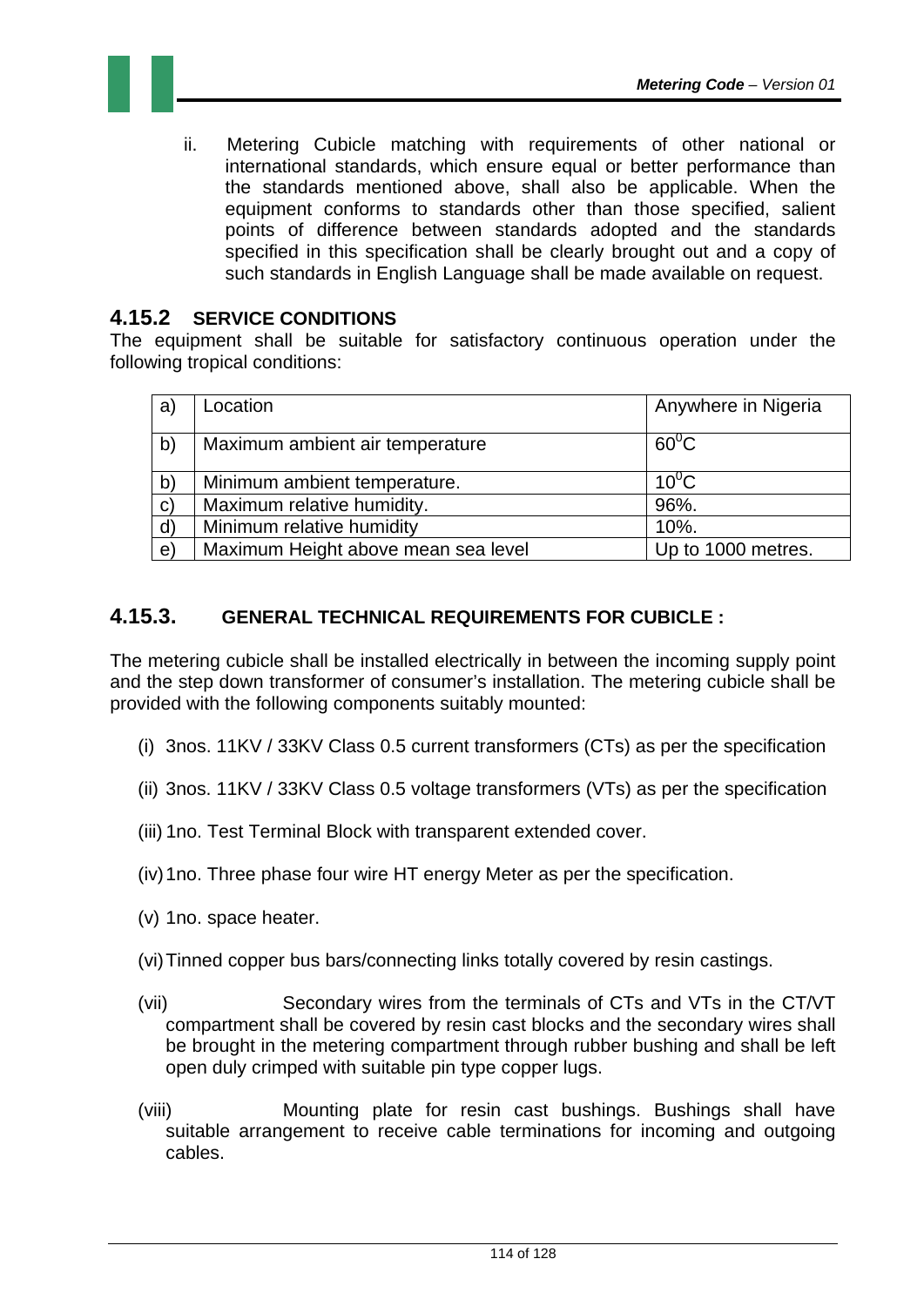ii. Metering Cubicle matching with requirements of other national or international standards, which ensure equal or better performance than the standards mentioned above, shall also be applicable. When the equipment conforms to standards other than those specified, salient points of difference between standards adopted and the standards specified in this specification shall be clearly brought out and a copy of such standards in English Language shall be made available on request.

### 4.15.2 SERVICE CONDITIONS

The equipment shall be suitable for satisfactory continuous operation under the following tropical conditions:

| | | |
|---|---|---|
| a) | Location | Anywhere in Nigeria |
| b) | Maximum ambient air temperature | $60^0$C |
| b) | Minimum ambient temperature. | $10^0$C |
| c) | Maximum relative humidity. | 96%. |
| d) | Minimum relative humidity | 10%. |
| e) | Maximum Height above mean sea level | Up to 1000 metres. |

### 4.15.3. GENERAL TECHNICAL REQUIREMENTS FOR CUBICLE :

The metering cubicle shall be installed electrically in between the incoming supply point and the step down transformer of consumer's installation. The metering cubicle shall be provided with the following components suitably mounted:

(i) 3nos. 11KV / 33KV Class 0.5 current transformers (CTs) as per the specification

(ii) 3nos. 11KV / 33KV Class 0.5 voltage transformers (VTs) as per the specification

(iii) 1no. Test Terminal Block with transparent extended cover.

(iv) 1no. Three phase four wire HT energy Meter as per the specification.

(v) 1no. space heater.

(vi) Tinned copper bus bars/connecting links totally covered by resin castings.

(vii) Secondary wires from the terminals of CTs and VTs in the CT/VT compartment shall be covered by resin cast blocks and the secondary wires shall be brought in the metering compartment through rubber bushing and shall be left open duly crimped with suitable pin type copper lugs.

(viii) Mounting plate for resin cast bushings. Bushings shall have suitable arrangement to receive cable terminations for incoming and outgoing cables.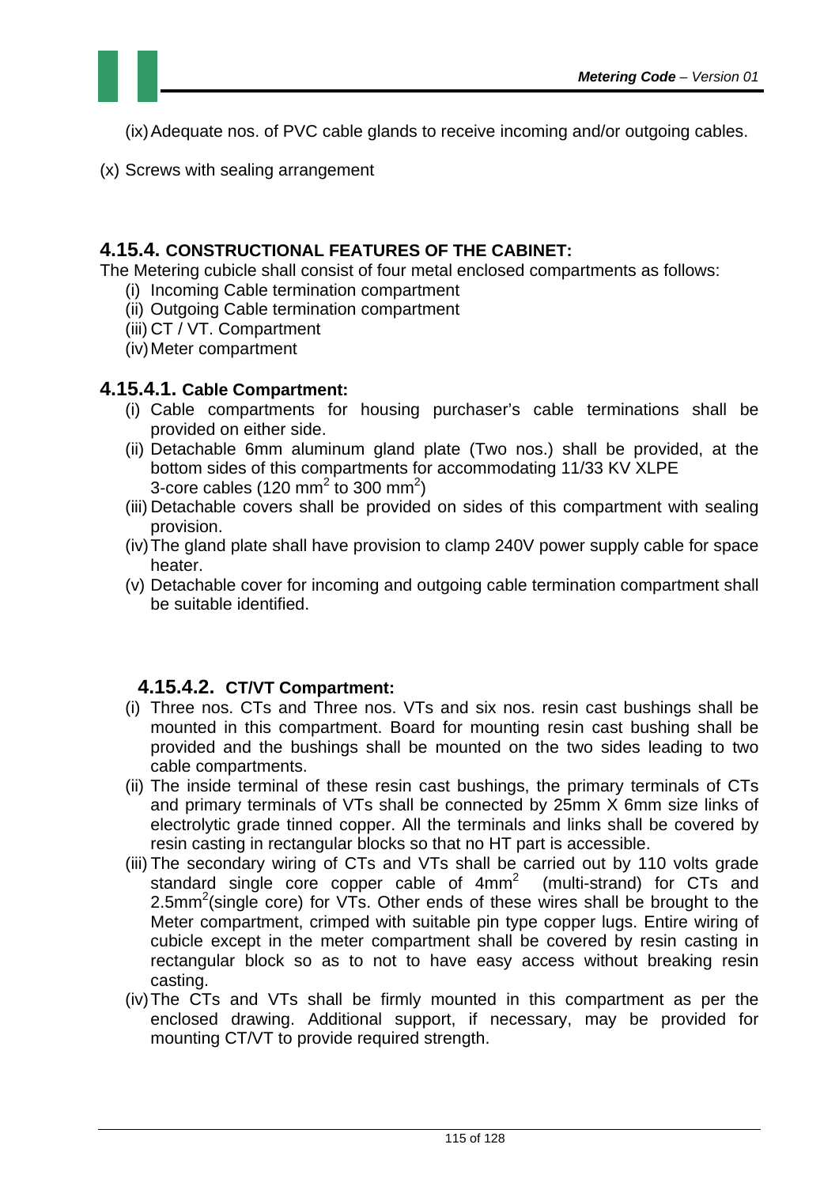(ix) Adequate nos. of PVC cable glands to receive incoming and/or outgoing cables.

(x) Screws with sealing arrangement

### 4.15.4. CONSTRUCTIONAL FEATURES OF THE CABINET:

The Metering cubicle shall consist of four metal enclosed compartments as follows:

(i) Incoming Cable termination compartment
(ii) Outgoing Cable termination compartment
(iii) CT / VT. Compartment
(iv) Meter compartment

#### 4.15.4.1. Cable Compartment:

(i) Cable compartments for housing purchaser's cable terminations shall be provided on either side.
(ii) Detachable 6mm aluminum gland plate (Two nos.) shall be provided, at the bottom sides of this compartments for accommodating 11/33 KV XLPE 3-core cables (120 mm$^2$ to 300 mm$^2$)
(iii) Detachable covers shall be provided on sides of this compartment with sealing provision.
(iv) The gland plate shall have provision to clamp 240V power supply cable for space heater.
(v) Detachable cover for incoming and outgoing cable termination compartment shall be suitable identified.

#### 4.15.4.2. CT/VT Compartment:

(i) Three nos. CTs and Three nos. VTs and six nos. resin cast bushings shall be mounted in this compartment. Board for mounting resin cast bushing shall be provided and the bushings shall be mounted on the two sides leading to two cable compartments.
(ii) The inside terminal of these resin cast bushings, the primary terminals of CTs and primary terminals of VTs shall be connected by 25mm X 6mm size links of electrolytic grade tinned copper. All the terminals and links shall be covered by resin casting in rectangular blocks so that no HT part is accessible.
(iii) The secondary wiring of CTs and VTs shall be carried out by 110 volts grade standard single core copper cable of 4mm$^2$ (multi-strand) for CTs and 2.5mm$^2$(single core) for VTs. Other ends of these wires shall be brought to the Meter compartment, crimped with suitable pin type copper lugs. Entire wiring of cubicle except in the meter compartment shall be covered by resin casting in rectangular block so as to not to have easy access without breaking resin casting.
(iv) The CTs and VTs shall be firmly mounted in this compartment as per the enclosed drawing. Additional support, if necessary, may be provided for mounting CT/VT to provide required strength.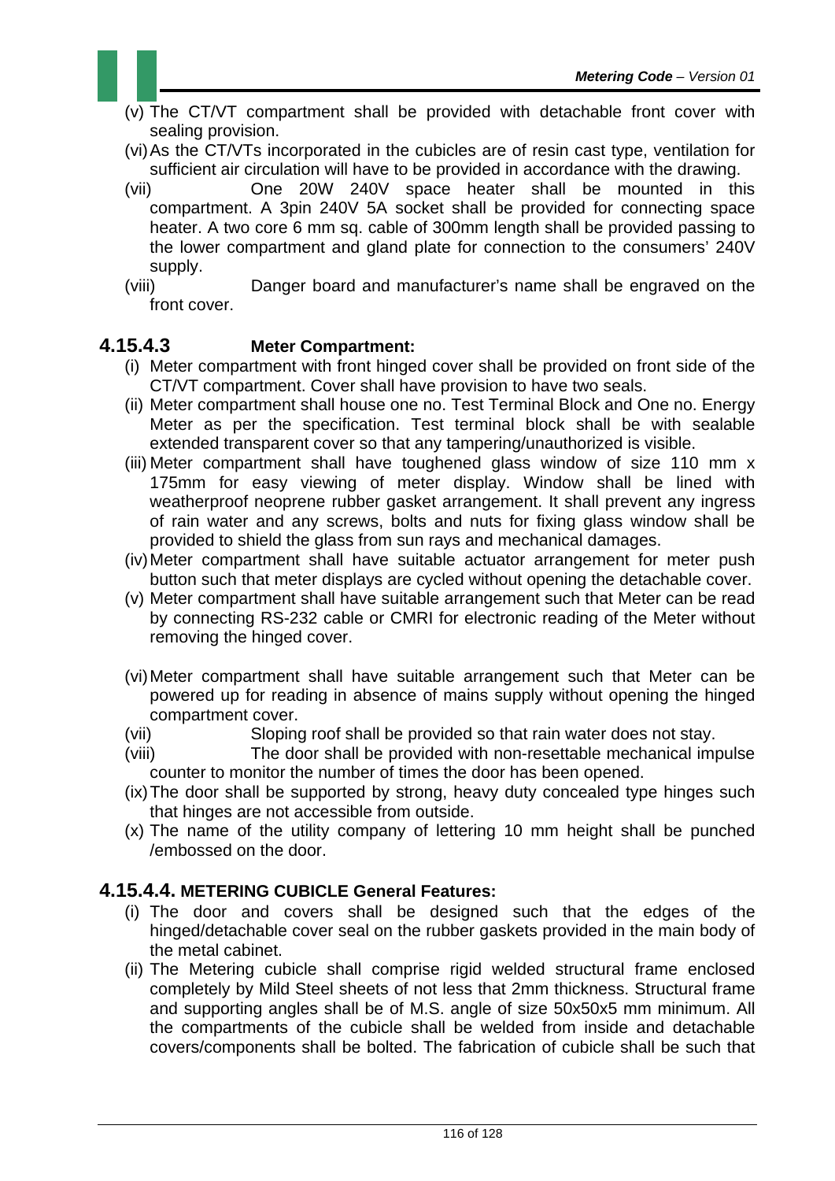(v) The CT/VT compartment shall be provided with detachable front cover with sealing provision.

(vi) As the CT/VTs incorporated in the cubicles are of resin cast type, ventilation for sufficient air circulation will have to be provided in accordance with the drawing.

(vii) One 20W 240V space heater shall be mounted in this compartment. A 3pin 240V 5A socket shall be provided for connecting space heater. A two core 6 mm sq. cable of 300mm length shall be provided passing to the lower compartment and gland plate for connection to the consumers' 240V supply.

(viii) Danger board and manufacturer's name shall be engraved on the front cover.

### 4.15.4.3 Meter Compartment:

(i) Meter compartment with front hinged cover shall be provided on front side of the CT/VT compartment. Cover shall have provision to have two seals.

(ii) Meter compartment shall house one no. Test Terminal Block and One no. Energy Meter as per the specification. Test terminal block shall be with sealable extended transparent cover so that any tampering/unauthorized is visible.

(iii) Meter compartment shall have toughened glass window of size 110 mm x 175mm for easy viewing of meter display. Window shall be lined with weatherproof neoprene rubber gasket arrangement. It shall prevent any ingress of rain water and any screws, bolts and nuts for fixing glass window shall be provided to shield the glass from sun rays and mechanical damages.

(iv) Meter compartment shall have suitable actuator arrangement for meter push button such that meter displays are cycled without opening the detachable cover.

(v) Meter compartment shall have suitable arrangement such that Meter can be read by connecting RS-232 cable or CMRI for electronic reading of the Meter without removing the hinged cover.

(vi) Meter compartment shall have suitable arrangement such that Meter can be powered up for reading in absence of mains supply without opening the hinged compartment cover.

(vii) Sloping roof shall be provided so that rain water does not stay.

(viii) The door shall be provided with non-resettable mechanical impulse counter to monitor the number of times the door has been opened.

(ix) The door shall be supported by strong, heavy duty concealed type hinges such that hinges are not accessible from outside.

(x) The name of the utility company of lettering 10 mm height shall be punched /embossed on the door.

### 4.15.4.4. METERING CUBICLE General Features:

(i) The door and covers shall be designed such that the edges of the hinged/detachable cover seal on the rubber gaskets provided in the main body of the metal cabinet.

(ii) The Metering cubicle shall comprise rigid welded structural frame enclosed completely by Mild Steel sheets of not less that 2mm thickness. Structural frame and supporting angles shall be of M.S. angle of size 50x50x5 mm minimum. All the compartments of the cubicle shall be welded from inside and detachable covers/components shall be bolted. The fabrication of cubicle shall be such that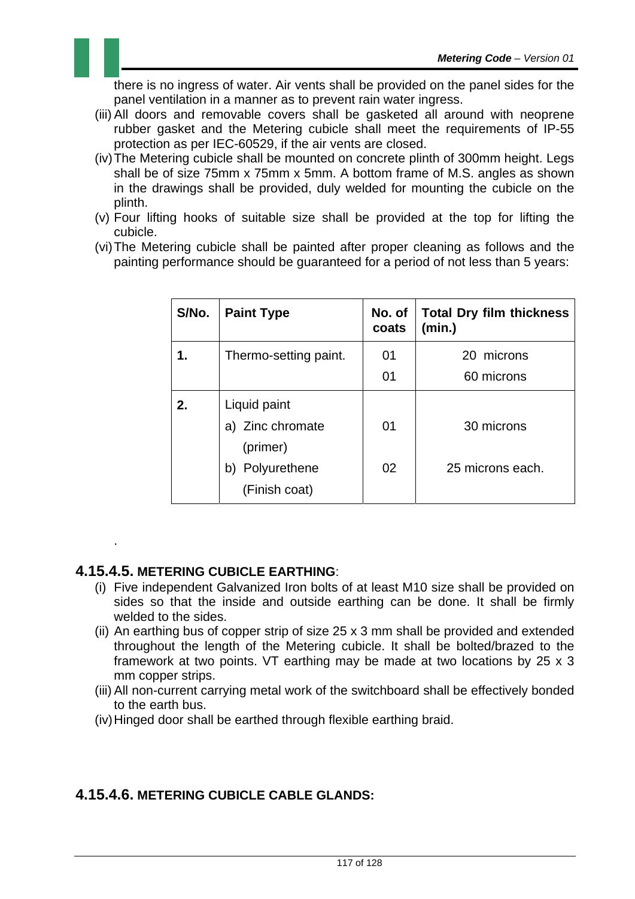there is no ingress of water. Air vents shall be provided on the panel sides for the panel ventilation in a manner as to prevent rain water ingress.

(iii) All doors and removable covers shall be gasketed all around with neoprene rubber gasket and the Metering cubicle shall meet the requirements of IP-55 protection as per IEC-60529, if the air vents are closed.

(iv) The Metering cubicle shall be mounted on concrete plinth of 300mm height. Legs shall be of size 75mm x 75mm x 5mm. A bottom frame of M.S. angles as shown in the drawings shall be provided, duly welded for mounting the cubicle on the plinth.

(v) Four lifting hooks of suitable size shall be provided at the top for lifting the cubicle.

(vi) The Metering cubicle shall be painted after proper cleaning as follows and the painting performance should be guaranteed for a period of not less than 5 years:

| S/No. | Paint Type | No. of coats | Total Dry film thickness (min.) |
|---|---|---|---|
| **1.** | Thermo-setting paint. | 01<br>01 | 20 microns<br>60 microns |
| **2.** | Liquid paint<br>a) Zinc chromate (primer)<br>b) Polyurethene (Finish coat) | <br>01<br>02 | <br>30 microns<br>25 microns each. |

.

### 4.15.4.5. METERING CUBICLE EARTHING:

(i) Five independent Galvanized Iron bolts of at least M10 size shall be provided on sides so that the inside and outside earthing can be done. It shall be firmly welded to the sides.

(ii) An earthing bus of copper strip of size 25 x 3 mm shall be provided and extended throughout the length of the Metering cubicle. It shall be bolted/brazed to the framework at two points. VT earthing may be made at two locations by 25 x 3 mm copper strips.

(iii) All non-current carrying metal work of the switchboard shall be effectively bonded to the earth bus.

(iv) Hinged door shall be earthed through flexible earthing braid.

### 4.15.4.6. METERING CUBICLE CABLE GLANDS: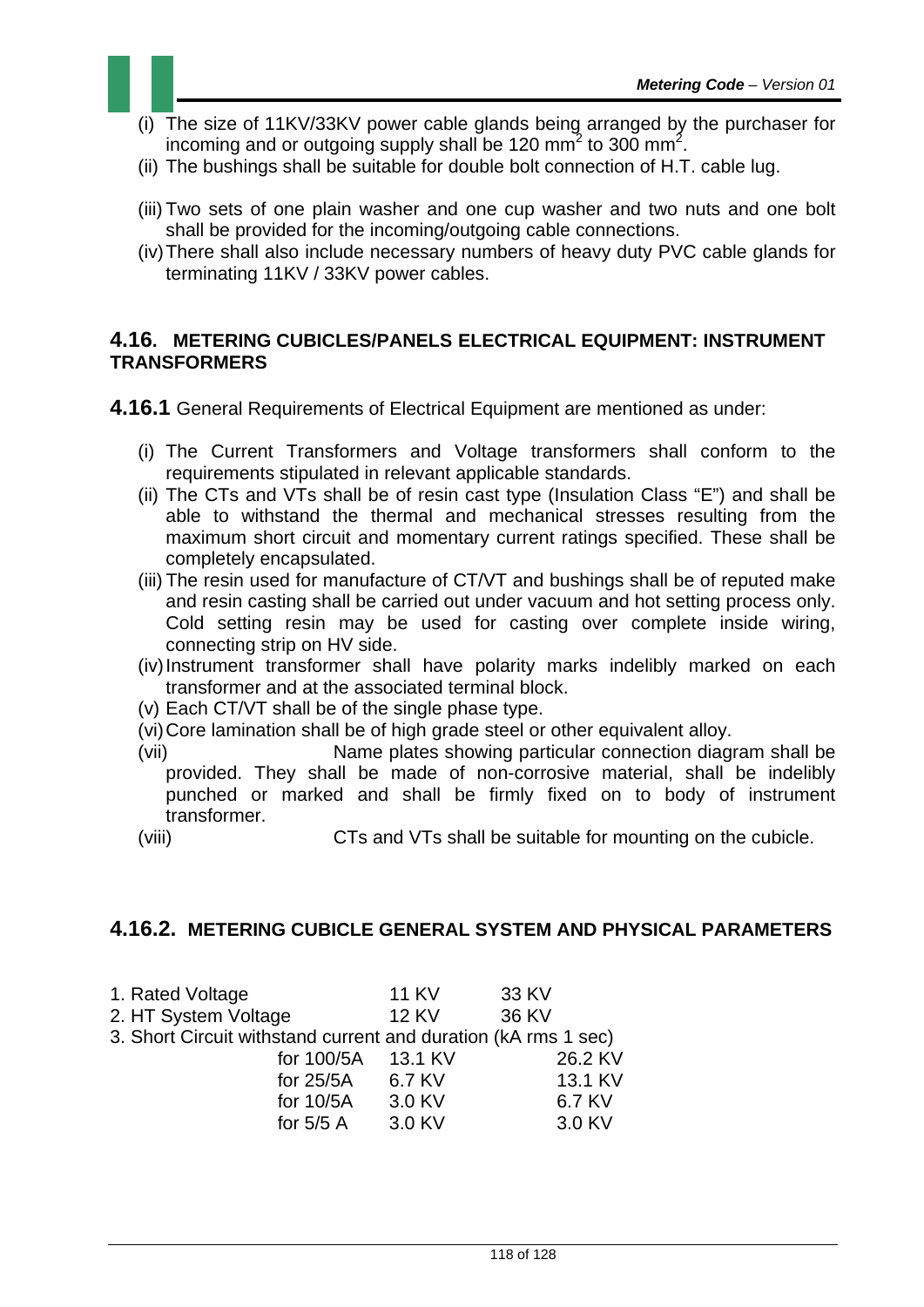(i) The size of 11KV/33KV power cable glands being arranged by the purchaser for incoming and or outgoing supply shall be 120 $mm^2$ to 300 $mm^2$.

(ii) The bushings shall be suitable for double bolt connection of H.T. cable lug.

(iii) Two sets of one plain washer and one cup washer and two nuts and one bolt shall be provided for the incoming/outgoing cable connections.

(iv) There shall also include necessary numbers of heavy duty PVC cable glands for terminating 11KV / 33KV power cables.

## 4.16. METERING CUBICLES/PANELS ELECTRICAL EQUIPMENT: INSTRUMENT TRANSFORMERS

**4.16.1** General Requirements of Electrical Equipment are mentioned as under:

(i) The Current Transformers and Voltage transformers shall conform to the requirements stipulated in relevant applicable standards.

(ii) The CTs and VTs shall be of resin cast type (Insulation Class "E") and shall be able to withstand the thermal and mechanical stresses resulting from the maximum short circuit and momentary current ratings specified. These shall be completely encapsulated.

(iii) The resin used for manufacture of CT/VT and bushings shall be of reputed make and resin casting shall be carried out under vacuum and hot setting process only. Cold setting resin may be used for casting over complete inside wiring, connecting strip on HV side.

(iv) Instrument transformer shall have polarity marks indelibly marked on each transformer and at the associated terminal block.

(v) Each CT/VT shall be of the single phase type.

(vi) Core lamination shall be of high grade steel or other equivalent alloy.

(vii) Name plates showing particular connection diagram shall be provided. They shall be made of non-corrosive material, shall be indelibly punched or marked and shall be firmly fixed on to body of instrument transformer.

(viii) CTs and VTs shall be suitable for mounting on the cubicle.

## 4.16.2. METERING CUBICLE GENERAL SYSTEM AND PHYSICAL PARAMETERS

| | | | |
|---|---|---|---|
| 1. Rated Voltage | | 11 KV | 33 KV |
| 2. HT System Voltage | | 12 KV | 36 KV |
| 3. Short Circuit withstand current and duration (kA rms 1 sec) | | | |
| | for 100/5A | 13.1 KV | 26.2 KV |
| | for 25/5A | 6.7 KV | 13.1 KV |
| | for 10/5A | 3.0 KV | 6.7 KV |
| | for 5/5 A | 3.0 KV | 3.0 KV |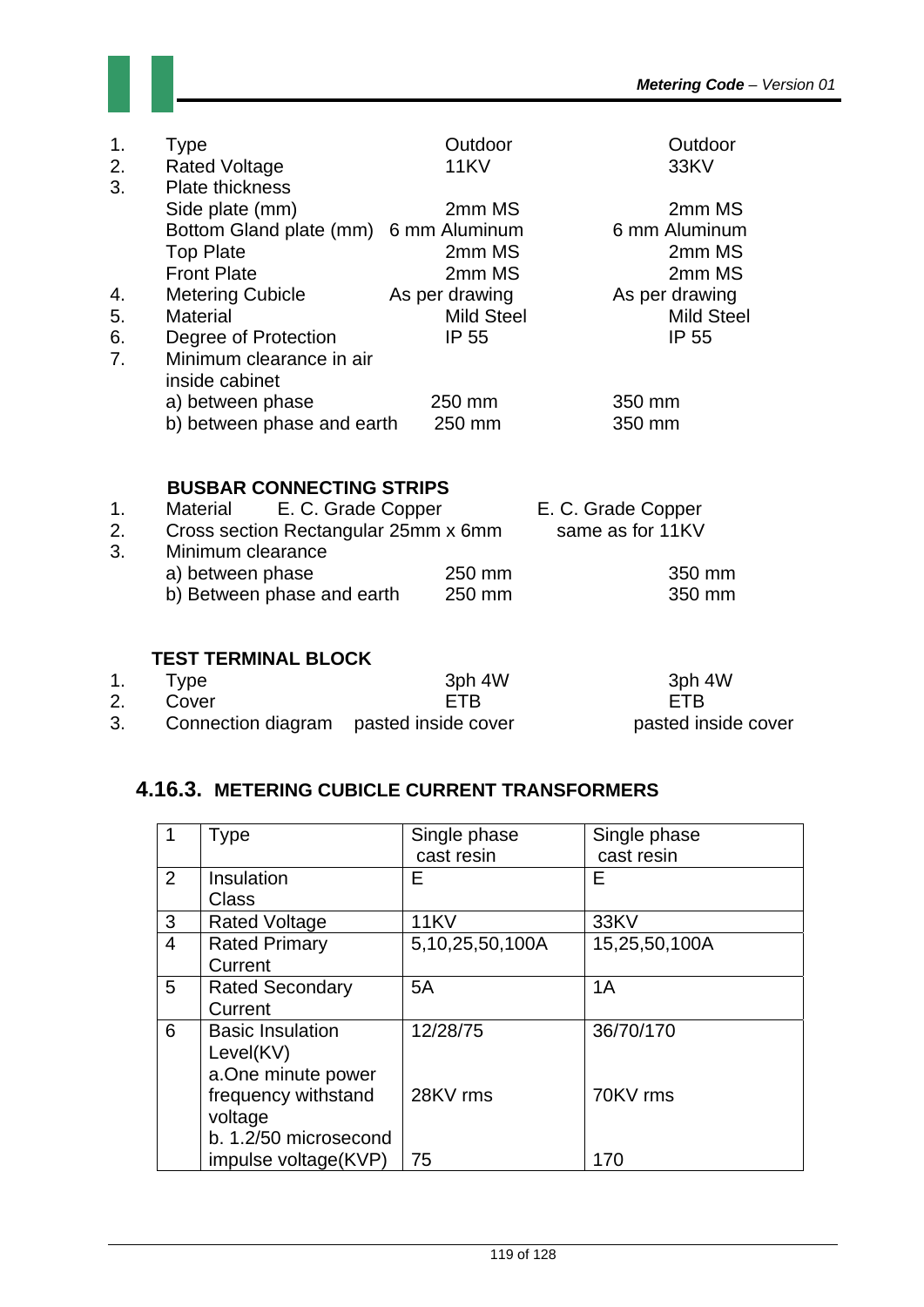| | | 11KV | 33KV |
|---|---|---|---|
| 1. | Type | Outdoor | Outdoor |
| 2. | Rated Voltage | 11KV | 33KV |
| 3. | Plate thickness | | |
| | Side plate (mm) | 2mm MS | 2mm MS |
| | Bottom Gland plate (mm) | 6 mm Aluminum | 6 mm Aluminum |
| | Top Plate | 2mm MS | 2mm MS |
| | Front Plate | 2mm MS | 2mm MS |
| 4. | Metering Cubicle | As per drawing | As per drawing |
| 5. | Material | Mild Steel | Mild Steel |
| 6. | Degree of Protection | IP 55 | IP 55 |
| 7. | Minimum clearance in air inside cabinet | | |
| | a) between phase | 250 mm | 350 mm |
| | b) between phase and earth | 250 mm | 350 mm |

**BUSBAR CONNECTING STRIPS**

| | | | |
|---|---|---|---|
| 1. | Material | E. C. Grade Copper | E. C. Grade Copper |
| 2. | Cross section | Rectangular 25mm x 6mm | same as for 11KV |
| 3. | Minimum clearance | | |
| | a) between phase | 250 mm | 350 mm |
| | b) Between phase and earth | 250 mm | 350 mm |

**TEST TERMINAL BLOCK**

| | | | |
|---|---|---|---|
| 1. | Type | 3ph 4W | 3ph 4W |
| 2. | Cover | ETB | ETB |
| 3. | Connection diagram | pasted inside cover | pasted inside cover |

## 4.16.3. METERING CUBICLE CURRENT TRANSFORMERS

| | | | |
|---|---|---|---|
| 1 | Type | Single phase cast resin | Single phase cast resin |
| 2 | Insulation Class | E | E |
| 3 | Rated Voltage | 11KV | 33KV |
| 4 | Rated Primary Current | 5,10,25,50,100A | 15,25,50,100A |
| 5 | Rated Secondary Current | 5A | 1A |
| 6 | Basic Insulation Level(KV) | 12/28/75 | 36/70/170 |
| | a.One minute power frequency withstand voltage | 28KV rms | 70KV rms |
| | b. 1.2/50 microsecond impulse voltage(KVP) | 75 | 170 |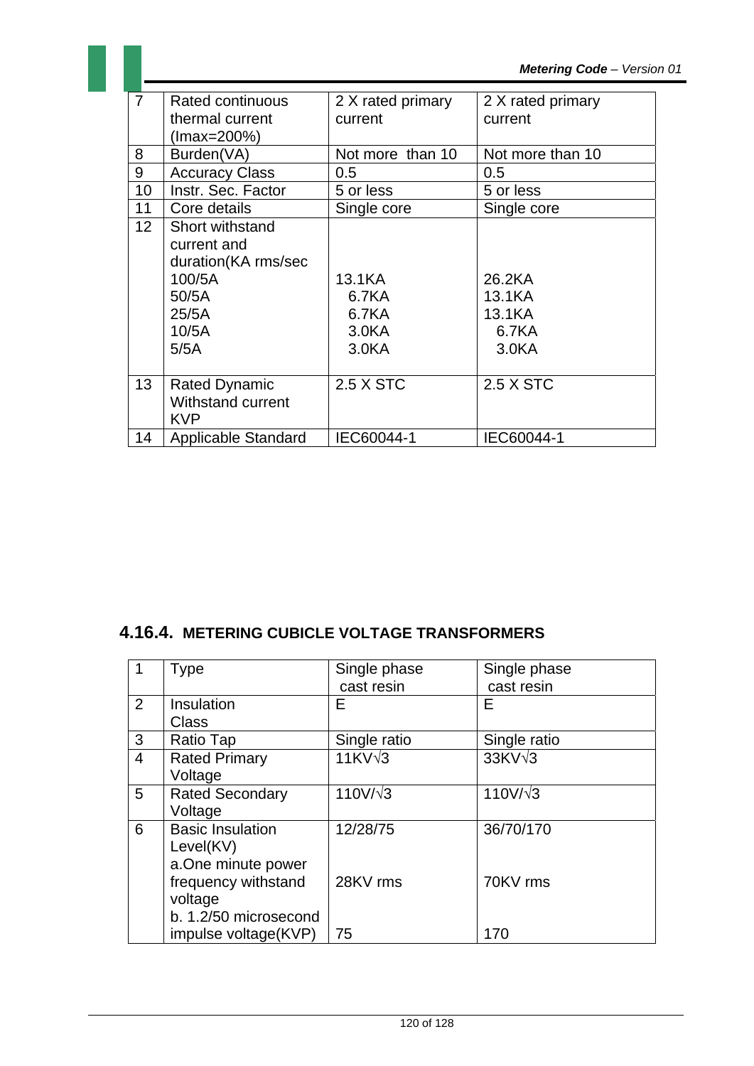| 7 | Rated continuous thermal current (Imax=200%) | 2 X rated primary current | 2 X rated primary current |
|---|---|---|---|
| 8 | Burden(VA) | Not more than 10 | Not more than 10 |
| 9 | Accuracy Class | 0.5 | 0.5 |
| 10 | Instr. Sec. Factor | 5 or less | 5 or less |
| 11 | Core details | Single core | Single core |
| 12 | Short withstand current and duration(KA rms/sec<br>100/5A<br>50/5A<br>25/5A<br>10/5A<br>5/5A | <br><br><br>13.1KA<br>6.7KA<br>6.7KA<br>3.0KA<br>3.0KA | <br><br><br>26.2KA<br>13.1KA<br>13.1KA<br>6.7KA<br>3.0KA |
| 13 | Rated Dynamic Withstand current KVP | 2.5 X STC | 2.5 X STC |
| 14 | Applicable Standard | IEC60044-1 | IEC60044-1 |

### 4.16.4. METERING CUBICLE VOLTAGE TRANSFORMERS

| 1 | Type | Single phase cast resin | Single phase cast resin |
|---|---|---|---|
| 2 | Insulation Class | E | E |
| 3 | Ratio Tap | Single ratio | Single ratio |
| 4 | Rated Primary Voltage | 11KV√3 | 33KV√3 |
| 5 | Rated Secondary Voltage | 110V/√3 | 110V/√3 |
| 6 | Basic Insulation Level(KV)<br>a.One minute power frequency withstand voltage<br>b. 1.2/50 microsecond impulse voltage(KVP) | 12/28/75<br><br>28KV rms<br><br><br>75 | 36/70/170<br><br>70KV rms<br><br><br>170 |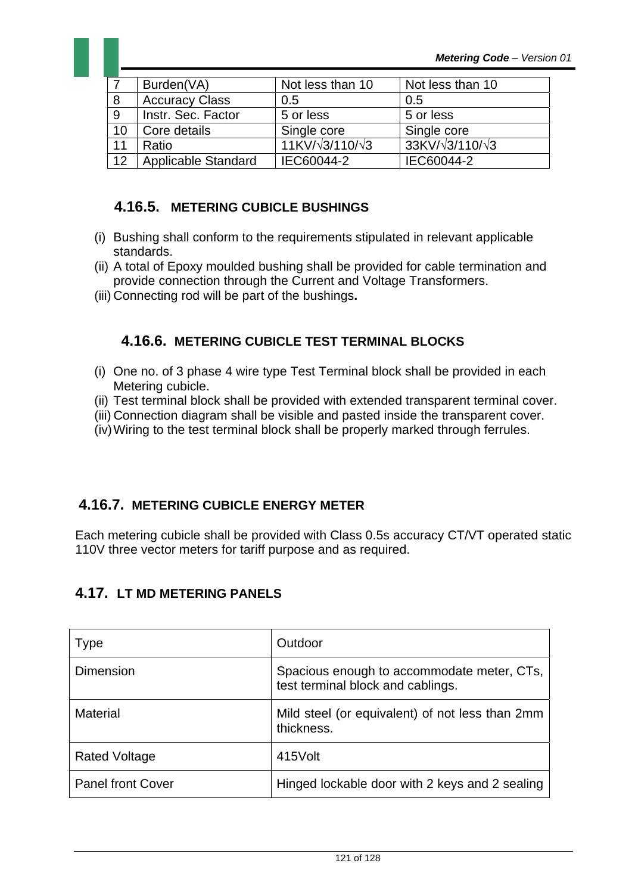| 7 | Burden(VA) | Not less than 10 | Not less than 10 |
|---|---|---|---|
| 8 | Accuracy Class | 0.5 | 0.5 |
| 9 | Instr. Sec. Factor | 5 or less | 5 or less |
| 10 | Core details | Single core | Single core |
| 11 | Ratio | 11KV/√3/110/√3 | 33KV/√3/110/√3 |
| 12 | Applicable Standard | IEC60044-2 | IEC60044-2 |

#### 4.16.5. METERING CUBICLE BUSHINGS

(i) Bushing shall conform to the requirements stipulated in relevant applicable standards.
(ii) A total of Epoxy moulded bushing shall be provided for cable termination and provide connection through the Current and Voltage Transformers.
(iii) Connecting rod will be part of the bushings**.**

#### 4.16.6. METERING CUBICLE TEST TERMINAL BLOCKS

(i) One no. of 3 phase 4 wire type Test Terminal block shall be provided in each Metering cubicle.
(ii) Test terminal block shall be provided with extended transparent terminal cover.
(iii) Connection diagram shall be visible and pasted inside the transparent cover.
(iv) Wiring to the test terminal block shall be properly marked through ferrules.

#### 4.16.7. METERING CUBICLE ENERGY METER

Each metering cubicle shall be provided with Class 0.5s accuracy CT/VT operated static 110V three vector meters for tariff purpose and as required.

### 4.17. LT MD METERING PANELS

| Type | Outdoor |
|---|---|
| Dimension | Spacious enough to accommodate meter, CTs, test terminal block and cablings. |
| Material | Mild steel (or equivalent) of not less than 2mm thickness. |
| Rated Voltage | 415Volt |
| Panel front Cover | Hinged lockable door with 2 keys and 2 sealing |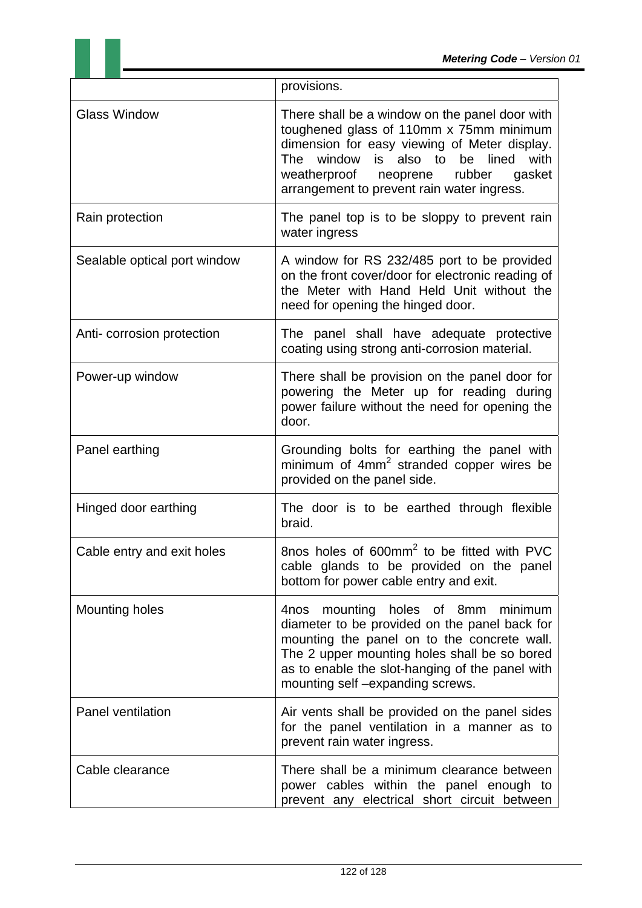| | |
|---|---|
| | provisions. |
| Glass Window | There shall be a window on the panel door with toughened glass of 110mm x 75mm minimum dimension for easy viewing of Meter display. The window is also to be lined with weatherproof neoprene rubber gasket arrangement to prevent rain water ingress. |
| Rain protection | The panel top is to be sloppy to prevent rain water ingress |
| Sealable optical port window | A window for RS 232/485 port to be provided on the front cover/door for electronic reading of the Meter with Hand Held Unit without the need for opening the hinged door. |
| Anti- corrosion protection | The panel shall have adequate protective coating using strong anti-corrosion material. |
| Power-up window | There shall be provision on the panel door for powering the Meter up for reading during power failure without the need for opening the door. |
| Panel earthing | Grounding bolts for earthing the panel with minimum of 4mm$^2$ stranded copper wires be provided on the panel side. |
| Hinged door earthing | The door is to be earthed through flexible braid. |
| Cable entry and exit holes | 8nos holes of 600mm$^2$ to be fitted with PVC cable glands to be provided on the panel bottom for power cable entry and exit. |
| Mounting holes | 4nos mounting holes of 8mm minimum diameter to be provided on the panel back for mounting the panel on to the concrete wall. The 2 upper mounting holes shall be so bored as to enable the slot-hanging of the panel with mounting self –expanding screws. |
| Panel ventilation | Air vents shall be provided on the panel sides for the panel ventilation in a manner as to prevent rain water ingress. |
| Cable clearance | There shall be a minimum clearance between power cables within the panel enough to prevent any electrical short circuit between |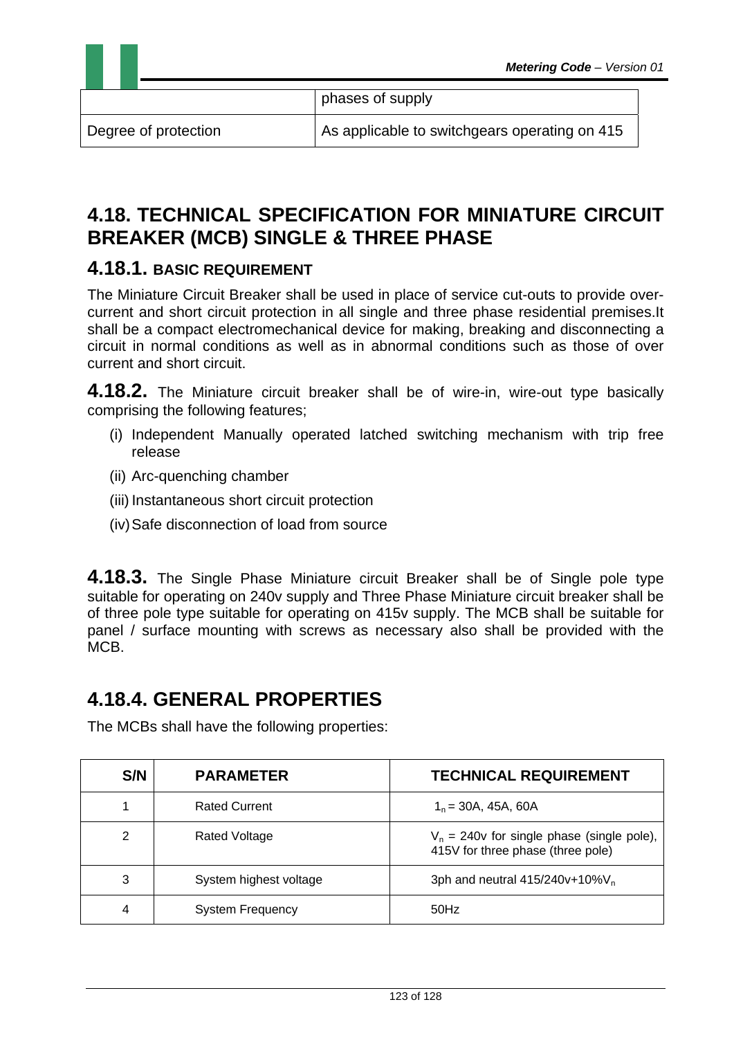| | phases of supply |
|---|---|
| Degree of protection | As applicable to switchgears operating on 415 |

## 4.18. TECHNICAL SPECIFICATION FOR MINIATURE CIRCUIT BREAKER (MCB) SINGLE & THREE PHASE

### 4.18.1. BASIC REQUIREMENT

The Miniature Circuit Breaker shall be used in place of service cut-outs to provide over-current and short circuit protection in all single and three phase residential premises.It shall be a compact electromechanical device for making, breaking and disconnecting a circuit in normal conditions as well as in abnormal conditions such as those of over current and short circuit.

**4.18.2.** The Miniature circuit breaker shall be of wire-in, wire-out type basically comprising the following features;

(i) Independent Manually operated latched switching mechanism with trip free release

(ii) Arc-quenching chamber

(iii) Instantaneous short circuit protection

(iv) Safe disconnection of load from source

**4.18.3.** The Single Phase Miniature circuit Breaker shall be of Single pole type suitable for operating on 240v supply and Three Phase Miniature circuit breaker shall be of three pole type suitable for operating on 415v supply. The MCB shall be suitable for panel / surface mounting with screws as necessary also shall be provided with the MCB.

## 4.18.4. GENERAL PROPERTIES

The MCBs shall have the following properties:

| S/N | PARAMETER | TECHNICAL REQUIREMENT |
|---|---|---|
| 1 | Rated Current | $1_n$ = 30A, 45A, 60A |
| 2 | Rated Voltage | $V_n$ = 240v for single phase (single pole), 415V for three phase (three pole) |
| 3 | System highest voltage | 3ph and neutral 415/240v+10%$V_n$ |
| 4 | System Frequency | 50Hz |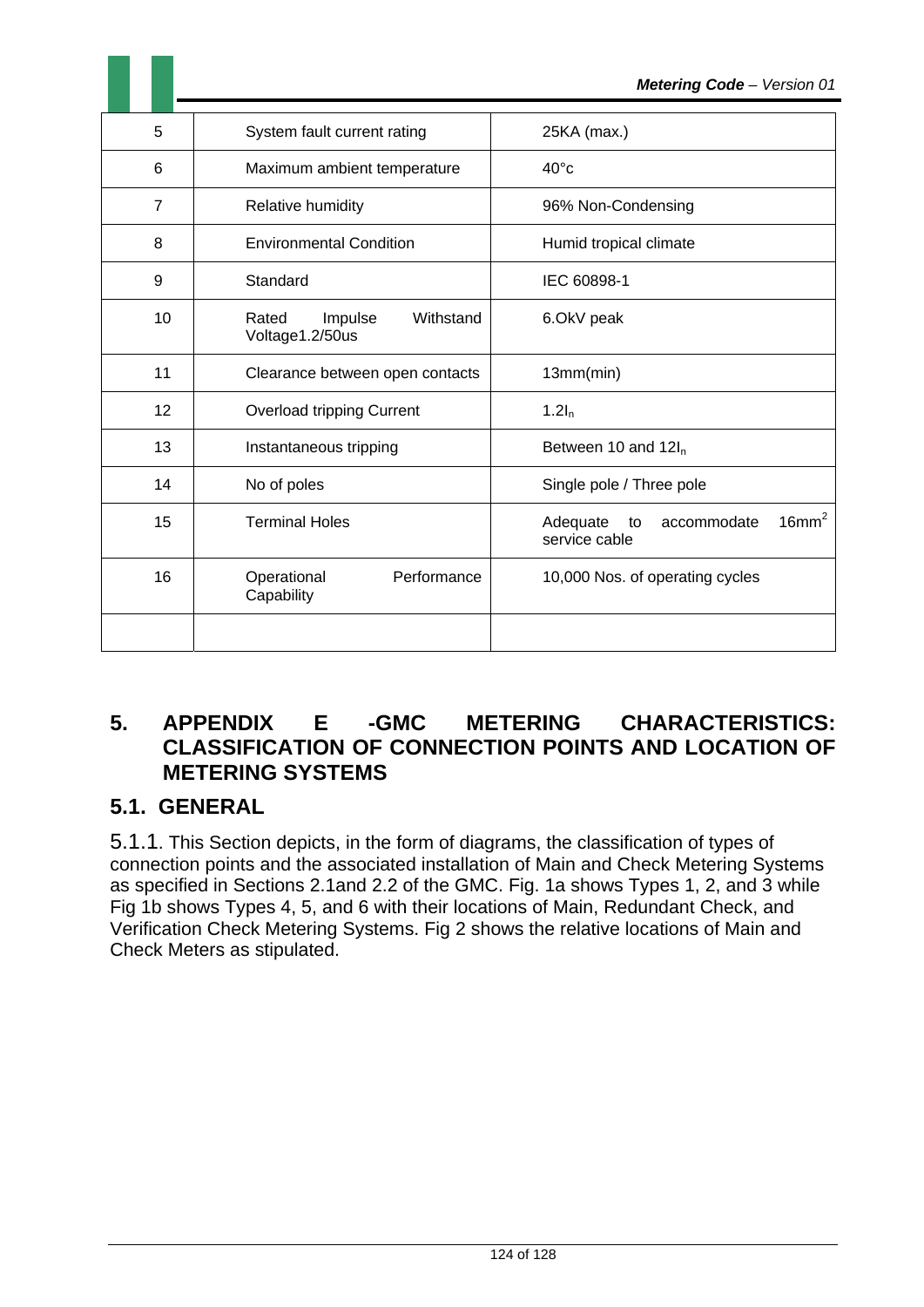| 5 | System fault current rating | 25KA (max.) |
|---|---|---|
| 6 | Maximum ambient temperature | 40°c |
| 7 | Relative humidity | 96% Non-Condensing |
| 8 | Environmental Condition | Humid tropical climate |
| 9 | Standard | IEC 60898-1 |
| 10 | Rated Impulse Withstand Voltage1.2/50us | 6.OkV peak |
| 11 | Clearance between open contacts | 13mm(min) |
| 12 | Overload tripping Current | $1.2I_n$ |
| 13 | Instantaneous tripping | Between 10 and $12I_n$ |
| 14 | No of poles | Single pole / Three pole |
| 15 | Terminal Holes | Adequate to accommodate $16mm^2$ service cable |
| 16 | Operational Performance Capability | 10,000 Nos. of operating cycles |
| | | |

# 5. APPENDIX E -GMC METERING CHARACTERISTICS: CLASSIFICATION OF CONNECTION POINTS AND LOCATION OF METERING SYSTEMS

## 5.1. GENERAL

5.1.1. This Section depicts, in the form of diagrams, the classification of types of connection points and the associated installation of Main and Check Metering Systems as specified in Sections 2.1and 2.2 of the GMC. Fig. 1a shows Types 1, 2, and 3 while Fig 1b shows Types 4, 5, and 6 with their locations of Main, Redundant Check, and Verification Check Metering Systems. Fig 2 shows the relative locations of Main and Check Meters as stipulated.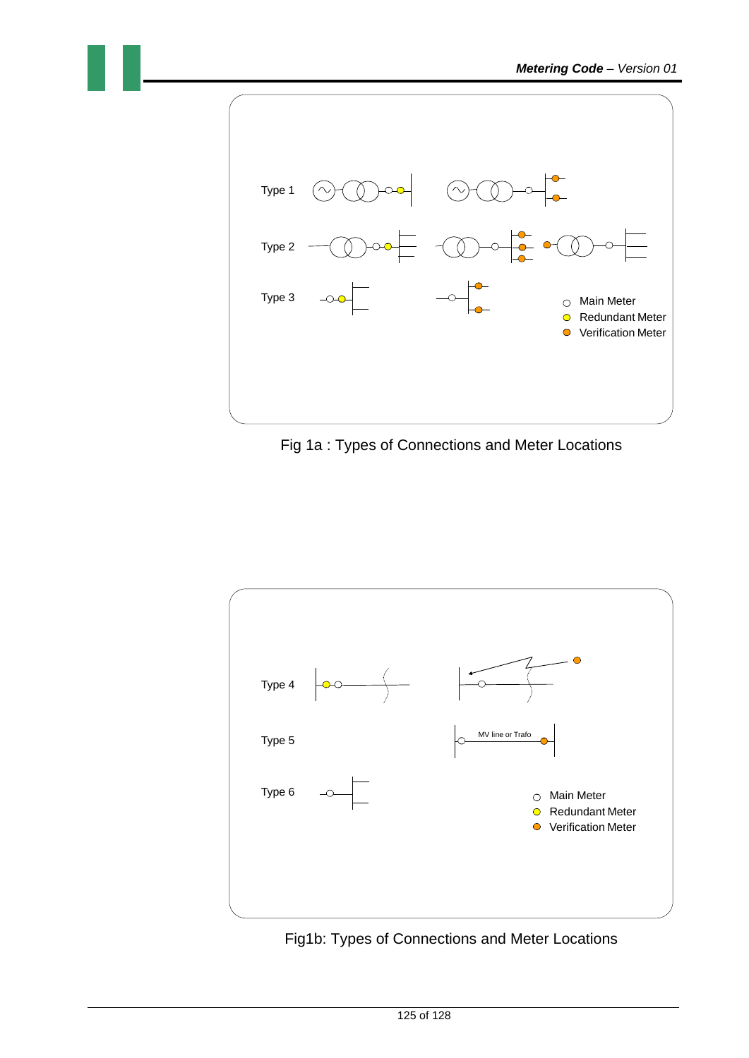Type 1

Type 2

Type 3

○ Main Meter
○ Redundant Meter
● Verification Meter

Fig 1a : Types of Connections and Meter Locations

Type 4

Type 5

MV line or Trafo

Type 6

○ Main Meter
○ Redundant Meter
● Verification Meter

Fig1b: Types of Connections and Meter Locations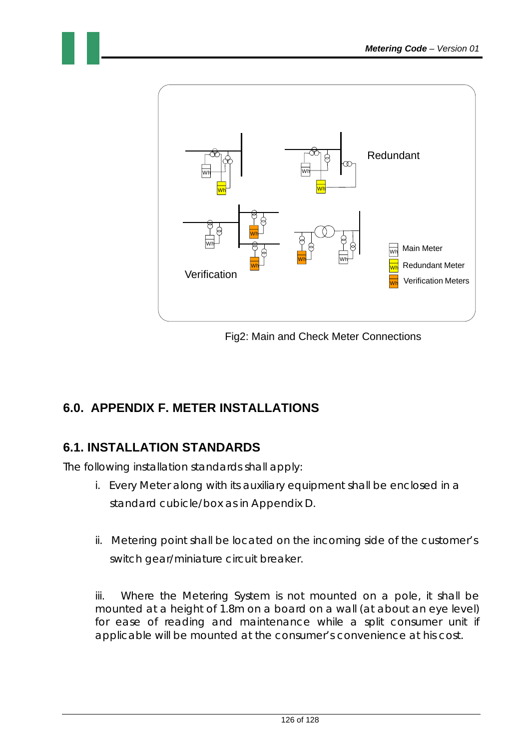Fig2: Main and Check Meter Connections

## 6.0. APPENDIX F. METER INSTALLATIONS

### 6.1. INSTALLATION STANDARDS

The following installation standards shall apply:

i. Every Meter along with its auxiliary equipment shall be enclosed in a standard cubicle/box as in Appendix D.

ii. Metering point shall be located on the incoming side of the customer's switch gear/miniature circuit breaker.

iii. Where the Metering System is not mounted on a pole, it shall be mounted at a height of 1.8m on a board on a wall (at about an eye level) for ease of reading and maintenance while a split consumer unit if applicable will be mounted at the consumer's convenience at his cost.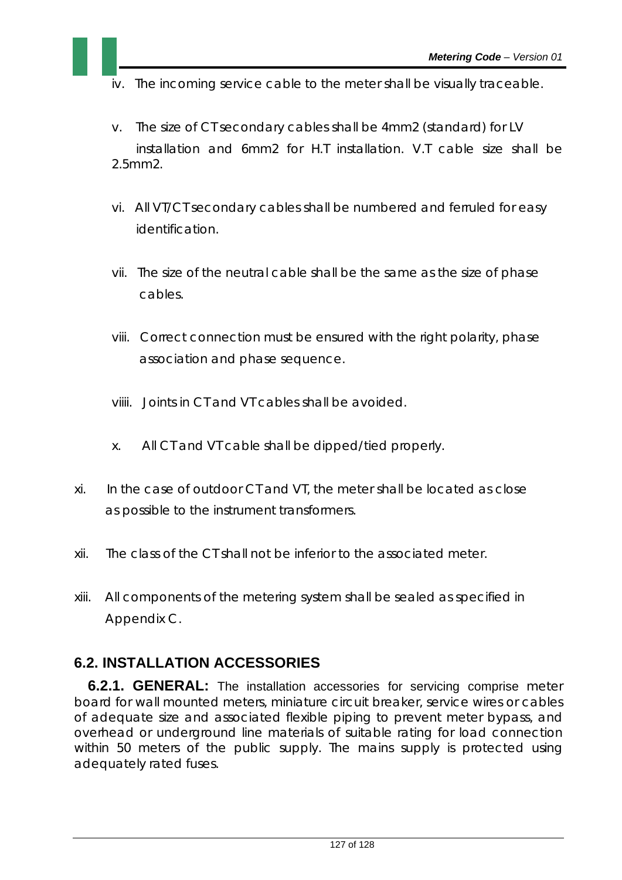iv. The incoming service cable to the meter shall be visually traceable.

v. The size of CT secondary cables shall be 4mm2 (standard) for LV installation and 6mm2 for H.T installation. V.T cable size shall be 2.5mm2.

vi. All VT/CT secondary cables shall be numbered and ferruled for easy identification.

vii. The size of the neutral cable shall be the same as the size of phase cables.

viii. Correct connection must be ensured with the right polarity, phase association and phase sequence.

viiii. Joints in CT and VT cables shall be avoided.

x. All CT and VT cable shall be dipped/tied properly.

xi. In the case of outdoor CT and VT, the meter shall be located as close as possible to the instrument transformers.

xii. The class of the CT shall not be inferior to the associated meter.

xiii. All components of the metering system shall be sealed as specified in Appendix C.

## 6.2. INSTALLATION ACCESSORIES

**6.2.1. GENERAL:** The installation accessories for servicing comprise meter board for wall mounted meters, miniature circuit breaker, service wires or cables of adequate size and associated flexible piping to prevent meter bypass, and overhead or underground line materials of suitable rating for load connection within 50 meters of the public supply. The mains supply is protected using adequately rated fuses.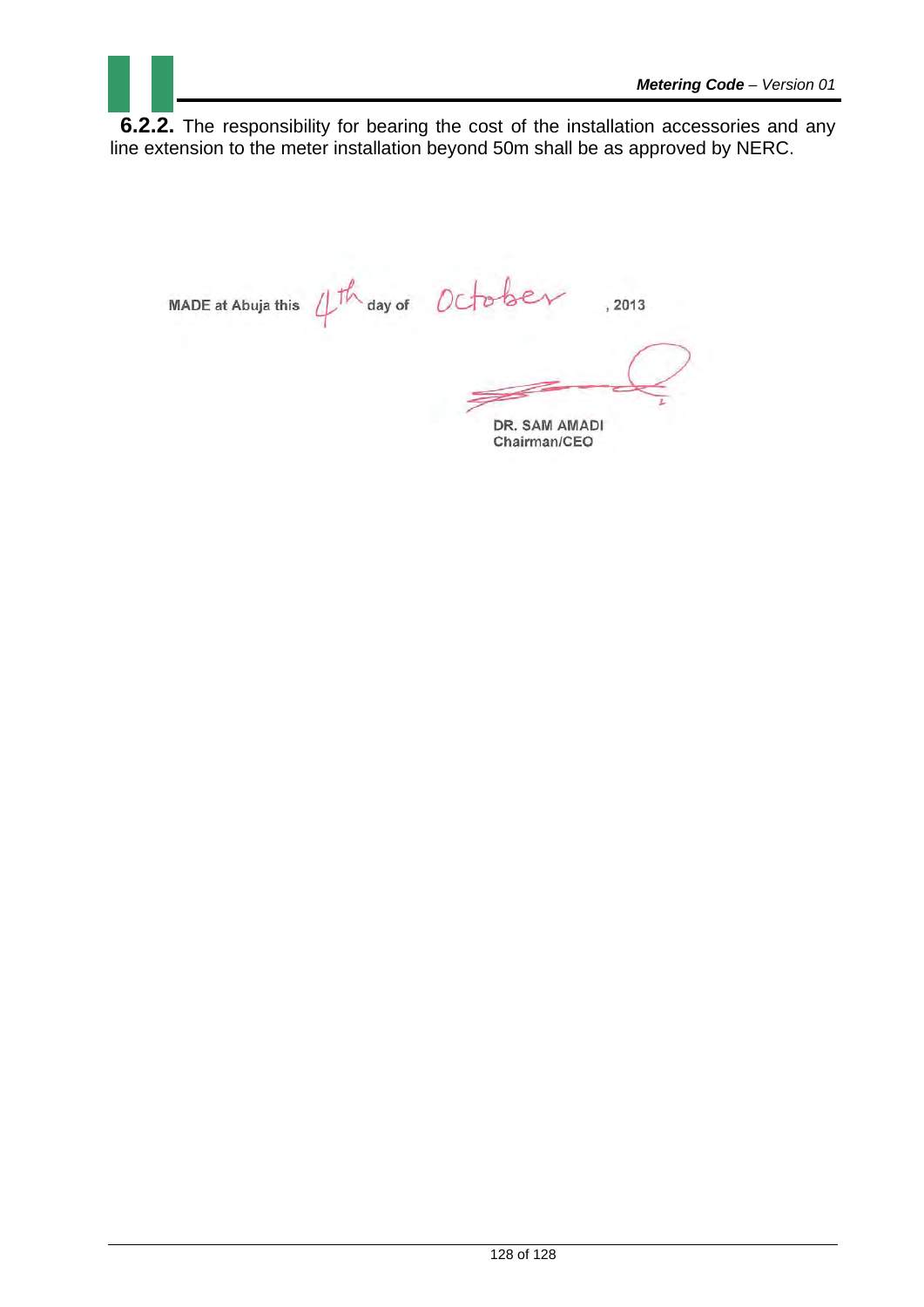**6.2.2.** The responsibility for bearing the cost of the installation accessories and any line extension to the meter installation beyond 50m shall be as approved by NERC.

MADE at Abuja this 4th day of October, 2013

DR. SAM AMADI
Chairman/CEO